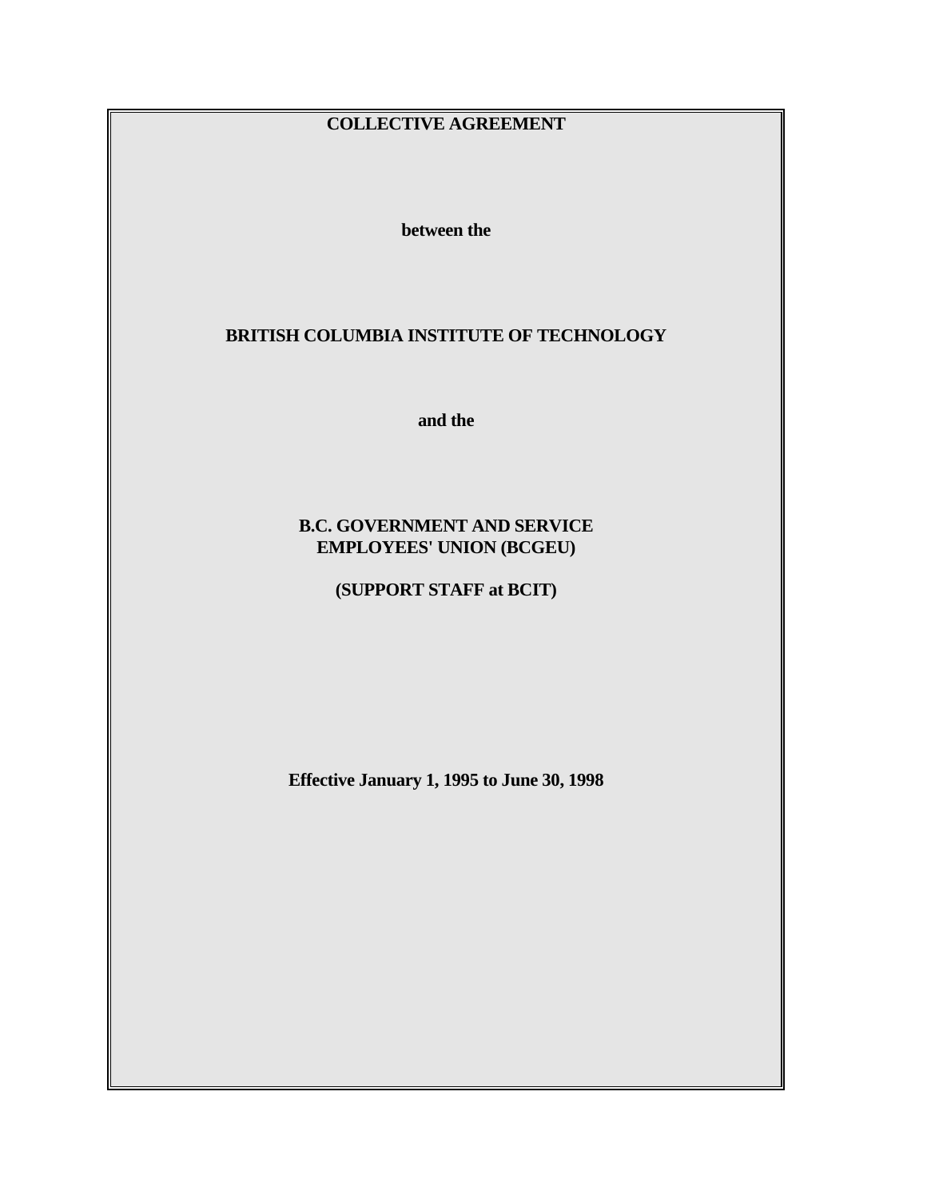# COLLECTIVE AGREEMENT

**between the**

**BRITISH COLUMBIA INSTITUTE OF TECHNOLOGY**

**and the**

**B.C. GOVERNMENT AND SERVICE EMPLOYEES' UNION (BCGEU)**

**(SUPPORT STAFF at BCIT)**

**Effective January 1, 1995 to June 30, 1998**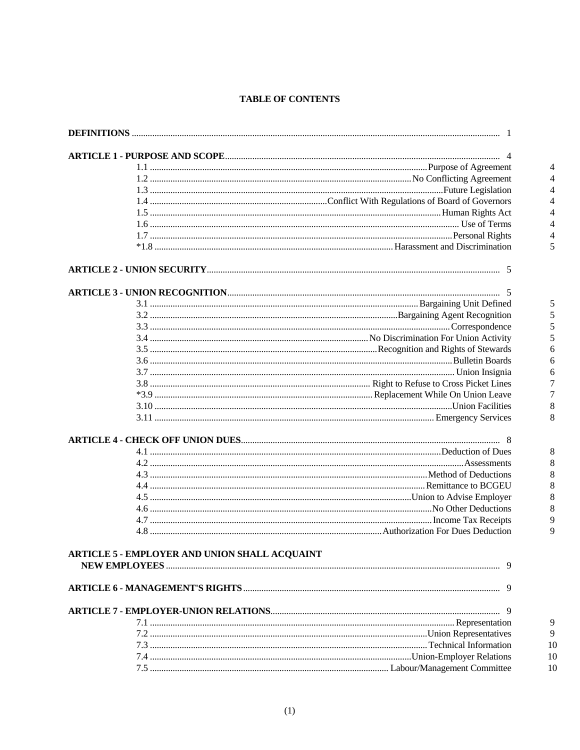# TABLE OF CONTENTS

| | | |
|---|---|---|
| **DEFINITIONS** | | 1 |
| **ARTICLE 1 - PURPOSE AND SCOPE** | | 4 |
| 1.1 | Purpose of Agreement | 4 |
| 1.2 | No Conflicting Agreement | 4 |
| 1.3 | Future Legislation | 4 |
| 1.4 | Conflict With Regulations of Board of Governors | 4 |
| 1.5 | Human Rights Act | 4 |
| 1.6 | Use of Terms | 4 |
| 1.7 | Personal Rights | 4 |
| *1.8 | Harassment and Discrimination | 5 |
| **ARTICLE 2 - UNION SECURITY** | | 5 |
| **ARTICLE 3 - UNION RECOGNITION** | | 5 |
| 3.1 | Bargaining Unit Defined | 5 |
| 3.2 | Bargaining Agent Recognition | 5 |
| 3.3 | Correspondence | 5 |
| 3.4 | No Discrimination For Union Activity | 5 |
| 3.5 | Recognition and Rights of Stewards | 6 |
| 3.6 | Bulletin Boards | 6 |
| 3.7 | Union Insignia | 6 |
| 3.8 | Right to Refuse to Cross Picket Lines | 7 |
| *3.9 | Replacement While On Union Leave | 7 |
| 3.10 | Union Facilities | 8 |
| 3.11 | Emergency Services | 8 |
| **ARTICLE 4 - CHECK OFF UNION DUES** | | 8 |
| 4.1 | Deduction of Dues | 8 |
| 4.2 | Assessments | 8 |
| 4.3 | Method of Deductions | 8 |
| 4.4 | Remittance to BCGEU | 8 |
| 4.5 | Union to Advise Employer | 8 |
| 4.6 | No Other Deductions | 8 |
| 4.7 | Income Tax Receipts | 9 |
| 4.8 | Authorization For Dues Deduction | 9 |
| **ARTICLE 5 - EMPLOYER AND UNION SHALL ACQUAINT NEW EMPLOYEES** | | 9 |
| **ARTICLE 6 - MANAGEMENT'S RIGHTS** | | 9 |
| **ARTICLE 7 - EMPLOYER-UNION RELATIONS** | | 9 |
| 7.1 | Representation | 9 |
| 7.2 | Union Representatives | 9 |
| 7.3 | Technical Information | 10 |
| 7.4 | Union-Employer Relations | 10 |
| 7.5 | Labour/Management Committee | 10 |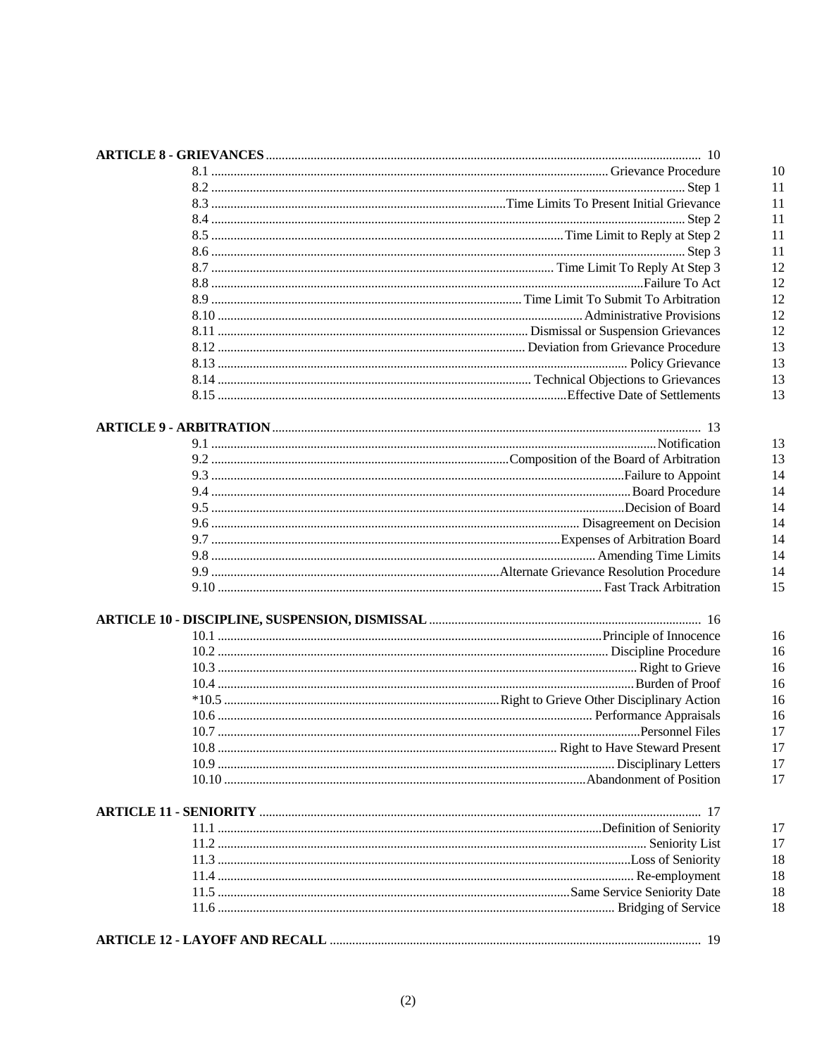**ARTICLE 8 - GRIEVANCES** ........ 10

| | | |
|---|---|---|
| 8.1 | Grievance Procedure | 10 |
| 8.2 | Step 1 | 11 |
| 8.3 | Time Limits To Present Initial Grievance | 11 |
| 8.4 | Step 2 | 11 |
| 8.5 | Time Limit to Reply at Step 2 | 11 |
| 8.6 | Step 3 | 11 |
| 8.7 | Time Limit To Reply At Step 3 | 12 |
| 8.8 | Failure To Act | 12 |
| 8.9 | Time Limit To Submit To Arbitration | 12 |
| 8.10 | Administrative Provisions | 12 |
| 8.11 | Dismissal or Suspension Grievances | 12 |
| 8.12 | Deviation from Grievance Procedure | 13 |
| 8.13 | Policy Grievance | 13 |
| 8.14 | Technical Objections to Grievances | 13 |
| 8.15 | Effective Date of Settlements | 13 |

**ARTICLE 9 - ARBITRATION** ........ 13

| | | |
|---|---|---|
| 9.1 | Notification | 13 |
| 9.2 | Composition of the Board of Arbitration | 13 |
| 9.3 | Failure to Appoint | 14 |
| 9.4 | Board Procedure | 14 |
| 9.5 | Decision of Board | 14 |
| 9.6 | Disagreement on Decision | 14 |
| 9.7 | Expenses of Arbitration Board | 14 |
| 9.8 | Amending Time Limits | 14 |
| 9.9 | Alternate Grievance Resolution Procedure | 14 |
| 9.10 | Fast Track Arbitration | 15 |

**ARTICLE 10 - DISCIPLINE, SUSPENSION, DISMISSAL** ........ 16

| | | |
|---|---|---|
| 10.1 | Principle of Innocence | 16 |
| 10.2 | Discipline Procedure | 16 |
| 10.3 | Right to Grieve | 16 |
| 10.4 | Burden of Proof | 16 |
| *10.5 | Right to Grieve Other Disciplinary Action | 16 |
| 10.6 | Performance Appraisals | 16 |
| 10.7 | Personnel Files | 17 |
| 10.8 | Right to Have Steward Present | 17 |
| 10.9 | Disciplinary Letters | 17 |
| 10.10 | Abandonment of Position | 17 |

**ARTICLE 11 - SENIORITY** ........ 17

| | | |
|---|---|---|
| 11.1 | Definition of Seniority | 17 |
| 11.2 | Seniority List | 17 |
| 11.3 | Loss of Seniority | 18 |
| 11.4 | Re-employment | 18 |
| 11.5 | Same Service Seniority Date | 18 |
| 11.6 | Bridging of Service | 18 |

**ARTICLE 12 - LAYOFF AND RECALL** ........ 19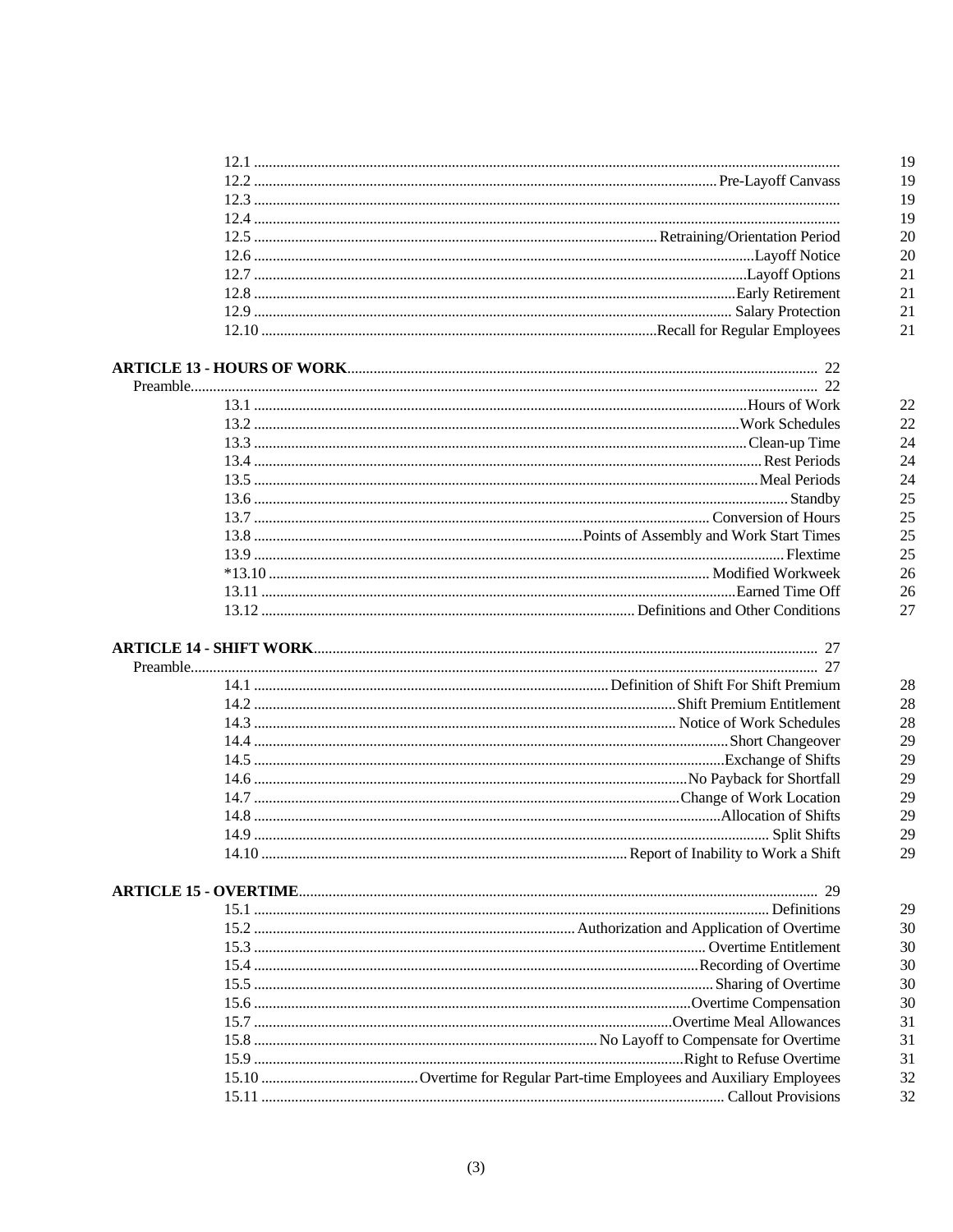| | | |
|---|---|---|
| 12.1 | | 19 |
| 12.2 | Pre-Layoff Canvass | 19 |
| 12.3 | | 19 |
| 12.4 | | 19 |
| 12.5 | Retraining/Orientation Period | 20 |
| 12.6 | Layoff Notice | 20 |
| 12.7 | Layoff Options | 21 |
| 12.8 | Early Retirement | 21 |
| 12.9 | Salary Protection | 21 |
| 12.10 | Recall for Regular Employees | 21 |

**ARTICLE 13 - HOURS OF WORK** ..... 22

Preamble ..... 22

| | | |
|---|---|---|
| 13.1 | Hours of Work | 22 |
| 13.2 | Work Schedules | 22 |
| 13.3 | Clean-up Time | 24 |
| 13.4 | Rest Periods | 24 |
| 13.5 | Meal Periods | 24 |
| 13.6 | Standby | 25 |
| 13.7 | Conversion of Hours | 25 |
| 13.8 | Points of Assembly and Work Start Times | 25 |
| 13.9 | Flextime | 25 |
| *13.10 | Modified Workweek | 26 |
| 13.11 | Earned Time Off | 26 |
| 13.12 | Definitions and Other Conditions | 27 |

**ARTICLE 14 - SHIFT WORK** ..... 27

Preamble ..... 27

| | | |
|---|---|---|
| 14.1 | Definition of Shift For Shift Premium | 28 |
| 14.2 | Shift Premium Entitlement | 28 |
| 14.3 | Notice of Work Schedules | 28 |
| 14.4 | Short Changeover | 29 |
| 14.5 | Exchange of Shifts | 29 |
| 14.6 | No Payback for Shortfall | 29 |
| 14.7 | Change of Work Location | 29 |
| 14.8 | Allocation of Shifts | 29 |
| 14.9 | Split Shifts | 29 |
| 14.10 | Report of Inability to Work a Shift | 29 |

**ARTICLE 15 - OVERTIME** ..... 29

| | | |
|---|---|---|
| 15.1 | Definitions | 29 |
| 15.2 | Authorization and Application of Overtime | 30 |
| 15.3 | Overtime Entitlement | 30 |
| 15.4 | Recording of Overtime | 30 |
| 15.5 | Sharing of Overtime | 30 |
| 15.6 | Overtime Compensation | 30 |
| 15.7 | Overtime Meal Allowances | 31 |
| 15.8 | No Layoff to Compensate for Overtime | 31 |
| 15.9 | Right to Refuse Overtime | 31 |
| 15.10 | Overtime for Regular Part-time Employees and Auxiliary Employees | 32 |
| 15.11 | Callout Provisions | 32 |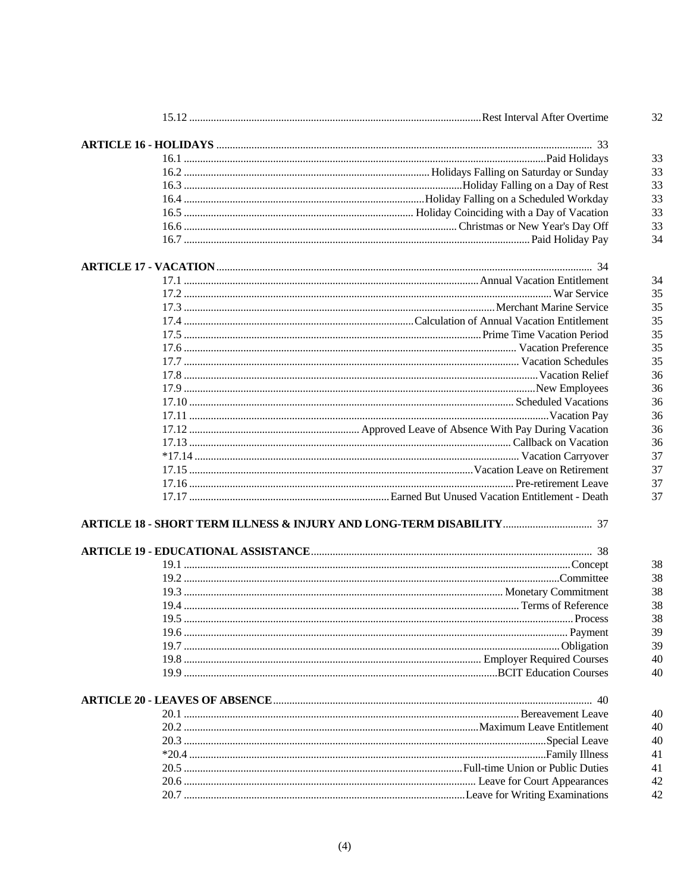| | | |
|---|---|---|
| 15.12 | Rest Interval After Overtime | 32 |
| **ARTICLE 16 - HOLIDAYS** | | **33** |
| 16.1 | Paid Holidays | 33 |
| 16.2 | Holidays Falling on Saturday or Sunday | 33 |
| 16.3 | Holiday Falling on a Day of Rest | 33 |
| 16.4 | Holiday Falling on a Scheduled Workday | 33 |
| 16.5 | Holiday Coinciding with a Day of Vacation | 33 |
| 16.6 | Christmas or New Year's Day Off | 33 |
| 16.7 | Paid Holiday Pay | 34 |
| **ARTICLE 17 - VACATION** | | **34** |
| 17.1 | Annual Vacation Entitlement | 34 |
| 17.2 | War Service | 35 |
| 17.3 | Merchant Marine Service | 35 |
| 17.4 | Calculation of Annual Vacation Entitlement | 35 |
| 17.5 | Prime Time Vacation Period | 35 |
| 17.6 | Vacation Preference | 35 |
| 17.7 | Vacation Schedules | 35 |
| 17.8 | Vacation Relief | 36 |
| 17.9 | New Employees | 36 |
| 17.10 | Scheduled Vacations | 36 |
| 17.11 | Vacation Pay | 36 |
| 17.12 | Approved Leave of Absence With Pay During Vacation | 36 |
| 17.13 | Callback on Vacation | 36 |
| *17.14 | Vacation Carryover | 37 |
| 17.15 | Vacation Leave on Retirement | 37 |
| 17.16 | Pre-retirement Leave | 37 |
| 17.17 | Earned But Unused Vacation Entitlement - Death | 37 |
| **ARTICLE 18 - SHORT TERM ILLNESS & INJURY AND LONG-TERM DISABILITY** | | **37** |
| **ARTICLE 19 - EDUCATIONAL ASSISTANCE** | | **38** |
| 19.1 | Concept | 38 |
| 19.2 | Committee | 38 |
| 19.3 | Monetary Commitment | 38 |
| 19.4 | Terms of Reference | 38 |
| 19.5 | Process | 38 |
| 19.6 | Payment | 39 |
| 19.7 | Obligation | 39 |
| 19.8 | Employer Required Courses | 40 |
| 19.9 | BCIT Education Courses | 40 |
| **ARTICLE 20 - LEAVES OF ABSENCE** | | **40** |
| 20.1 | Bereavement Leave | 40 |
| 20.2 | Maximum Leave Entitlement | 40 |
| 20.3 | Special Leave | 40 |
| *20.4 | Family Illness | 41 |
| 20.5 | Full-time Union or Public Duties | 41 |
| 20.6 | Leave for Court Appearances | 42 |
| 20.7 | Leave for Writing Examinations | 42 |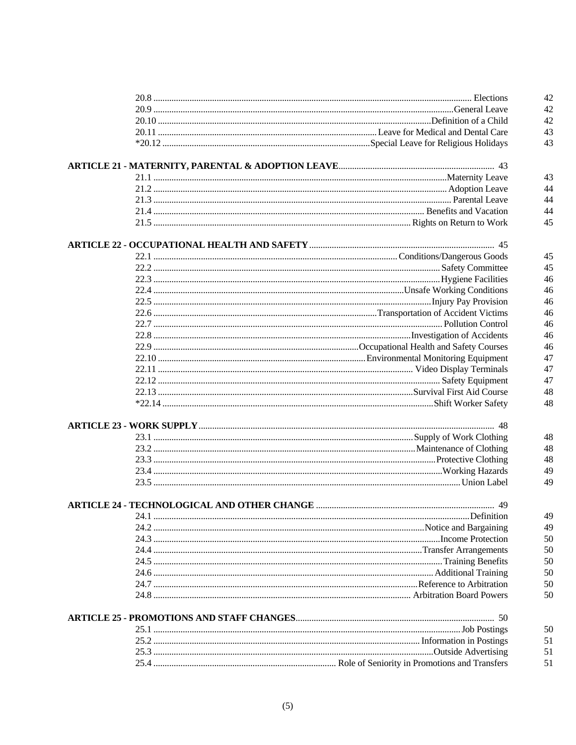| | | |
|---|---|---|
| 20.8 | Elections | 42 |
| 20.9 | General Leave | 42 |
| 20.10 | Definition of a Child | 42 |
| 20.11 | Leave for Medical and Dental Care | 43 |
| *20.12 | Special Leave for Religious Holidays | 43 |

**ARTICLE 21 - MATERNITY, PARENTAL & ADOPTION LEAVE** .......... 43

| | | |
|---|---|---|
| 21.1 | Maternity Leave | 43 |
| 21.2 | Adoption Leave | 44 |
| 21.3 | Parental Leave | 44 |
| 21.4 | Benefits and Vacation | 44 |
| 21.5 | Rights on Return to Work | 45 |

**ARTICLE 22 - OCCUPATIONAL HEALTH AND SAFETY** .......... 45

| | | |
|---|---|---|
| 22.1 | Conditions/Dangerous Goods | 45 |
| 22.2 | Safety Committee | 45 |
| 22.3 | Hygiene Facilities | 46 |
| 22.4 | Unsafe Working Conditions | 46 |
| 22.5 | Injury Pay Provision | 46 |
| 22.6 | Transportation of Accident Victims | 46 |
| 22.7 | Pollution Control | 46 |
| 22.8 | Investigation of Accidents | 46 |
| 22.9 | Occupational Health and Safety Courses | 46 |
| 22.10 | Environmental Monitoring Equipment | 47 |
| 22.11 | Video Display Terminals | 47 |
| 22.12 | Safety Equipment | 47 |
| 22.13 | Survival First Aid Course | 48 |
| *22.14 | Shift Worker Safety | 48 |

**ARTICLE 23 - WORK SUPPLY** .......... 48

| | | |
|---|---|---|
| 23.1 | Supply of Work Clothing | 48 |
| 23.2 | Maintenance of Clothing | 48 |
| 23.3 | Protective Clothing | 48 |
| 23.4 | Working Hazards | 49 |
| 23.5 | Union Label | 49 |

**ARTICLE 24 - TECHNOLOGICAL AND OTHER CHANGE** .......... 49

| | | |
|---|---|---|
| 24.1 | Definition | 49 |
| 24.2 | Notice and Bargaining | 49 |
| 24.3 | Income Protection | 50 |
| 24.4 | Transfer Arrangements | 50 |
| 24.5 | Training Benefits | 50 |
| 24.6 | Additional Training | 50 |
| 24.7 | Reference to Arbitration | 50 |
| 24.8 | Arbitration Board Powers | 50 |

**ARTICLE 25 - PROMOTIONS AND STAFF CHANGES** .......... 50

| | | |
|---|---|---|
| 25.1 | Job Postings | 50 |
| 25.2 | Information in Postings | 51 |
| 25.3 | Outside Advertising | 51 |
| 25.4 | Role of Seniority in Promotions and Transfers | 51 |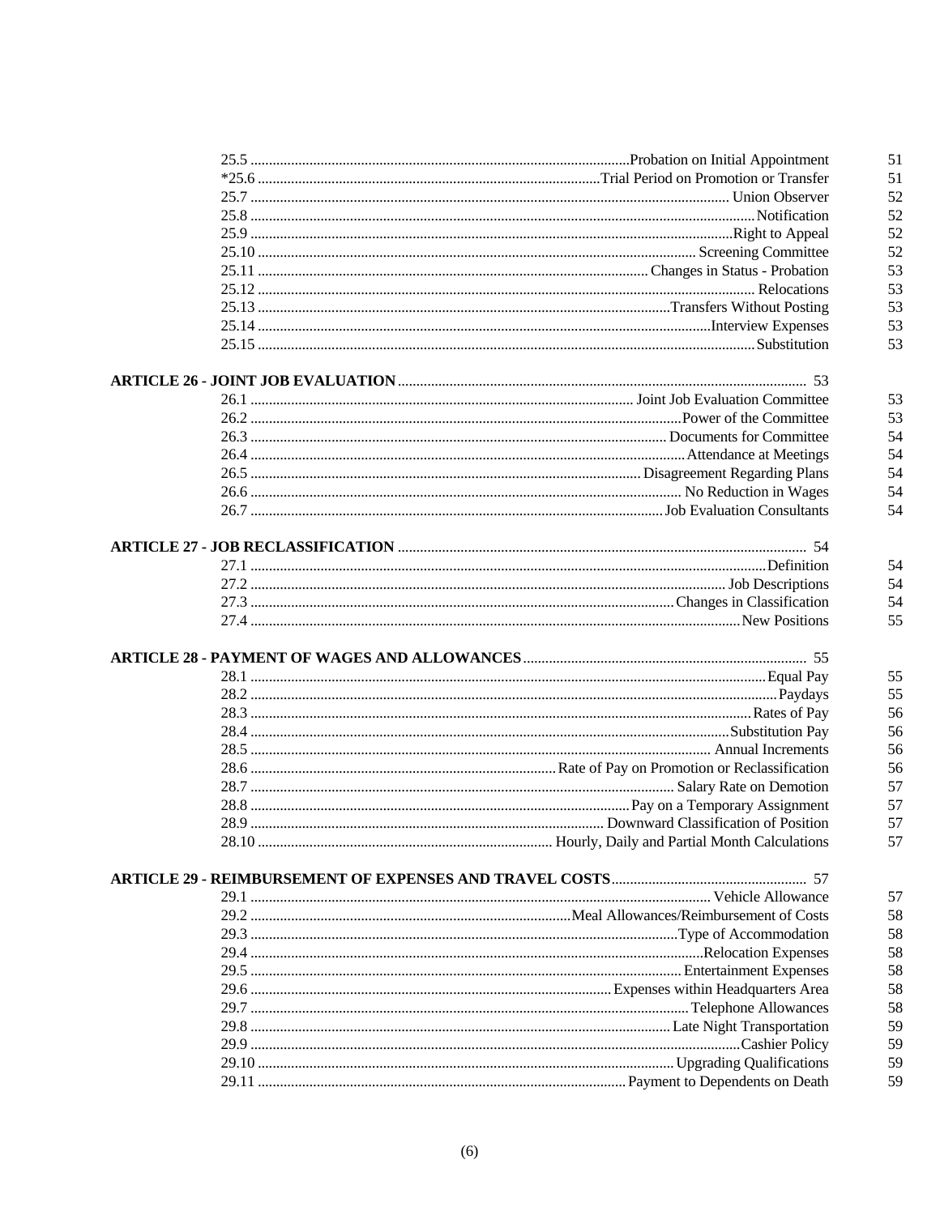25.5 ...................................................................Probation on Initial Appointment 51
*25.6 ...................................................................Trial Period on Promotion or Transfer 51
25.7 ...................................................................Union Observer 52
25.8 ...................................................................Notification 52
25.9 ...................................................................Right to Appeal 52
25.10 ...................................................................Screening Committee 52
25.11 ...................................................................Changes in Status - Probation 53
25.12 ...................................................................Relocations 53
25.13 ...................................................................Transfers Without Posting 53
25.14 ...................................................................Interview Expenses 53
25.15 ...................................................................Substitution 53

**ARTICLE 26 - JOINT JOB EVALUATION** ........................................................ 53

26.1 ...................................................................Joint Job Evaluation Committee 53
26.2 ...................................................................Power of the Committee 53
26.3 ...................................................................Documents for Committee 54
26.4 ...................................................................Attendance at Meetings 54
26.5 ...................................................................Disagreement Regarding Plans 54
26.6 ...................................................................No Reduction in Wages 54
26.7 ...................................................................Job Evaluation Consultants 54

**ARTICLE 27 - JOB RECLASSIFICATION** ........................................................ 54

27.1 ...................................................................Definition 54
27.2 ...................................................................Job Descriptions 54
27.3 ...................................................................Changes in Classification 54
27.4 ...................................................................New Positions 55

**ARTICLE 28 - PAYMENT OF WAGES AND ALLOWANCES** ........................................................ 55

28.1 ...................................................................Equal Pay 55
28.2 ...................................................................Paydays 55
28.3 ...................................................................Rates of Pay 56
28.4 ...................................................................Substitution Pay 56
28.5 ...................................................................Annual Increments 56
28.6 ...................................................................Rate of Pay on Promotion or Reclassification 56
28.7 ...................................................................Salary Rate on Demotion 57
28.8 ...................................................................Pay on a Temporary Assignment 57
28.9 ...................................................................Downward Classification of Position 57
28.10 ...................................................................Hourly, Daily and Partial Month Calculations 57

**ARTICLE 29 - REIMBURSEMENT OF EXPENSES AND TRAVEL COSTS** ........................................................ 57

29.1 ...................................................................Vehicle Allowance 57
29.2 ...................................................................Meal Allowances/Reimbursement of Costs 58
29.3 ...................................................................Type of Accommodation 58
29.4 ...................................................................Relocation Expenses 58
29.5 ...................................................................Entertainment Expenses 58
29.6 ...................................................................Expenses within Headquarters Area 58
29.7 ...................................................................Telephone Allowances 58
29.8 ...................................................................Late Night Transportation 59
29.9 ...................................................................Cashier Policy 59
29.10 ...................................................................Upgrading Qualifications 59
29.11 ...................................................................Payment to Dependents on Death 59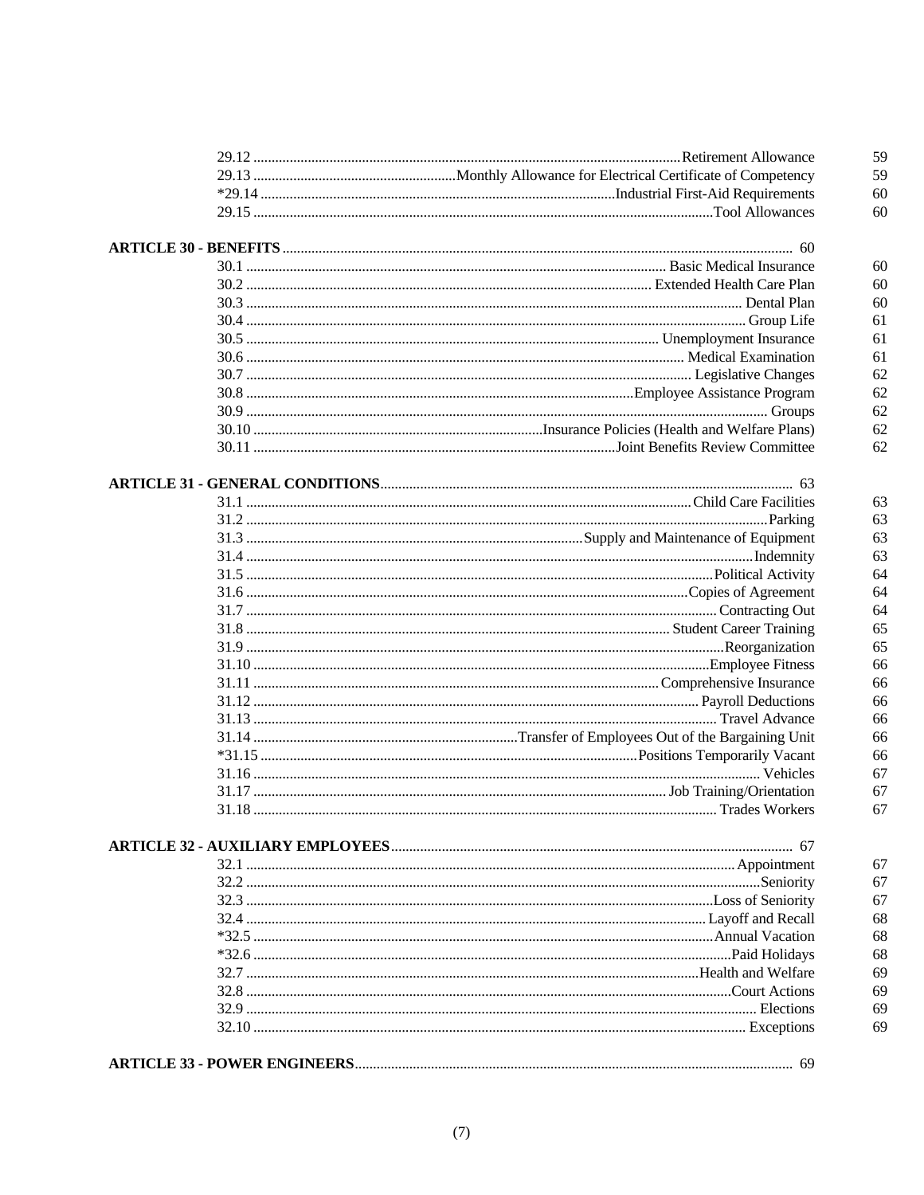| | | |
|---|---|---|
| 29.12 | Retirement Allowance | 59 |
| 29.13 | Monthly Allowance for Electrical Certificate of Competency | 59 |
| *29.14 | Industrial First-Aid Requirements | 60 |
| 29.15 | Tool Allowances | 60 |
| **ARTICLE 30 - BENEFITS** | | 60 |
| 30.1 | Basic Medical Insurance | 60 |
| 30.2 | Extended Health Care Plan | 60 |
| 30.3 | Dental Plan | 60 |
| 30.4 | Group Life | 61 |
| 30.5 | Unemployment Insurance | 61 |
| 30.6 | Medical Examination | 61 |
| 30.7 | Legislative Changes | 62 |
| 30.8 | Employee Assistance Program | 62 |
| 30.9 | Groups | 62 |
| 30.10 | Insurance Policies (Health and Welfare Plans) | 62 |
| 30.11 | Joint Benefits Review Committee | 62 |
| **ARTICLE 31 - GENERAL CONDITIONS** | | 63 |
| 31.1 | Child Care Facilities | 63 |
| 31.2 | Parking | 63 |
| 31.3 | Supply and Maintenance of Equipment | 63 |
| 31.4 | Indemnity | 63 |
| 31.5 | Political Activity | 64 |
| 31.6 | Copies of Agreement | 64 |
| 31.7 | Contracting Out | 64 |
| 31.8 | Student Career Training | 65 |
| 31.9 | Reorganization | 65 |
| 31.10 | Employee Fitness | 66 |
| 31.11 | Comprehensive Insurance | 66 |
| 31.12 | Payroll Deductions | 66 |
| 31.13 | Travel Advance | 66 |
| 31.14 | Transfer of Employees Out of the Bargaining Unit | 66 |
| *31.15 | Positions Temporarily Vacant | 66 |
| 31.16 | Vehicles | 67 |
| 31.17 | Job Training/Orientation | 67 |
| 31.18 | Trades Workers | 67 |
| **ARTICLE 32 - AUXILIARY EMPLOYEES** | | 67 |
| 32.1 | Appointment | 67 |
| 32.2 | Seniority | 67 |
| 32.3 | Loss of Seniority | 67 |
| 32.4 | Layoff and Recall | 68 |
| *32.5 | Annual Vacation | 68 |
| *32.6 | Paid Holidays | 68 |
| 32.7 | Health and Welfare | 69 |
| 32.8 | Court Actions | 69 |
| 32.9 | Elections | 69 |
| 32.10 | Exceptions | 69 |
| **ARTICLE 33 - POWER ENGINEERS** | | 69 |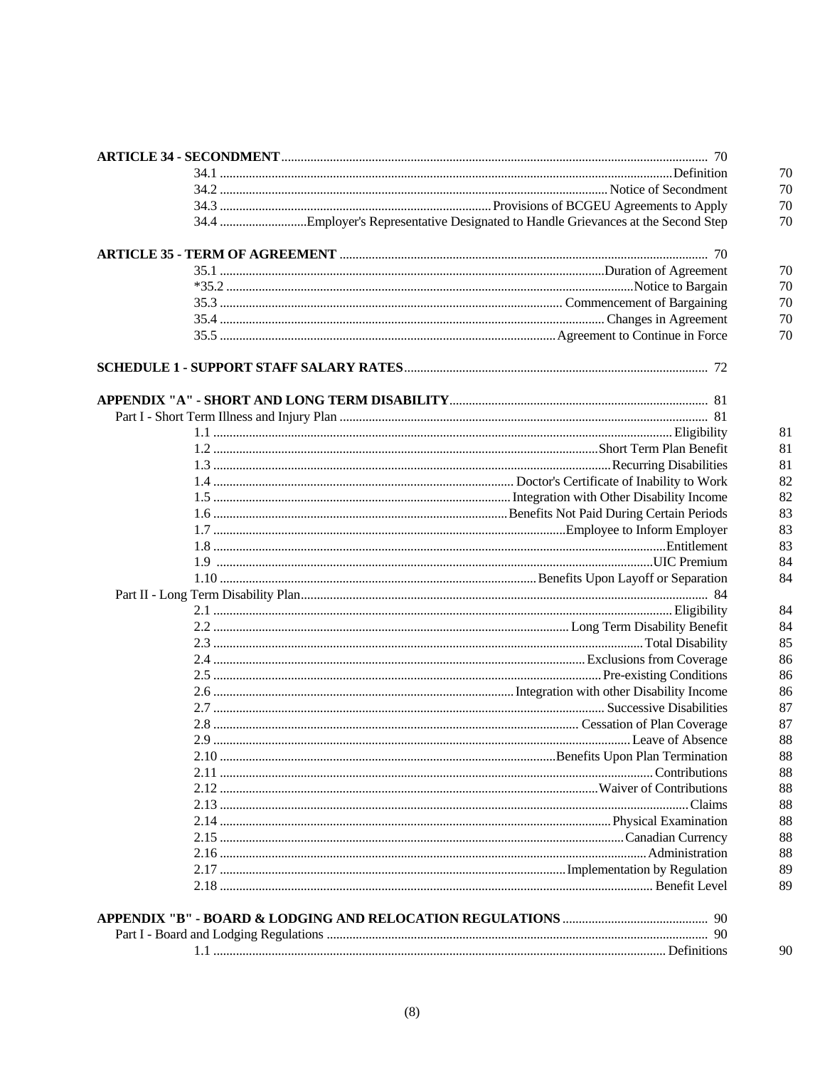**ARTICLE 34 - SECONDMENT** .......... 70

| | | |
|---|---|---|
| 34.1 | Definition | 70 |
| 34.2 | Notice of Secondment | 70 |
| 34.3 | Provisions of BCGEU Agreements to Apply | 70 |
| 34.4 | Employer's Representative Designated to Handle Grievances at the Second Step | 70 |

**ARTICLE 35 - TERM OF AGREEMENT** .......... 70

| | | |
|---|---|---|
| 35.1 | Duration of Agreement | 70 |
| *35.2 | Notice to Bargain | 70 |
| 35.3 | Commencement of Bargaining | 70 |
| 35.4 | Changes in Agreement | 70 |
| 35.5 | Agreement to Continue in Force | 70 |

**SCHEDULE 1 - SUPPORT STAFF SALARY RATES** .......... 72

**APPENDIX "A" - SHORT AND LONG TERM DISABILITY** .......... 81

Part I - Short Term Illness and Injury Plan .......... 81

| | | |
|---|---|---|
| 1.1 | Eligibility | 81 |
| 1.2 | Short Term Plan Benefit | 81 |
| 1.3 | Recurring Disabilities | 81 |
| 1.4 | Doctor's Certificate of Inability to Work | 82 |
| 1.5 | Integration with Other Disability Income | 82 |
| 1.6 | Benefits Not Paid During Certain Periods | 83 |
| 1.7 | Employee to Inform Employer | 83 |
| 1.8 | Entitlement | 83 |
| 1.9 | UIC Premium | 84 |
| 1.10 | Benefits Upon Layoff or Separation | 84 |

Part II - Long Term Disability Plan .......... 84

| | | |
|---|---|---|
| 2.1 | Eligibility | 84 |
| 2.2 | Long Term Disability Benefit | 84 |
| 2.3 | Total Disability | 85 |
| 2.4 | Exclusions from Coverage | 86 |
| 2.5 | Pre-existing Conditions | 86 |
| 2.6 | Integration with other Disability Income | 86 |
| 2.7 | Successive Disabilities | 87 |
| 2.8 | Cessation of Plan Coverage | 87 |
| 2.9 | Leave of Absence | 88 |
| 2.10 | Benefits Upon Plan Termination | 88 |
| 2.11 | Contributions | 88 |
| 2.12 | Waiver of Contributions | 88 |
| 2.13 | Claims | 88 |
| 2.14 | Physical Examination | 88 |
| 2.15 | Canadian Currency | 88 |
| 2.16 | Administration | 88 |
| 2.17 | Implementation by Regulation | 89 |
| 2.18 | Benefit Level | 89 |

**APPENDIX "B" - BOARD & LODGING AND RELOCATION REGULATIONS** .......... 90

Part I - Board and Lodging Regulations .......... 90

| | | |
|---|---|---|
| 1.1 | Definitions | 90 |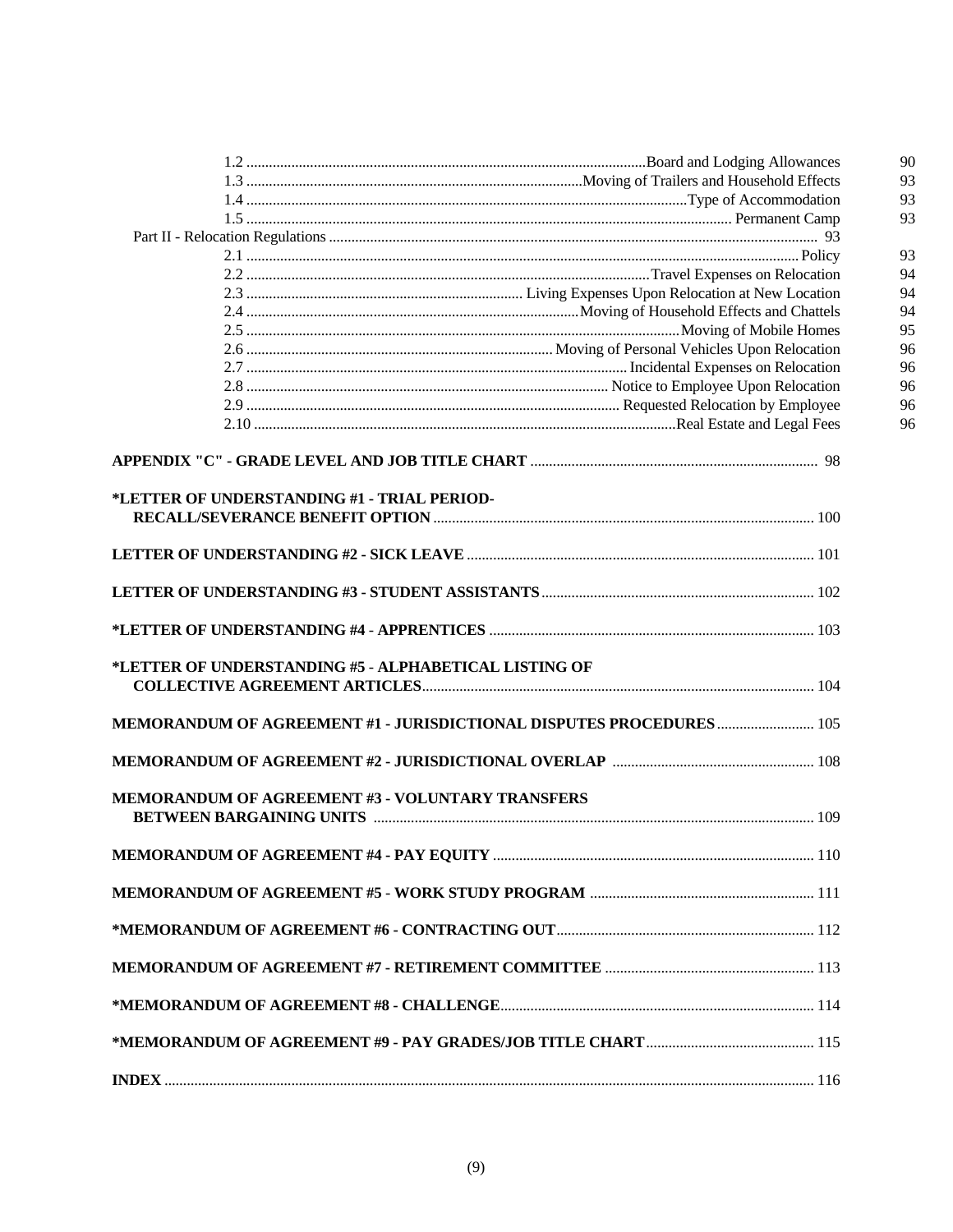- 1.2 Board and Lodging Allowances 90
- 1.3 Moving of Trailers and Household Effects 93
- 1.4 Type of Accommodation 93
- 1.5 Permanent Camp 93

Part II - Relocation Regulations 93

- 2.1 Policy 93
- 2.2 Travel Expenses on Relocation 94
- 2.3 Living Expenses Upon Relocation at New Location 94
- 2.4 Moving of Household Effects and Chattels 94
- 2.5 Moving of Mobile Homes 95
- 2.6 Moving of Personal Vehicles Upon Relocation 96
- 2.7 Incidental Expenses on Relocation 96
- 2.8 Notice to Employee Upon Relocation 96
- 2.9 Requested Relocation by Employee 96
- 2.10 Real Estate and Legal Fees 96

**APPENDIX "C" - GRADE LEVEL AND JOB TITLE CHART** 98

**\*LETTER OF UNDERSTANDING #1 - TRIAL PERIOD-RECALL/SEVERANCE BENEFIT OPTION** 100

**LETTER OF UNDERSTANDING #2 - SICK LEAVE** 101

**LETTER OF UNDERSTANDING #3 - STUDENT ASSISTANTS** 102

**\*LETTER OF UNDERSTANDING #4 - APPRENTICES** 103

**\*LETTER OF UNDERSTANDING #5 - ALPHABETICAL LISTING OF COLLECTIVE AGREEMENT ARTICLES** 104

**MEMORANDUM OF AGREEMENT #1 - JURISDICTIONAL DISPUTES PROCEDURES** 105

**MEMORANDUM OF AGREEMENT #2 - JURISDICTIONAL OVERLAP** 108

**MEMORANDUM OF AGREEMENT #3 - VOLUNTARY TRANSFERS BETWEEN BARGAINING UNITS** 109

**MEMORANDUM OF AGREEMENT #4 - PAY EQUITY** 110

**MEMORANDUM OF AGREEMENT #5 - WORK STUDY PROGRAM** 111

**\*MEMORANDUM OF AGREEMENT #6 - CONTRACTING OUT** 112

**MEMORANDUM OF AGREEMENT #7 - RETIREMENT COMMITTEE** 113

**\*MEMORANDUM OF AGREEMENT #8 - CHALLENGE** 114

**\*MEMORANDUM OF AGREEMENT #9 - PAY GRADES/JOB TITLE CHART** 115

**INDEX** 116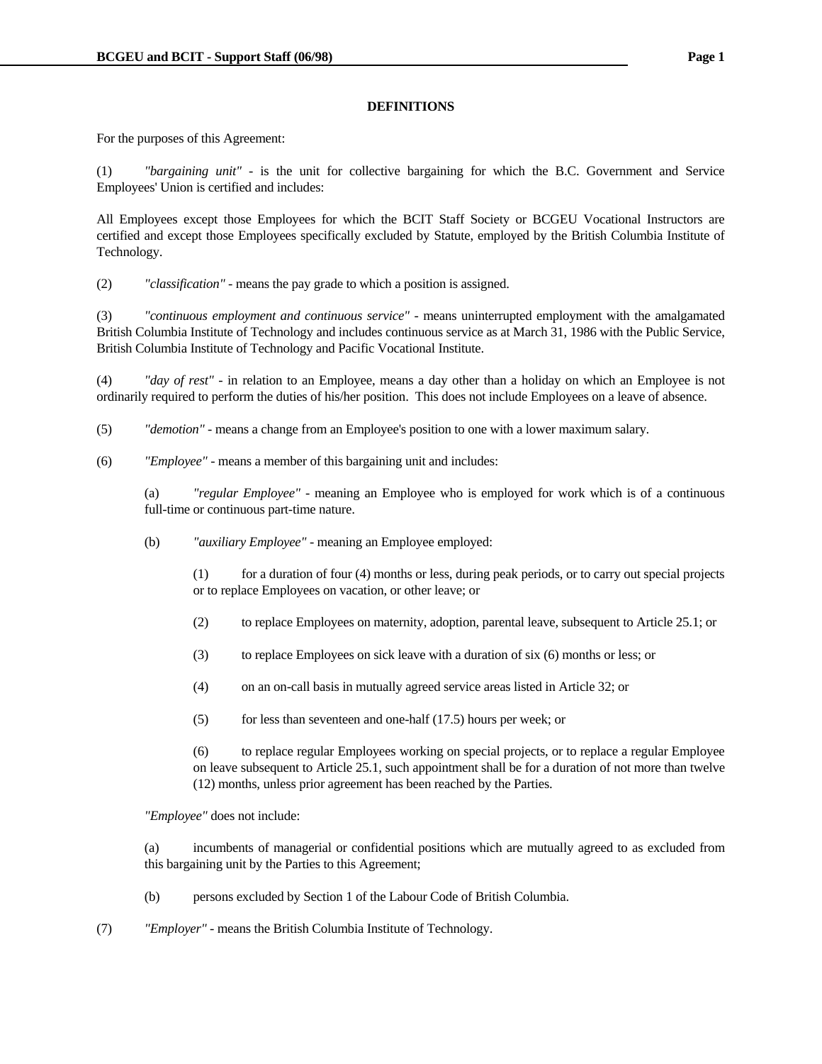## DEFINITIONS

For the purposes of this Agreement:

(1) *"bargaining unit"* - is the unit for collective bargaining for which the B.C. Government and Service Employees' Union is certified and includes:

All Employees except those Employees for which the BCIT Staff Society or BCGEU Vocational Instructors are certified and except those Employees specifically excluded by Statute, employed by the British Columbia Institute of Technology.

(2) *"classification"* - means the pay grade to which a position is assigned.

(3) *"continuous employment and continuous service"* - means uninterrupted employment with the amalgamated British Columbia Institute of Technology and includes continuous service as at March 31, 1986 with the Public Service, British Columbia Institute of Technology and Pacific Vocational Institute.

(4) *"day of rest"* - in relation to an Employee, means a day other than a holiday on which an Employee is not ordinarily required to perform the duties of his/her position. This does not include Employees on a leave of absence.

(5) *"demotion"* - means a change from an Employee's position to one with a lower maximum salary.

(6) *"Employee"* - means a member of this bargaining unit and includes:

> (a) *"regular Employee"* - meaning an Employee who is employed for work which is of a continuous full-time or continuous part-time nature.
>
> (b) *"auxiliary Employee"* - meaning an Employee employed:
>
> > (1) for a duration of four (4) months or less, during peak periods, or to carry out special projects or to replace Employees on vacation, or other leave; or
> >
> > (2) to replace Employees on maternity, adoption, parental leave, subsequent to Article 25.1; or
> >
> > (3) to replace Employees on sick leave with a duration of six (6) months or less; or
> >
> > (4) on an on-call basis in mutually agreed service areas listed in Article 32; or
> >
> > (5) for less than seventeen and one-half (17.5) hours per week; or
> >
> > (6) to replace regular Employees working on special projects, or to replace a regular Employee on leave subsequent to Article 25.1, such appointment shall be for a duration of not more than twelve (12) months, unless prior agreement has been reached by the Parties.
>
> *"Employee"* does not include:
>
> (a) incumbents of managerial or confidential positions which are mutually agreed to as excluded from this bargaining unit by the Parties to this Agreement;
>
> (b) persons excluded by Section 1 of the Labour Code of British Columbia.

(7) *"Employer"* - means the British Columbia Institute of Technology.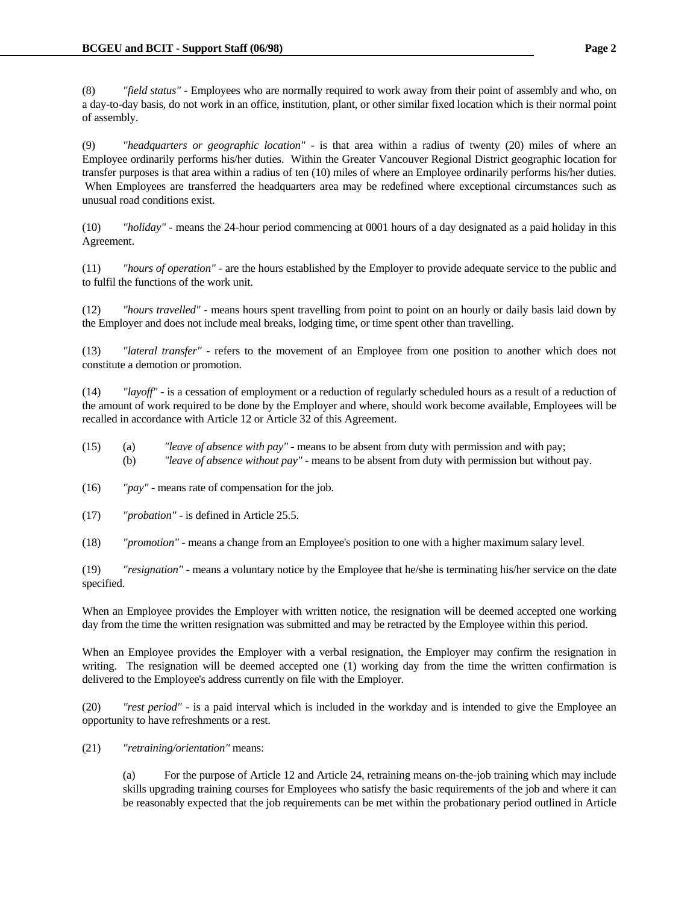(8) *"field status"* - Employees who are normally required to work away from their point of assembly and who, on a day-to-day basis, do not work in an office, institution, plant, or other similar fixed location which is their normal point of assembly.

(9) *"headquarters or geographic location"* - is that area within a radius of twenty (20) miles of where an Employee ordinarily performs his/her duties. Within the Greater Vancouver Regional District geographic location for transfer purposes is that area within a radius of ten (10) miles of where an Employee ordinarily performs his/her duties. When Employees are transferred the headquarters area may be redefined where exceptional circumstances such as unusual road conditions exist.

(10) *"holiday"* - means the 24-hour period commencing at 0001 hours of a day designated as a paid holiday in this Agreement.

(11) *"hours of operation"* - are the hours established by the Employer to provide adequate service to the public and to fulfil the functions of the work unit.

(12) *"hours travelled"* - means hours spent travelling from point to point on an hourly or daily basis laid down by the Employer and does not include meal breaks, lodging time, or time spent other than travelling.

(13) *"lateral transfer"* - refers to the movement of an Employee from one position to another which does not constitute a demotion or promotion.

(14) *"layoff"* - is a cessation of employment or a reduction of regularly scheduled hours as a result of a reduction of the amount of work required to be done by the Employer and where, should work become available, Employees will be recalled in accordance with Article 12 or Article 32 of this Agreement.

(15) (a) *"leave of absence with pay"* - means to be absent from duty with permission and with pay;
(b) *"leave of absence without pay"* - means to be absent from duty with permission but without pay.

(16) *"pay"* - means rate of compensation for the job.

(17) *"probation"* - is defined in Article 25.5.

(18) *"promotion"* - means a change from an Employee's position to one with a higher maximum salary level.

(19) *"resignation"* - means a voluntary notice by the Employee that he/she is terminating his/her service on the date specified.

When an Employee provides the Employer with written notice, the resignation will be deemed accepted one working day from the time the written resignation was submitted and may be retracted by the Employee within this period.

When an Employee provides the Employer with a verbal resignation, the Employer may confirm the resignation in writing. The resignation will be deemed accepted one (1) working day from the time the written confirmation is delivered to the Employee's address currently on file with the Employer.

(20) *"rest period"* - is a paid interval which is included in the workday and is intended to give the Employee an opportunity to have refreshments or a rest.

(21) *"retraining/orientation"* means:

(a) For the purpose of Article 12 and Article 24, retraining means on-the-job training which may include skills upgrading training courses for Employees who satisfy the basic requirements of the job and where it can be reasonably expected that the job requirements can be met within the probationary period outlined in Article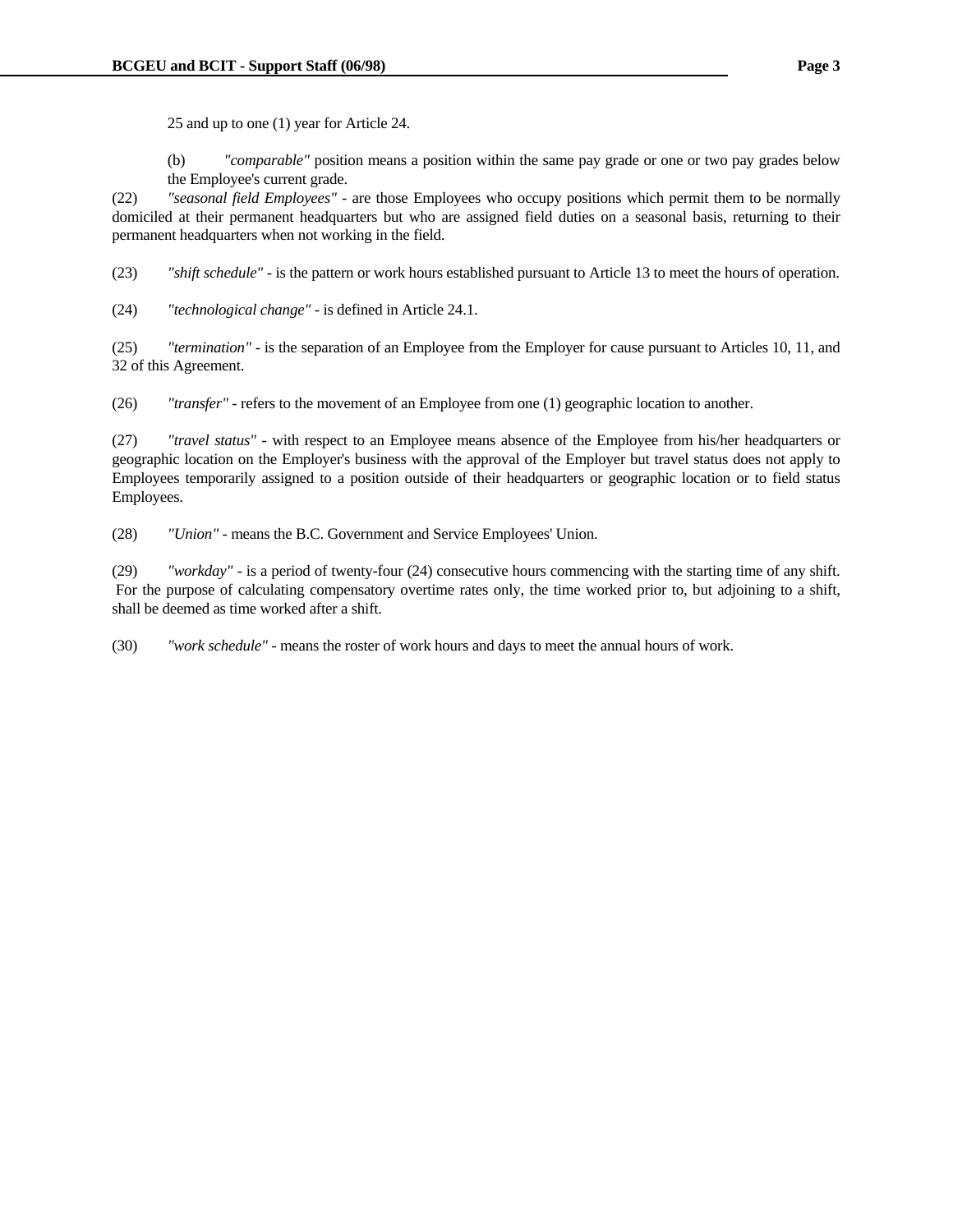25 and up to one (1) year for Article 24.

(b) *"comparable"* position means a position within the same pay grade or one or two pay grades below the Employee's current grade.

(22) *"seasonal field Employees"* - are those Employees who occupy positions which permit them to be normally domiciled at their permanent headquarters but who are assigned field duties on a seasonal basis, returning to their permanent headquarters when not working in the field.

(23) *"shift schedule"* - is the pattern or work hours established pursuant to Article 13 to meet the hours of operation.

(24) *"technological change"* - is defined in Article 24.1.

(25) *"termination"* - is the separation of an Employee from the Employer for cause pursuant to Articles 10, 11, and 32 of this Agreement.

(26) *"transfer"* - refers to the movement of an Employee from one (1) geographic location to another.

(27) *"travel status"* - with respect to an Employee means absence of the Employee from his/her headquarters or geographic location on the Employer's business with the approval of the Employer but travel status does not apply to Employees temporarily assigned to a position outside of their headquarters or geographic location or to field status Employees.

(28) *"Union"* - means the B.C. Government and Service Employees' Union.

(29) *"workday"* - is a period of twenty-four (24) consecutive hours commencing with the starting time of any shift. For the purpose of calculating compensatory overtime rates only, the time worked prior to, but adjoining to a shift, shall be deemed as time worked after a shift.

(30) *"work schedule"* - means the roster of work hours and days to meet the annual hours of work.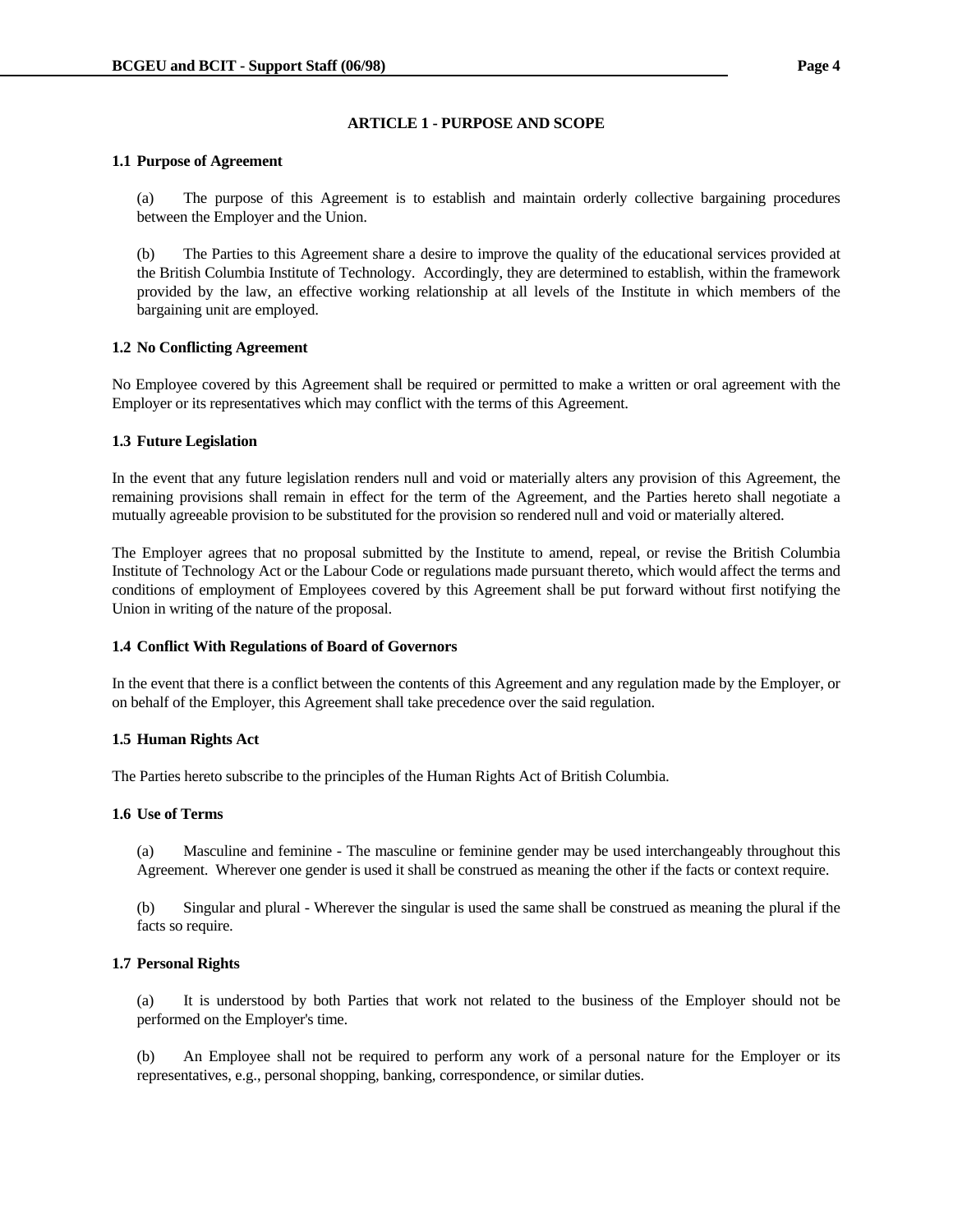## ARTICLE 1 - PURPOSE AND SCOPE

### 1.1 Purpose of Agreement

(a) The purpose of this Agreement is to establish and maintain orderly collective bargaining procedures between the Employer and the Union.

(b) The Parties to this Agreement share a desire to improve the quality of the educational services provided at the British Columbia Institute of Technology. Accordingly, they are determined to establish, within the framework provided by the law, an effective working relationship at all levels of the Institute in which members of the bargaining unit are employed.

### 1.2 No Conflicting Agreement

No Employee covered by this Agreement shall be required or permitted to make a written or oral agreement with the Employer or its representatives which may conflict with the terms of this Agreement.

### 1.3 Future Legislation

In the event that any future legislation renders null and void or materially alters any provision of this Agreement, the remaining provisions shall remain in effect for the term of the Agreement, and the Parties hereto shall negotiate a mutually agreeable provision to be substituted for the provision so rendered null and void or materially altered.

The Employer agrees that no proposal submitted by the Institute to amend, repeal, or revise the British Columbia Institute of Technology Act or the Labour Code or regulations made pursuant thereto, which would affect the terms and conditions of employment of Employees covered by this Agreement shall be put forward without first notifying the Union in writing of the nature of the proposal.

### 1.4 Conflict With Regulations of Board of Governors

In the event that there is a conflict between the contents of this Agreement and any regulation made by the Employer, or on behalf of the Employer, this Agreement shall take precedence over the said regulation.

### 1.5 Human Rights Act

The Parties hereto subscribe to the principles of the Human Rights Act of British Columbia.

### 1.6 Use of Terms

(a) Masculine and feminine - The masculine or feminine gender may be used interchangeably throughout this Agreement. Wherever one gender is used it shall be construed as meaning the other if the facts or context require.

(b) Singular and plural - Wherever the singular is used the same shall be construed as meaning the plural if the facts so require.

### 1.7 Personal Rights

(a) It is understood by both Parties that work not related to the business of the Employer should not be performed on the Employer's time.

(b) An Employee shall not be required to perform any work of a personal nature for the Employer or its representatives, e.g., personal shopping, banking, correspondence, or similar duties.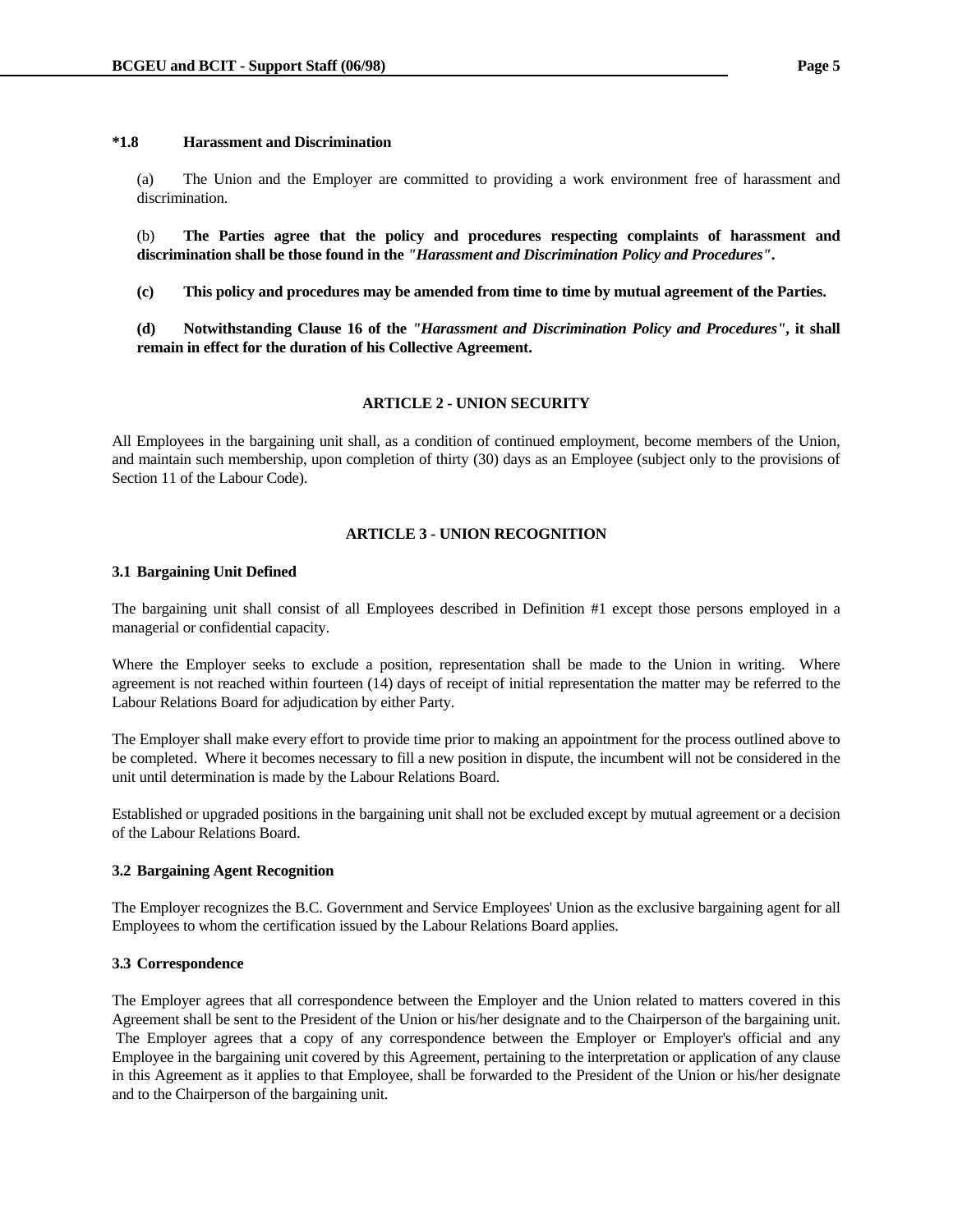**\*1.8 Harassment and Discrimination**

(a) The Union and the Employer are committed to providing a work environment free of harassment and discrimination.

(b) **The Parties agree that the policy and procedures respecting complaints of harassment and discrimination shall be those found in the *"Harassment and Discrimination Policy and Procedures"*.**

**(c) This policy and procedures may be amended from time to time by mutual agreement of the Parties.**

**(d) Notwithstanding Clause 16 of the *"Harassment and Discrimination Policy and Procedures"*, it shall remain in effect for the duration of his Collective Agreement.**

## ARTICLE 2 - UNION SECURITY

All Employees in the bargaining unit shall, as a condition of continued employment, become members of the Union, and maintain such membership, upon completion of thirty (30) days as an Employee (subject only to the provisions of Section 11 of the Labour Code).

## ARTICLE 3 - UNION RECOGNITION

### 3.1 Bargaining Unit Defined

The bargaining unit shall consist of all Employees described in Definition #1 except those persons employed in a managerial or confidential capacity.

Where the Employer seeks to exclude a position, representation shall be made to the Union in writing. Where agreement is not reached within fourteen (14) days of receipt of initial representation the matter may be referred to the Labour Relations Board for adjudication by either Party.

The Employer shall make every effort to provide time prior to making an appointment for the process outlined above to be completed. Where it becomes necessary to fill a new position in dispute, the incumbent will not be considered in the unit until determination is made by the Labour Relations Board.

Established or upgraded positions in the bargaining unit shall not be excluded except by mutual agreement or a decision of the Labour Relations Board.

### 3.2 Bargaining Agent Recognition

The Employer recognizes the B.C. Government and Service Employees' Union as the exclusive bargaining agent for all Employees to whom the certification issued by the Labour Relations Board applies.

### 3.3 Correspondence

The Employer agrees that all correspondence between the Employer and the Union related to matters covered in this Agreement shall be sent to the President of the Union or his/her designate and to the Chairperson of the bargaining unit. The Employer agrees that a copy of any correspondence between the Employer or Employer's official and any Employee in the bargaining unit covered by this Agreement, pertaining to the interpretation or application of any clause in this Agreement as it applies to that Employee, shall be forwarded to the President of the Union or his/her designate and to the Chairperson of the bargaining unit.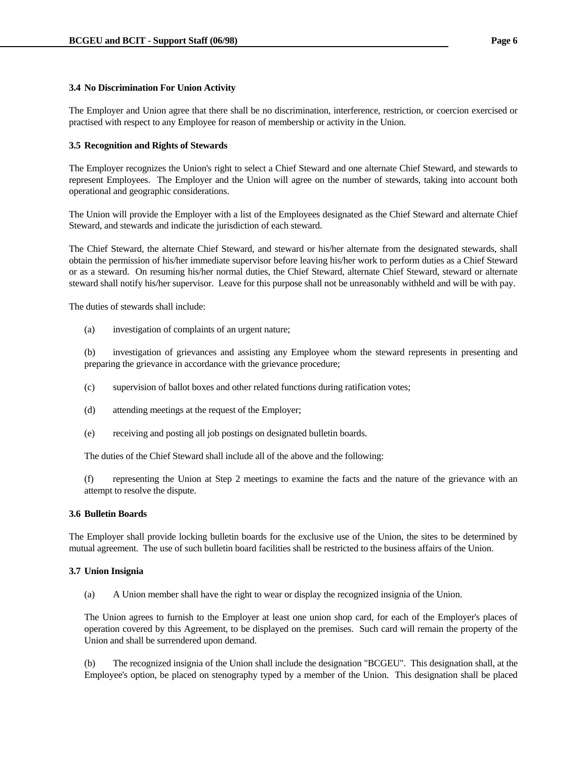### 3.4 No Discrimination For Union Activity

The Employer and Union agree that there shall be no discrimination, interference, restriction, or coercion exercised or practised with respect to any Employee for reason of membership or activity in the Union.

### 3.5 Recognition and Rights of Stewards

The Employer recognizes the Union's right to select a Chief Steward and one alternate Chief Steward, and stewards to represent Employees. The Employer and the Union will agree on the number of stewards, taking into account both operational and geographic considerations.

The Union will provide the Employer with a list of the Employees designated as the Chief Steward and alternate Chief Steward, and stewards and indicate the jurisdiction of each steward.

The Chief Steward, the alternate Chief Steward, and steward or his/her alternate from the designated stewards, shall obtain the permission of his/her immediate supervisor before leaving his/her work to perform duties as a Chief Steward or as a steward. On resuming his/her normal duties, the Chief Steward, alternate Chief Steward, steward or alternate steward shall notify his/her supervisor. Leave for this purpose shall not be unreasonably withheld and will be with pay.

The duties of stewards shall include:

(a) investigation of complaints of an urgent nature;

(b) investigation of grievances and assisting any Employee whom the steward represents in presenting and preparing the grievance in accordance with the grievance procedure;

(c) supervision of ballot boxes and other related functions during ratification votes;

(d) attending meetings at the request of the Employer;

(e) receiving and posting all job postings on designated bulletin boards.

The duties of the Chief Steward shall include all of the above and the following:

(f) representing the Union at Step 2 meetings to examine the facts and the nature of the grievance with an attempt to resolve the dispute.

### 3.6 Bulletin Boards

The Employer shall provide locking bulletin boards for the exclusive use of the Union, the sites to be determined by mutual agreement. The use of such bulletin board facilities shall be restricted to the business affairs of the Union.

### 3.7 Union Insignia

(a) A Union member shall have the right to wear or display the recognized insignia of the Union.

The Union agrees to furnish to the Employer at least one union shop card, for each of the Employer's places of operation covered by this Agreement, to be displayed on the premises. Such card will remain the property of the Union and shall be surrendered upon demand.

(b) The recognized insignia of the Union shall include the designation "BCGEU". This designation shall, at the Employee's option, be placed on stenography typed by a member of the Union. This designation shall be placed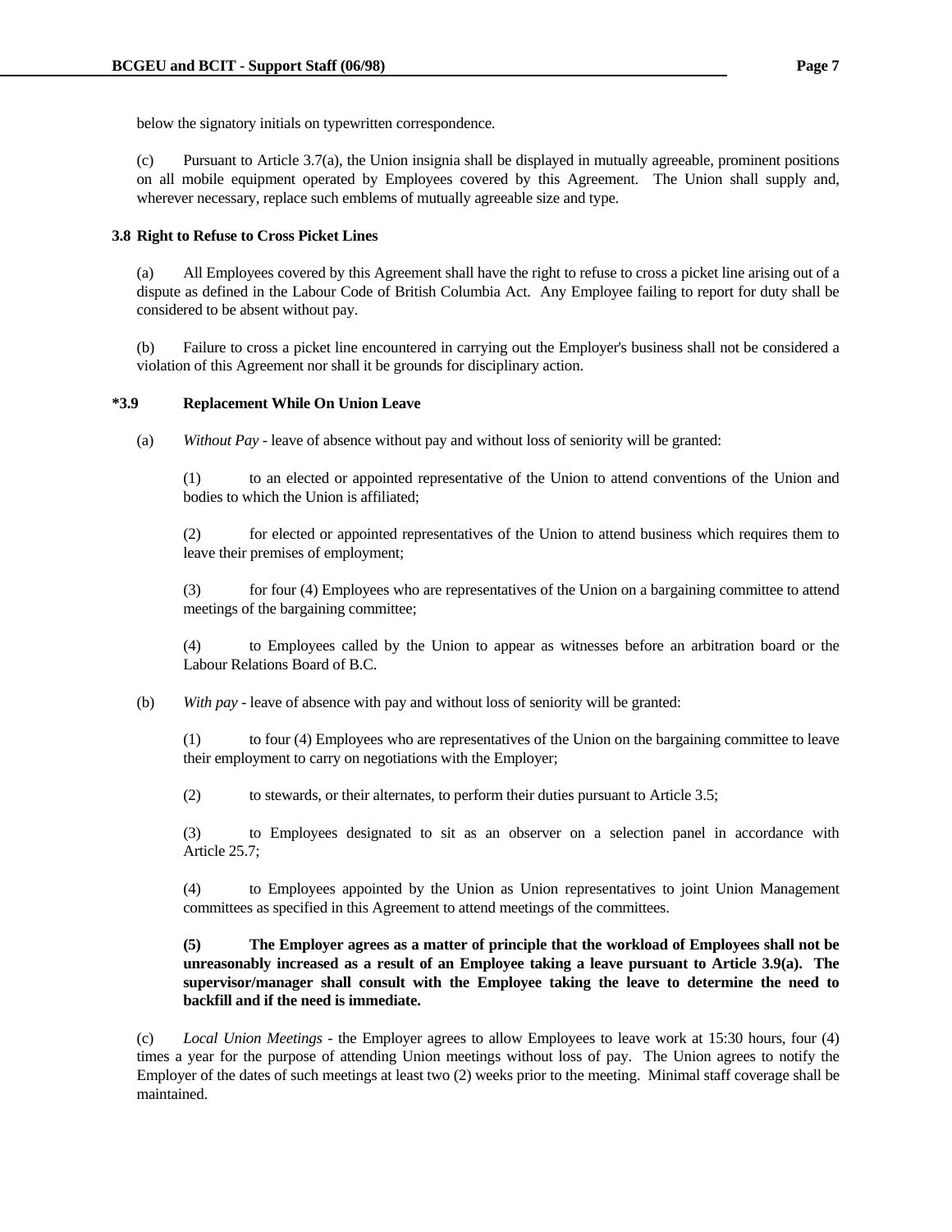below the signatory initials on typewritten correspondence.

(c) Pursuant to Article 3.7(a), the Union insignia shall be displayed in mutually agreeable, prominent positions on all mobile equipment operated by Employees covered by this Agreement. The Union shall supply and, wherever necessary, replace such emblems of mutually agreeable size and type.

**3.8 Right to Refuse to Cross Picket Lines**

(a) All Employees covered by this Agreement shall have the right to refuse to cross a picket line arising out of a dispute as defined in the Labour Code of British Columbia Act. Any Employee failing to report for duty shall be considered to be absent without pay.

(b) Failure to cross a picket line encountered in carrying out the Employer's business shall not be considered a violation of this Agreement nor shall it be grounds for disciplinary action.

**\*3.9 Replacement While On Union Leave**

(a) *Without Pay* - leave of absence without pay and without loss of seniority will be granted:

(1) to an elected or appointed representative of the Union to attend conventions of the Union and bodies to which the Union is affiliated;

(2) for elected or appointed representatives of the Union to attend business which requires them to leave their premises of employment;

(3) for four (4) Employees who are representatives of the Union on a bargaining committee to attend meetings of the bargaining committee;

(4) to Employees called by the Union to appear as witnesses before an arbitration board or the Labour Relations Board of B.C.

(b) *With pay* - leave of absence with pay and without loss of seniority will be granted:

(1) to four (4) Employees who are representatives of the Union on the bargaining committee to leave their employment to carry on negotiations with the Employer;

(2) to stewards, or their alternates, to perform their duties pursuant to Article 3.5;

(3) to Employees designated to sit as an observer on a selection panel in accordance with Article 25.7;

(4) to Employees appointed by the Union as Union representatives to joint Union Management committees as specified in this Agreement to attend meetings of the committees.

**(5) The Employer agrees as a matter of principle that the workload of Employees shall not be unreasonably increased as a result of an Employee taking a leave pursuant to Article 3.9(a). The supervisor/manager shall consult with the Employee taking the leave to determine the need to backfill and if the need is immediate.**

(c) *Local Union Meetings* - the Employer agrees to allow Employees to leave work at 15:30 hours, four (4) times a year for the purpose of attending Union meetings without loss of pay. The Union agrees to notify the Employer of the dates of such meetings at least two (2) weeks prior to the meeting. Minimal staff coverage shall be maintained.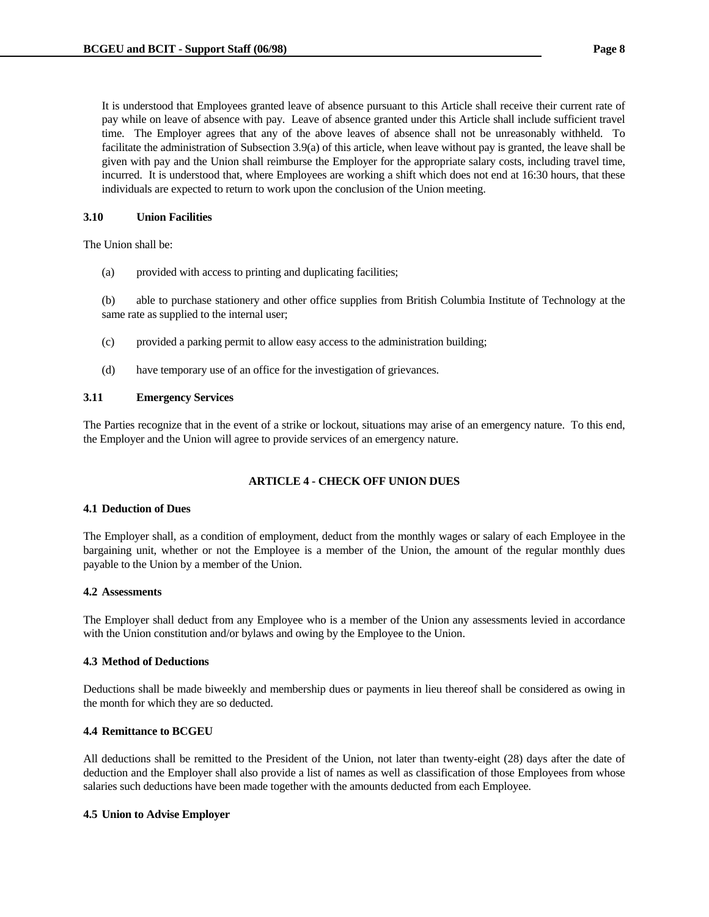It is understood that Employees granted leave of absence pursuant to this Article shall receive their current rate of pay while on leave of absence with pay. Leave of absence granted under this Article shall include sufficient travel time. The Employer agrees that any of the above leaves of absence shall not be unreasonably withheld. To facilitate the administration of Subsection 3.9(a) of this article, when leave without pay is granted, the leave shall be given with pay and the Union shall reimburse the Employer for the appropriate salary costs, including travel time, incurred. It is understood that, where Employees are working a shift which does not end at 16:30 hours, that these individuals are expected to return to work upon the conclusion of the Union meeting.

### 3.10 Union Facilities

The Union shall be:

(a) provided with access to printing and duplicating facilities;

(b) able to purchase stationery and other office supplies from British Columbia Institute of Technology at the same rate as supplied to the internal user;

(c) provided a parking permit to allow easy access to the administration building;

(d) have temporary use of an office for the investigation of grievances.

### 3.11 Emergency Services

The Parties recognize that in the event of a strike or lockout, situations may arise of an emergency nature. To this end, the Employer and the Union will agree to provide services of an emergency nature.

## ARTICLE 4 - CHECK OFF UNION DUES

### 4.1 Deduction of Dues

The Employer shall, as a condition of employment, deduct from the monthly wages or salary of each Employee in the bargaining unit, whether or not the Employee is a member of the Union, the amount of the regular monthly dues payable to the Union by a member of the Union.

### 4.2 Assessments

The Employer shall deduct from any Employee who is a member of the Union any assessments levied in accordance with the Union constitution and/or bylaws and owing by the Employee to the Union.

### 4.3 Method of Deductions

Deductions shall be made biweekly and membership dues or payments in lieu thereof shall be considered as owing in the month for which they are so deducted.

### 4.4 Remittance to BCGEU

All deductions shall be remitted to the President of the Union, not later than twenty-eight (28) days after the date of deduction and the Employer shall also provide a list of names as well as classification of those Employees from whose salaries such deductions have been made together with the amounts deducted from each Employee.

### 4.5 Union to Advise Employer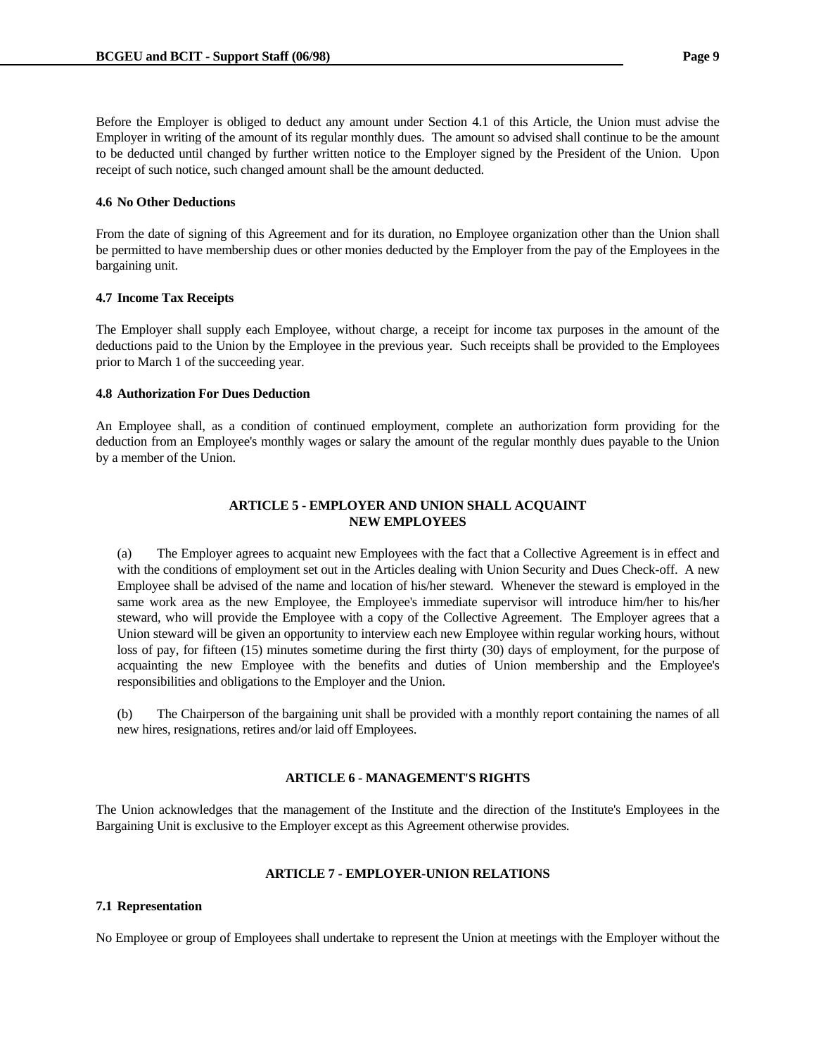Before the Employer is obliged to deduct any amount under Section 4.1 of this Article, the Union must advise the Employer in writing of the amount of its regular monthly dues. The amount so advised shall continue to be the amount to be deducted until changed by further written notice to the Employer signed by the President of the Union. Upon receipt of such notice, such changed amount shall be the amount deducted.

**4.6 No Other Deductions**

From the date of signing of this Agreement and for its duration, no Employee organization other than the Union shall be permitted to have membership dues or other monies deducted by the Employer from the pay of the Employees in the bargaining unit.

**4.7 Income Tax Receipts**

The Employer shall supply each Employee, without charge, a receipt for income tax purposes in the amount of the deductions paid to the Union by the Employee in the previous year. Such receipts shall be provided to the Employees prior to March 1 of the succeeding year.

**4.8 Authorization For Dues Deduction**

An Employee shall, as a condition of continued employment, complete an authorization form providing for the deduction from an Employee's monthly wages or salary the amount of the regular monthly dues payable to the Union by a member of the Union.

## ARTICLE 5 - EMPLOYER AND UNION SHALL ACQUAINT NEW EMPLOYEES

(a) The Employer agrees to acquaint new Employees with the fact that a Collective Agreement is in effect and with the conditions of employment set out in the Articles dealing with Union Security and Dues Check-off. A new Employee shall be advised of the name and location of his/her steward. Whenever the steward is employed in the same work area as the new Employee, the Employee's immediate supervisor will introduce him/her to his/her steward, who will provide the Employee with a copy of the Collective Agreement. The Employer agrees that a Union steward will be given an opportunity to interview each new Employee within regular working hours, without loss of pay, for fifteen (15) minutes sometime during the first thirty (30) days of employment, for the purpose of acquainting the new Employee with the benefits and duties of Union membership and the Employee's responsibilities and obligations to the Employer and the Union.

(b) The Chairperson of the bargaining unit shall be provided with a monthly report containing the names of all new hires, resignations, retires and/or laid off Employees.

## ARTICLE 6 - MANAGEMENT'S RIGHTS

The Union acknowledges that the management of the Institute and the direction of the Institute's Employees in the Bargaining Unit is exclusive to the Employer except as this Agreement otherwise provides.

## ARTICLE 7 - EMPLOYER-UNION RELATIONS

**7.1 Representation**

No Employee or group of Employees shall undertake to represent the Union at meetings with the Employer without the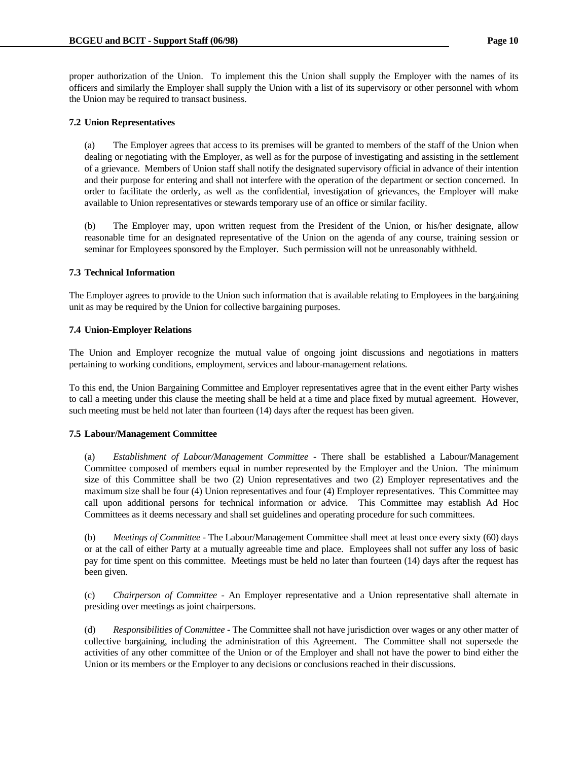proper authorization of the Union. To implement this the Union shall supply the Employer with the names of its officers and similarly the Employer shall supply the Union with a list of its supervisory or other personnel with whom the Union may be required to transact business.

### 7.2 Union Representatives

(a) The Employer agrees that access to its premises will be granted to members of the staff of the Union when dealing or negotiating with the Employer, as well as for the purpose of investigating and assisting in the settlement of a grievance. Members of Union staff shall notify the designated supervisory official in advance of their intention and their purpose for entering and shall not interfere with the operation of the department or section concerned. In order to facilitate the orderly, as well as the confidential, investigation of grievances, the Employer will make available to Union representatives or stewards temporary use of an office or similar facility.

(b) The Employer may, upon written request from the President of the Union, or his/her designate, allow reasonable time for an designated representative of the Union on the agenda of any course, training session or seminar for Employees sponsored by the Employer. Such permission will not be unreasonably withheld.

### 7.3 Technical Information

The Employer agrees to provide to the Union such information that is available relating to Employees in the bargaining unit as may be required by the Union for collective bargaining purposes.

### 7.4 Union-Employer Relations

The Union and Employer recognize the mutual value of ongoing joint discussions and negotiations in matters pertaining to working conditions, employment, services and labour-management relations.

To this end, the Union Bargaining Committee and Employer representatives agree that in the event either Party wishes to call a meeting under this clause the meeting shall be held at a time and place fixed by mutual agreement. However, such meeting must be held not later than fourteen (14) days after the request has been given.

### 7.5 Labour/Management Committee

(a) *Establishment of Labour/Management Committee* - There shall be established a Labour/Management Committee composed of members equal in number represented by the Employer and the Union. The minimum size of this Committee shall be two (2) Union representatives and two (2) Employer representatives and the maximum size shall be four (4) Union representatives and four (4) Employer representatives. This Committee may call upon additional persons for technical information or advice. This Committee may establish Ad Hoc Committees as it deems necessary and shall set guidelines and operating procedure for such committees.

(b) *Meetings of Committee* - The Labour/Management Committee shall meet at least once every sixty (60) days or at the call of either Party at a mutually agreeable time and place. Employees shall not suffer any loss of basic pay for time spent on this committee. Meetings must be held no later than fourteen (14) days after the request has been given.

(c) *Chairperson of Committee* - An Employer representative and a Union representative shall alternate in presiding over meetings as joint chairpersons.

(d) *Responsibilities of Committee* - The Committee shall not have jurisdiction over wages or any other matter of collective bargaining, including the administration of this Agreement. The Committee shall not supersede the activities of any other committee of the Union or of the Employer and shall not have the power to bind either the Union or its members or the Employer to any decisions or conclusions reached in their discussions.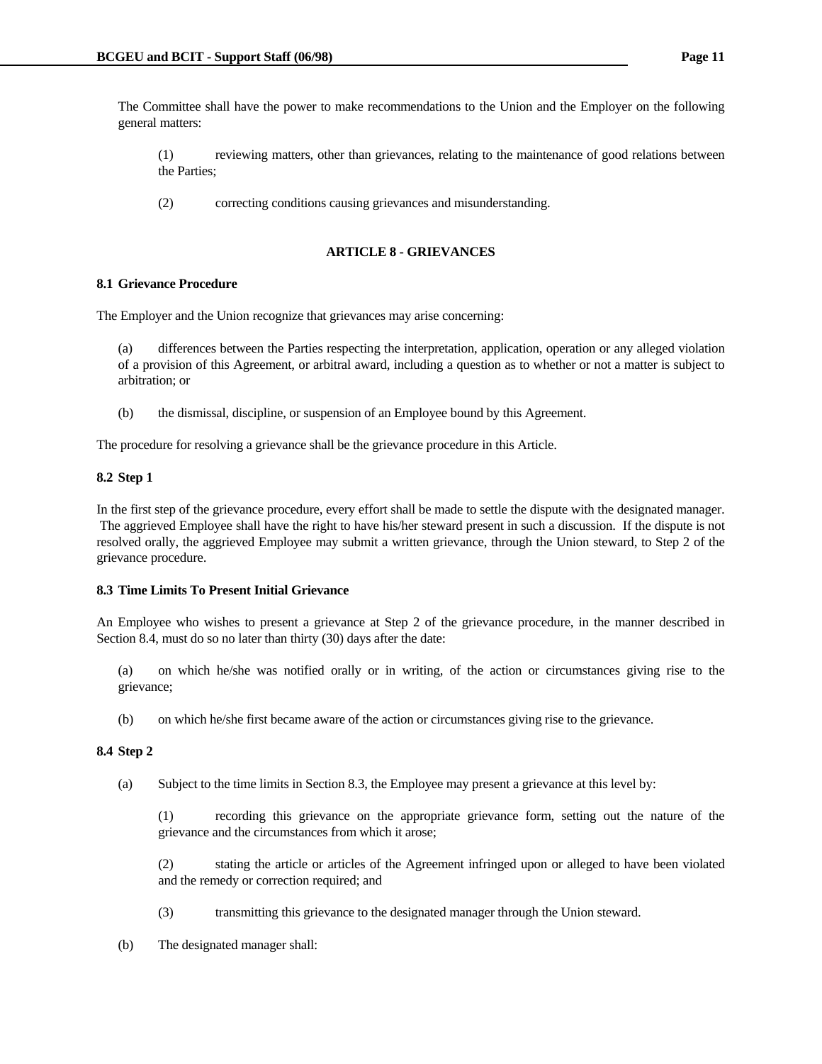The Committee shall have the power to make recommendations to the Union and the Employer on the following general matters:

(1) reviewing matters, other than grievances, relating to the maintenance of good relations between the Parties;

(2) correcting conditions causing grievances and misunderstanding.

## ARTICLE 8 - GRIEVANCES

### 8.1 Grievance Procedure

The Employer and the Union recognize that grievances may arise concerning:

(a) differences between the Parties respecting the interpretation, application, operation or any alleged violation of a provision of this Agreement, or arbitral award, including a question as to whether or not a matter is subject to arbitration; or

(b) the dismissal, discipline, or suspension of an Employee bound by this Agreement.

The procedure for resolving a grievance shall be the grievance procedure in this Article.

### 8.2 Step 1

In the first step of the grievance procedure, every effort shall be made to settle the dispute with the designated manager. The aggrieved Employee shall have the right to have his/her steward present in such a discussion. If the dispute is not resolved orally, the aggrieved Employee may submit a written grievance, through the Union steward, to Step 2 of the grievance procedure.

### 8.3 Time Limits To Present Initial Grievance

An Employee who wishes to present a grievance at Step 2 of the grievance procedure, in the manner described in Section 8.4, must do so no later than thirty (30) days after the date:

(a) on which he/she was notified orally or in writing, of the action or circumstances giving rise to the grievance;

(b) on which he/she first became aware of the action or circumstances giving rise to the grievance.

### 8.4 Step 2

(a) Subject to the time limits in Section 8.3, the Employee may present a grievance at this level by:

(1) recording this grievance on the appropriate grievance form, setting out the nature of the grievance and the circumstances from which it arose;

(2) stating the article or articles of the Agreement infringed upon or alleged to have been violated and the remedy or correction required; and

(3) transmitting this grievance to the designated manager through the Union steward.

(b) The designated manager shall: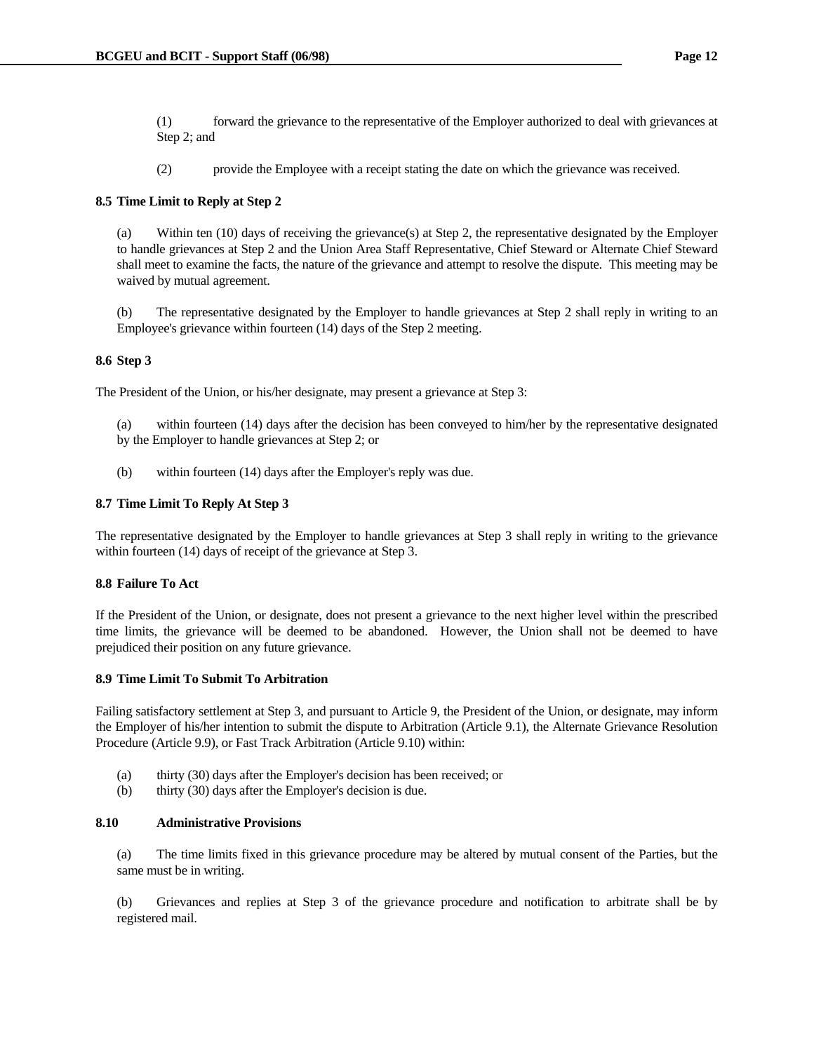(1) forward the grievance to the representative of the Employer authorized to deal with grievances at Step 2; and

(2) provide the Employee with a receipt stating the date on which the grievance was received.

**8.5 Time Limit to Reply at Step 2**

(a) Within ten (10) days of receiving the grievance(s) at Step 2, the representative designated by the Employer to handle grievances at Step 2 and the Union Area Staff Representative, Chief Steward or Alternate Chief Steward shall meet to examine the facts, the nature of the grievance and attempt to resolve the dispute. This meeting may be waived by mutual agreement.

(b) The representative designated by the Employer to handle grievances at Step 2 shall reply in writing to an Employee's grievance within fourteen (14) days of the Step 2 meeting.

**8.6 Step 3**

The President of the Union, or his/her designate, may present a grievance at Step 3:

(a) within fourteen (14) days after the decision has been conveyed to him/her by the representative designated by the Employer to handle grievances at Step 2; or

(b) within fourteen (14) days after the Employer's reply was due.

**8.7 Time Limit To Reply At Step 3**

The representative designated by the Employer to handle grievances at Step 3 shall reply in writing to the grievance within fourteen (14) days of receipt of the grievance at Step 3.

**8.8 Failure To Act**

If the President of the Union, or designate, does not present a grievance to the next higher level within the prescribed time limits, the grievance will be deemed to be abandoned. However, the Union shall not be deemed to have prejudiced their position on any future grievance.

**8.9 Time Limit To Submit To Arbitration**

Failing satisfactory settlement at Step 3, and pursuant to Article 9, the President of the Union, or designate, may inform the Employer of his/her intention to submit the dispute to Arbitration (Article 9.1), the Alternate Grievance Resolution Procedure (Article 9.9), or Fast Track Arbitration (Article 9.10) within:

(a) thirty (30) days after the Employer's decision has been received; or
(b) thirty (30) days after the Employer's decision is due.

**8.10 Administrative Provisions**

(a) The time limits fixed in this grievance procedure may be altered by mutual consent of the Parties, but the same must be in writing.

(b) Grievances and replies at Step 3 of the grievance procedure and notification to arbitrate shall be by registered mail.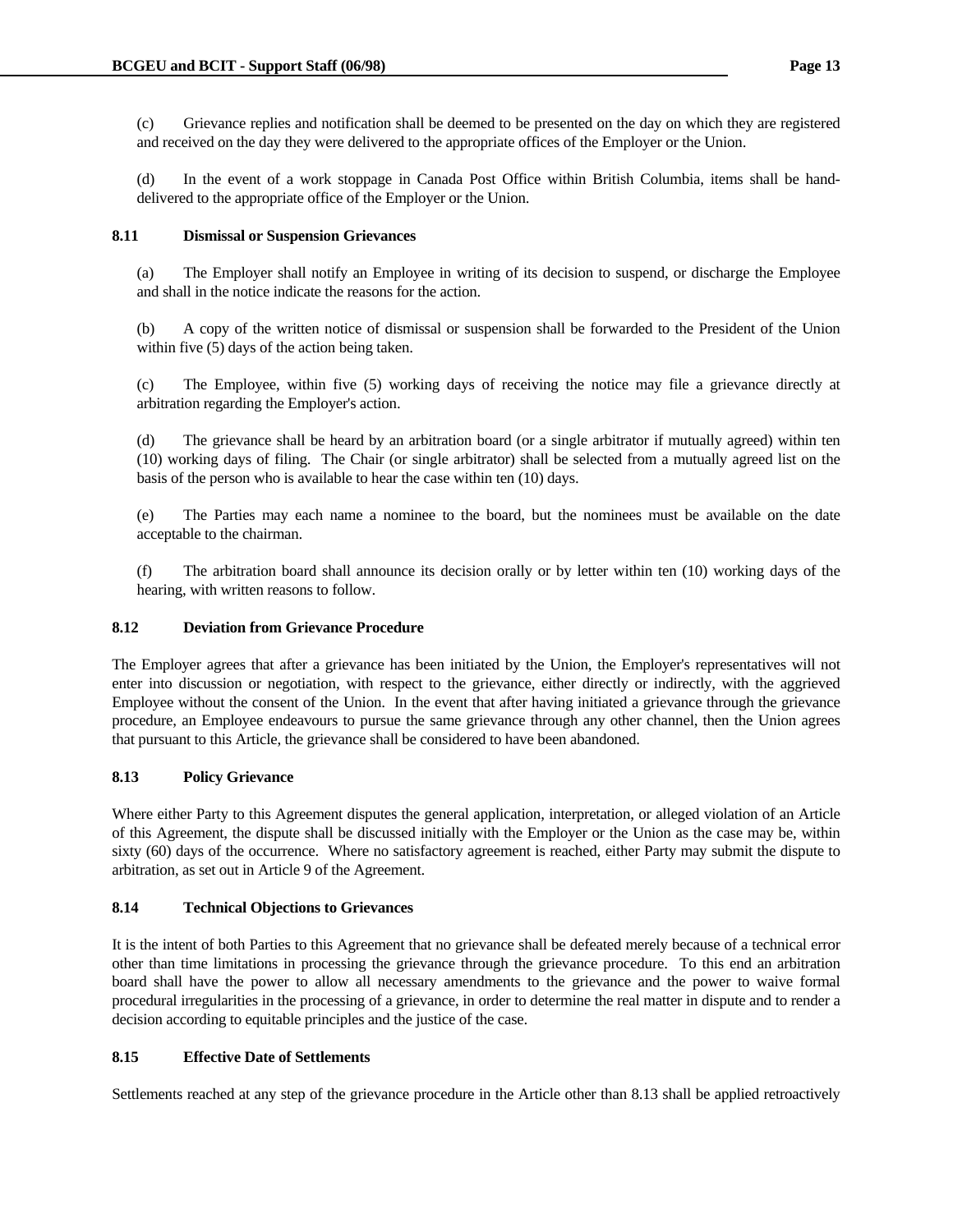(c) Grievance replies and notification shall be deemed to be presented on the day on which they are registered and received on the day they were delivered to the appropriate offices of the Employer or the Union.

(d) In the event of a work stoppage in Canada Post Office within British Columbia, items shall be hand-delivered to the appropriate office of the Employer or the Union.

### 8.11 Dismissal or Suspension Grievances

(a) The Employer shall notify an Employee in writing of its decision to suspend, or discharge the Employee and shall in the notice indicate the reasons for the action.

(b) A copy of the written notice of dismissal or suspension shall be forwarded to the President of the Union within five (5) days of the action being taken.

(c) The Employee, within five (5) working days of receiving the notice may file a grievance directly at arbitration regarding the Employer's action.

(d) The grievance shall be heard by an arbitration board (or a single arbitrator if mutually agreed) within ten (10) working days of filing. The Chair (or single arbitrator) shall be selected from a mutually agreed list on the basis of the person who is available to hear the case within ten (10) days.

(e) The Parties may each name a nominee to the board, but the nominees must be available on the date acceptable to the chairman.

(f) The arbitration board shall announce its decision orally or by letter within ten (10) working days of the hearing, with written reasons to follow.

### 8.12 Deviation from Grievance Procedure

The Employer agrees that after a grievance has been initiated by the Union, the Employer's representatives will not enter into discussion or negotiation, with respect to the grievance, either directly or indirectly, with the aggrieved Employee without the consent of the Union. In the event that after having initiated a grievance through the grievance procedure, an Employee endeavours to pursue the same grievance through any other channel, then the Union agrees that pursuant to this Article, the grievance shall be considered to have been abandoned.

### 8.13 Policy Grievance

Where either Party to this Agreement disputes the general application, interpretation, or alleged violation of an Article of this Agreement, the dispute shall be discussed initially with the Employer or the Union as the case may be, within sixty (60) days of the occurrence. Where no satisfactory agreement is reached, either Party may submit the dispute to arbitration, as set out in Article 9 of the Agreement.

### 8.14 Technical Objections to Grievances

It is the intent of both Parties to this Agreement that no grievance shall be defeated merely because of a technical error other than time limitations in processing the grievance through the grievance procedure. To this end an arbitration board shall have the power to allow all necessary amendments to the grievance and the power to waive formal procedural irregularities in the processing of a grievance, in order to determine the real matter in dispute and to render a decision according to equitable principles and the justice of the case.

### 8.15 Effective Date of Settlements

Settlements reached at any step of the grievance procedure in the Article other than 8.13 shall be applied retroactively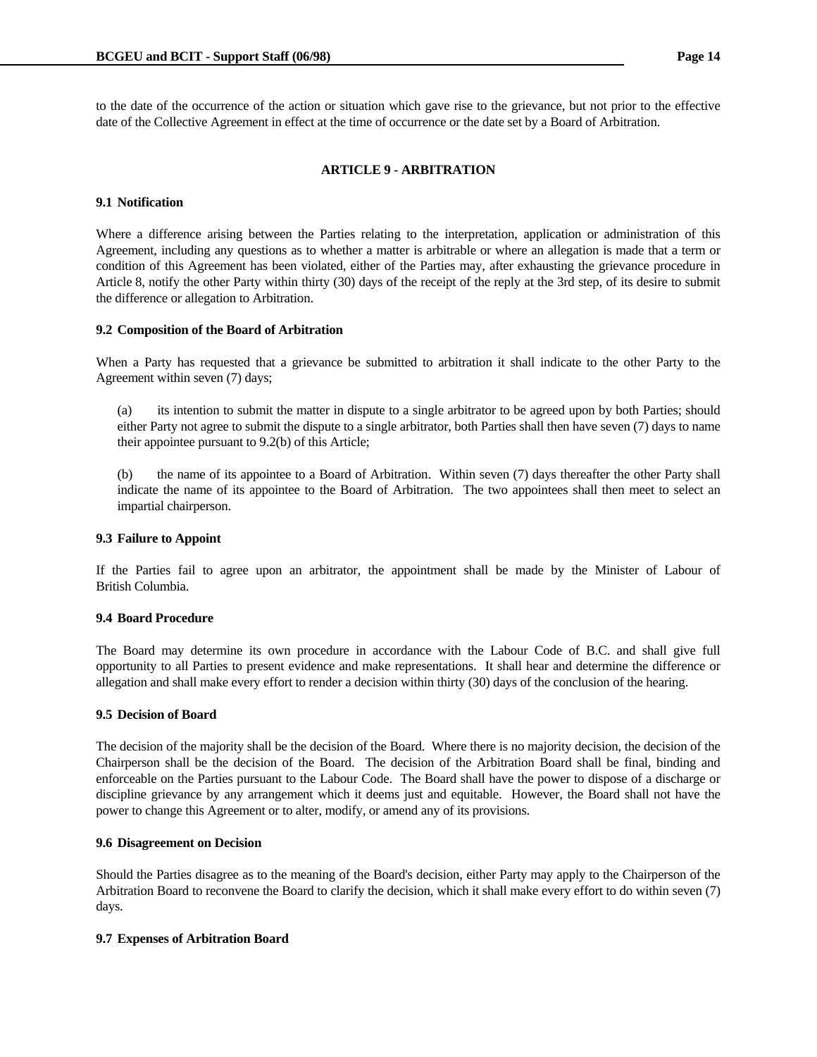to the date of the occurrence of the action or situation which gave rise to the grievance, but not prior to the effective date of the Collective Agreement in effect at the time of occurrence or the date set by a Board of Arbitration.

## ARTICLE 9 - ARBITRATION

### 9.1 Notification

Where a difference arising between the Parties relating to the interpretation, application or administration of this Agreement, including any questions as to whether a matter is arbitrable or where an allegation is made that a term or condition of this Agreement has been violated, either of the Parties may, after exhausting the grievance procedure in Article 8, notify the other Party within thirty (30) days of the receipt of the reply at the 3rd step, of its desire to submit the difference or allegation to Arbitration.

### 9.2 Composition of the Board of Arbitration

When a Party has requested that a grievance be submitted to arbitration it shall indicate to the other Party to the Agreement within seven (7) days;

(a) its intention to submit the matter in dispute to a single arbitrator to be agreed upon by both Parties; should either Party not agree to submit the dispute to a single arbitrator, both Parties shall then have seven (7) days to name their appointee pursuant to 9.2(b) of this Article;

(b) the name of its appointee to a Board of Arbitration. Within seven (7) days thereafter the other Party shall indicate the name of its appointee to the Board of Arbitration. The two appointees shall then meet to select an impartial chairperson.

### 9.3 Failure to Appoint

If the Parties fail to agree upon an arbitrator, the appointment shall be made by the Minister of Labour of British Columbia.

### 9.4 Board Procedure

The Board may determine its own procedure in accordance with the Labour Code of B.C. and shall give full opportunity to all Parties to present evidence and make representations. It shall hear and determine the difference or allegation and shall make every effort to render a decision within thirty (30) days of the conclusion of the hearing.

### 9.5 Decision of Board

The decision of the majority shall be the decision of the Board. Where there is no majority decision, the decision of the Chairperson shall be the decision of the Board. The decision of the Arbitration Board shall be final, binding and enforceable on the Parties pursuant to the Labour Code. The Board shall have the power to dispose of a discharge or discipline grievance by any arrangement which it deems just and equitable. However, the Board shall not have the power to change this Agreement or to alter, modify, or amend any of its provisions.

### 9.6 Disagreement on Decision

Should the Parties disagree as to the meaning of the Board's decision, either Party may apply to the Chairperson of the Arbitration Board to reconvene the Board to clarify the decision, which it shall make every effort to do within seven (7) days.

### 9.7 Expenses of Arbitration Board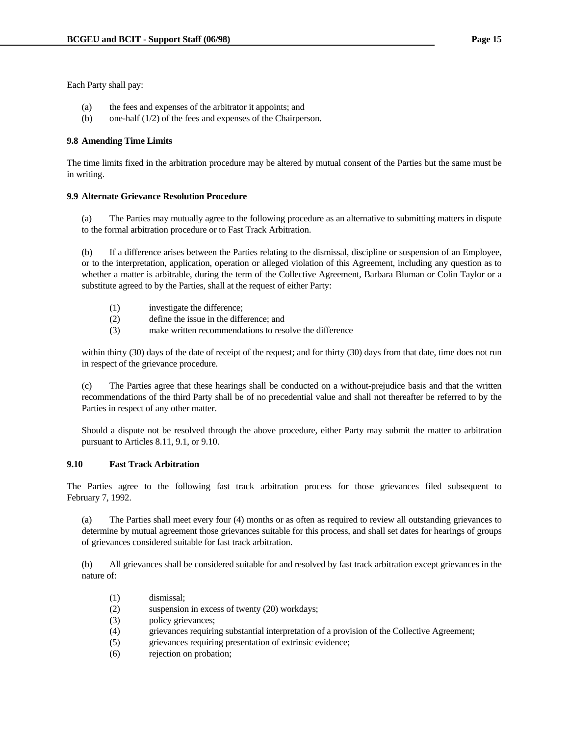Each Party shall pay:

(a) the fees and expenses of the arbitrator it appoints; and
(b) one-half (1/2) of the fees and expenses of the Chairperson.

**9.8 Amending Time Limits**

The time limits fixed in the arbitration procedure may be altered by mutual consent of the Parties but the same must be in writing.

**9.9 Alternate Grievance Resolution Procedure**

(a) The Parties may mutually agree to the following procedure as an alternative to submitting matters in dispute to the formal arbitration procedure or to Fast Track Arbitration.

(b) If a difference arises between the Parties relating to the dismissal, discipline or suspension of an Employee, or to the interpretation, application, operation or alleged violation of this Agreement, including any question as to whether a matter is arbitrable, during the term of the Collective Agreement, Barbara Bluman or Colin Taylor or a substitute agreed to by the Parties, shall at the request of either Party:

(1) investigate the difference;
(2) define the issue in the difference; and
(3) make written recommendations to resolve the difference

within thirty (30) days of the date of receipt of the request; and for thirty (30) days from that date, time does not run in respect of the grievance procedure.

(c) The Parties agree that these hearings shall be conducted on a without-prejudice basis and that the written recommendations of the third Party shall be of no precedential value and shall not thereafter be referred to by the Parties in respect of any other matter.

Should a dispute not be resolved through the above procedure, either Party may submit the matter to arbitration pursuant to Articles 8.11, 9.1, or 9.10.

**9.10 Fast Track Arbitration**

The Parties agree to the following fast track arbitration process for those grievances filed subsequent to February 7, 1992.

(a) The Parties shall meet every four (4) months or as often as required to review all outstanding grievances to determine by mutual agreement those grievances suitable for this process, and shall set dates for hearings of groups of grievances considered suitable for fast track arbitration.

(b) All grievances shall be considered suitable for and resolved by fast track arbitration except grievances in the nature of:

(1) dismissal;
(2) suspension in excess of twenty (20) workdays;
(3) policy grievances;
(4) grievances requiring substantial interpretation of a provision of the Collective Agreement;
(5) grievances requiring presentation of extrinsic evidence;
(6) rejection on probation;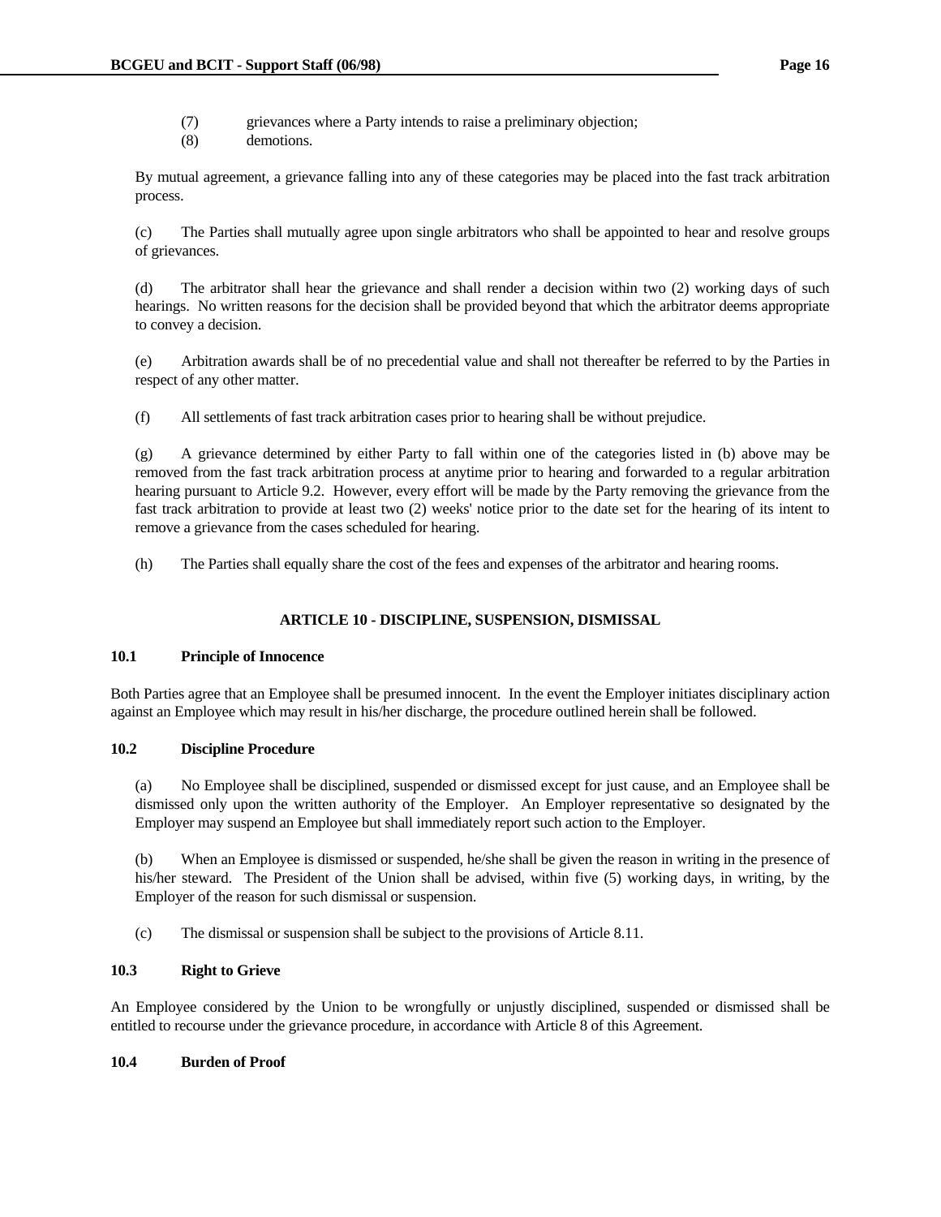(7) grievances where a Party intends to raise a preliminary objection;
(8) demotions.

By mutual agreement, a grievance falling into any of these categories may be placed into the fast track arbitration process.

(c) The Parties shall mutually agree upon single arbitrators who shall be appointed to hear and resolve groups of grievances.

(d) The arbitrator shall hear the grievance and shall render a decision within two (2) working days of such hearings. No written reasons for the decision shall be provided beyond that which the arbitrator deems appropriate to convey a decision.

(e) Arbitration awards shall be of no precedential value and shall not thereafter be referred to by the Parties in respect of any other matter.

(f) All settlements of fast track arbitration cases prior to hearing shall be without prejudice.

(g) A grievance determined by either Party to fall within one of the categories listed in (b) above may be removed from the fast track arbitration process at anytime prior to hearing and forwarded to a regular arbitration hearing pursuant to Article 9.2. However, every effort will be made by the Party removing the grievance from the fast track arbitration to provide at least two (2) weeks' notice prior to the date set for the hearing of its intent to remove a grievance from the cases scheduled for hearing.

(h) The Parties shall equally share the cost of the fees and expenses of the arbitrator and hearing rooms.

## ARTICLE 10 - DISCIPLINE, SUSPENSION, DISMISSAL

### 10.1 Principle of Innocence

Both Parties agree that an Employee shall be presumed innocent. In the event the Employer initiates disciplinary action against an Employee which may result in his/her discharge, the procedure outlined herein shall be followed.

### 10.2 Discipline Procedure

(a) No Employee shall be disciplined, suspended or dismissed except for just cause, and an Employee shall be dismissed only upon the written authority of the Employer. An Employer representative so designated by the Employer may suspend an Employee but shall immediately report such action to the Employer.

(b) When an Employee is dismissed or suspended, he/she shall be given the reason in writing in the presence of his/her steward. The President of the Union shall be advised, within five (5) working days, in writing, by the Employer of the reason for such dismissal or suspension.

(c) The dismissal or suspension shall be subject to the provisions of Article 8.11.

### 10.3 Right to Grieve

An Employee considered by the Union to be wrongfully or unjustly disciplined, suspended or dismissed shall be entitled to recourse under the grievance procedure, in accordance with Article 8 of this Agreement.

### 10.4 Burden of Proof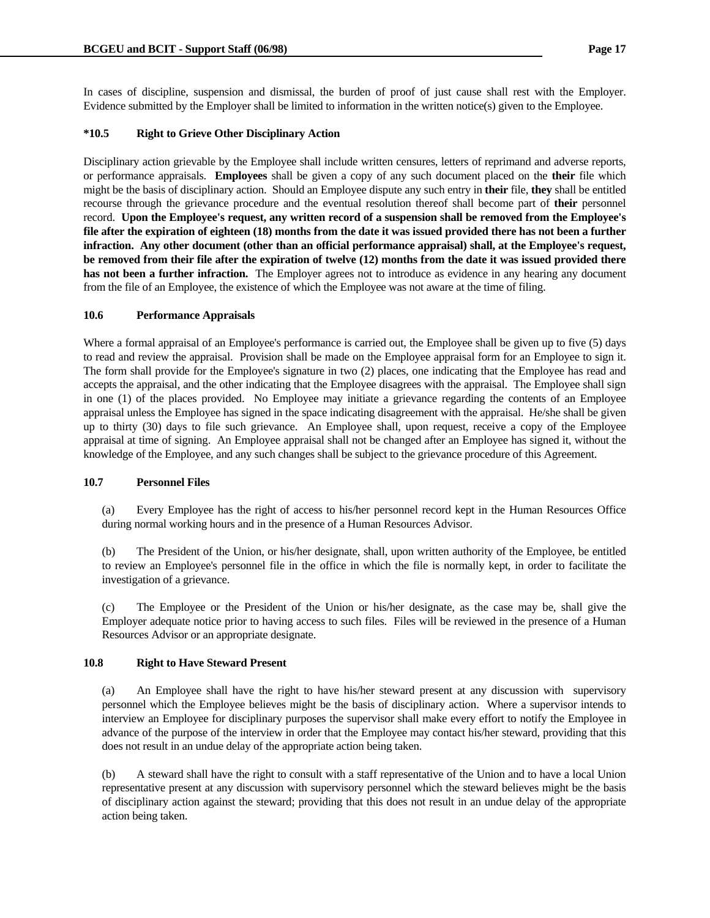In cases of discipline, suspension and dismissal, the burden of proof of just cause shall rest with the Employer. Evidence submitted by the Employer shall be limited to information in the written notice(s) given to the Employee.

### *10.5 Right to Grieve Other Disciplinary Action

Disciplinary action grievable by the Employee shall include written censures, letters of reprimand and adverse reports, or performance appraisals. **Employees** shall be given a copy of any such document placed on the **their** file which might be the basis of disciplinary action. Should an Employee dispute any such entry in **their** file, **they** shall be entitled recourse through the grievance procedure and the eventual resolution thereof shall become part of **their** personnel record. **Upon the Employee's request, any written record of a suspension shall be removed from the Employee's file after the expiration of eighteen (18) months from the date it was issued provided there has not been a further infraction. Any other document (other than an official performance appraisal) shall, at the Employee's request, be removed from their file after the expiration of twelve (12) months from the date it was issued provided there has not been a further infraction.** The Employer agrees not to introduce as evidence in any hearing any document from the file of an Employee, the existence of which the Employee was not aware at the time of filing.

### 10.6 Performance Appraisals

Where a formal appraisal of an Employee's performance is carried out, the Employee shall be given up to five (5) days to read and review the appraisal. Provision shall be made on the Employee appraisal form for an Employee to sign it. The form shall provide for the Employee's signature in two (2) places, one indicating that the Employee has read and accepts the appraisal, and the other indicating that the Employee disagrees with the appraisal. The Employee shall sign in one (1) of the places provided. No Employee may initiate a grievance regarding the contents of an Employee appraisal unless the Employee has signed in the space indicating disagreement with the appraisal. He/she shall be given up to thirty (30) days to file such grievance. An Employee shall, upon request, receive a copy of the Employee appraisal at time of signing. An Employee appraisal shall not be changed after an Employee has signed it, without the knowledge of the Employee, and any such changes shall be subject to the grievance procedure of this Agreement.

### 10.7 Personnel Files

(a) Every Employee has the right of access to his/her personnel record kept in the Human Resources Office during normal working hours and in the presence of a Human Resources Advisor.

(b) The President of the Union, or his/her designate, shall, upon written authority of the Employee, be entitled to review an Employee's personnel file in the office in which the file is normally kept, in order to facilitate the investigation of a grievance.

(c) The Employee or the President of the Union or his/her designate, as the case may be, shall give the Employer adequate notice prior to having access to such files. Files will be reviewed in the presence of a Human Resources Advisor or an appropriate designate.

### 10.8 Right to Have Steward Present

(a) An Employee shall have the right to have his/her steward present at any discussion with supervisory personnel which the Employee believes might be the basis of disciplinary action. Where a supervisor intends to interview an Employee for disciplinary purposes the supervisor shall make every effort to notify the Employee in advance of the purpose of the interview in order that the Employee may contact his/her steward, providing that this does not result in an undue delay of the appropriate action being taken.

(b) A steward shall have the right to consult with a staff representative of the Union and to have a local Union representative present at any discussion with supervisory personnel which the steward believes might be the basis of disciplinary action against the steward; providing that this does not result in an undue delay of the appropriate action being taken.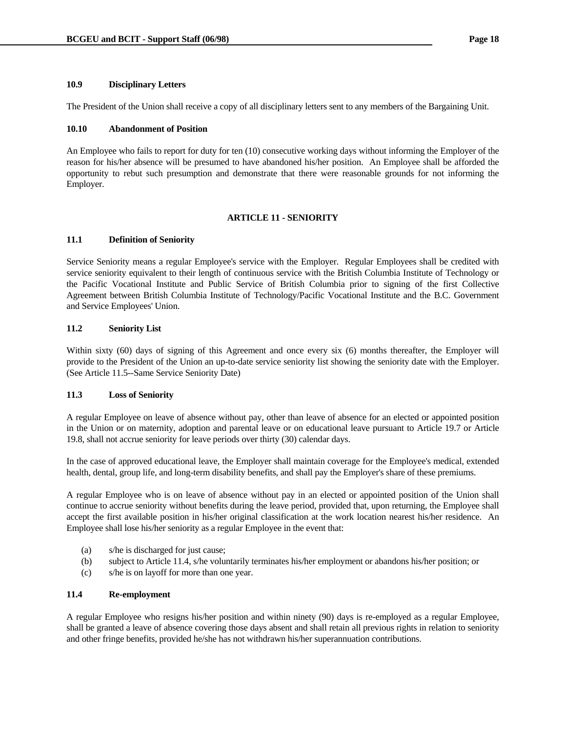### 10.9 Disciplinary Letters

The President of the Union shall receive a copy of all disciplinary letters sent to any members of the Bargaining Unit.

### 10.10 Abandonment of Position

An Employee who fails to report for duty for ten (10) consecutive working days without informing the Employer of the reason for his/her absence will be presumed to have abandoned his/her position. An Employee shall be afforded the opportunity to rebut such presumption and demonstrate that there were reasonable grounds for not informing the Employer.

## ARTICLE 11 - SENIORITY

### 11.1 Definition of Seniority

Service Seniority means a regular Employee's service with the Employer. Regular Employees shall be credited with service seniority equivalent to their length of continuous service with the British Columbia Institute of Technology or the Pacific Vocational Institute and Public Service of British Columbia prior to signing of the first Collective Agreement between British Columbia Institute of Technology/Pacific Vocational Institute and the B.C. Government and Service Employees' Union.

### 11.2 Seniority List

Within sixty (60) days of signing of this Agreement and once every six (6) months thereafter, the Employer will provide to the President of the Union an up-to-date service seniority list showing the seniority date with the Employer. (See Article 11.5--Same Service Seniority Date)

### 11.3 Loss of Seniority

A regular Employee on leave of absence without pay, other than leave of absence for an elected or appointed position in the Union or on maternity, adoption and parental leave or on educational leave pursuant to Article 19.7 or Article 19.8, shall not accrue seniority for leave periods over thirty (30) calendar days.

In the case of approved educational leave, the Employer shall maintain coverage for the Employee's medical, extended health, dental, group life, and long-term disability benefits, and shall pay the Employer's share of these premiums.

A regular Employee who is on leave of absence without pay in an elected or appointed position of the Union shall continue to accrue seniority without benefits during the leave period, provided that, upon returning, the Employee shall accept the first available position in his/her original classification at the work location nearest his/her residence. An Employee shall lose his/her seniority as a regular Employee in the event that:

- (a) s/he is discharged for just cause;
- (b) subject to Article 11.4, s/he voluntarily terminates his/her employment or abandons his/her position; or
- (c) s/he is on layoff for more than one year.

### 11.4 Re-employment

A regular Employee who resigns his/her position and within ninety (90) days is re-employed as a regular Employee, shall be granted a leave of absence covering those days absent and shall retain all previous rights in relation to seniority and other fringe benefits, provided he/she has not withdrawn his/her superannuation contributions.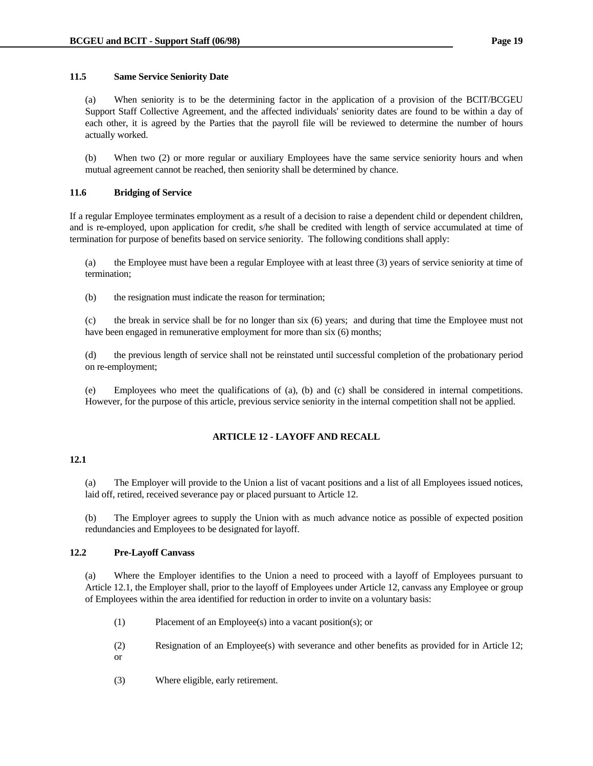### 11.5 Same Service Seniority Date

(a) When seniority is to be the determining factor in the application of a provision of the BCIT/BCGEU Support Staff Collective Agreement, and the affected individuals' seniority dates are found to be within a day of each other, it is agreed by the Parties that the payroll file will be reviewed to determine the number of hours actually worked.

(b) When two (2) or more regular or auxiliary Employees have the same service seniority hours and when mutual agreement cannot be reached, then seniority shall be determined by chance.

### 11.6 Bridging of Service

If a regular Employee terminates employment as a result of a decision to raise a dependent child or dependent children, and is re-employed, upon application for credit, s/he shall be credited with length of service accumulated at time of termination for purpose of benefits based on service seniority. The following conditions shall apply:

(a) the Employee must have been a regular Employee with at least three (3) years of service seniority at time of termination;

(b) the resignation must indicate the reason for termination;

(c) the break in service shall be for no longer than six (6) years; and during that time the Employee must not have been engaged in remunerative employment for more than six (6) months;

(d) the previous length of service shall not be reinstated until successful completion of the probationary period on re-employment;

(e) Employees who meet the qualifications of (a), (b) and (c) shall be considered in internal competitions. However, for the purpose of this article, previous service seniority in the internal competition shall not be applied.

## ARTICLE 12 - LAYOFF AND RECALL

### 12.1

(a) The Employer will provide to the Union a list of vacant positions and a list of all Employees issued notices, laid off, retired, received severance pay or placed pursuant to Article 12.

(b) The Employer agrees to supply the Union with as much advance notice as possible of expected position redundancies and Employees to be designated for layoff.

### 12.2 Pre-Layoff Canvass

(a) Where the Employer identifies to the Union a need to proceed with a layoff of Employees pursuant to Article 12.1, the Employer shall, prior to the layoff of Employees under Article 12, canvass any Employee or group of Employees within the area identified for reduction in order to invite on a voluntary basis:

(1) Placement of an Employee(s) into a vacant position(s); or

(2) Resignation of an Employee(s) with severance and other benefits as provided for in Article 12; or

(3) Where eligible, early retirement.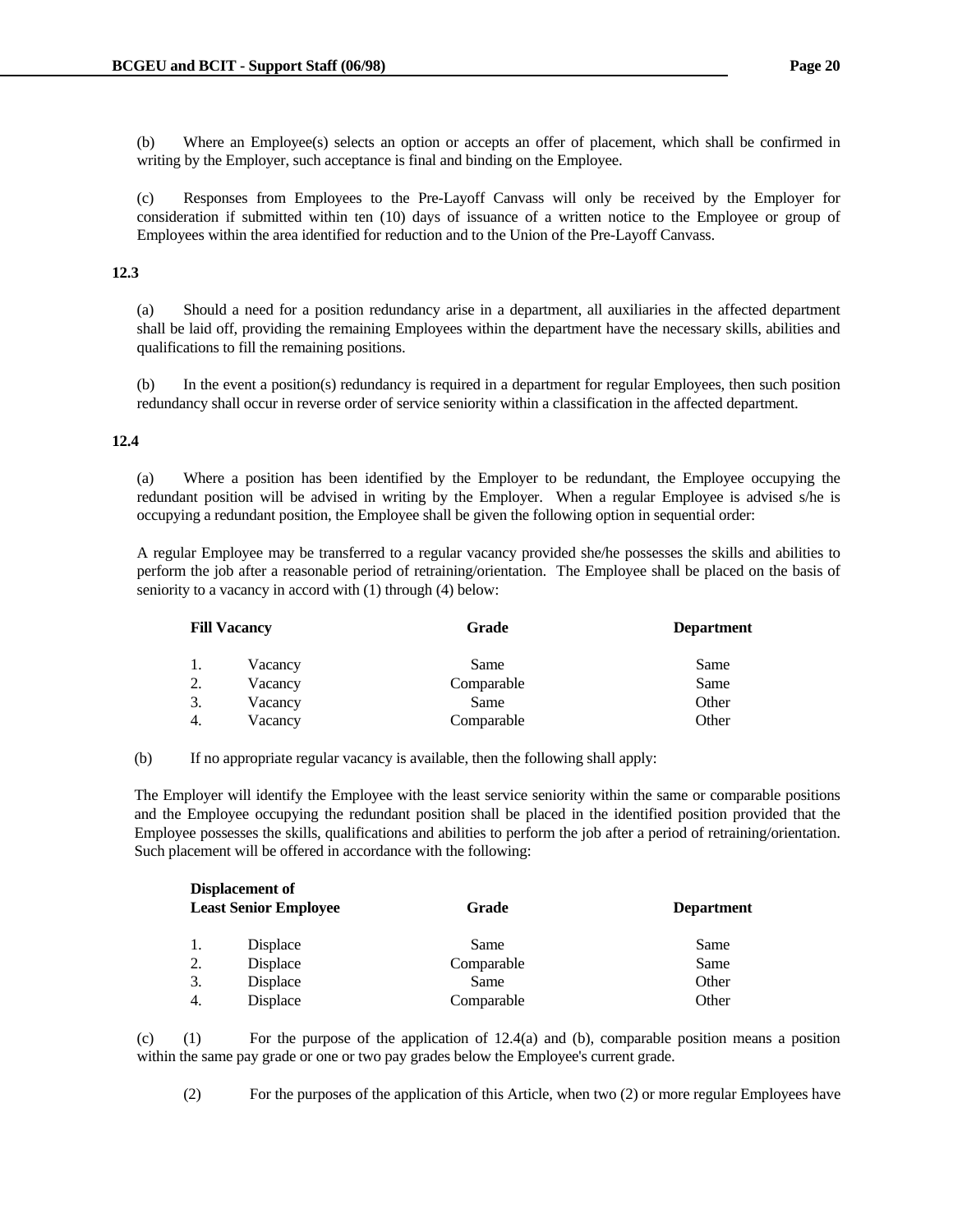(b) Where an Employee(s) selects an option or accepts an offer of placement, which shall be confirmed in writing by the Employer, such acceptance is final and binding on the Employee.

(c) Responses from Employees to the Pre-Layoff Canvass will only be received by the Employer for consideration if submitted within ten (10) days of issuance of a written notice to the Employee or group of Employees within the area identified for reduction and to the Union of the Pre-Layoff Canvass.

**12.3**

(a) Should a need for a position redundancy arise in a department, all auxiliaries in the affected department shall be laid off, providing the remaining Employees within the department have the necessary skills, abilities and qualifications to fill the remaining positions.

(b) In the event a position(s) redundancy is required in a department for regular Employees, then such position redundancy shall occur in reverse order of service seniority within a classification in the affected department.

**12.4**

(a) Where a position has been identified by the Employer to be redundant, the Employee occupying the redundant position will be advised in writing by the Employer. When a regular Employee is advised s/he is occupying a redundant position, the Employee shall be given the following option in sequential order:

A regular Employee may be transferred to a regular vacancy provided she/he possesses the skills and abilities to perform the job after a reasonable period of retraining/orientation. The Employee shall be placed on the basis of seniority to a vacancy in accord with (1) through (4) below:

| **Fill Vacancy** | | **Grade** | **Department** |
|---|---|---|---|
| 1. | Vacancy | Same | Same |
| 2. | Vacancy | Comparable | Same |
| 3. | Vacancy | Same | Other |
| 4. | Vacancy | Comparable | Other |

(b) If no appropriate regular vacancy is available, then the following shall apply:

The Employer will identify the Employee with the least service seniority within the same or comparable positions and the Employee occupying the redundant position shall be placed in the identified position provided that the Employee possesses the skills, qualifications and abilities to perform the job after a period of retraining/orientation. Such placement will be offered in accordance with the following:

| **Displacement of Least Senior Employee** | | **Grade** | **Department** |
|---|---|---|---|
| 1. | Displace | Same | Same |
| 2. | Displace | Comparable | Same |
| 3. | Displace | Same | Other |
| 4. | Displace | Comparable | Other |

(c) (1) For the purpose of the application of 12.4(a) and (b), comparable position means a position within the same pay grade or one or two pay grades below the Employee's current grade.

(2) For the purposes of the application of this Article, when two (2) or more regular Employees have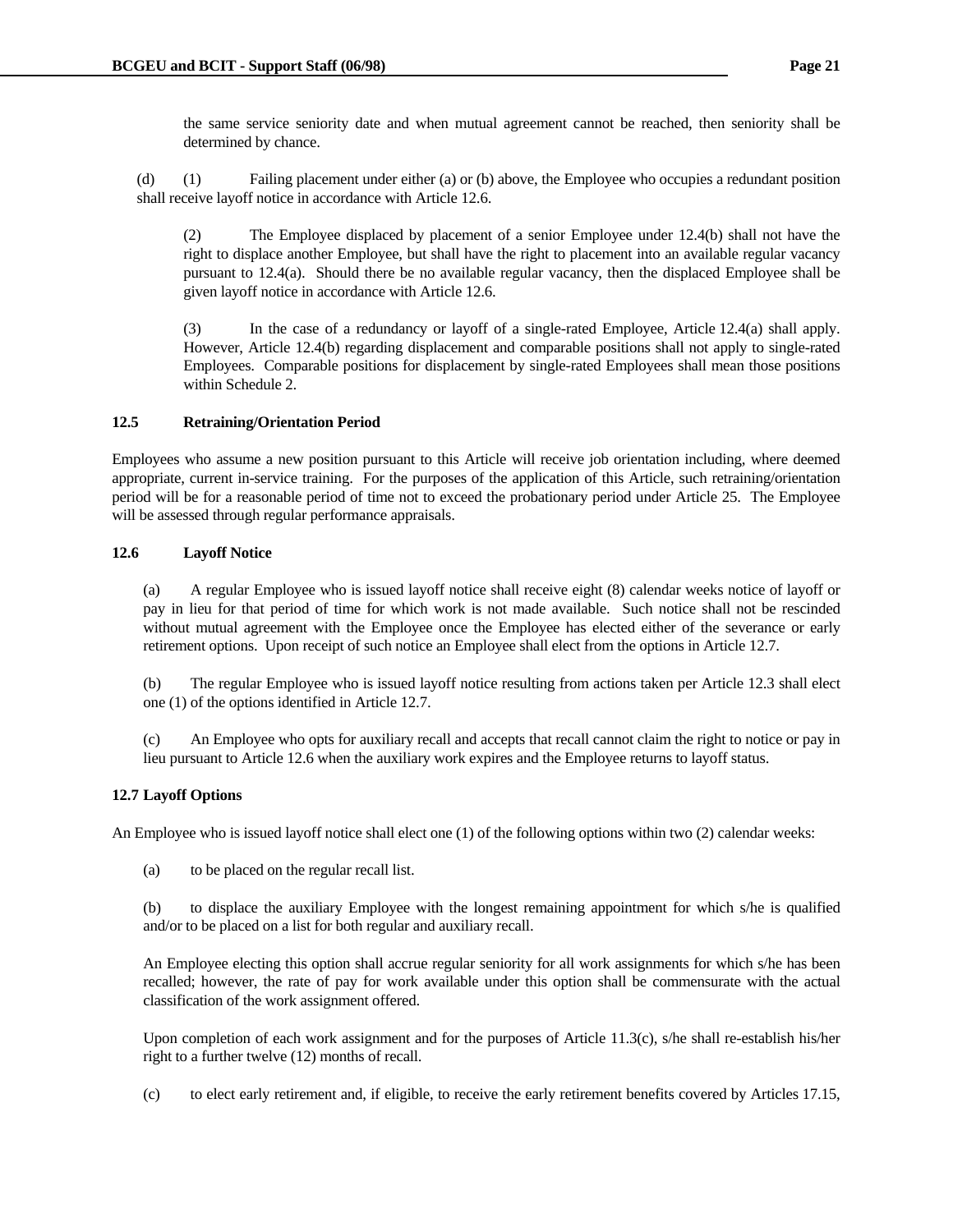the same service seniority date and when mutual agreement cannot be reached, then seniority shall be determined by chance.

(d) (1) Failing placement under either (a) or (b) above, the Employee who occupies a redundant position shall receive layoff notice in accordance with Article 12.6.

(2) The Employee displaced by placement of a senior Employee under 12.4(b) shall not have the right to displace another Employee, but shall have the right to placement into an available regular vacancy pursuant to 12.4(a). Should there be no available regular vacancy, then the displaced Employee shall be given layoff notice in accordance with Article 12.6.

(3) In the case of a redundancy or layoff of a single-rated Employee, Article 12.4(a) shall apply. However, Article 12.4(b) regarding displacement and comparable positions shall not apply to single-rated Employees. Comparable positions for displacement by single-rated Employees shall mean those positions within Schedule 2.

**12.5 Retraining/Orientation Period**

Employees who assume a new position pursuant to this Article will receive job orientation including, where deemed appropriate, current in-service training. For the purposes of the application of this Article, such retraining/orientation period will be for a reasonable period of time not to exceed the probationary period under Article 25. The Employee will be assessed through regular performance appraisals.

**12.6 Layoff Notice**

(a) A regular Employee who is issued layoff notice shall receive eight (8) calendar weeks notice of layoff or pay in lieu for that period of time for which work is not made available. Such notice shall not be rescinded without mutual agreement with the Employee once the Employee has elected either of the severance or early retirement options. Upon receipt of such notice an Employee shall elect from the options in Article 12.7.

(b) The regular Employee who is issued layoff notice resulting from actions taken per Article 12.3 shall elect one (1) of the options identified in Article 12.7.

(c) An Employee who opts for auxiliary recall and accepts that recall cannot claim the right to notice or pay in lieu pursuant to Article 12.6 when the auxiliary work expires and the Employee returns to layoff status.

**12.7 Layoff Options**

An Employee who is issued layoff notice shall elect one (1) of the following options within two (2) calendar weeks:

(a) to be placed on the regular recall list.

(b) to displace the auxiliary Employee with the longest remaining appointment for which s/he is qualified and/or to be placed on a list for both regular and auxiliary recall.

An Employee electing this option shall accrue regular seniority for all work assignments for which s/he has been recalled; however, the rate of pay for work available under this option shall be commensurate with the actual classification of the work assignment offered.

Upon completion of each work assignment and for the purposes of Article 11.3(c), s/he shall re-establish his/her right to a further twelve (12) months of recall.

(c) to elect early retirement and, if eligible, to receive the early retirement benefits covered by Articles 17.15,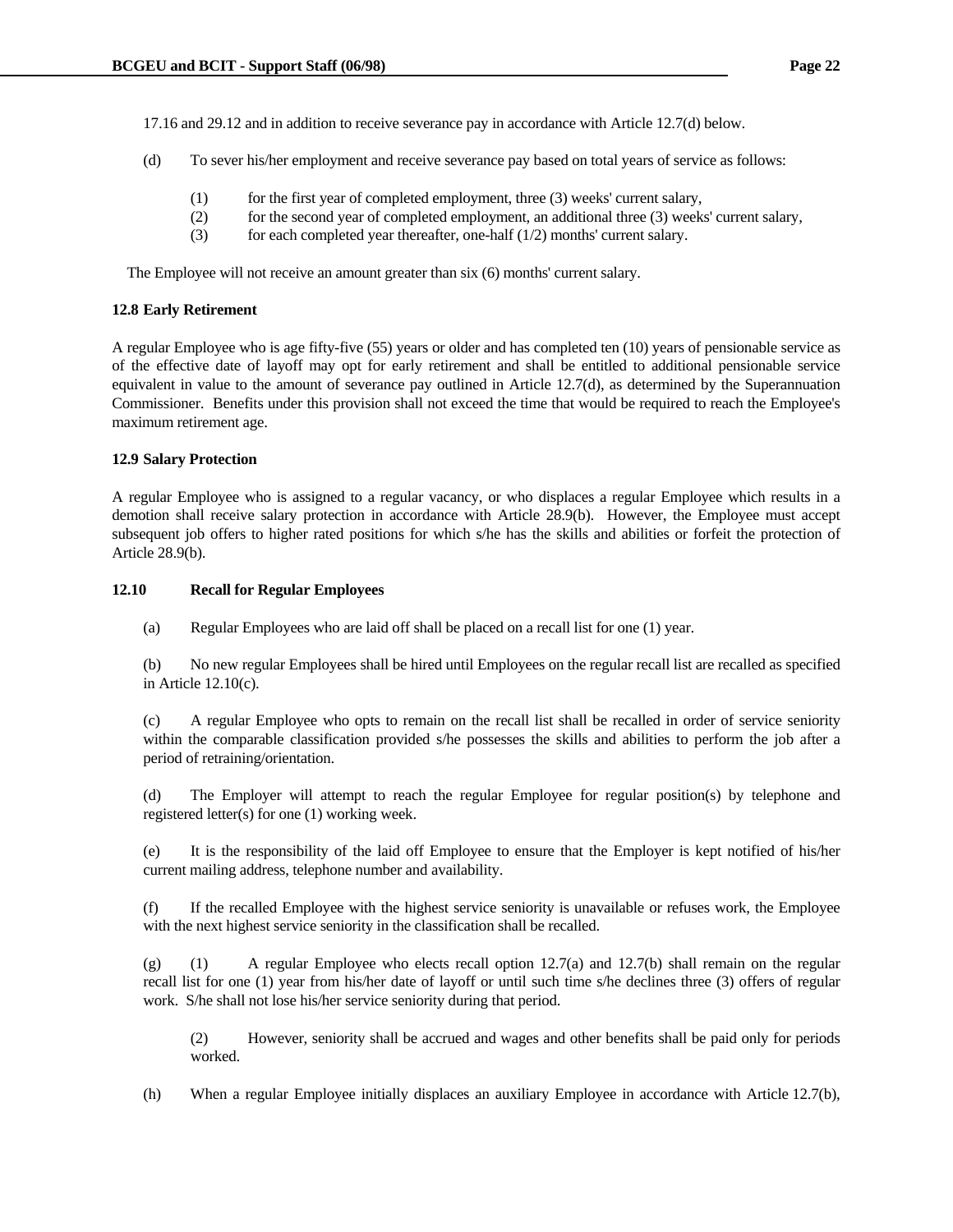17.16 and 29.12 and in addition to receive severance pay in accordance with Article 12.7(d) below.

(d) To sever his/her employment and receive severance pay based on total years of service as follows:

(1) for the first year of completed employment, three (3) weeks' current salary,
(2) for the second year of completed employment, an additional three (3) weeks' current salary,
(3) for each completed year thereafter, one-half (1/2) months' current salary.

The Employee will not receive an amount greater than six (6) months' current salary.

**12.8 Early Retirement**

A regular Employee who is age fifty-five (55) years or older and has completed ten (10) years of pensionable service as of the effective date of layoff may opt for early retirement and shall be entitled to additional pensionable service equivalent in value to the amount of severance pay outlined in Article 12.7(d), as determined by the Superannuation Commissioner. Benefits under this provision shall not exceed the time that would be required to reach the Employee's maximum retirement age.

**12.9 Salary Protection**

A regular Employee who is assigned to a regular vacancy, or who displaces a regular Employee which results in a demotion shall receive salary protection in accordance with Article 28.9(b). However, the Employee must accept subsequent job offers to higher rated positions for which s/he has the skills and abilities or forfeit the protection of Article 28.9(b).

**12.10 Recall for Regular Employees**

(a) Regular Employees who are laid off shall be placed on a recall list for one (1) year.

(b) No new regular Employees shall be hired until Employees on the regular recall list are recalled as specified in Article 12.10(c).

(c) A regular Employee who opts to remain on the recall list shall be recalled in order of service seniority within the comparable classification provided s/he possesses the skills and abilities to perform the job after a period of retraining/orientation.

(d) The Employer will attempt to reach the regular Employee for regular position(s) by telephone and registered letter(s) for one (1) working week.

(e) It is the responsibility of the laid off Employee to ensure that the Employer is kept notified of his/her current mailing address, telephone number and availability.

(f) If the recalled Employee with the highest service seniority is unavailable or refuses work, the Employee with the next highest service seniority in the classification shall be recalled.

(g) (1) A regular Employee who elects recall option 12.7(a) and 12.7(b) shall remain on the regular recall list for one (1) year from his/her date of layoff or until such time s/he declines three (3) offers of regular work. S/he shall not lose his/her service seniority during that period.

(2) However, seniority shall be accrued and wages and other benefits shall be paid only for periods worked.

(h) When a regular Employee initially displaces an auxiliary Employee in accordance with Article 12.7(b),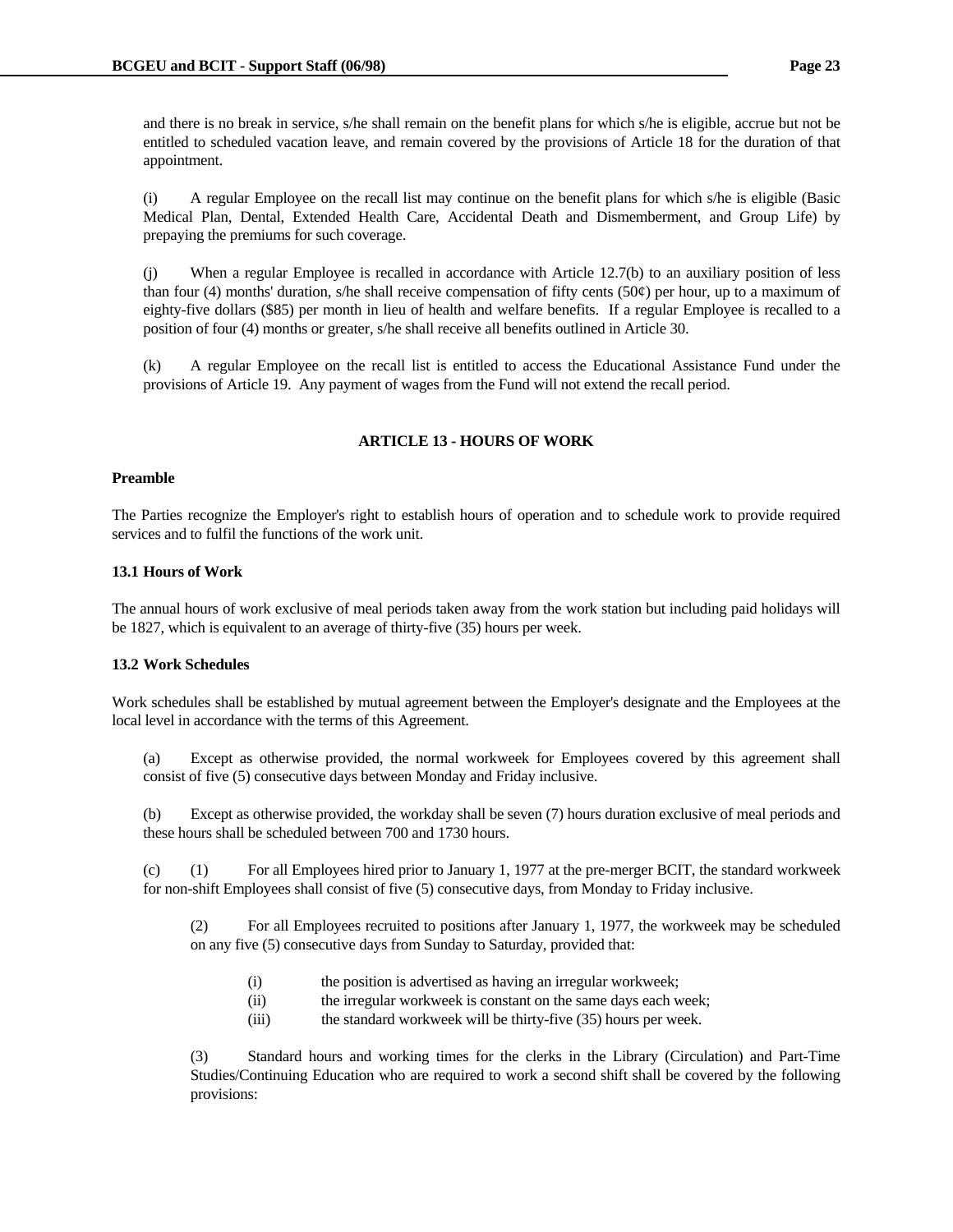and there is no break in service, s/he shall remain on the benefit plans for which s/he is eligible, accrue but not be entitled to scheduled vacation leave, and remain covered by the provisions of Article 18 for the duration of that appointment.

(i) A regular Employee on the recall list may continue on the benefit plans for which s/he is eligible (Basic Medical Plan, Dental, Extended Health Care, Accidental Death and Dismemberment, and Group Life) by prepaying the premiums for such coverage.

(j) When a regular Employee is recalled in accordance with Article 12.7(b) to an auxiliary position of less than four (4) months' duration, s/he shall receive compensation of fifty cents (50¢) per hour, up to a maximum of eighty-five dollars ($85) per month in lieu of health and welfare benefits. If a regular Employee is recalled to a position of four (4) months or greater, s/he shall receive all benefits outlined in Article 30.

(k) A regular Employee on the recall list is entitled to access the Educational Assistance Fund under the provisions of Article 19. Any payment of wages from the Fund will not extend the recall period.

## ARTICLE 13 - HOURS OF WORK

**Preamble**

The Parties recognize the Employer's right to establish hours of operation and to schedule work to provide required services and to fulfil the functions of the work unit.

### 13.1 Hours of Work

The annual hours of work exclusive of meal periods taken away from the work station but including paid holidays will be 1827, which is equivalent to an average of thirty-five (35) hours per week.

### 13.2 Work Schedules

Work schedules shall be established by mutual agreement between the Employer's designate and the Employees at the local level in accordance with the terms of this Agreement.

(a) Except as otherwise provided, the normal workweek for Employees covered by this agreement shall consist of five (5) consecutive days between Monday and Friday inclusive.

(b) Except as otherwise provided, the workday shall be seven (7) hours duration exclusive of meal periods and these hours shall be scheduled between 700 and 1730 hours.

(c) (1) For all Employees hired prior to January 1, 1977 at the pre-merger BCIT, the standard workweek for non-shift Employees shall consist of five (5) consecutive days, from Monday to Friday inclusive.

(2) For all Employees recruited to positions after January 1, 1977, the workweek may be scheduled on any five (5) consecutive days from Sunday to Saturday, provided that:

- (i) the position is advertised as having an irregular workweek;
- (ii) the irregular workweek is constant on the same days each week;
- (iii) the standard workweek will be thirty-five (35) hours per week.

(3) Standard hours and working times for the clerks in the Library (Circulation) and Part-Time Studies/Continuing Education who are required to work a second shift shall be covered by the following provisions: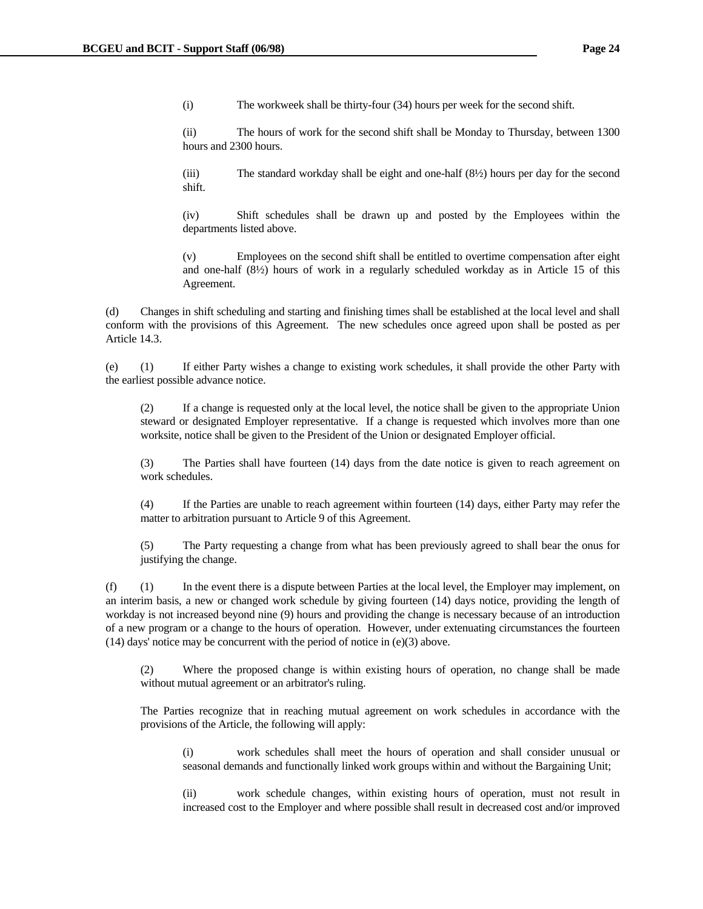(i) The workweek shall be thirty-four (34) hours per week for the second shift.

(ii) The hours of work for the second shift shall be Monday to Thursday, between 1300 hours and 2300 hours.

(iii) The standard workday shall be eight and one-half (8½) hours per day for the second shift.

(iv) Shift schedules shall be drawn up and posted by the Employees within the departments listed above.

(v) Employees on the second shift shall be entitled to overtime compensation after eight and one-half (8½) hours of work in a regularly scheduled workday as in Article 15 of this Agreement.

(d) Changes in shift scheduling and starting and finishing times shall be established at the local level and shall conform with the provisions of this Agreement. The new schedules once agreed upon shall be posted as per Article 14.3.

(e) (1) If either Party wishes a change to existing work schedules, it shall provide the other Party with the earliest possible advance notice.

(2) If a change is requested only at the local level, the notice shall be given to the appropriate Union steward or designated Employer representative. If a change is requested which involves more than one worksite, notice shall be given to the President of the Union or designated Employer official.

(3) The Parties shall have fourteen (14) days from the date notice is given to reach agreement on work schedules.

(4) If the Parties are unable to reach agreement within fourteen (14) days, either Party may refer the matter to arbitration pursuant to Article 9 of this Agreement.

(5) The Party requesting a change from what has been previously agreed to shall bear the onus for justifying the change.

(f) (1) In the event there is a dispute between Parties at the local level, the Employer may implement, on an interim basis, a new or changed work schedule by giving fourteen (14) days notice, providing the length of workday is not increased beyond nine (9) hours and providing the change is necessary because of an introduction of a new program or a change to the hours of operation. However, under extenuating circumstances the fourteen (14) days' notice may be concurrent with the period of notice in (e)(3) above.

(2) Where the proposed change is within existing hours of operation, no change shall be made without mutual agreement or an arbitrator's ruling.

The Parties recognize that in reaching mutual agreement on work schedules in accordance with the provisions of the Article, the following will apply:

(i) work schedules shall meet the hours of operation and shall consider unusual or seasonal demands and functionally linked work groups within and without the Bargaining Unit;

(ii) work schedule changes, within existing hours of operation, must not result in increased cost to the Employer and where possible shall result in decreased cost and/or improved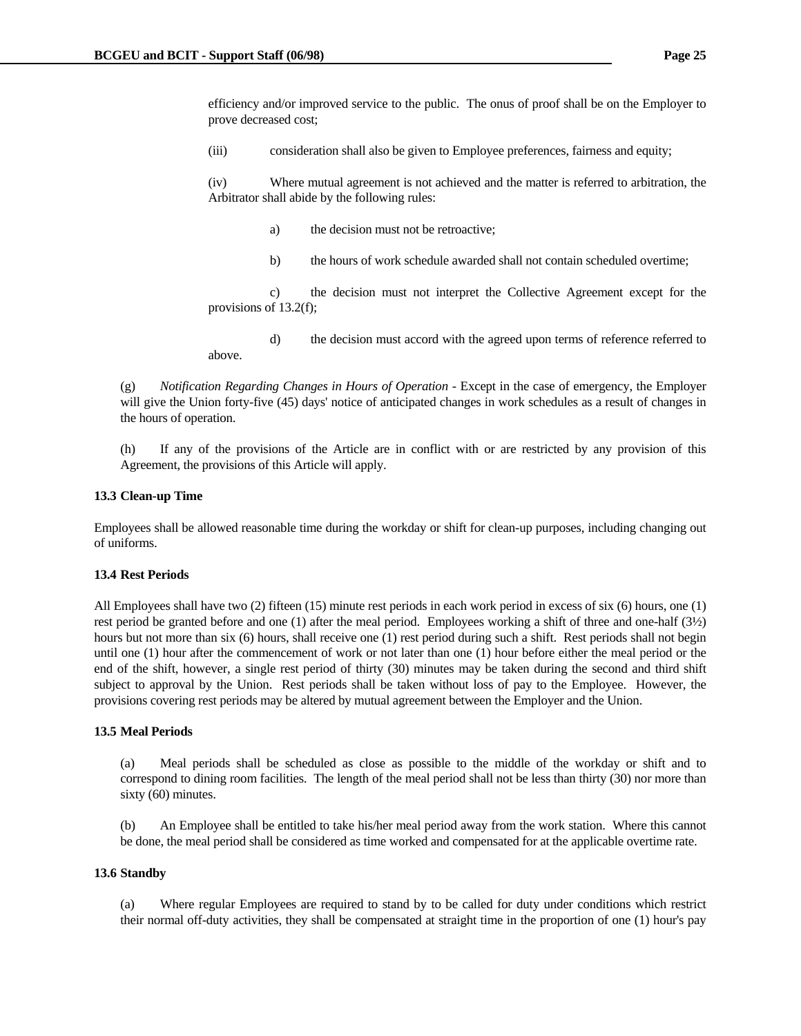efficiency and/or improved service to the public. The onus of proof shall be on the Employer to prove decreased cost;

(iii) consideration shall also be given to Employee preferences, fairness and equity;

(iv) Where mutual agreement is not achieved and the matter is referred to arbitration, the Arbitrator shall abide by the following rules:

a) the decision must not be retroactive;

b) the hours of work schedule awarded shall not contain scheduled overtime;

c) the decision must not interpret the Collective Agreement except for the provisions of 13.2(f);

d) the decision must accord with the agreed upon terms of reference referred to above.

(g) *Notification Regarding Changes in Hours of Operation* - Except in the case of emergency, the Employer will give the Union forty-five (45) days' notice of anticipated changes in work schedules as a result of changes in the hours of operation.

(h) If any of the provisions of the Article are in conflict with or are restricted by any provision of this Agreement, the provisions of this Article will apply.

**13.3 Clean-up Time**

Employees shall be allowed reasonable time during the workday or shift for clean-up purposes, including changing out of uniforms.

**13.4 Rest Periods**

All Employees shall have two (2) fifteen (15) minute rest periods in each work period in excess of six (6) hours, one (1) rest period be granted before and one (1) after the meal period. Employees working a shift of three and one-half (3½) hours but not more than six (6) hours, shall receive one (1) rest period during such a shift. Rest periods shall not begin until one (1) hour after the commencement of work or not later than one (1) hour before either the meal period or the end of the shift, however, a single rest period of thirty (30) minutes may be taken during the second and third shift subject to approval by the Union. Rest periods shall be taken without loss of pay to the Employee. However, the provisions covering rest periods may be altered by mutual agreement between the Employer and the Union.

**13.5 Meal Periods**

(a) Meal periods shall be scheduled as close as possible to the middle of the workday or shift and to correspond to dining room facilities. The length of the meal period shall not be less than thirty (30) nor more than sixty (60) minutes.

(b) An Employee shall be entitled to take his/her meal period away from the work station. Where this cannot be done, the meal period shall be considered as time worked and compensated for at the applicable overtime rate.

**13.6 Standby**

(a) Where regular Employees are required to stand by to be called for duty under conditions which restrict their normal off-duty activities, they shall be compensated at straight time in the proportion of one (1) hour's pay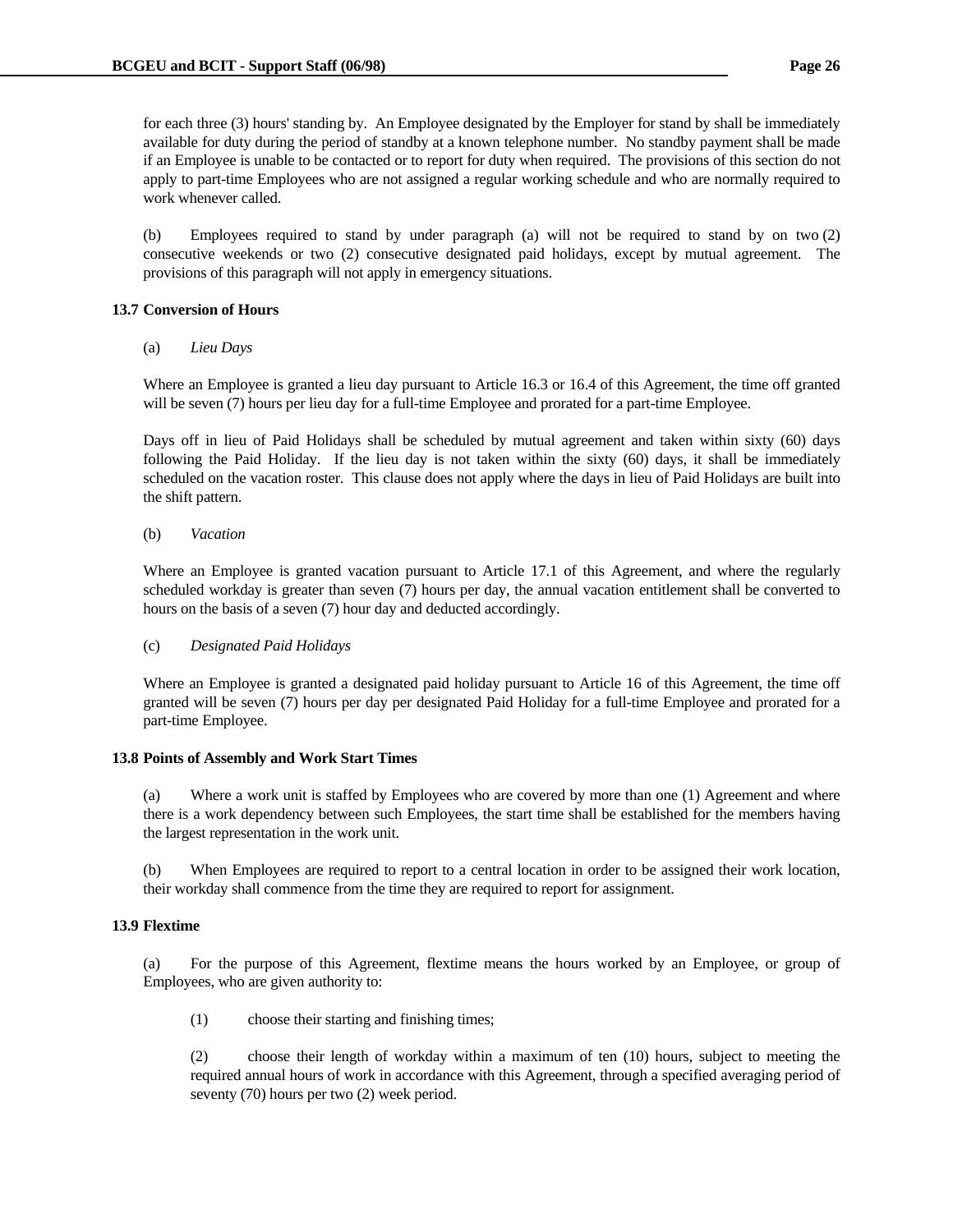for each three (3) hours' standing by. An Employee designated by the Employer for stand by shall be immediately available for duty during the period of standby at a known telephone number. No standby payment shall be made if an Employee is unable to be contacted or to report for duty when required. The provisions of this section do not apply to part-time Employees who are not assigned a regular working schedule and who are normally required to work whenever called.

(b) Employees required to stand by under paragraph (a) will not be required to stand by on two (2) consecutive weekends or two (2) consecutive designated paid holidays, except by mutual agreement. The provisions of this paragraph will not apply in emergency situations.

**13.7 Conversion of Hours**

(a) *Lieu Days*

Where an Employee is granted a lieu day pursuant to Article 16.3 or 16.4 of this Agreement, the time off granted will be seven (7) hours per lieu day for a full-time Employee and prorated for a part-time Employee.

Days off in lieu of Paid Holidays shall be scheduled by mutual agreement and taken within sixty (60) days following the Paid Holiday. If the lieu day is not taken within the sixty (60) days, it shall be immediately scheduled on the vacation roster. This clause does not apply where the days in lieu of Paid Holidays are built into the shift pattern.

(b) *Vacation*

Where an Employee is granted vacation pursuant to Article 17.1 of this Agreement, and where the regularly scheduled workday is greater than seven (7) hours per day, the annual vacation entitlement shall be converted to hours on the basis of a seven (7) hour day and deducted accordingly.

(c) *Designated Paid Holidays*

Where an Employee is granted a designated paid holiday pursuant to Article 16 of this Agreement, the time off granted will be seven (7) hours per day per designated Paid Holiday for a full-time Employee and prorated for a part-time Employee.

**13.8 Points of Assembly and Work Start Times**

(a) Where a work unit is staffed by Employees who are covered by more than one (1) Agreement and where there is a work dependency between such Employees, the start time shall be established for the members having the largest representation in the work unit.

(b) When Employees are required to report to a central location in order to be assigned their work location, their workday shall commence from the time they are required to report for assignment.

**13.9 Flextime**

(a) For the purpose of this Agreement, flextime means the hours worked by an Employee, or group of Employees, who are given authority to:

(1) choose their starting and finishing times;

(2) choose their length of workday within a maximum of ten (10) hours, subject to meeting the required annual hours of work in accordance with this Agreement, through a specified averaging period of seventy (70) hours per two (2) week period.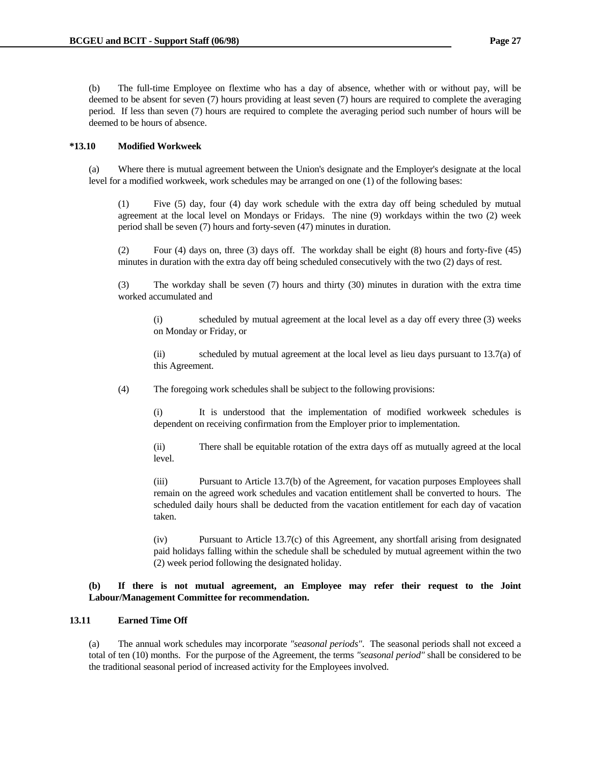(b) The full-time Employee on flextime who has a day of absence, whether with or without pay, will be deemed to be absent for seven (7) hours providing at least seven (7) hours are required to complete the averaging period. If less than seven (7) hours are required to complete the averaging period such number of hours will be deemed to be hours of absence.

### *13.10 Modified Workweek

(a) Where there is mutual agreement between the Union's designate and the Employer's designate at the local level for a modified workweek, work schedules may be arranged on one (1) of the following bases:

(1) Five (5) day, four (4) day work schedule with the extra day off being scheduled by mutual agreement at the local level on Mondays or Fridays. The nine (9) workdays within the two (2) week period shall be seven (7) hours and forty-seven (47) minutes in duration.

(2) Four (4) days on, three (3) days off. The workday shall be eight (8) hours and forty-five (45) minutes in duration with the extra day off being scheduled consecutively with the two (2) days of rest.

(3) The workday shall be seven (7) hours and thirty (30) minutes in duration with the extra time worked accumulated and

(i) scheduled by mutual agreement at the local level as a day off every three (3) weeks on Monday or Friday, or

(ii) scheduled by mutual agreement at the local level as lieu days pursuant to 13.7(a) of this Agreement.

(4) The foregoing work schedules shall be subject to the following provisions:

(i) It is understood that the implementation of modified workweek schedules is dependent on receiving confirmation from the Employer prior to implementation.

(ii) There shall be equitable rotation of the extra days off as mutually agreed at the local level.

(iii) Pursuant to Article 13.7(b) of the Agreement, for vacation purposes Employees shall remain on the agreed work schedules and vacation entitlement shall be converted to hours. The scheduled daily hours shall be deducted from the vacation entitlement for each day of vacation taken.

(iv) Pursuant to Article 13.7(c) of this Agreement, any shortfall arising from designated paid holidays falling within the schedule shall be scheduled by mutual agreement within the two (2) week period following the designated holiday.

**(b) If there is not mutual agreement, an Employee may refer their request to the Joint Labour/Management Committee for recommendation.**

### 13.11 Earned Time Off

(a) The annual work schedules may incorporate *"seasonal periods"*. The seasonal periods shall not exceed a total of ten (10) months. For the purpose of the Agreement, the terms *"seasonal period"* shall be considered to be the traditional seasonal period of increased activity for the Employees involved.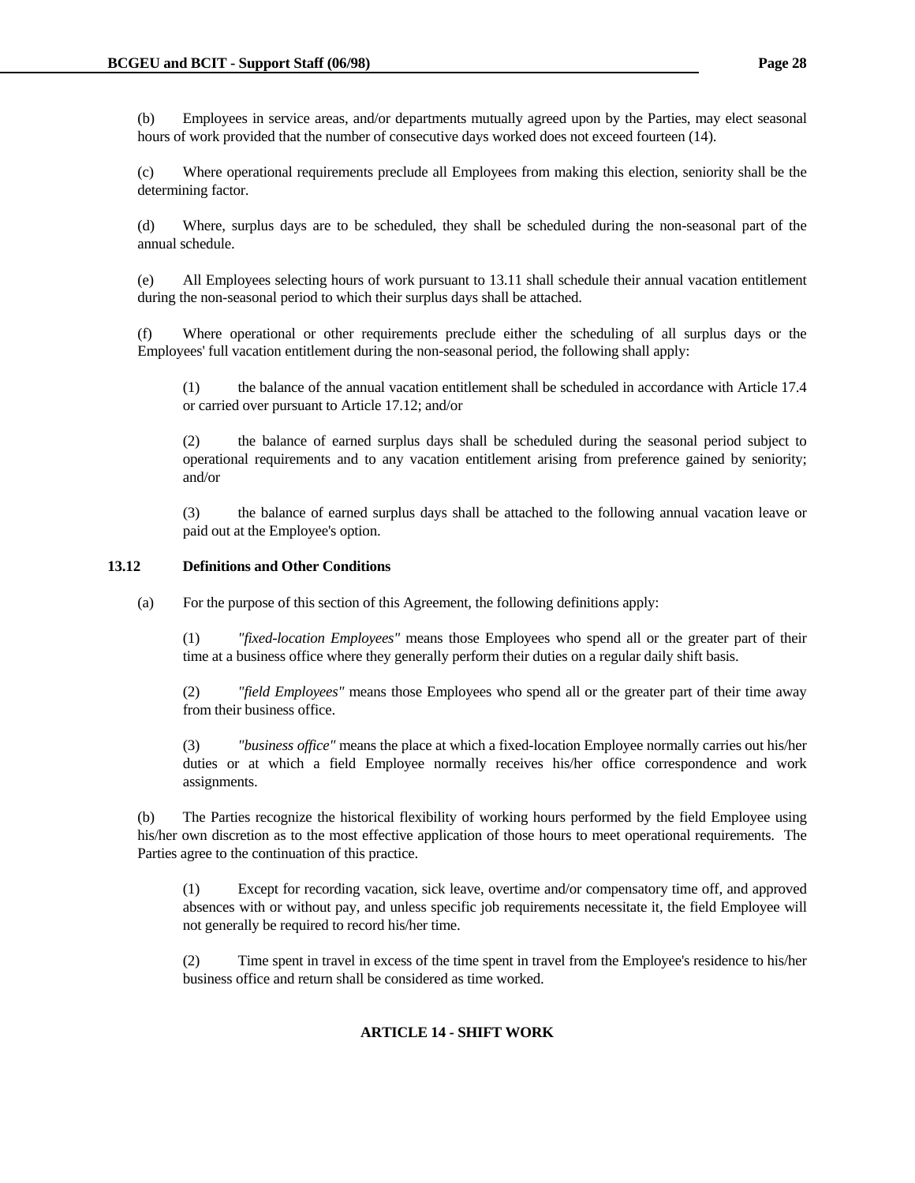(b) Employees in service areas, and/or departments mutually agreed upon by the Parties, may elect seasonal hours of work provided that the number of consecutive days worked does not exceed fourteen (14).

(c) Where operational requirements preclude all Employees from making this election, seniority shall be the determining factor.

(d) Where, surplus days are to be scheduled, they shall be scheduled during the non-seasonal part of the annual schedule.

(e) All Employees selecting hours of work pursuant to 13.11 shall schedule their annual vacation entitlement during the non-seasonal period to which their surplus days shall be attached.

(f) Where operational or other requirements preclude either the scheduling of all surplus days or the Employees' full vacation entitlement during the non-seasonal period, the following shall apply:

> (1) the balance of the annual vacation entitlement shall be scheduled in accordance with Article 17.4 or carried over pursuant to Article 17.12; and/or
>
> (2) the balance of earned surplus days shall be scheduled during the seasonal period subject to operational requirements and to any vacation entitlement arising from preference gained by seniority; and/or
>
> (3) the balance of earned surplus days shall be attached to the following annual vacation leave or paid out at the Employee's option.

**13.12 Definitions and Other Conditions**

(a) For the purpose of this section of this Agreement, the following definitions apply:

> (1) *"fixed-location Employees"* means those Employees who spend all or the greater part of their time at a business office where they generally perform their duties on a regular daily shift basis.
>
> (2) *"field Employees"* means those Employees who spend all or the greater part of their time away from their business office.
>
> (3) *"business office"* means the place at which a fixed-location Employee normally carries out his/her duties or at which a field Employee normally receives his/her office correspondence and work assignments.

(b) The Parties recognize the historical flexibility of working hours performed by the field Employee using his/her own discretion as to the most effective application of those hours to meet operational requirements. The Parties agree to the continuation of this practice.

> (1) Except for recording vacation, sick leave, overtime and/or compensatory time off, and approved absences with or without pay, and unless specific job requirements necessitate it, the field Employee will not generally be required to record his/her time.
>
> (2) Time spent in travel in excess of the time spent in travel from the Employee's residence to his/her business office and return shall be considered as time worked.

## ARTICLE 14 - SHIFT WORK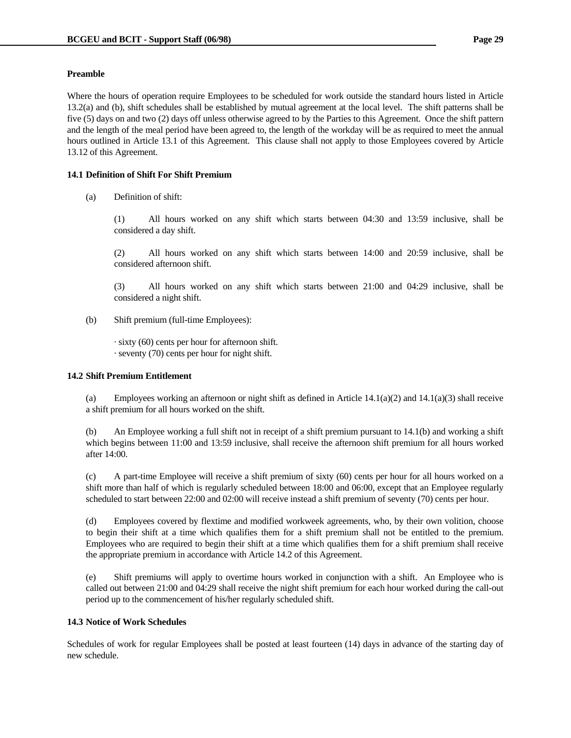**Preamble**

Where the hours of operation require Employees to be scheduled for work outside the standard hours listed in Article 13.2(a) and (b), shift schedules shall be established by mutual agreement at the local level. The shift patterns shall be five (5) days on and two (2) days off unless otherwise agreed to by the Parties to this Agreement. Once the shift pattern and the length of the meal period have been agreed to, the length of the workday will be as required to meet the annual hours outlined in Article 13.1 of this Agreement. This clause shall not apply to those Employees covered by Article 13.12 of this Agreement.

**14.1 Definition of Shift For Shift Premium**

(a) Definition of shift:

(1) All hours worked on any shift which starts between 04:30 and 13:59 inclusive, shall be considered a day shift.

(2) All hours worked on any shift which starts between 14:00 and 20:59 inclusive, shall be considered afternoon shift.

(3) All hours worked on any shift which starts between 21:00 and 04:29 inclusive, shall be considered a night shift.

(b) Shift premium (full-time Employees):

· sixty (60) cents per hour for afternoon shift.
· seventy (70) cents per hour for night shift.

**14.2 Shift Premium Entitlement**

(a) Employees working an afternoon or night shift as defined in Article 14.1(a)(2) and 14.1(a)(3) shall receive a shift premium for all hours worked on the shift.

(b) An Employee working a full shift not in receipt of a shift premium pursuant to 14.1(b) and working a shift which begins between 11:00 and 13:59 inclusive, shall receive the afternoon shift premium for all hours worked after 14:00.

(c) A part-time Employee will receive a shift premium of sixty (60) cents per hour for all hours worked on a shift more than half of which is regularly scheduled between 18:00 and 06:00, except that an Employee regularly scheduled to start between 22:00 and 02:00 will receive instead a shift premium of seventy (70) cents per hour.

(d) Employees covered by flextime and modified workweek agreements, who, by their own volition, choose to begin their shift at a time which qualifies them for a shift premium shall not be entitled to the premium. Employees who are required to begin their shift at a time which qualifies them for a shift premium shall receive the appropriate premium in accordance with Article 14.2 of this Agreement.

(e) Shift premiums will apply to overtime hours worked in conjunction with a shift. An Employee who is called out between 21:00 and 04:29 shall receive the night shift premium for each hour worked during the call-out period up to the commencement of his/her regularly scheduled shift.

**14.3 Notice of Work Schedules**

Schedules of work for regular Employees shall be posted at least fourteen (14) days in advance of the starting day of new schedule.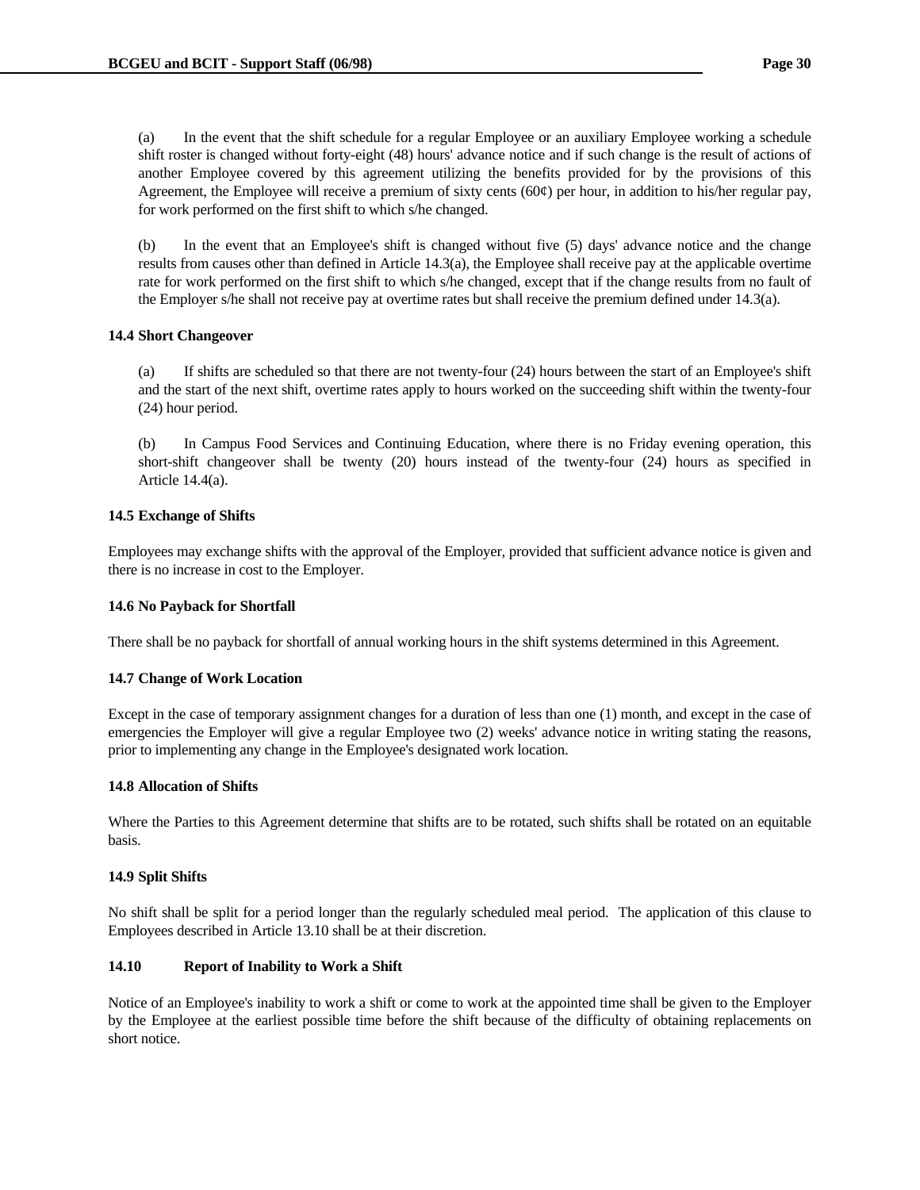(a) In the event that the shift schedule for a regular Employee or an auxiliary Employee working a schedule shift roster is changed without forty-eight (48) hours' advance notice and if such change is the result of actions of another Employee covered by this agreement utilizing the benefits provided for by the provisions of this Agreement, the Employee will receive a premium of sixty cents (60¢) per hour, in addition to his/her regular pay, for work performed on the first shift to which s/he changed.

(b) In the event that an Employee's shift is changed without five (5) days' advance notice and the change results from causes other than defined in Article 14.3(a), the Employee shall receive pay at the applicable overtime rate for work performed on the first shift to which s/he changed, except that if the change results from no fault of the Employer s/he shall not receive pay at overtime rates but shall receive the premium defined under 14.3(a).

**14.4 Short Changeover**

(a) If shifts are scheduled so that there are not twenty-four (24) hours between the start of an Employee's shift and the start of the next shift, overtime rates apply to hours worked on the succeeding shift within the twenty-four (24) hour period.

(b) In Campus Food Services and Continuing Education, where there is no Friday evening operation, this short-shift changeover shall be twenty (20) hours instead of the twenty-four (24) hours as specified in Article 14.4(a).

**14.5 Exchange of Shifts**

Employees may exchange shifts with the approval of the Employer, provided that sufficient advance notice is given and there is no increase in cost to the Employer.

**14.6 No Payback for Shortfall**

There shall be no payback for shortfall of annual working hours in the shift systems determined in this Agreement.

**14.7 Change of Work Location**

Except in the case of temporary assignment changes for a duration of less than one (1) month, and except in the case of emergencies the Employer will give a regular Employee two (2) weeks' advance notice in writing stating the reasons, prior to implementing any change in the Employee's designated work location.

**14.8 Allocation of Shifts**

Where the Parties to this Agreement determine that shifts are to be rotated, such shifts shall be rotated on an equitable basis.

**14.9 Split Shifts**

No shift shall be split for a period longer than the regularly scheduled meal period. The application of this clause to Employees described in Article 13.10 shall be at their discretion.

**14.10 Report of Inability to Work a Shift**

Notice of an Employee's inability to work a shift or come to work at the appointed time shall be given to the Employer by the Employee at the earliest possible time before the shift because of the difficulty of obtaining replacements on short notice.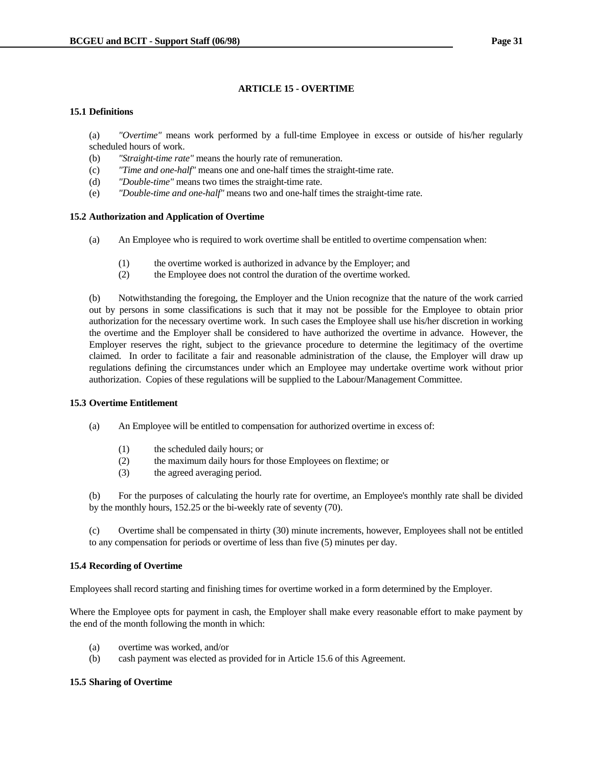## ARTICLE 15 - OVERTIME

### 15.1 Definitions

(a) *"Overtime"* means work performed by a full-time Employee in excess or outside of his/her regularly scheduled hours of work.

(b) *"Straight-time rate"* means the hourly rate of remuneration.

(c) *"Time and one-half"* means one and one-half times the straight-time rate.

(d) *"Double-time"* means two times the straight-time rate.

(e) *"Double-time and one-half"* means two and one-half times the straight-time rate.

### 15.2 Authorization and Application of Overtime

(a) An Employee who is required to work overtime shall be entitled to overtime compensation when:

(1) the overtime worked is authorized in advance by the Employer; and

(2) the Employee does not control the duration of the overtime worked.

(b) Notwithstanding the foregoing, the Employer and the Union recognize that the nature of the work carried out by persons in some classifications is such that it may not be possible for the Employee to obtain prior authorization for the necessary overtime work. In such cases the Employee shall use his/her discretion in working the overtime and the Employer shall be considered to have authorized the overtime in advance. However, the Employer reserves the right, subject to the grievance procedure to determine the legitimacy of the overtime claimed. In order to facilitate a fair and reasonable administration of the clause, the Employer will draw up regulations defining the circumstances under which an Employee may undertake overtime work without prior authorization. Copies of these regulations will be supplied to the Labour/Management Committee.

### 15.3 Overtime Entitlement

(a) An Employee will be entitled to compensation for authorized overtime in excess of:

(1) the scheduled daily hours; or

(2) the maximum daily hours for those Employees on flextime; or

(3) the agreed averaging period.

(b) For the purposes of calculating the hourly rate for overtime, an Employee's monthly rate shall be divided by the monthly hours, 152.25 or the bi-weekly rate of seventy (70).

(c) Overtime shall be compensated in thirty (30) minute increments, however, Employees shall not be entitled to any compensation for periods or overtime of less than five (5) minutes per day.

### 15.4 Recording of Overtime

Employees shall record starting and finishing times for overtime worked in a form determined by the Employer.

Where the Employee opts for payment in cash, the Employer shall make every reasonable effort to make payment by the end of the month following the month in which:

(a) overtime was worked, and/or

(b) cash payment was elected as provided for in Article 15.6 of this Agreement.

### 15.5 Sharing of Overtime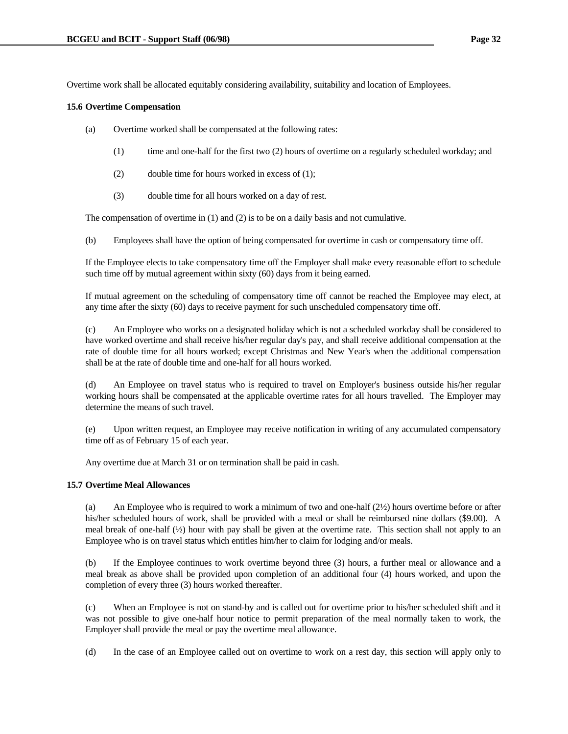Overtime work shall be allocated equitably considering availability, suitability and location of Employees.

**15.6 Overtime Compensation**

(a) Overtime worked shall be compensated at the following rates:

(1) time and one-half for the first two (2) hours of overtime on a regularly scheduled workday; and

(2) double time for hours worked in excess of (1);

(3) double time for all hours worked on a day of rest.

The compensation of overtime in (1) and (2) is to be on a daily basis and not cumulative.

(b) Employees shall have the option of being compensated for overtime in cash or compensatory time off.

If the Employee elects to take compensatory time off the Employer shall make every reasonable effort to schedule such time off by mutual agreement within sixty (60) days from it being earned.

If mutual agreement on the scheduling of compensatory time off cannot be reached the Employee may elect, at any time after the sixty (60) days to receive payment for such unscheduled compensatory time off.

(c) An Employee who works on a designated holiday which is not a scheduled workday shall be considered to have worked overtime and shall receive his/her regular day's pay, and shall receive additional compensation at the rate of double time for all hours worked; except Christmas and New Year's when the additional compensation shall be at the rate of double time and one-half for all hours worked.

(d) An Employee on travel status who is required to travel on Employer's business outside his/her regular working hours shall be compensated at the applicable overtime rates for all hours travelled. The Employer may determine the means of such travel.

(e) Upon written request, an Employee may receive notification in writing of any accumulated compensatory time off as of February 15 of each year.

Any overtime due at March 31 or on termination shall be paid in cash.

**15.7 Overtime Meal Allowances**

(a) An Employee who is required to work a minimum of two and one-half (2½) hours overtime before or after his/her scheduled hours of work, shall be provided with a meal or shall be reimbursed nine dollars ($9.00). A meal break of one-half (½) hour with pay shall be given at the overtime rate. This section shall not apply to an Employee who is on travel status which entitles him/her to claim for lodging and/or meals.

(b) If the Employee continues to work overtime beyond three (3) hours, a further meal or allowance and a meal break as above shall be provided upon completion of an additional four (4) hours worked, and upon the completion of every three (3) hours worked thereafter.

(c) When an Employee is not on stand-by and is called out for overtime prior to his/her scheduled shift and it was not possible to give one-half hour notice to permit preparation of the meal normally taken to work, the Employer shall provide the meal or pay the overtime meal allowance.

(d) In the case of an Employee called out on overtime to work on a rest day, this section will apply only to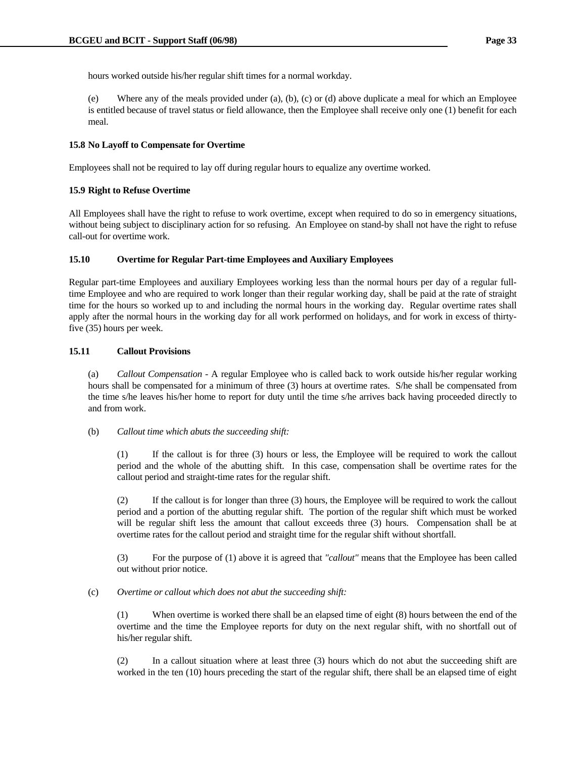hours worked outside his/her regular shift times for a normal workday.

(e) Where any of the meals provided under (a), (b), (c) or (d) above duplicate a meal for which an Employee is entitled because of travel status or field allowance, then the Employee shall receive only one (1) benefit for each meal.

**15.8 No Layoff to Compensate for Overtime**

Employees shall not be required to lay off during regular hours to equalize any overtime worked.

**15.9 Right to Refuse Overtime**

All Employees shall have the right to refuse to work overtime, except when required to do so in emergency situations, without being subject to disciplinary action for so refusing. An Employee on stand-by shall not have the right to refuse call-out for overtime work.

**15.10 Overtime for Regular Part-time Employees and Auxiliary Employees**

Regular part-time Employees and auxiliary Employees working less than the normal hours per day of a regular full-time Employee and who are required to work longer than their regular working day, shall be paid at the rate of straight time for the hours so worked up to and including the normal hours in the working day. Regular overtime rates shall apply after the normal hours in the working day for all work performed on holidays, and for work in excess of thirty-five (35) hours per week.

**15.11 Callout Provisions**

(a) *Callout Compensation* - A regular Employee who is called back to work outside his/her regular working hours shall be compensated for a minimum of three (3) hours at overtime rates. S/he shall be compensated from the time s/he leaves his/her home to report for duty until the time s/he arrives back having proceeded directly to and from work.

(b) *Callout time which abuts the succeeding shift:*

(1) If the callout is for three (3) hours or less, the Employee will be required to work the callout period and the whole of the abutting shift. In this case, compensation shall be overtime rates for the callout period and straight-time rates for the regular shift.

(2) If the callout is for longer than three (3) hours, the Employee will be required to work the callout period and a portion of the abutting regular shift. The portion of the regular shift which must be worked will be regular shift less the amount that callout exceeds three (3) hours. Compensation shall be at overtime rates for the callout period and straight time for the regular shift without shortfall.

(3) For the purpose of (1) above it is agreed that *"callout"* means that the Employee has been called out without prior notice.

(c) *Overtime or callout which does not abut the succeeding shift:*

(1) When overtime is worked there shall be an elapsed time of eight (8) hours between the end of the overtime and the time the Employee reports for duty on the next regular shift, with no shortfall out of his/her regular shift.

(2) In a callout situation where at least three (3) hours which do not abut the succeeding shift are worked in the ten (10) hours preceding the start of the regular shift, there shall be an elapsed time of eight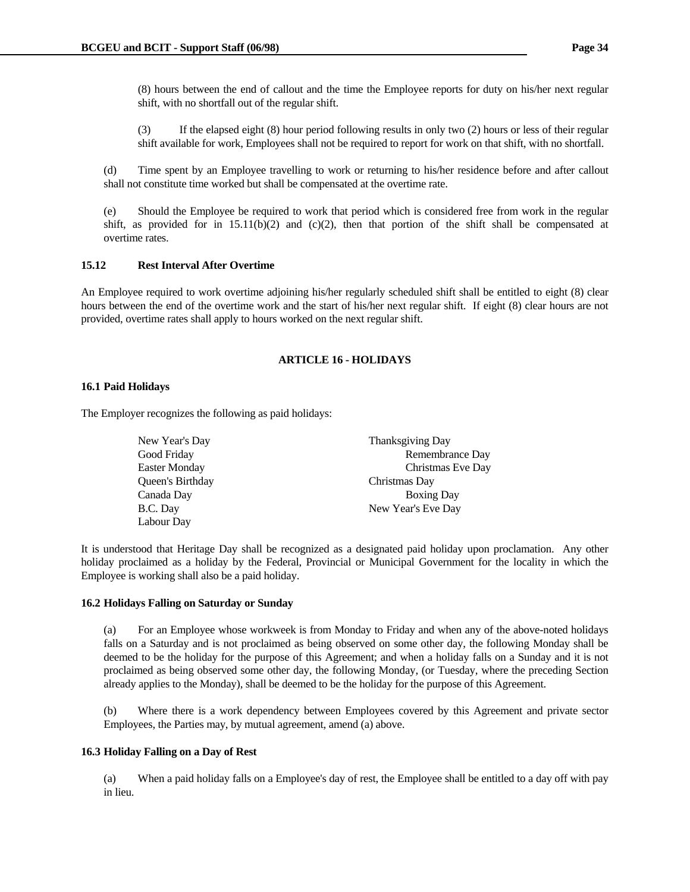(8) hours between the end of callout and the time the Employee reports for duty on his/her next regular shift, with no shortfall out of the regular shift.

(3) If the elapsed eight (8) hour period following results in only two (2) hours or less of their regular shift available for work, Employees shall not be required to report for work on that shift, with no shortfall.

(d) Time spent by an Employee travelling to work or returning to his/her residence before and after callout shall not constitute time worked but shall be compensated at the overtime rate.

(e) Should the Employee be required to work that period which is considered free from work in the regular shift, as provided for in 15.11(b)(2) and (c)(2), then that portion of the shift shall be compensated at overtime rates.

**15.12 Rest Interval After Overtime**

An Employee required to work overtime adjoining his/her regularly scheduled shift shall be entitled to eight (8) clear hours between the end of the overtime work and the start of his/her next regular shift. If eight (8) clear hours are not provided, overtime rates shall apply to hours worked on the next regular shift.

## ARTICLE 16 - HOLIDAYS

**16.1 Paid Holidays**

The Employer recognizes the following as paid holidays:

- New Year's Day
- Good Friday
- Easter Monday
- Queen's Birthday
- Canada Day
- B.C. Day
- Labour Day
- Thanksgiving Day
- Remembrance Day
- Christmas Eve Day
- Christmas Day
- Boxing Day
- New Year's Eve Day

It is understood that Heritage Day shall be recognized as a designated paid holiday upon proclamation. Any other holiday proclaimed as a holiday by the Federal, Provincial or Municipal Government for the locality in which the Employee is working shall also be a paid holiday.

**16.2 Holidays Falling on Saturday or Sunday**

(a) For an Employee whose workweek is from Monday to Friday and when any of the above-noted holidays falls on a Saturday and is not proclaimed as being observed on some other day, the following Monday shall be deemed to be the holiday for the purpose of this Agreement; and when a holiday falls on a Sunday and it is not proclaimed as being observed some other day, the following Monday, (or Tuesday, where the preceding Section already applies to the Monday), shall be deemed to be the holiday for the purpose of this Agreement.

(b) Where there is a work dependency between Employees covered by this Agreement and private sector Employees, the Parties may, by mutual agreement, amend (a) above.

**16.3 Holiday Falling on a Day of Rest**

(a) When a paid holiday falls on a Employee's day of rest, the Employee shall be entitled to a day off with pay in lieu.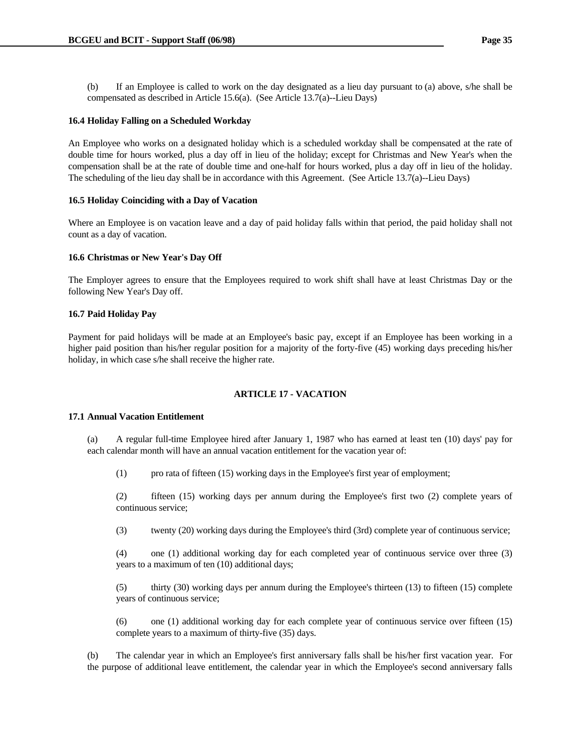(b) If an Employee is called to work on the day designated as a lieu day pursuant to (a) above, s/he shall be compensated as described in Article 15.6(a). (See Article 13.7(a)--Lieu Days)

**16.4 Holiday Falling on a Scheduled Workday**

An Employee who works on a designated holiday which is a scheduled workday shall be compensated at the rate of double time for hours worked, plus a day off in lieu of the holiday; except for Christmas and New Year's when the compensation shall be at the rate of double time and one-half for hours worked, plus a day off in lieu of the holiday. The scheduling of the lieu day shall be in accordance with this Agreement. (See Article 13.7(a)--Lieu Days)

**16.5 Holiday Coinciding with a Day of Vacation**

Where an Employee is on vacation leave and a day of paid holiday falls within that period, the paid holiday shall not count as a day of vacation.

**16.6 Christmas or New Year's Day Off**

The Employer agrees to ensure that the Employees required to work shift shall have at least Christmas Day or the following New Year's Day off.

**16.7 Paid Holiday Pay**

Payment for paid holidays will be made at an Employee's basic pay, except if an Employee has been working in a higher paid position than his/her regular position for a majority of the forty-five (45) working days preceding his/her holiday, in which case s/he shall receive the higher rate.

## ARTICLE 17 - VACATION

**17.1 Annual Vacation Entitlement**

(a) A regular full-time Employee hired after January 1, 1987 who has earned at least ten (10) days' pay for each calendar month will have an annual vacation entitlement for the vacation year of:

(1) pro rata of fifteen (15) working days in the Employee's first year of employment;

(2) fifteen (15) working days per annum during the Employee's first two (2) complete years of continuous service;

(3) twenty (20) working days during the Employee's third (3rd) complete year of continuous service;

(4) one (1) additional working day for each completed year of continuous service over three (3) years to a maximum of ten (10) additional days;

(5) thirty (30) working days per annum during the Employee's thirteen (13) to fifteen (15) complete years of continuous service;

(6) one (1) additional working day for each complete year of continuous service over fifteen (15) complete years to a maximum of thirty-five (35) days.

(b) The calendar year in which an Employee's first anniversary falls shall be his/her first vacation year. For the purpose of additional leave entitlement, the calendar year in which the Employee's second anniversary falls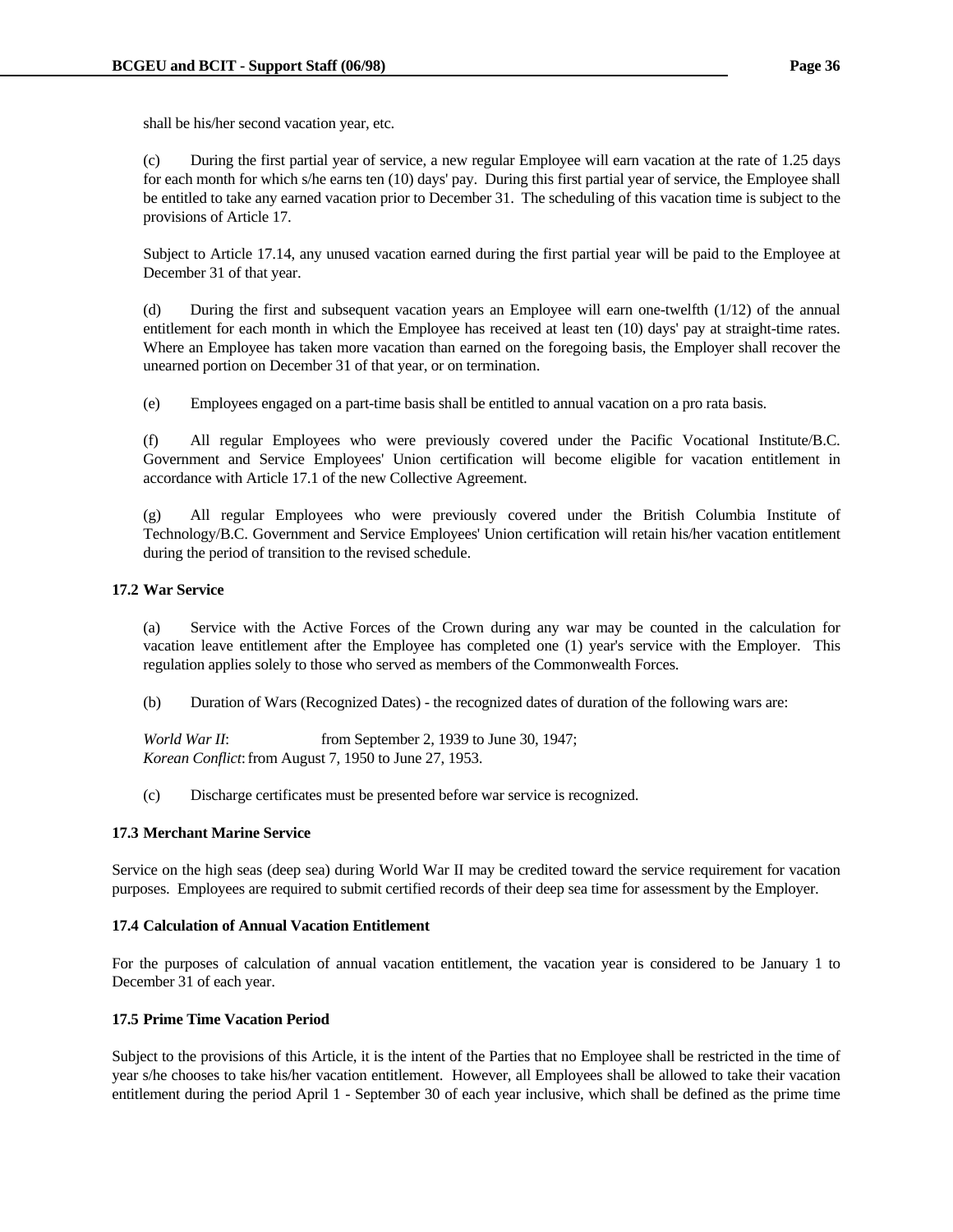shall be his/her second vacation year, etc.

(c) During the first partial year of service, a new regular Employee will earn vacation at the rate of 1.25 days for each month for which s/he earns ten (10) days' pay. During this first partial year of service, the Employee shall be entitled to take any earned vacation prior to December 31. The scheduling of this vacation time is subject to the provisions of Article 17.

Subject to Article 17.14, any unused vacation earned during the first partial year will be paid to the Employee at December 31 of that year.

(d) During the first and subsequent vacation years an Employee will earn one-twelfth (1/12) of the annual entitlement for each month in which the Employee has received at least ten (10) days' pay at straight-time rates. Where an Employee has taken more vacation than earned on the foregoing basis, the Employer shall recover the unearned portion on December 31 of that year, or on termination.

(e) Employees engaged on a part-time basis shall be entitled to annual vacation on a pro rata basis.

(f) All regular Employees who were previously covered under the Pacific Vocational Institute/B.C. Government and Service Employees' Union certification will become eligible for vacation entitlement in accordance with Article 17.1 of the new Collective Agreement.

(g) All regular Employees who were previously covered under the British Columbia Institute of Technology/B.C. Government and Service Employees' Union certification will retain his/her vacation entitlement during the period of transition to the revised schedule.

**17.2 War Service**

(a) Service with the Active Forces of the Crown during any war may be counted in the calculation for vacation leave entitlement after the Employee has completed one (1) year's service with the Employer. This regulation applies solely to those who served as members of the Commonwealth Forces.

(b) Duration of Wars (Recognized Dates) - the recognized dates of duration of the following wars are:

*World War II*: from September 2, 1939 to June 30, 1947;
*Korean Conflict*: from August 7, 1950 to June 27, 1953.

(c) Discharge certificates must be presented before war service is recognized.

**17.3 Merchant Marine Service**

Service on the high seas (deep sea) during World War II may be credited toward the service requirement for vacation purposes. Employees are required to submit certified records of their deep sea time for assessment by the Employer.

**17.4 Calculation of Annual Vacation Entitlement**

For the purposes of calculation of annual vacation entitlement, the vacation year is considered to be January 1 to December 31 of each year.

**17.5 Prime Time Vacation Period**

Subject to the provisions of this Article, it is the intent of the Parties that no Employee shall be restricted in the time of year s/he chooses to take his/her vacation entitlement. However, all Employees shall be allowed to take their vacation entitlement during the period April 1 - September 30 of each year inclusive, which shall be defined as the prime time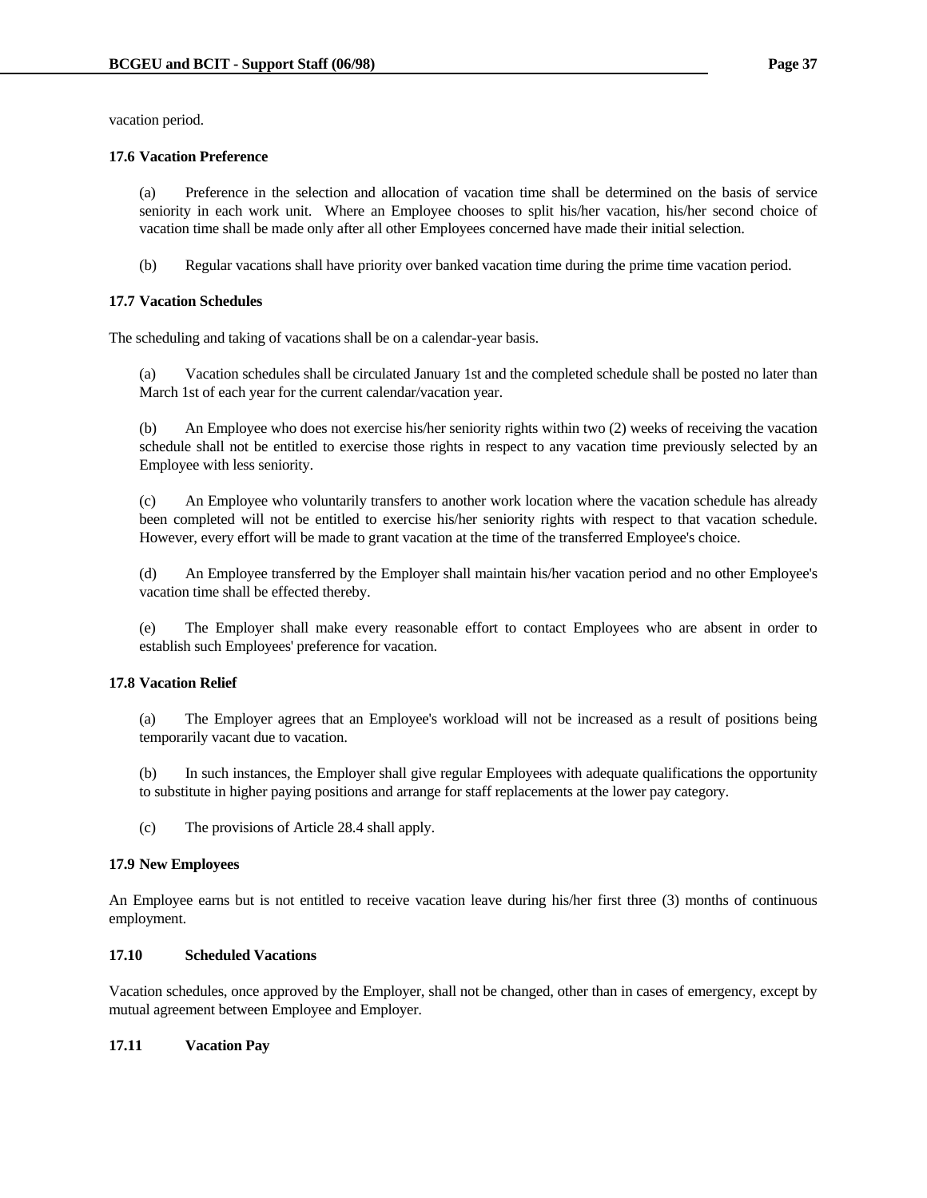vacation period.

**17.6 Vacation Preference**

(a) Preference in the selection and allocation of vacation time shall be determined on the basis of service seniority in each work unit. Where an Employee chooses to split his/her vacation, his/her second choice of vacation time shall be made only after all other Employees concerned have made their initial selection.

(b) Regular vacations shall have priority over banked vacation time during the prime time vacation period.

**17.7 Vacation Schedules**

The scheduling and taking of vacations shall be on a calendar-year basis.

(a) Vacation schedules shall be circulated January 1st and the completed schedule shall be posted no later than March 1st of each year for the current calendar/vacation year.

(b) An Employee who does not exercise his/her seniority rights within two (2) weeks of receiving the vacation schedule shall not be entitled to exercise those rights in respect to any vacation time previously selected by an Employee with less seniority.

(c) An Employee who voluntarily transfers to another work location where the vacation schedule has already been completed will not be entitled to exercise his/her seniority rights with respect to that vacation schedule. However, every effort will be made to grant vacation at the time of the transferred Employee's choice.

(d) An Employee transferred by the Employer shall maintain his/her vacation period and no other Employee's vacation time shall be effected thereby.

(e) The Employer shall make every reasonable effort to contact Employees who are absent in order to establish such Employees' preference for vacation.

**17.8 Vacation Relief**

(a) The Employer agrees that an Employee's workload will not be increased as a result of positions being temporarily vacant due to vacation.

(b) In such instances, the Employer shall give regular Employees with adequate qualifications the opportunity to substitute in higher paying positions and arrange for staff replacements at the lower pay category.

(c) The provisions of Article 28.4 shall apply.

**17.9 New Employees**

An Employee earns but is not entitled to receive vacation leave during his/her first three (3) months of continuous employment.

**17.10 Scheduled Vacations**

Vacation schedules, once approved by the Employer, shall not be changed, other than in cases of emergency, except by mutual agreement between Employee and Employer.

**17.11 Vacation Pay**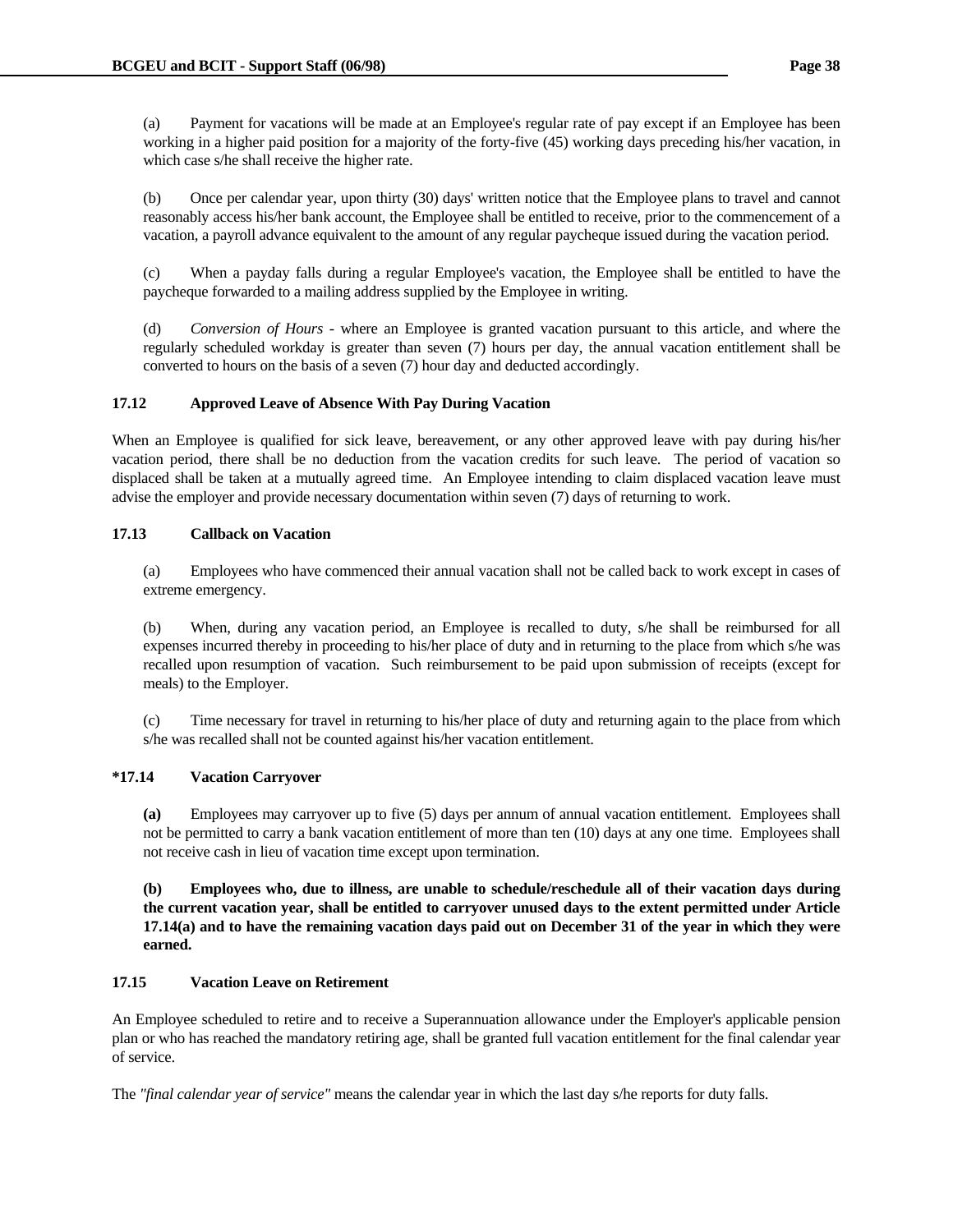(a) Payment for vacations will be made at an Employee's regular rate of pay except if an Employee has been working in a higher paid position for a majority of the forty-five (45) working days preceding his/her vacation, in which case s/he shall receive the higher rate.

(b) Once per calendar year, upon thirty (30) days' written notice that the Employee plans to travel and cannot reasonably access his/her bank account, the Employee shall be entitled to receive, prior to the commencement of a vacation, a payroll advance equivalent to the amount of any regular paycheque issued during the vacation period.

(c) When a payday falls during a regular Employee's vacation, the Employee shall be entitled to have the paycheque forwarded to a mailing address supplied by the Employee in writing.

(d) *Conversion of Hours* - where an Employee is granted vacation pursuant to this article, and where the regularly scheduled workday is greater than seven (7) hours per day, the annual vacation entitlement shall be converted to hours on the basis of a seven (7) hour day and deducted accordingly.

### 17.12 Approved Leave of Absence With Pay During Vacation

When an Employee is qualified for sick leave, bereavement, or any other approved leave with pay during his/her vacation period, there shall be no deduction from the vacation credits for such leave. The period of vacation so displaced shall be taken at a mutually agreed time. An Employee intending to claim displaced vacation leave must advise the employer and provide necessary documentation within seven (7) days of returning to work.

### 17.13 Callback on Vacation

(a) Employees who have commenced their annual vacation shall not be called back to work except in cases of extreme emergency.

(b) When, during any vacation period, an Employee is recalled to duty, s/he shall be reimbursed for all expenses incurred thereby in proceeding to his/her place of duty and in returning to the place from which s/he was recalled upon resumption of vacation. Such reimbursement to be paid upon submission of receipts (except for meals) to the Employer.

(c) Time necessary for travel in returning to his/her place of duty and returning again to the place from which s/he was recalled shall not be counted against his/her vacation entitlement.

### *17.14 Vacation Carryover

**(a)** Employees may carryover up to five (5) days per annum of annual vacation entitlement. Employees shall not be permitted to carry a bank vacation entitlement of more than ten (10) days at any one time. Employees shall not receive cash in lieu of vacation time except upon termination.

**(b) Employees who, due to illness, are unable to schedule/reschedule all of their vacation days during the current vacation year, shall be entitled to carryover unused days to the extent permitted under Article 17.14(a) and to have the remaining vacation days paid out on December 31 of the year in which they were earned.**

### 17.15 Vacation Leave on Retirement

An Employee scheduled to retire and to receive a Superannuation allowance under the Employer's applicable pension plan or who has reached the mandatory retiring age, shall be granted full vacation entitlement for the final calendar year of service.

The *"final calendar year of service"* means the calendar year in which the last day s/he reports for duty falls.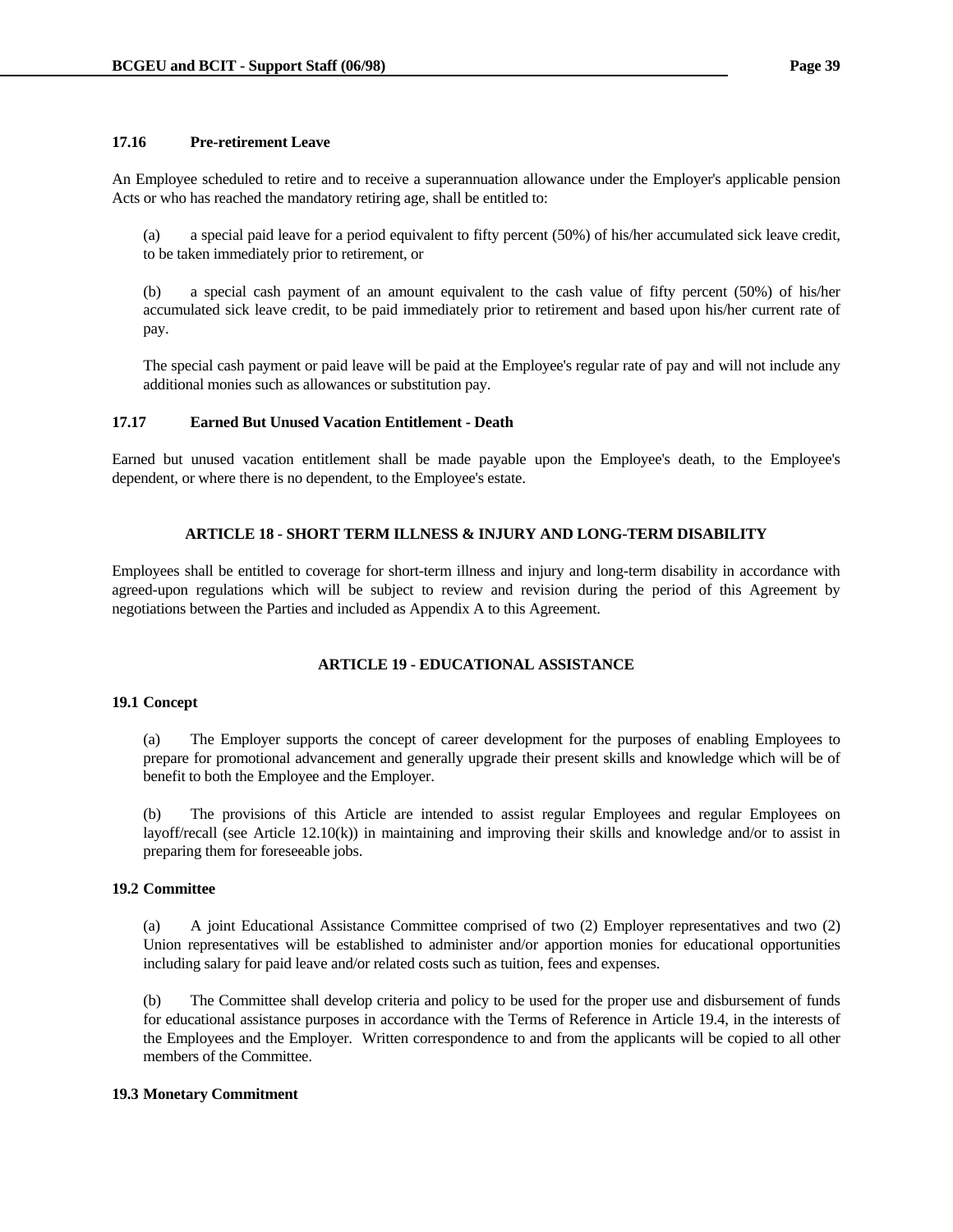### 17.16 Pre-retirement Leave

An Employee scheduled to retire and to receive a superannuation allowance under the Employer's applicable pension Acts or who has reached the mandatory retiring age, shall be entitled to:

(a) a special paid leave for a period equivalent to fifty percent (50%) of his/her accumulated sick leave credit, to be taken immediately prior to retirement, or

(b) a special cash payment of an amount equivalent to the cash value of fifty percent (50%) of his/her accumulated sick leave credit, to be paid immediately prior to retirement and based upon his/her current rate of pay.

The special cash payment or paid leave will be paid at the Employee's regular rate of pay and will not include any additional monies such as allowances or substitution pay.

### 17.17 Earned But Unused Vacation Entitlement - Death

Earned but unused vacation entitlement shall be made payable upon the Employee's death, to the Employee's dependent, or where there is no dependent, to the Employee's estate.

## ARTICLE 18 - SHORT TERM ILLNESS & INJURY AND LONG-TERM DISABILITY

Employees shall be entitled to coverage for short-term illness and injury and long-term disability in accordance with agreed-upon regulations which will be subject to review and revision during the period of this Agreement by negotiations between the Parties and included as Appendix A to this Agreement.

## ARTICLE 19 - EDUCATIONAL ASSISTANCE

### 19.1 Concept

(a) The Employer supports the concept of career development for the purposes of enabling Employees to prepare for promotional advancement and generally upgrade their present skills and knowledge which will be of benefit to both the Employee and the Employer.

(b) The provisions of this Article are intended to assist regular Employees and regular Employees on layoff/recall (see Article 12.10(k)) in maintaining and improving their skills and knowledge and/or to assist in preparing them for foreseeable jobs.

### 19.2 Committee

(a) A joint Educational Assistance Committee comprised of two (2) Employer representatives and two (2) Union representatives will be established to administer and/or apportion monies for educational opportunities including salary for paid leave and/or related costs such as tuition, fees and expenses.

(b) The Committee shall develop criteria and policy to be used for the proper use and disbursement of funds for educational assistance purposes in accordance with the Terms of Reference in Article 19.4, in the interests of the Employees and the Employer. Written correspondence to and from the applicants will be copied to all other members of the Committee.

### 19.3 Monetary Commitment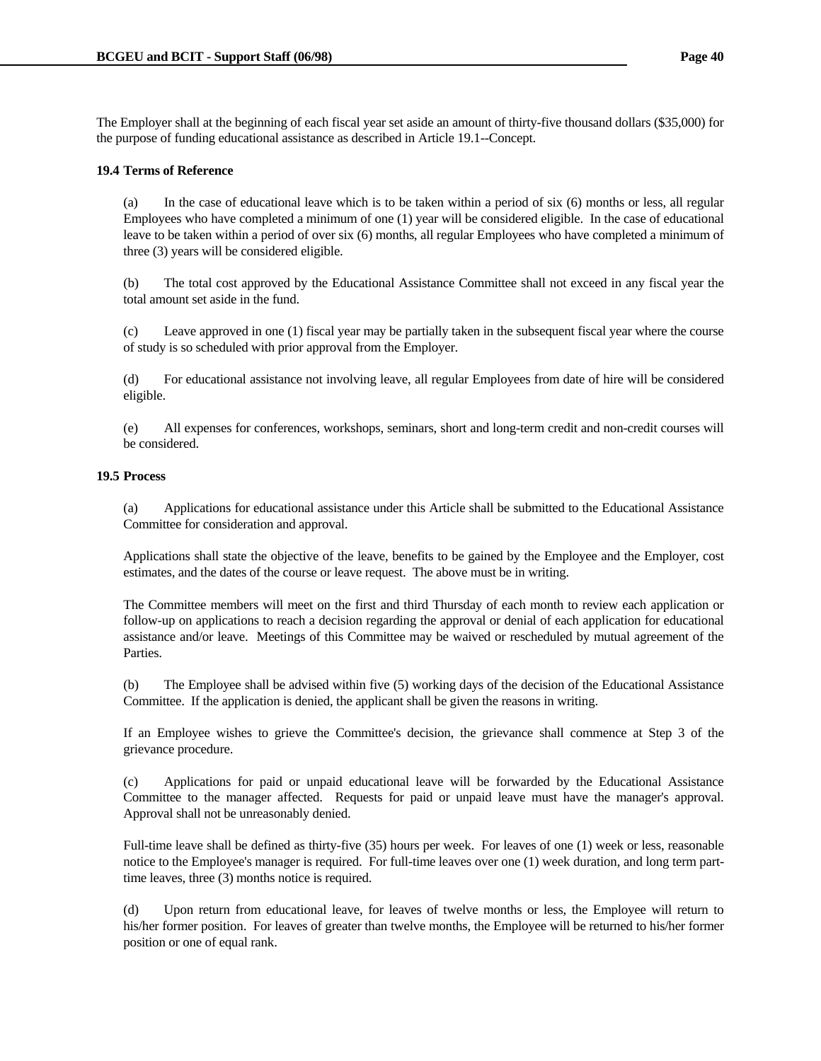The Employer shall at the beginning of each fiscal year set aside an amount of thirty-five thousand dollars ($35,000) for the purpose of funding educational assistance as described in Article 19.1--Concept.

**19.4 Terms of Reference**

(a) In the case of educational leave which is to be taken within a period of six (6) months or less, all regular Employees who have completed a minimum of one (1) year will be considered eligible. In the case of educational leave to be taken within a period of over six (6) months, all regular Employees who have completed a minimum of three (3) years will be considered eligible.

(b) The total cost approved by the Educational Assistance Committee shall not exceed in any fiscal year the total amount set aside in the fund.

(c) Leave approved in one (1) fiscal year may be partially taken in the subsequent fiscal year where the course of study is so scheduled with prior approval from the Employer.

(d) For educational assistance not involving leave, all regular Employees from date of hire will be considered eligible.

(e) All expenses for conferences, workshops, seminars, short and long-term credit and non-credit courses will be considered.

**19.5 Process**

(a) Applications for educational assistance under this Article shall be submitted to the Educational Assistance Committee for consideration and approval.

Applications shall state the objective of the leave, benefits to be gained by the Employee and the Employer, cost estimates, and the dates of the course or leave request. The above must be in writing.

The Committee members will meet on the first and third Thursday of each month to review each application or follow-up on applications to reach a decision regarding the approval or denial of each application for educational assistance and/or leave. Meetings of this Committee may be waived or rescheduled by mutual agreement of the Parties.

(b) The Employee shall be advised within five (5) working days of the decision of the Educational Assistance Committee. If the application is denied, the applicant shall be given the reasons in writing.

If an Employee wishes to grieve the Committee's decision, the grievance shall commence at Step 3 of the grievance procedure.

(c) Applications for paid or unpaid educational leave will be forwarded by the Educational Assistance Committee to the manager affected. Requests for paid or unpaid leave must have the manager's approval. Approval shall not be unreasonably denied.

Full-time leave shall be defined as thirty-five (35) hours per week. For leaves of one (1) week or less, reasonable notice to the Employee's manager is required. For full-time leaves over one (1) week duration, and long term part-time leaves, three (3) months notice is required.

(d) Upon return from educational leave, for leaves of twelve months or less, the Employee will return to his/her former position. For leaves of greater than twelve months, the Employee will be returned to his/her former position or one of equal rank.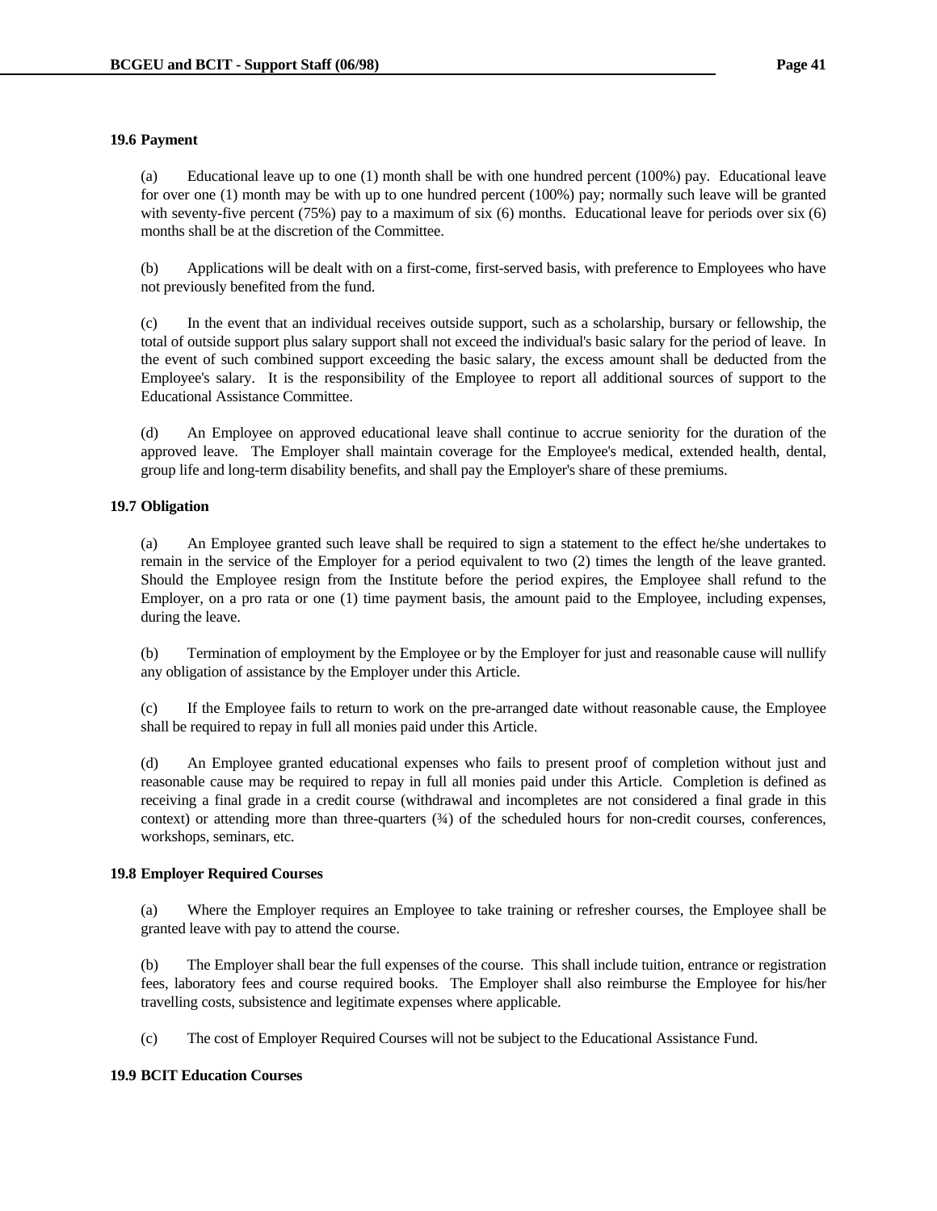**19.6 Payment**

(a) Educational leave up to one (1) month shall be with one hundred percent (100%) pay. Educational leave for over one (1) month may be with up to one hundred percent (100%) pay; normally such leave will be granted with seventy-five percent (75%) pay to a maximum of six (6) months. Educational leave for periods over six (6) months shall be at the discretion of the Committee.

(b) Applications will be dealt with on a first-come, first-served basis, with preference to Employees who have not previously benefited from the fund.

(c) In the event that an individual receives outside support, such as a scholarship, bursary or fellowship, the total of outside support plus salary support shall not exceed the individual's basic salary for the period of leave. In the event of such combined support exceeding the basic salary, the excess amount shall be deducted from the Employee's salary. It is the responsibility of the Employee to report all additional sources of support to the Educational Assistance Committee.

(d) An Employee on approved educational leave shall continue to accrue seniority for the duration of the approved leave. The Employer shall maintain coverage for the Employee's medical, extended health, dental, group life and long-term disability benefits, and shall pay the Employer's share of these premiums.

**19.7 Obligation**

(a) An Employee granted such leave shall be required to sign a statement to the effect he/she undertakes to remain in the service of the Employer for a period equivalent to two (2) times the length of the leave granted. Should the Employee resign from the Institute before the period expires, the Employee shall refund to the Employer, on a pro rata or one (1) time payment basis, the amount paid to the Employee, including expenses, during the leave.

(b) Termination of employment by the Employee or by the Employer for just and reasonable cause will nullify any obligation of assistance by the Employer under this Article.

(c) If the Employee fails to return to work on the pre-arranged date without reasonable cause, the Employee shall be required to repay in full all monies paid under this Article.

(d) An Employee granted educational expenses who fails to present proof of completion without just and reasonable cause may be required to repay in full all monies paid under this Article. Completion is defined as receiving a final grade in a credit course (withdrawal and incompletes are not considered a final grade in this context) or attending more than three-quarters (¾) of the scheduled hours for non-credit courses, conferences, workshops, seminars, etc.

**19.8 Employer Required Courses**

(a) Where the Employer requires an Employee to take training or refresher courses, the Employee shall be granted leave with pay to attend the course.

(b) The Employer shall bear the full expenses of the course. This shall include tuition, entrance or registration fees, laboratory fees and course required books. The Employer shall also reimburse the Employee for his/her travelling costs, subsistence and legitimate expenses where applicable.

(c) The cost of Employer Required Courses will not be subject to the Educational Assistance Fund.

**19.9 BCIT Education Courses**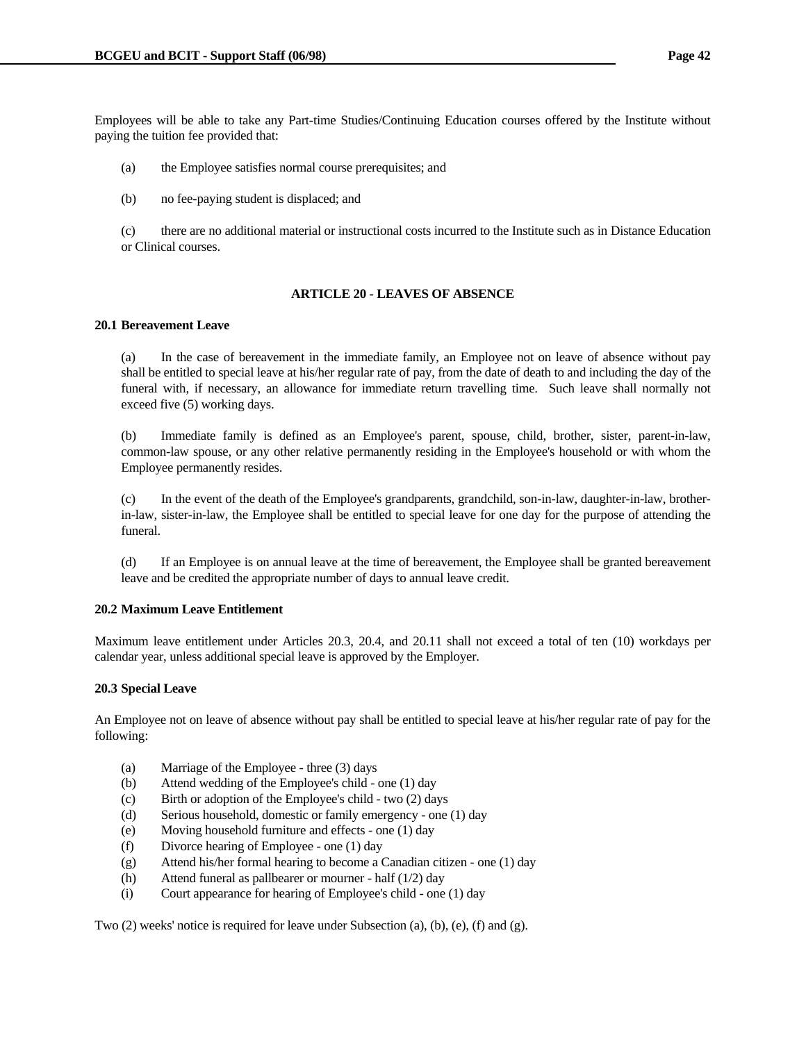Employees will be able to take any Part-time Studies/Continuing Education courses offered by the Institute without paying the tuition fee provided that:

(a) the Employee satisfies normal course prerequisites; and

(b) no fee-paying student is displaced; and

(c) there are no additional material or instructional costs incurred to the Institute such as in Distance Education or Clinical courses.

## ARTICLE 20 - LEAVES OF ABSENCE

### 20.1 Bereavement Leave

(a) In the case of bereavement in the immediate family, an Employee not on leave of absence without pay shall be entitled to special leave at his/her regular rate of pay, from the date of death to and including the day of the funeral with, if necessary, an allowance for immediate return travelling time. Such leave shall normally not exceed five (5) working days.

(b) Immediate family is defined as an Employee's parent, spouse, child, brother, sister, parent-in-law, common-law spouse, or any other relative permanently residing in the Employee's household or with whom the Employee permanently resides.

(c) In the event of the death of the Employee's grandparents, grandchild, son-in-law, daughter-in-law, brother-in-law, sister-in-law, the Employee shall be entitled to special leave for one day for the purpose of attending the funeral.

(d) If an Employee is on annual leave at the time of bereavement, the Employee shall be granted bereavement leave and be credited the appropriate number of days to annual leave credit.

### 20.2 Maximum Leave Entitlement

Maximum leave entitlement under Articles 20.3, 20.4, and 20.11 shall not exceed a total of ten (10) workdays per calendar year, unless additional special leave is approved by the Employer.

### 20.3 Special Leave

An Employee not on leave of absence without pay shall be entitled to special leave at his/her regular rate of pay for the following:

(a) Marriage of the Employee - three (3) days
(b) Attend wedding of the Employee's child - one (1) day
(c) Birth or adoption of the Employee's child - two (2) days
(d) Serious household, domestic or family emergency - one (1) day
(e) Moving household furniture and effects - one (1) day
(f) Divorce hearing of Employee - one (1) day
(g) Attend his/her formal hearing to become a Canadian citizen - one (1) day
(h) Attend funeral as pallbearer or mourner - half (1/2) day
(i) Court appearance for hearing of Employee's child - one (1) day

Two (2) weeks' notice is required for leave under Subsection (a), (b), (e), (f) and (g).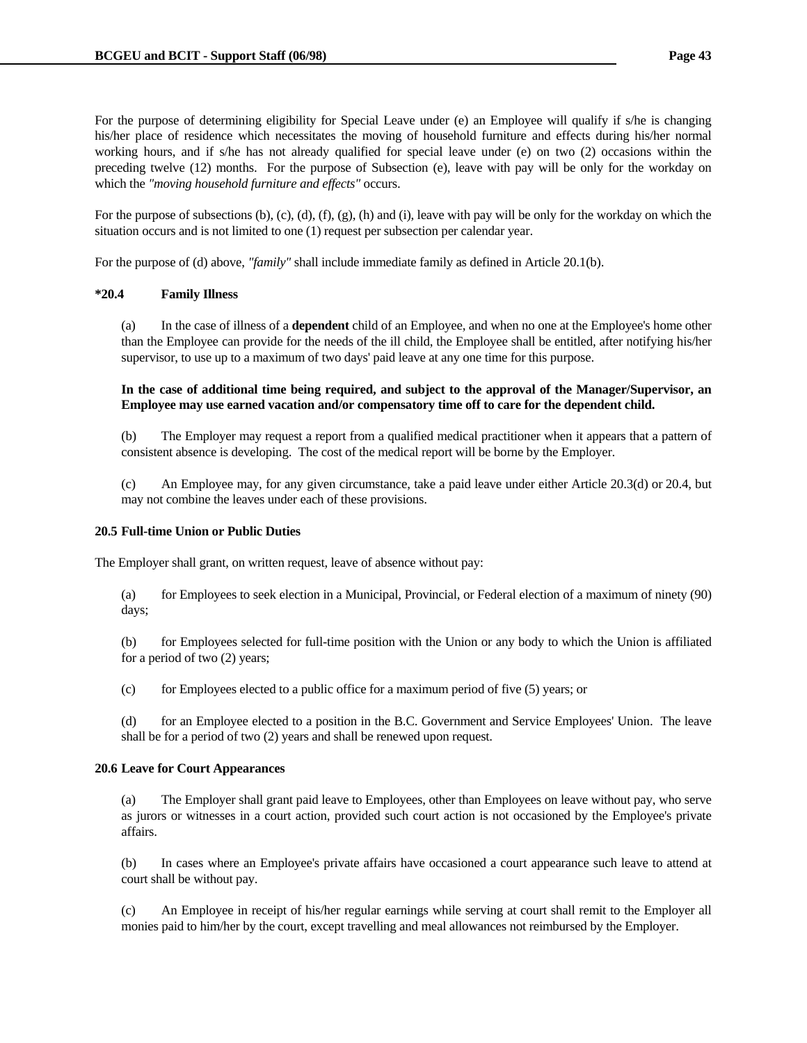For the purpose of determining eligibility for Special Leave under (e) an Employee will qualify if s/he is changing his/her place of residence which necessitates the moving of household furniture and effects during his/her normal working hours, and if s/he has not already qualified for special leave under (e) on two (2) occasions within the preceding twelve (12) months. For the purpose of Subsection (e), leave with pay will be only for the workday on which the *"moving household furniture and effects"* occurs.

For the purpose of subsections (b), (c), (d), (f), (g), (h) and (i), leave with pay will be only for the workday on which the situation occurs and is not limited to one (1) request per subsection per calendar year.

For the purpose of (d) above, *"family"* shall include immediate family as defined in Article 20.1(b).

### *20.4 Family Illness

(a) In the case of illness of a **dependent** child of an Employee, and when no one at the Employee's home other than the Employee can provide for the needs of the ill child, the Employee shall be entitled, after notifying his/her supervisor, to use up to a maximum of two days' paid leave at any one time for this purpose.

**In the case of additional time being required, and subject to the approval of the Manager/Supervisor, an Employee may use earned vacation and/or compensatory time off to care for the dependent child.**

(b) The Employer may request a report from a qualified medical practitioner when it appears that a pattern of consistent absence is developing. The cost of the medical report will be borne by the Employer.

(c) An Employee may, for any given circumstance, take a paid leave under either Article 20.3(d) or 20.4, but may not combine the leaves under each of these provisions.

### 20.5 Full-time Union or Public Duties

The Employer shall grant, on written request, leave of absence without pay:

(a) for Employees to seek election in a Municipal, Provincial, or Federal election of a maximum of ninety (90) days;

(b) for Employees selected for full-time position with the Union or any body to which the Union is affiliated for a period of two (2) years;

(c) for Employees elected to a public office for a maximum period of five (5) years; or

(d) for an Employee elected to a position in the B.C. Government and Service Employees' Union. The leave shall be for a period of two (2) years and shall be renewed upon request.

### 20.6 Leave for Court Appearances

(a) The Employer shall grant paid leave to Employees, other than Employees on leave without pay, who serve as jurors or witnesses in a court action, provided such court action is not occasioned by the Employee's private affairs.

(b) In cases where an Employee's private affairs have occasioned a court appearance such leave to attend at court shall be without pay.

(c) An Employee in receipt of his/her regular earnings while serving at court shall remit to the Employer all monies paid to him/her by the court, except travelling and meal allowances not reimbursed by the Employer.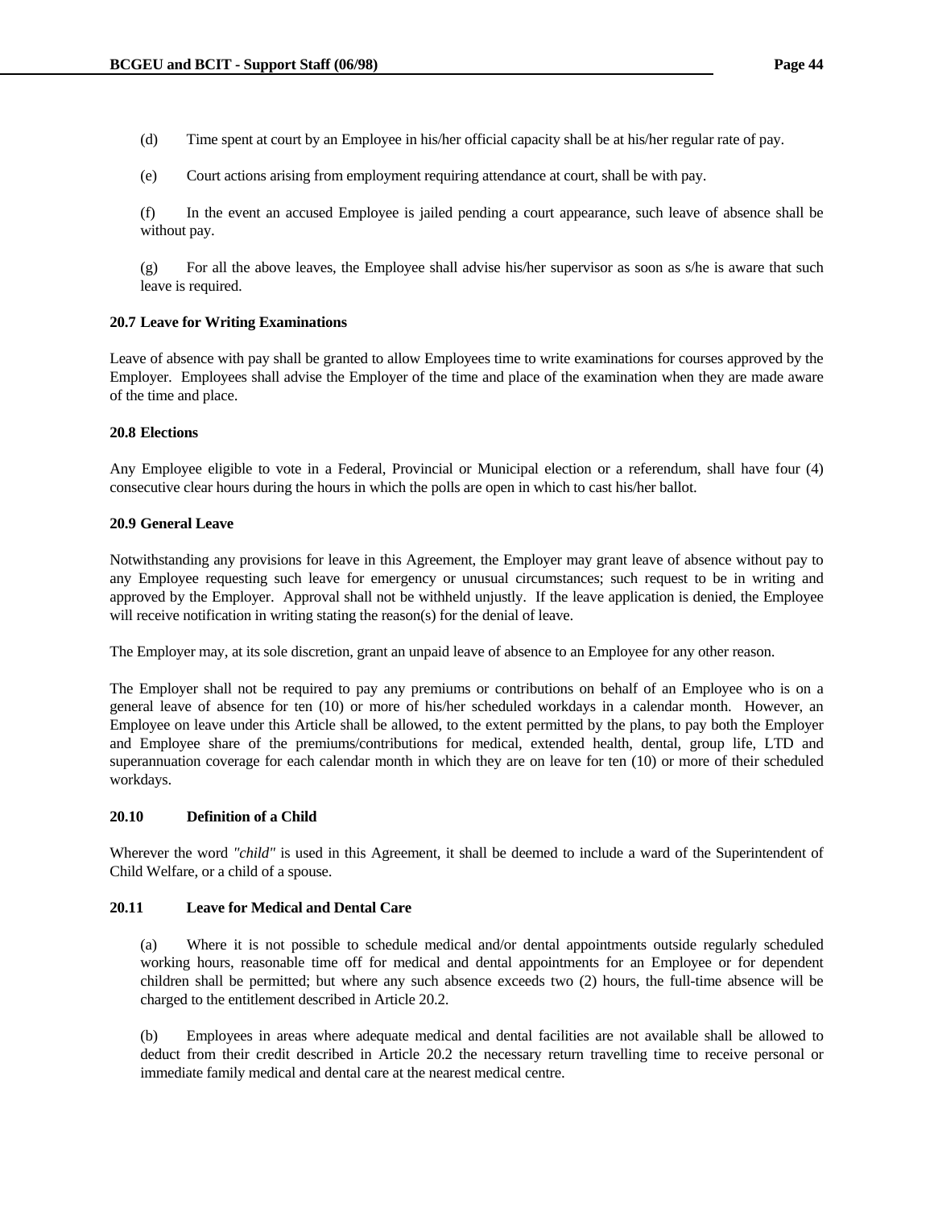(d) Time spent at court by an Employee in his/her official capacity shall be at his/her regular rate of pay.

(e) Court actions arising from employment requiring attendance at court, shall be with pay.

(f) In the event an accused Employee is jailed pending a court appearance, such leave of absence shall be without pay.

(g) For all the above leaves, the Employee shall advise his/her supervisor as soon as s/he is aware that such leave is required.

### 20.7 Leave for Writing Examinations

Leave of absence with pay shall be granted to allow Employees time to write examinations for courses approved by the Employer. Employees shall advise the Employer of the time and place of the examination when they are made aware of the time and place.

### 20.8 Elections

Any Employee eligible to vote in a Federal, Provincial or Municipal election or a referendum, shall have four (4) consecutive clear hours during the hours in which the polls are open in which to cast his/her ballot.

### 20.9 General Leave

Notwithstanding any provisions for leave in this Agreement, the Employer may grant leave of absence without pay to any Employee requesting such leave for emergency or unusual circumstances; such request to be in writing and approved by the Employer. Approval shall not be withheld unjustly. If the leave application is denied, the Employee will receive notification in writing stating the reason(s) for the denial of leave.

The Employer may, at its sole discretion, grant an unpaid leave of absence to an Employee for any other reason.

The Employer shall not be required to pay any premiums or contributions on behalf of an Employee who is on a general leave of absence for ten (10) or more of his/her scheduled workdays in a calendar month. However, an Employee on leave under this Article shall be allowed, to the extent permitted by the plans, to pay both the Employer and Employee share of the premiums/contributions for medical, extended health, dental, group life, LTD and superannuation coverage for each calendar month in which they are on leave for ten (10) or more of their scheduled workdays.

### 20.10 Definition of a Child

Wherever the word *"child"* is used in this Agreement, it shall be deemed to include a ward of the Superintendent of Child Welfare, or a child of a spouse.

### 20.11 Leave for Medical and Dental Care

(a) Where it is not possible to schedule medical and/or dental appointments outside regularly scheduled working hours, reasonable time off for medical and dental appointments for an Employee or for dependent children shall be permitted; but where any such absence exceeds two (2) hours, the full-time absence will be charged to the entitlement described in Article 20.2.

(b) Employees in areas where adequate medical and dental facilities are not available shall be allowed to deduct from their credit described in Article 20.2 the necessary return travelling time to receive personal or immediate family medical and dental care at the nearest medical centre.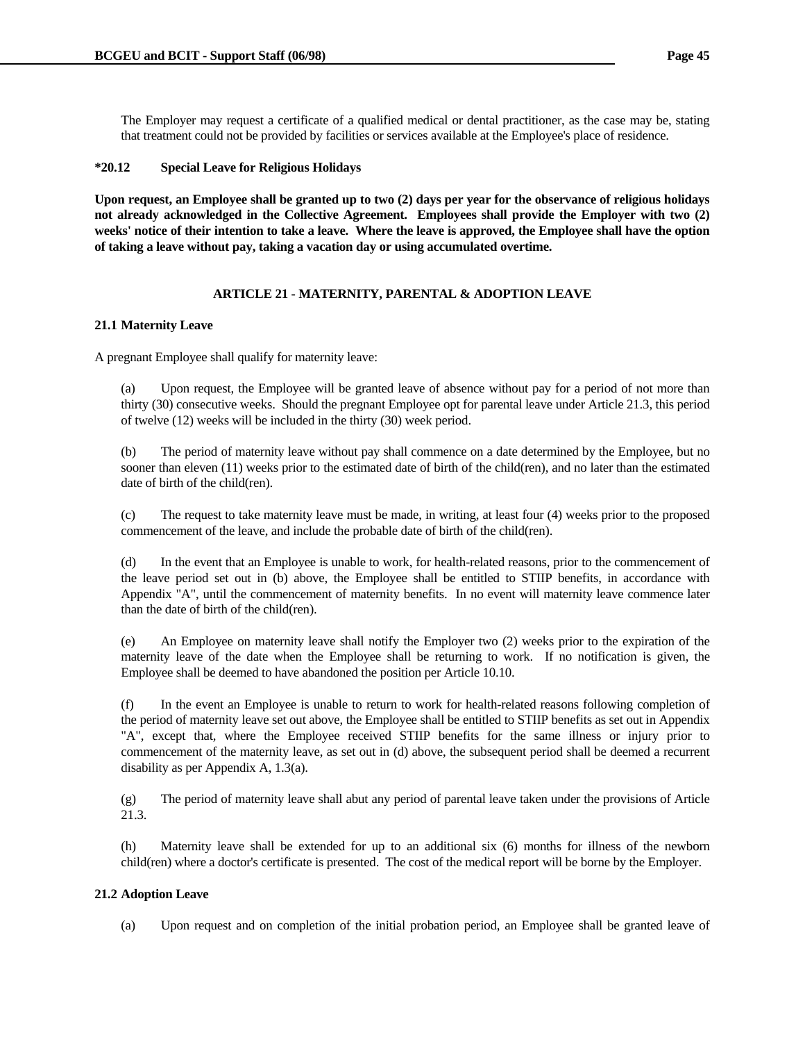The Employer may request a certificate of a qualified medical or dental practitioner, as the case may be, stating that treatment could not be provided by facilities or services available at the Employee's place of residence.

**\*20.12 Special Leave for Religious Holidays**

**Upon request, an Employee shall be granted up to two (2) days per year for the observance of religious holidays not already acknowledged in the Collective Agreement. Employees shall provide the Employer with two (2) weeks' notice of their intention to take a leave. Where the leave is approved, the Employee shall have the option of taking a leave without pay, taking a vacation day or using accumulated overtime.**

## ARTICLE 21 - MATERNITY, PARENTAL & ADOPTION LEAVE

**21.1 Maternity Leave**

A pregnant Employee shall qualify for maternity leave:

(a) Upon request, the Employee will be granted leave of absence without pay for a period of not more than thirty (30) consecutive weeks. Should the pregnant Employee opt for parental leave under Article 21.3, this period of twelve (12) weeks will be included in the thirty (30) week period.

(b) The period of maternity leave without pay shall commence on a date determined by the Employee, but no sooner than eleven (11) weeks prior to the estimated date of birth of the child(ren), and no later than the estimated date of birth of the child(ren).

(c) The request to take maternity leave must be made, in writing, at least four (4) weeks prior to the proposed commencement of the leave, and include the probable date of birth of the child(ren).

(d) In the event that an Employee is unable to work, for health-related reasons, prior to the commencement of the leave period set out in (b) above, the Employee shall be entitled to STIIP benefits, in accordance with Appendix "A", until the commencement of maternity benefits. In no event will maternity leave commence later than the date of birth of the child(ren).

(e) An Employee on maternity leave shall notify the Employer two (2) weeks prior to the expiration of the maternity leave of the date when the Employee shall be returning to work. If no notification is given, the Employee shall be deemed to have abandoned the position per Article 10.10.

(f) In the event an Employee is unable to return to work for health-related reasons following completion of the period of maternity leave set out above, the Employee shall be entitled to STIIP benefits as set out in Appendix "A", except that, where the Employee received STIIP benefits for the same illness or injury prior to commencement of the maternity leave, as set out in (d) above, the subsequent period shall be deemed a recurrent disability as per Appendix A, 1.3(a).

(g) The period of maternity leave shall abut any period of parental leave taken under the provisions of Article 21.3.

(h) Maternity leave shall be extended for up to an additional six (6) months for illness of the newborn child(ren) where a doctor's certificate is presented. The cost of the medical report will be borne by the Employer.

**21.2 Adoption Leave**

(a) Upon request and on completion of the initial probation period, an Employee shall be granted leave of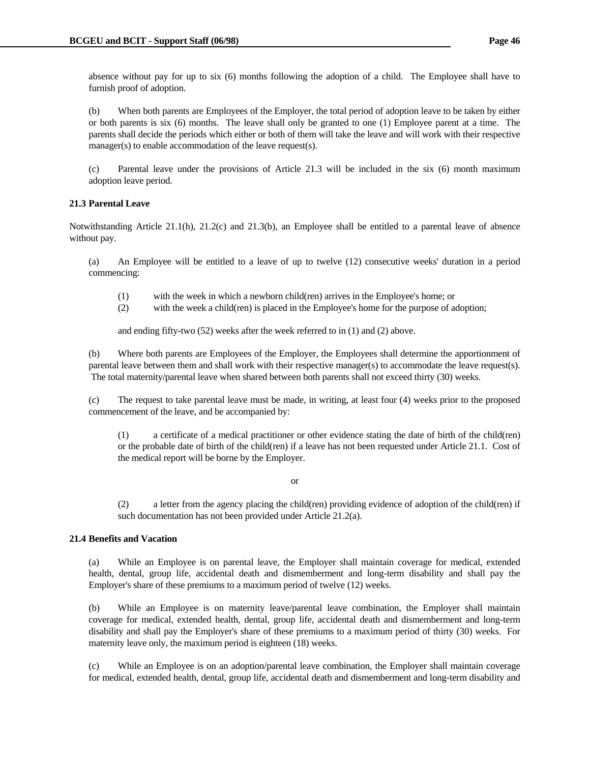absence without pay for up to six (6) months following the adoption of a child. The Employee shall have to furnish proof of adoption.

(b) When both parents are Employees of the Employer, the total period of adoption leave to be taken by either or both parents is six (6) months. The leave shall only be granted to one (1) Employee parent at a time. The parents shall decide the periods which either or both of them will take the leave and will work with their respective manager(s) to enable accommodation of the leave request(s).

(c) Parental leave under the provisions of Article 21.3 will be included in the six (6) month maximum adoption leave period.

**21.3 Parental Leave**

Notwithstanding Article 21.1(h), 21.2(c) and 21.3(b), an Employee shall be entitled to a parental leave of absence without pay.

(a) An Employee will be entitled to a leave of up to twelve (12) consecutive weeks' duration in a period commencing:

(1) with the week in which a newborn child(ren) arrives in the Employee's home; or
(2) with the week a child(ren) is placed in the Employee's home for the purpose of adoption;

and ending fifty-two (52) weeks after the week referred to in (1) and (2) above.

(b) Where both parents are Employees of the Employer, the Employees shall determine the apportionment of parental leave between them and shall work with their respective manager(s) to accommodate the leave request(s). The total maternity/parental leave when shared between both parents shall not exceed thirty (30) weeks.

(c) The request to take parental leave must be made, in writing, at least four (4) weeks prior to the proposed commencement of the leave, and be accompanied by:

(1) a certificate of a medical practitioner or other evidence stating the date of birth of the child(ren) or the probable date of birth of the child(ren) if a leave has not been requested under Article 21.1. Cost of the medical report will be borne by the Employer.

or

(2) a letter from the agency placing the child(ren) providing evidence of adoption of the child(ren) if such documentation has not been provided under Article 21.2(a).

**21.4 Benefits and Vacation**

(a) While an Employee is on parental leave, the Employer shall maintain coverage for medical, extended health, dental, group life, accidental death and dismemberment and long-term disability and shall pay the Employer's share of these premiums to a maximum period of twelve (12) weeks.

(b) While an Employee is on maternity leave/parental leave combination, the Employer shall maintain coverage for medical, extended health, dental, group life, accidental death and dismemberment and long-term disability and shall pay the Employer's share of these premiums to a maximum period of thirty (30) weeks. For maternity leave only, the maximum period is eighteen (18) weeks.

(c) While an Employee is on an adoption/parental leave combination, the Employer shall maintain coverage for medical, extended health, dental, group life, accidental death and dismemberment and long-term disability and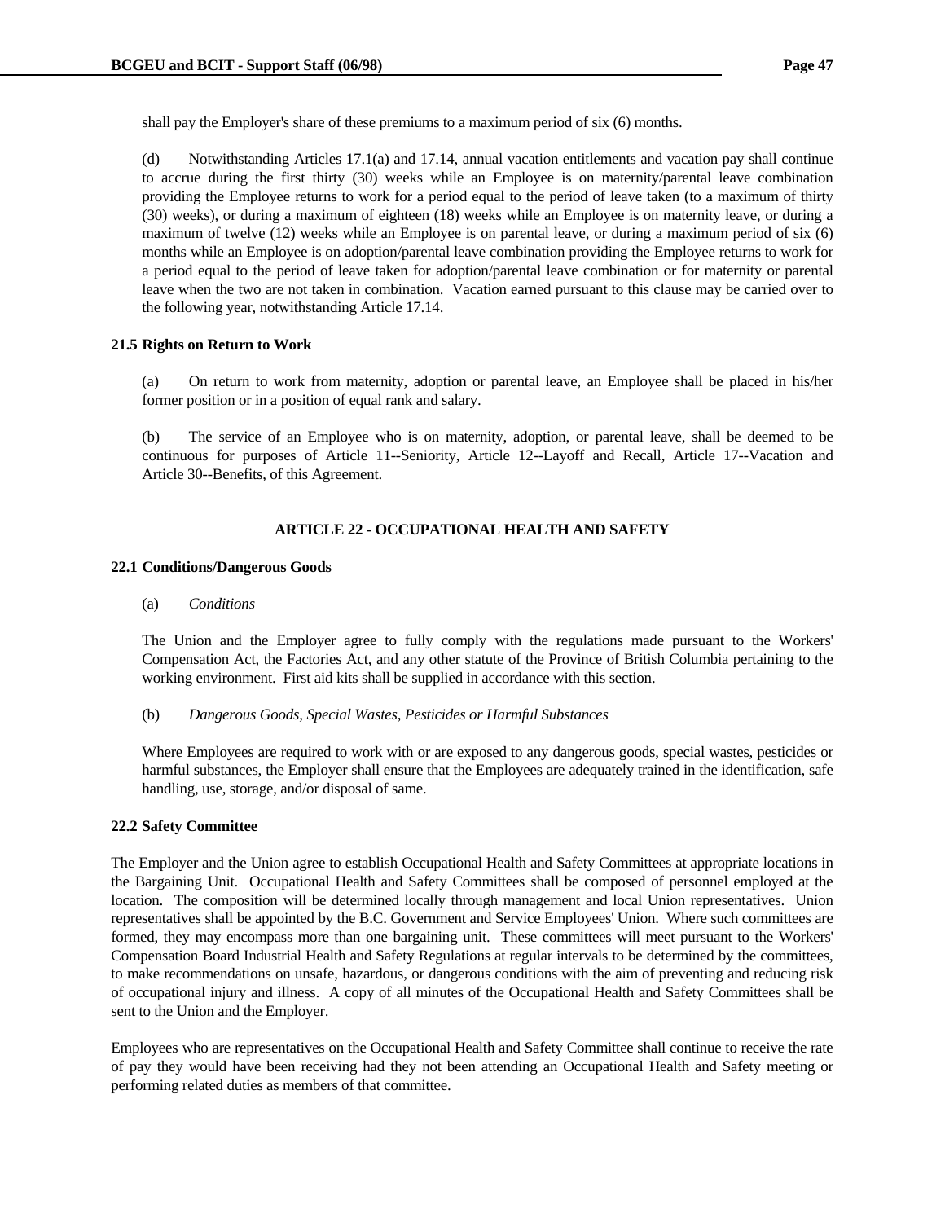shall pay the Employer's share of these premiums to a maximum period of six (6) months.

(d) Notwithstanding Articles 17.1(a) and 17.14, annual vacation entitlements and vacation pay shall continue to accrue during the first thirty (30) weeks while an Employee is on maternity/parental leave combination providing the Employee returns to work for a period equal to the period of leave taken (to a maximum of thirty (30) weeks), or during a maximum of eighteen (18) weeks while an Employee is on maternity leave, or during a maximum of twelve (12) weeks while an Employee is on parental leave, or during a maximum period of six (6) months while an Employee is on adoption/parental leave combination providing the Employee returns to work for a period equal to the period of leave taken for adoption/parental leave combination or for maternity or parental leave when the two are not taken in combination. Vacation earned pursuant to this clause may be carried over to the following year, notwithstanding Article 17.14.

**21.5 Rights on Return to Work**

(a) On return to work from maternity, adoption or parental leave, an Employee shall be placed in his/her former position or in a position of equal rank and salary.

(b) The service of an Employee who is on maternity, adoption, or parental leave, shall be deemed to be continuous for purposes of Article 11--Seniority, Article 12--Layoff and Recall, Article 17--Vacation and Article 30--Benefits, of this Agreement.

## ARTICLE 22 - OCCUPATIONAL HEALTH AND SAFETY

**22.1 Conditions/Dangerous Goods**

(a) *Conditions*

The Union and the Employer agree to fully comply with the regulations made pursuant to the Workers' Compensation Act, the Factories Act, and any other statute of the Province of British Columbia pertaining to the working environment. First aid kits shall be supplied in accordance with this section.

(b) *Dangerous Goods, Special Wastes, Pesticides or Harmful Substances*

Where Employees are required to work with or are exposed to any dangerous goods, special wastes, pesticides or harmful substances, the Employer shall ensure that the Employees are adequately trained in the identification, safe handling, use, storage, and/or disposal of same.

**22.2 Safety Committee**

The Employer and the Union agree to establish Occupational Health and Safety Committees at appropriate locations in the Bargaining Unit. Occupational Health and Safety Committees shall be composed of personnel employed at the location. The composition will be determined locally through management and local Union representatives. Union representatives shall be appointed by the B.C. Government and Service Employees' Union. Where such committees are formed, they may encompass more than one bargaining unit. These committees will meet pursuant to the Workers' Compensation Board Industrial Health and Safety Regulations at regular intervals to be determined by the committees, to make recommendations on unsafe, hazardous, or dangerous conditions with the aim of preventing and reducing risk of occupational injury and illness. A copy of all minutes of the Occupational Health and Safety Committees shall be sent to the Union and the Employer.

Employees who are representatives on the Occupational Health and Safety Committee shall continue to receive the rate of pay they would have been receiving had they not been attending an Occupational Health and Safety meeting or performing related duties as members of that committee.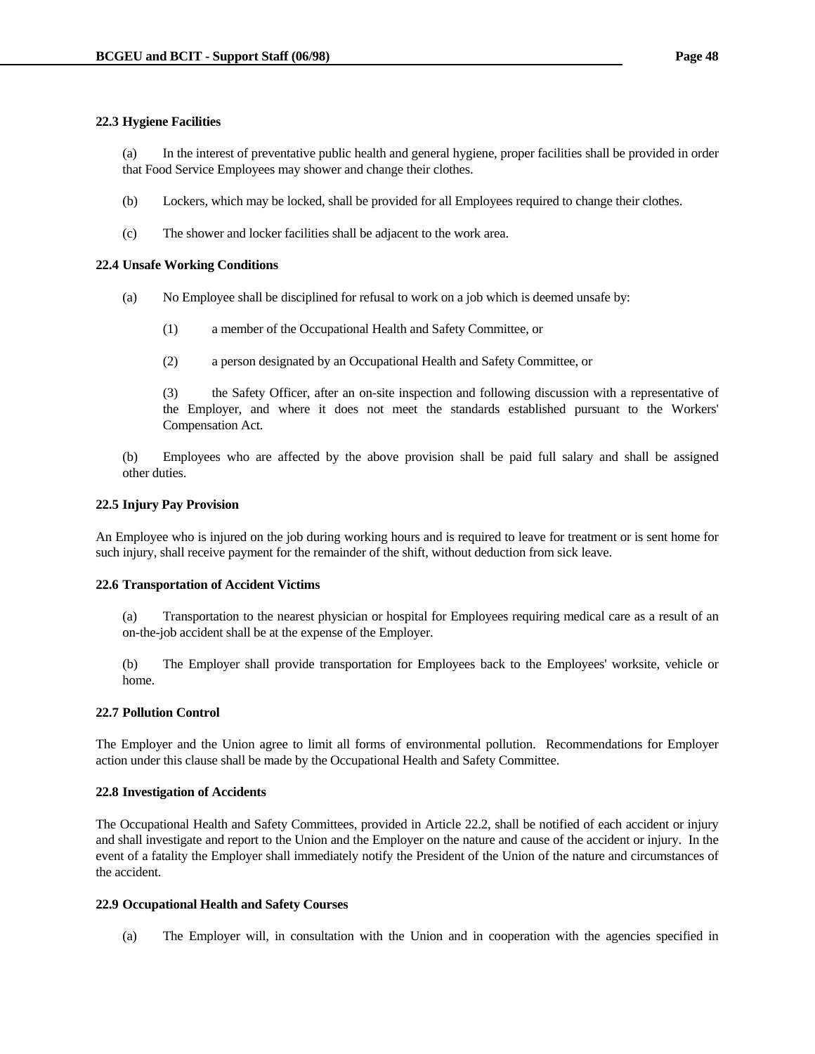**22.3 Hygiene Facilities**

(a) In the interest of preventative public health and general hygiene, proper facilities shall be provided in order that Food Service Employees may shower and change their clothes.

(b) Lockers, which may be locked, shall be provided for all Employees required to change their clothes.

(c) The shower and locker facilities shall be adjacent to the work area.

**22.4 Unsafe Working Conditions**

(a) No Employee shall be disciplined for refusal to work on a job which is deemed unsafe by:

(1) a member of the Occupational Health and Safety Committee, or

(2) a person designated by an Occupational Health and Safety Committee, or

(3) the Safety Officer, after an on-site inspection and following discussion with a representative of the Employer, and where it does not meet the standards established pursuant to the Workers' Compensation Act.

(b) Employees who are affected by the above provision shall be paid full salary and shall be assigned other duties.

**22.5 Injury Pay Provision**

An Employee who is injured on the job during working hours and is required to leave for treatment or is sent home for such injury, shall receive payment for the remainder of the shift, without deduction from sick leave.

**22.6 Transportation of Accident Victims**

(a) Transportation to the nearest physician or hospital for Employees requiring medical care as a result of an on-the-job accident shall be at the expense of the Employer.

(b) The Employer shall provide transportation for Employees back to the Employees' worksite, vehicle or home.

**22.7 Pollution Control**

The Employer and the Union agree to limit all forms of environmental pollution. Recommendations for Employer action under this clause shall be made by the Occupational Health and Safety Committee.

**22.8 Investigation of Accidents**

The Occupational Health and Safety Committees, provided in Article 22.2, shall be notified of each accident or injury and shall investigate and report to the Union and the Employer on the nature and cause of the accident or injury. In the event of a fatality the Employer shall immediately notify the President of the Union of the nature and circumstances of the accident.

**22.9 Occupational Health and Safety Courses**

(a) The Employer will, in consultation with the Union and in cooperation with the agencies specified in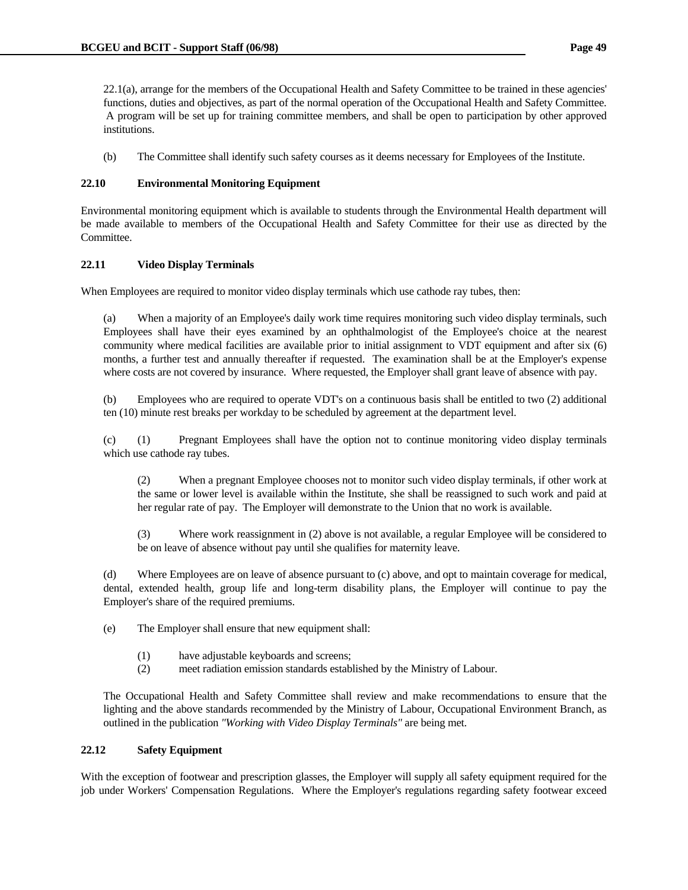22.1(a), arrange for the members of the Occupational Health and Safety Committee to be trained in these agencies' functions, duties and objectives, as part of the normal operation of the Occupational Health and Safety Committee. A program will be set up for training committee members, and shall be open to participation by other approved institutions.

(b) The Committee shall identify such safety courses as it deems necessary for Employees of the Institute.

**22.10 Environmental Monitoring Equipment**

Environmental monitoring equipment which is available to students through the Environmental Health department will be made available to members of the Occupational Health and Safety Committee for their use as directed by the Committee.

**22.11 Video Display Terminals**

When Employees are required to monitor video display terminals which use cathode ray tubes, then:

(a) When a majority of an Employee's daily work time requires monitoring such video display terminals, such Employees shall have their eyes examined by an ophthalmologist of the Employee's choice at the nearest community where medical facilities are available prior to initial assignment to VDT equipment and after six (6) months, a further test and annually thereafter if requested. The examination shall be at the Employer's expense where costs are not covered by insurance. Where requested, the Employer shall grant leave of absence with pay.

(b) Employees who are required to operate VDT's on a continuous basis shall be entitled to two (2) additional ten (10) minute rest breaks per workday to be scheduled by agreement at the department level.

(c) (1) Pregnant Employees shall have the option not to continue monitoring video display terminals which use cathode ray tubes.

(2) When a pregnant Employee chooses not to monitor such video display terminals, if other work at the same or lower level is available within the Institute, she shall be reassigned to such work and paid at her regular rate of pay. The Employer will demonstrate to the Union that no work is available.

(3) Where work reassignment in (2) above is not available, a regular Employee will be considered to be on leave of absence without pay until she qualifies for maternity leave.

(d) Where Employees are on leave of absence pursuant to (c) above, and opt to maintain coverage for medical, dental, extended health, group life and long-term disability plans, the Employer will continue to pay the Employer's share of the required premiums.

(e) The Employer shall ensure that new equipment shall:

(1) have adjustable keyboards and screens;
(2) meet radiation emission standards established by the Ministry of Labour.

The Occupational Health and Safety Committee shall review and make recommendations to ensure that the lighting and the above standards recommended by the Ministry of Labour, Occupational Environment Branch, as outlined in the publication *"Working with Video Display Terminals"* are being met.

**22.12 Safety Equipment**

With the exception of footwear and prescription glasses, the Employer will supply all safety equipment required for the job under Workers' Compensation Regulations. Where the Employer's regulations regarding safety footwear exceed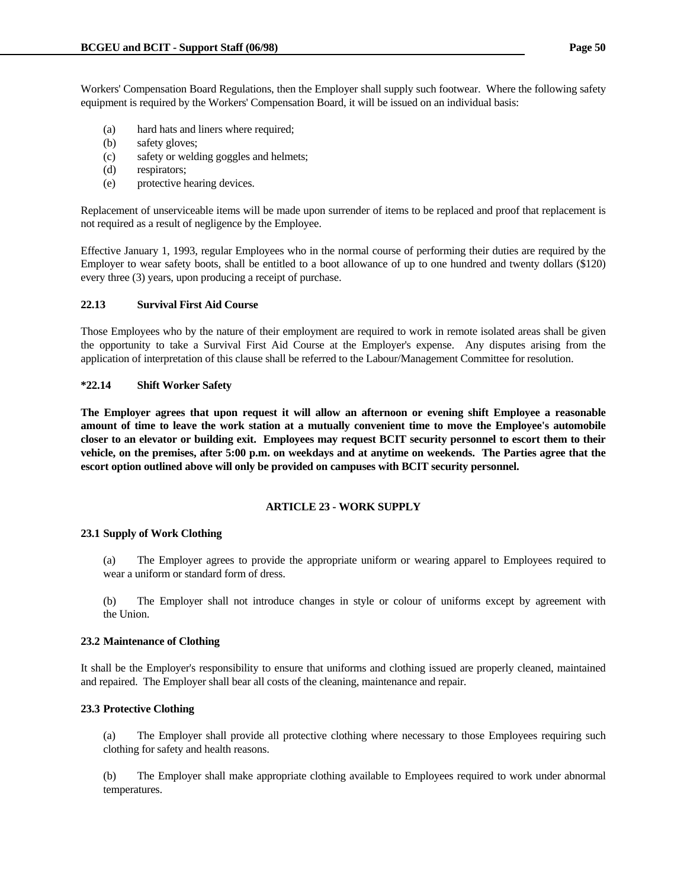Workers' Compensation Board Regulations, then the Employer shall supply such footwear. Where the following safety equipment is required by the Workers' Compensation Board, it will be issued on an individual basis:

(a) hard hats and liners where required;
(b) safety gloves;
(c) safety or welding goggles and helmets;
(d) respirators;
(e) protective hearing devices.

Replacement of unserviceable items will be made upon surrender of items to be replaced and proof that replacement is not required as a result of negligence by the Employee.

Effective January 1, 1993, regular Employees who in the normal course of performing their duties are required by the Employer to wear safety boots, shall be entitled to a boot allowance of up to one hundred and twenty dollars ($120) every three (3) years, upon producing a receipt of purchase.

**22.13 Survival First Aid Course**

Those Employees who by the nature of their employment are required to work in remote isolated areas shall be given the opportunity to take a Survival First Aid Course at the Employer's expense. Any disputes arising from the application of interpretation of this clause shall be referred to the Labour/Management Committee for resolution.

**\*22.14 Shift Worker Safety**

**The Employer agrees that upon request it will allow an afternoon or evening shift Employee a reasonable amount of time to leave the work station at a mutually convenient time to move the Employee's automobile closer to an elevator or building exit. Employees may request BCIT security personnel to escort them to their vehicle, on the premises, after 5:00 p.m. on weekdays and at anytime on weekends. The Parties agree that the escort option outlined above will only be provided on campuses with BCIT security personnel.**

## ARTICLE 23 - WORK SUPPLY

**23.1 Supply of Work Clothing**

(a) The Employer agrees to provide the appropriate uniform or wearing apparel to Employees required to wear a uniform or standard form of dress.

(b) The Employer shall not introduce changes in style or colour of uniforms except by agreement with the Union.

**23.2 Maintenance of Clothing**

It shall be the Employer's responsibility to ensure that uniforms and clothing issued are properly cleaned, maintained and repaired. The Employer shall bear all costs of the cleaning, maintenance and repair.

**23.3 Protective Clothing**

(a) The Employer shall provide all protective clothing where necessary to those Employees requiring such clothing for safety and health reasons.

(b) The Employer shall make appropriate clothing available to Employees required to work under abnormal temperatures.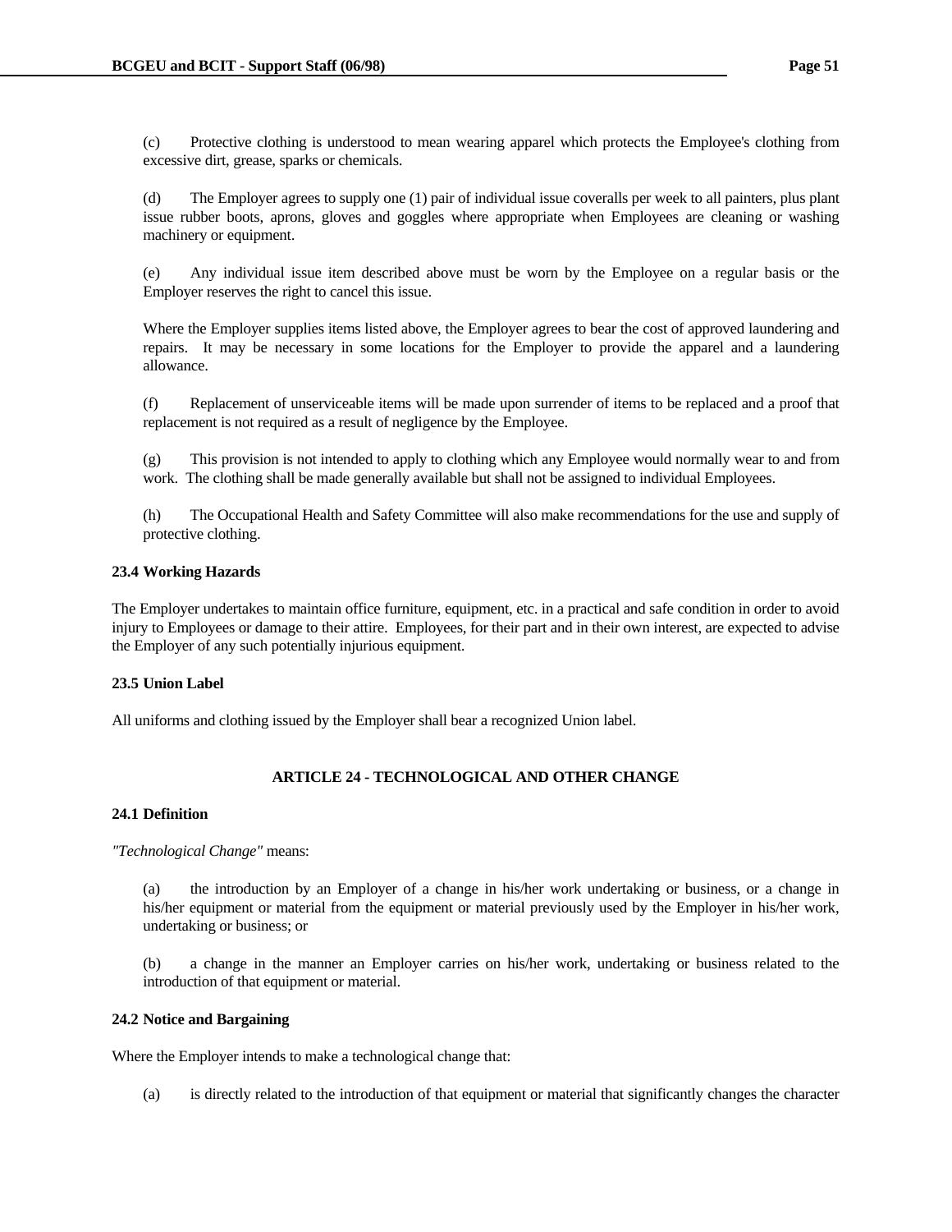(c) Protective clothing is understood to mean wearing apparel which protects the Employee's clothing from excessive dirt, grease, sparks or chemicals.

(d) The Employer agrees to supply one (1) pair of individual issue coveralls per week to all painters, plus plant issue rubber boots, aprons, gloves and goggles where appropriate when Employees are cleaning or washing machinery or equipment.

(e) Any individual issue item described above must be worn by the Employee on a regular basis or the Employer reserves the right to cancel this issue.

Where the Employer supplies items listed above, the Employer agrees to bear the cost of approved laundering and repairs. It may be necessary in some locations for the Employer to provide the apparel and a laundering allowance.

(f) Replacement of unserviceable items will be made upon surrender of items to be replaced and a proof that replacement is not required as a result of negligence by the Employee.

(g) This provision is not intended to apply to clothing which any Employee would normally wear to and from work. The clothing shall be made generally available but shall not be assigned to individual Employees.

(h) The Occupational Health and Safety Committee will also make recommendations for the use and supply of protective clothing.

### 23.4 Working Hazards

The Employer undertakes to maintain office furniture, equipment, etc. in a practical and safe condition in order to avoid injury to Employees or damage to their attire. Employees, for their part and in their own interest, are expected to advise the Employer of any such potentially injurious equipment.

### 23.5 Union Label

All uniforms and clothing issued by the Employer shall bear a recognized Union label.

## ARTICLE 24 - TECHNOLOGICAL AND OTHER CHANGE

### 24.1 Definition

*"Technological Change"* means:

(a) the introduction by an Employer of a change in his/her work undertaking or business, or a change in his/her equipment or material from the equipment or material previously used by the Employer in his/her work, undertaking or business; or

(b) a change in the manner an Employer carries on his/her work, undertaking or business related to the introduction of that equipment or material.

### 24.2 Notice and Bargaining

Where the Employer intends to make a technological change that:

(a) is directly related to the introduction of that equipment or material that significantly changes the character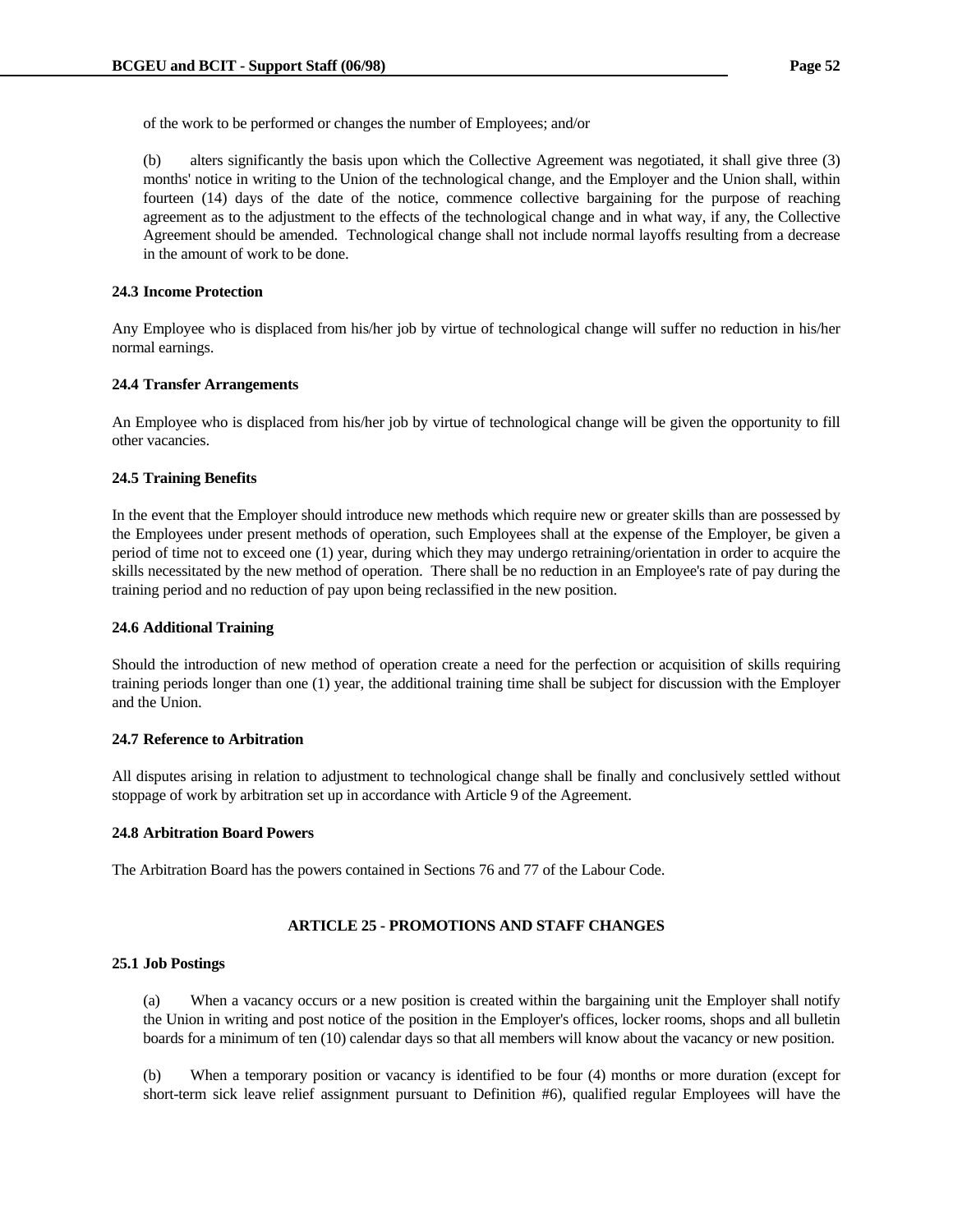of the work to be performed or changes the number of Employees; and/or

(b) alters significantly the basis upon which the Collective Agreement was negotiated, it shall give three (3) months' notice in writing to the Union of the technological change, and the Employer and the Union shall, within fourteen (14) days of the date of the notice, commence collective bargaining for the purpose of reaching agreement as to the adjustment to the effects of the technological change and in what way, if any, the Collective Agreement should be amended. Technological change shall not include normal layoffs resulting from a decrease in the amount of work to be done.

**24.3 Income Protection**

Any Employee who is displaced from his/her job by virtue of technological change will suffer no reduction in his/her normal earnings.

**24.4 Transfer Arrangements**

An Employee who is displaced from his/her job by virtue of technological change will be given the opportunity to fill other vacancies.

**24.5 Training Benefits**

In the event that the Employer should introduce new methods which require new or greater skills than are possessed by the Employees under present methods of operation, such Employees shall at the expense of the Employer, be given a period of time not to exceed one (1) year, during which they may undergo retraining/orientation in order to acquire the skills necessitated by the new method of operation. There shall be no reduction in an Employee's rate of pay during the training period and no reduction of pay upon being reclassified in the new position.

**24.6 Additional Training**

Should the introduction of new method of operation create a need for the perfection or acquisition of skills requiring training periods longer than one (1) year, the additional training time shall be subject for discussion with the Employer and the Union.

**24.7 Reference to Arbitration**

All disputes arising in relation to adjustment to technological change shall be finally and conclusively settled without stoppage of work by arbitration set up in accordance with Article 9 of the Agreement.

**24.8 Arbitration Board Powers**

The Arbitration Board has the powers contained in Sections 76 and 77 of the Labour Code.

## ARTICLE 25 - PROMOTIONS AND STAFF CHANGES

**25.1 Job Postings**

(a) When a vacancy occurs or a new position is created within the bargaining unit the Employer shall notify the Union in writing and post notice of the position in the Employer's offices, locker rooms, shops and all bulletin boards for a minimum of ten (10) calendar days so that all members will know about the vacancy or new position.

(b) When a temporary position or vacancy is identified to be four (4) months or more duration (except for short-term sick leave relief assignment pursuant to Definition #6), qualified regular Employees will have the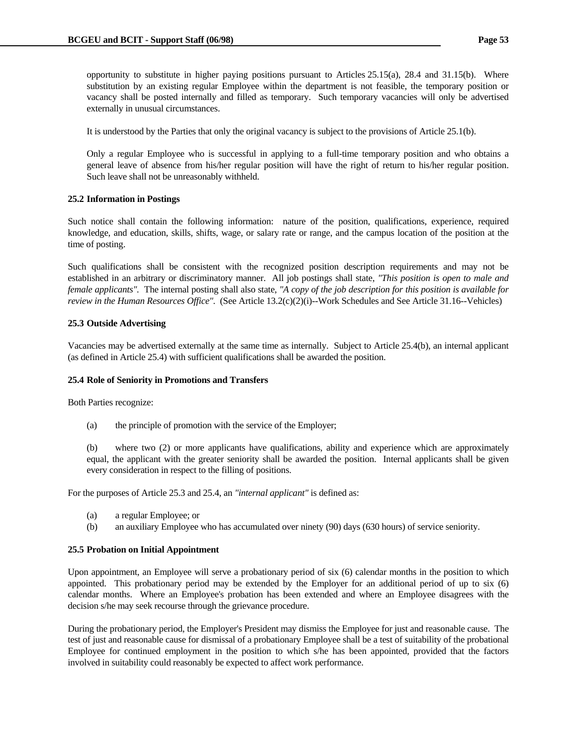opportunity to substitute in higher paying positions pursuant to Articles 25.15(a), 28.4 and 31.15(b). Where substitution by an existing regular Employee within the department is not feasible, the temporary position or vacancy shall be posted internally and filled as temporary. Such temporary vacancies will only be advertised externally in unusual circumstances.

It is understood by the Parties that only the original vacancy is subject to the provisions of Article 25.1(b).

Only a regular Employee who is successful in applying to a full-time temporary position and who obtains a general leave of absence from his/her regular position will have the right of return to his/her regular position. Such leave shall not be unreasonably withheld.

**25.2 Information in Postings**

Such notice shall contain the following information: nature of the position, qualifications, experience, required knowledge, and education, skills, shifts, wage, or salary rate or range, and the campus location of the position at the time of posting.

Such qualifications shall be consistent with the recognized position description requirements and may not be established in an arbitrary or discriminatory manner. All job postings shall state, *"This position is open to male and female applicants"*. The internal posting shall also state, *"A copy of the job description for this position is available for review in the Human Resources Office"*. (See Article 13.2(c)(2)(i)--Work Schedules and See Article 31.16--Vehicles)

**25.3 Outside Advertising**

Vacancies may be advertised externally at the same time as internally. Subject to Article 25.4(b), an internal applicant (as defined in Article 25.4) with sufficient qualifications shall be awarded the position.

**25.4 Role of Seniority in Promotions and Transfers**

Both Parties recognize:

(a) the principle of promotion with the service of the Employer;

(b) where two (2) or more applicants have qualifications, ability and experience which are approximately equal, the applicant with the greater seniority shall be awarded the position. Internal applicants shall be given every consideration in respect to the filling of positions.

For the purposes of Article 25.3 and 25.4, an *"internal applicant"* is defined as:

(a) a regular Employee; or
(b) an auxiliary Employee who has accumulated over ninety (90) days (630 hours) of service seniority.

**25.5 Probation on Initial Appointment**

Upon appointment, an Employee will serve a probationary period of six (6) calendar months in the position to which appointed. This probationary period may be extended by the Employer for an additional period of up to six (6) calendar months. Where an Employee's probation has been extended and where an Employee disagrees with the decision s/he may seek recourse through the grievance procedure.

During the probationary period, the Employer's President may dismiss the Employee for just and reasonable cause. The test of just and reasonable cause for dismissal of a probationary Employee shall be a test of suitability of the probational Employee for continued employment in the position to which s/he has been appointed, provided that the factors involved in suitability could reasonably be expected to affect work performance.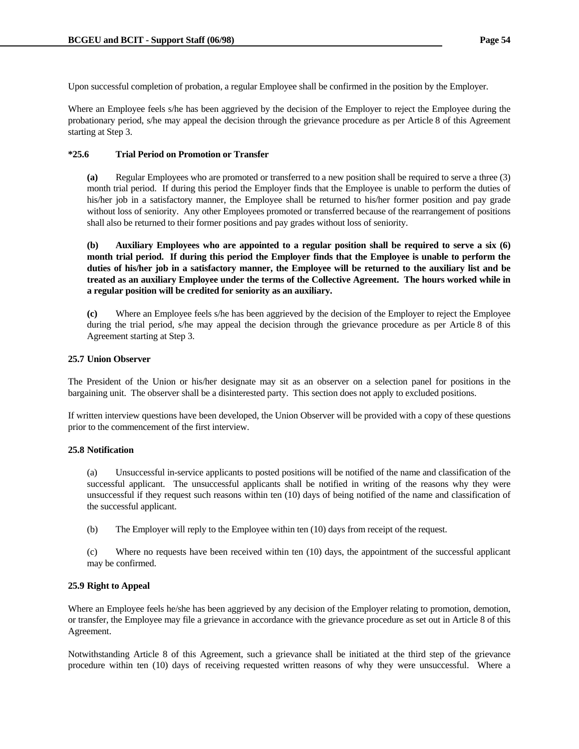Upon successful completion of probation, a regular Employee shall be confirmed in the position by the Employer.

Where an Employee feels s/he has been aggrieved by the decision of the Employer to reject the Employee during the probationary period, s/he may appeal the decision through the grievance procedure as per Article 8 of this Agreement starting at Step 3.

### *25.6 Trial Period on Promotion or Transfer

**(a)** Regular Employees who are promoted or transferred to a new position shall be required to serve a three (3) month trial period. If during this period the Employer finds that the Employee is unable to perform the duties of his/her job in a satisfactory manner, the Employee shall be returned to his/her former position and pay grade without loss of seniority. Any other Employees promoted or transferred because of the rearrangement of positions shall also be returned to their former positions and pay grades without loss of seniority.

**(b) Auxiliary Employees who are appointed to a regular position shall be required to serve a six (6) month trial period. If during this period the Employer finds that the Employee is unable to perform the duties of his/her job in a satisfactory manner, the Employee will be returned to the auxiliary list and be treated as an auxiliary Employee under the terms of the Collective Agreement. The hours worked while in a regular position will be credited for seniority as an auxiliary.**

**(c)** Where an Employee feels s/he has been aggrieved by the decision of the Employer to reject the Employee during the trial period, s/he may appeal the decision through the grievance procedure as per Article 8 of this Agreement starting at Step 3.

### 25.7 Union Observer

The President of the Union or his/her designate may sit as an observer on a selection panel for positions in the bargaining unit. The observer shall be a disinterested party. This section does not apply to excluded positions.

If written interview questions have been developed, the Union Observer will be provided with a copy of these questions prior to the commencement of the first interview.

### 25.8 Notification

(a) Unsuccessful in-service applicants to posted positions will be notified of the name and classification of the successful applicant. The unsuccessful applicants shall be notified in writing of the reasons why they were unsuccessful if they request such reasons within ten (10) days of being notified of the name and classification of the successful applicant.

(b) The Employer will reply to the Employee within ten (10) days from receipt of the request.

(c) Where no requests have been received within ten (10) days, the appointment of the successful applicant may be confirmed.

### 25.9 Right to Appeal

Where an Employee feels he/she has been aggrieved by any decision of the Employer relating to promotion, demotion, or transfer, the Employee may file a grievance in accordance with the grievance procedure as set out in Article 8 of this Agreement.

Notwithstanding Article 8 of this Agreement, such a grievance shall be initiated at the third step of the grievance procedure within ten (10) days of receiving requested written reasons of why they were unsuccessful. Where a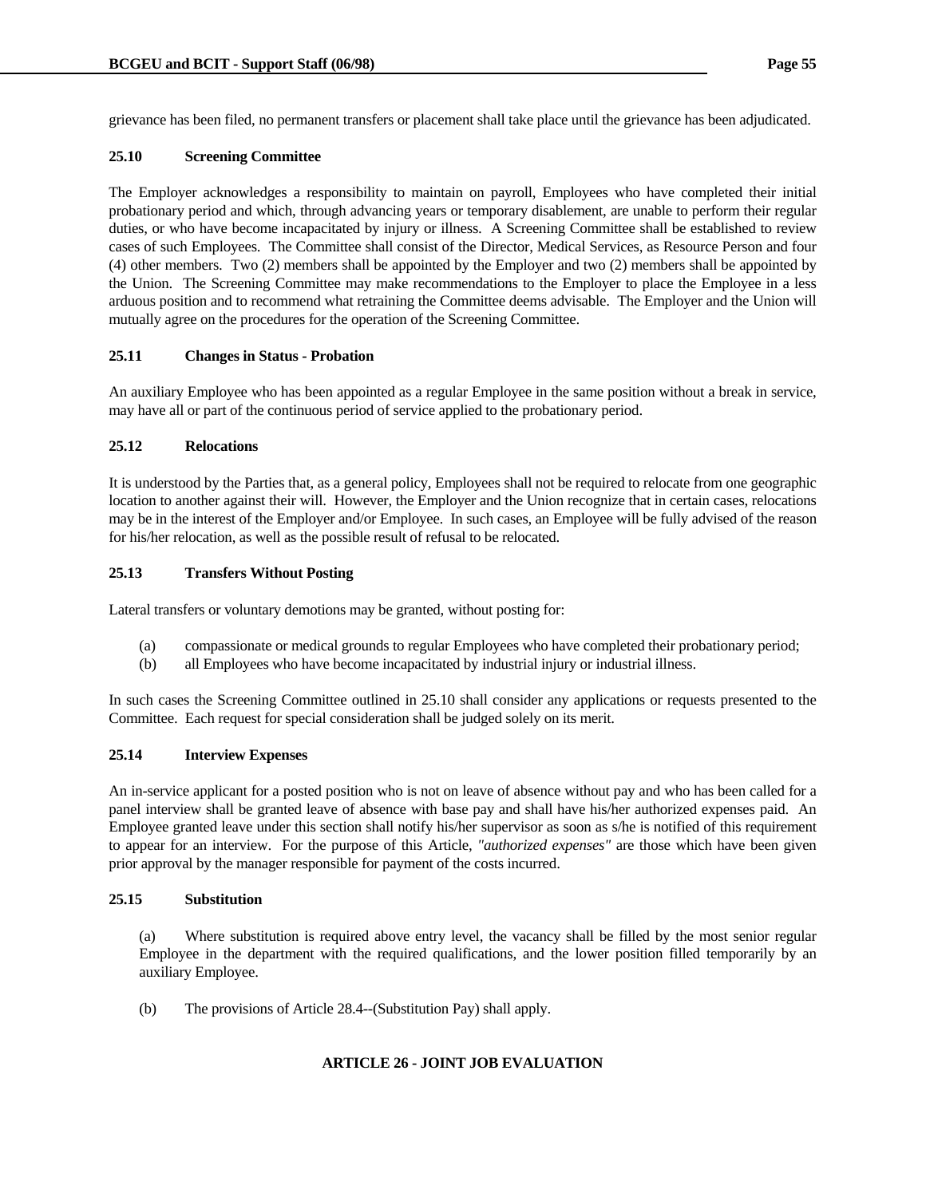grievance has been filed, no permanent transfers or placement shall take place until the grievance has been adjudicated.

**25.10 Screening Committee**

The Employer acknowledges a responsibility to maintain on payroll, Employees who have completed their initial probationary period and which, through advancing years or temporary disablement, are unable to perform their regular duties, or who have become incapacitated by injury or illness. A Screening Committee shall be established to review cases of such Employees. The Committee shall consist of the Director, Medical Services, as Resource Person and four (4) other members. Two (2) members shall be appointed by the Employer and two (2) members shall be appointed by the Union. The Screening Committee may make recommendations to the Employer to place the Employee in a less arduous position and to recommend what retraining the Committee deems advisable. The Employer and the Union will mutually agree on the procedures for the operation of the Screening Committee.

**25.11 Changes in Status - Probation**

An auxiliary Employee who has been appointed as a regular Employee in the same position without a break in service, may have all or part of the continuous period of service applied to the probationary period.

**25.12 Relocations**

It is understood by the Parties that, as a general policy, Employees shall not be required to relocate from one geographic location to another against their will. However, the Employer and the Union recognize that in certain cases, relocations may be in the interest of the Employer and/or Employee. In such cases, an Employee will be fully advised of the reason for his/her relocation, as well as the possible result of refusal to be relocated.

**25.13 Transfers Without Posting**

Lateral transfers or voluntary demotions may be granted, without posting for:

(a) compassionate or medical grounds to regular Employees who have completed their probationary period;
(b) all Employees who have become incapacitated by industrial injury or industrial illness.

In such cases the Screening Committee outlined in 25.10 shall consider any applications or requests presented to the Committee. Each request for special consideration shall be judged solely on its merit.

**25.14 Interview Expenses**

An in-service applicant for a posted position who is not on leave of absence without pay and who has been called for a panel interview shall be granted leave of absence with base pay and shall have his/her authorized expenses paid. An Employee granted leave under this section shall notify his/her supervisor as soon as s/he is notified of this requirement to appear for an interview. For the purpose of this Article, *"authorized expenses"* are those which have been given prior approval by the manager responsible for payment of the costs incurred.

**25.15 Substitution**

(a) Where substitution is required above entry level, the vacancy shall be filled by the most senior regular Employee in the department with the required qualifications, and the lower position filled temporarily by an auxiliary Employee.

(b) The provisions of Article 28.4--(Substitution Pay) shall apply.

## ARTICLE 26 - JOINT JOB EVALUATION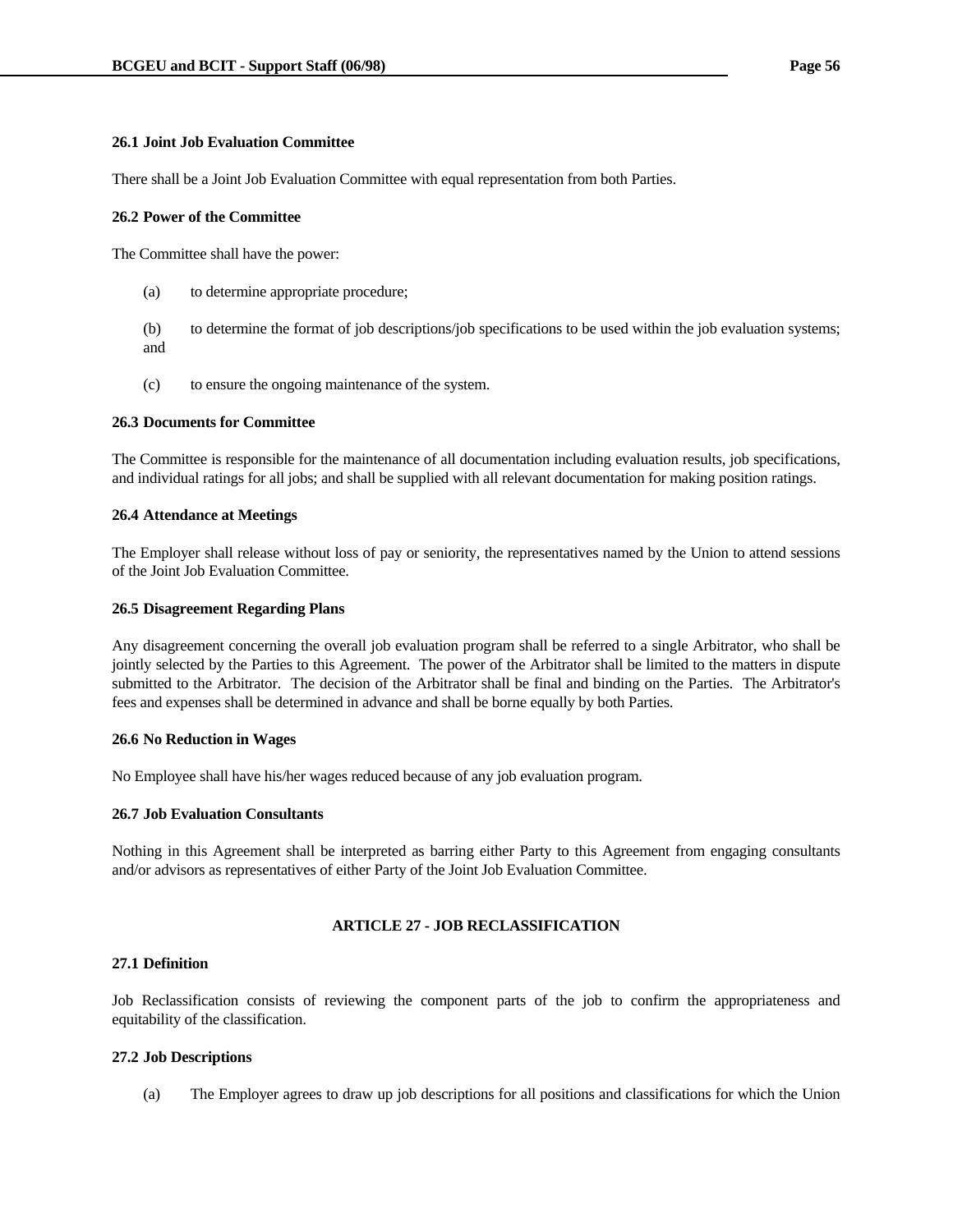**26.1 Joint Job Evaluation Committee**

There shall be a Joint Job Evaluation Committee with equal representation from both Parties.

**26.2 Power of the Committee**

The Committee shall have the power:

(a) to determine appropriate procedure;

(b) to determine the format of job descriptions/job specifications to be used within the job evaluation systems; and

(c) to ensure the ongoing maintenance of the system.

**26.3 Documents for Committee**

The Committee is responsible for the maintenance of all documentation including evaluation results, job specifications, and individual ratings for all jobs; and shall be supplied with all relevant documentation for making position ratings.

**26.4 Attendance at Meetings**

The Employer shall release without loss of pay or seniority, the representatives named by the Union to attend sessions of the Joint Job Evaluation Committee.

**26.5 Disagreement Regarding Plans**

Any disagreement concerning the overall job evaluation program shall be referred to a single Arbitrator, who shall be jointly selected by the Parties to this Agreement. The power of the Arbitrator shall be limited to the matters in dispute submitted to the Arbitrator. The decision of the Arbitrator shall be final and binding on the Parties. The Arbitrator's fees and expenses shall be determined in advance and shall be borne equally by both Parties.

**26.6 No Reduction in Wages**

No Employee shall have his/her wages reduced because of any job evaluation program.

**26.7 Job Evaluation Consultants**

Nothing in this Agreement shall be interpreted as barring either Party to this Agreement from engaging consultants and/or advisors as representatives of either Party of the Joint Job Evaluation Committee.

## ARTICLE 27 - JOB RECLASSIFICATION

**27.1 Definition**

Job Reclassification consists of reviewing the component parts of the job to confirm the appropriateness and equitability of the classification.

**27.2 Job Descriptions**

(a) The Employer agrees to draw up job descriptions for all positions and classifications for which the Union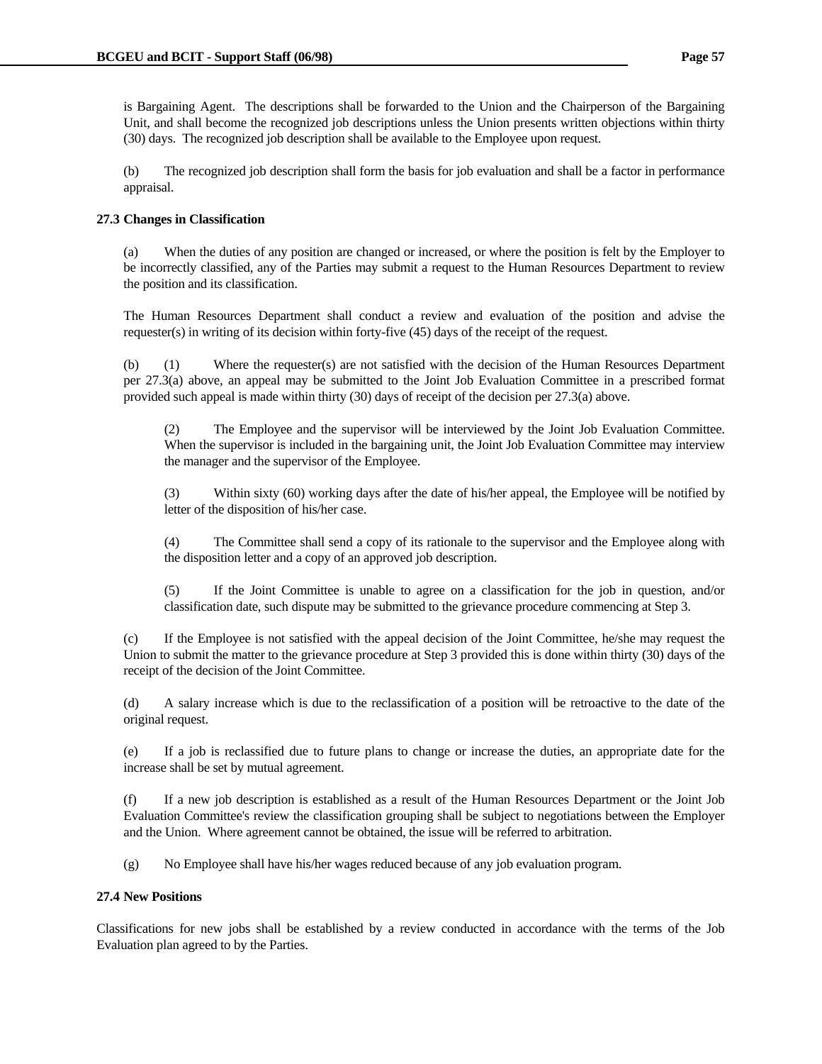is Bargaining Agent. The descriptions shall be forwarded to the Union and the Chairperson of the Bargaining Unit, and shall become the recognized job descriptions unless the Union presents written objections within thirty (30) days. The recognized job description shall be available to the Employee upon request.

(b) The recognized job description shall form the basis for job evaluation and shall be a factor in performance appraisal.

**27.3 Changes in Classification**

(a) When the duties of any position are changed or increased, or where the position is felt by the Employer to be incorrectly classified, any of the Parties may submit a request to the Human Resources Department to review the position and its classification.

The Human Resources Department shall conduct a review and evaluation of the position and advise the requester(s) in writing of its decision within forty-five (45) days of the receipt of the request.

(b) (1) Where the requester(s) are not satisfied with the decision of the Human Resources Department per 27.3(a) above, an appeal may be submitted to the Joint Job Evaluation Committee in a prescribed format provided such appeal is made within thirty (30) days of receipt of the decision per 27.3(a) above.

(2) The Employee and the supervisor will be interviewed by the Joint Job Evaluation Committee. When the supervisor is included in the bargaining unit, the Joint Job Evaluation Committee may interview the manager and the supervisor of the Employee.

(3) Within sixty (60) working days after the date of his/her appeal, the Employee will be notified by letter of the disposition of his/her case.

(4) The Committee shall send a copy of its rationale to the supervisor and the Employee along with the disposition letter and a copy of an approved job description.

(5) If the Joint Committee is unable to agree on a classification for the job in question, and/or classification date, such dispute may be submitted to the grievance procedure commencing at Step 3.

(c) If the Employee is not satisfied with the appeal decision of the Joint Committee, he/she may request the Union to submit the matter to the grievance procedure at Step 3 provided this is done within thirty (30) days of the receipt of the decision of the Joint Committee.

(d) A salary increase which is due to the reclassification of a position will be retroactive to the date of the original request.

(e) If a job is reclassified due to future plans to change or increase the duties, an appropriate date for the increase shall be set by mutual agreement.

(f) If a new job description is established as a result of the Human Resources Department or the Joint Job Evaluation Committee's review the classification grouping shall be subject to negotiations between the Employer and the Union. Where agreement cannot be obtained, the issue will be referred to arbitration.

(g) No Employee shall have his/her wages reduced because of any job evaluation program.

**27.4 New Positions**

Classifications for new jobs shall be established by a review conducted in accordance with the terms of the Job Evaluation plan agreed to by the Parties.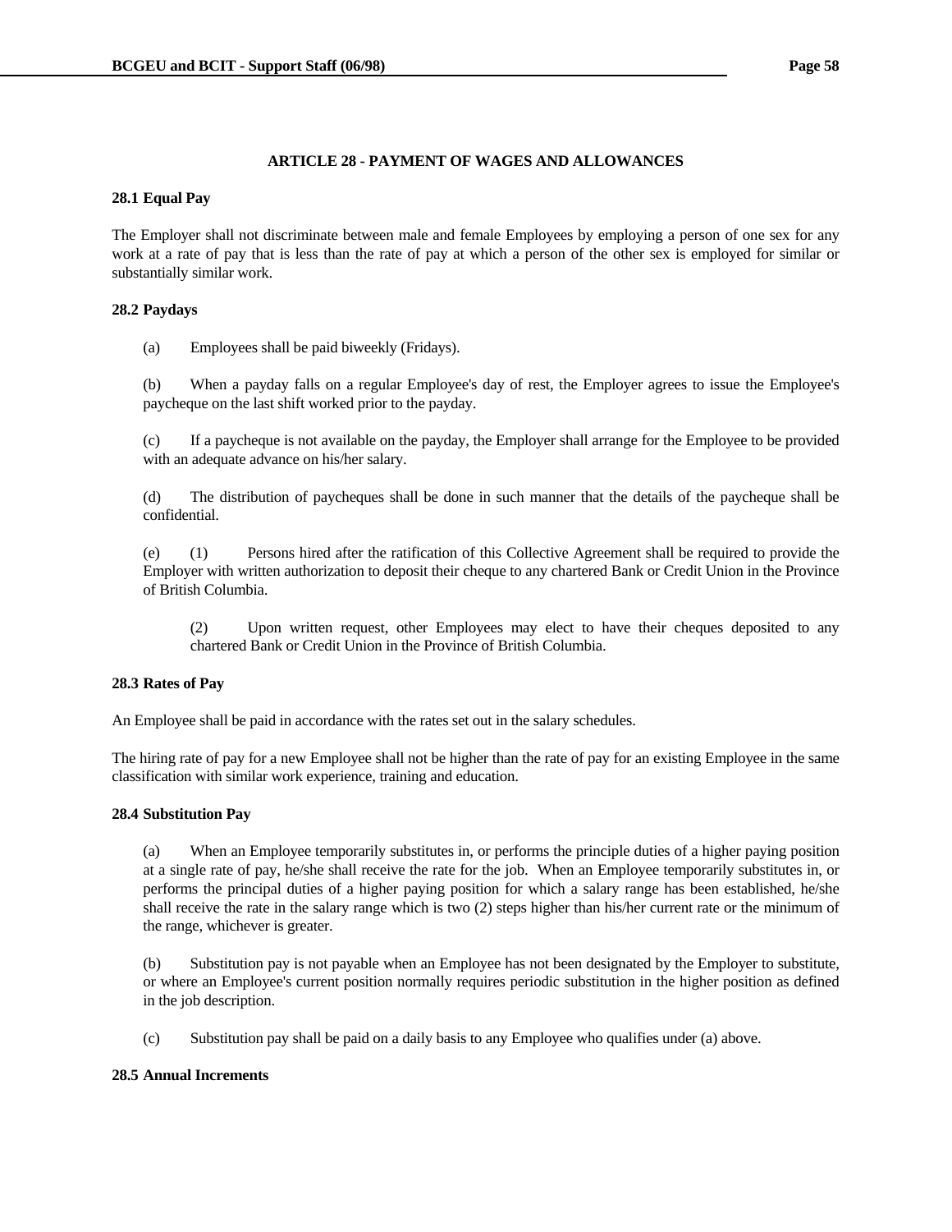## ARTICLE 28 - PAYMENT OF WAGES AND ALLOWANCES

### 28.1 Equal Pay

The Employer shall not discriminate between male and female Employees by employing a person of one sex for any work at a rate of pay that is less than the rate of pay at which a person of the other sex is employed for similar or substantially similar work.

### 28.2 Paydays

(a) Employees shall be paid biweekly (Fridays).

(b) When a payday falls on a regular Employee's day of rest, the Employer agrees to issue the Employee's paycheque on the last shift worked prior to the payday.

(c) If a paycheque is not available on the payday, the Employer shall arrange for the Employee to be provided with an adequate advance on his/her salary.

(d) The distribution of paycheques shall be done in such manner that the details of the paycheque shall be confidential.

(e) (1) Persons hired after the ratification of this Collective Agreement shall be required to provide the Employer with written authorization to deposit their cheque to any chartered Bank or Credit Union in the Province of British Columbia.

(2) Upon written request, other Employees may elect to have their cheques deposited to any chartered Bank or Credit Union in the Province of British Columbia.

### 28.3 Rates of Pay

An Employee shall be paid in accordance with the rates set out in the salary schedules.

The hiring rate of pay for a new Employee shall not be higher than the rate of pay for an existing Employee in the same classification with similar work experience, training and education.

### 28.4 Substitution Pay

(a) When an Employee temporarily substitutes in, or performs the principle duties of a higher paying position at a single rate of pay, he/she shall receive the rate for the job. When an Employee temporarily substitutes in, or performs the principal duties of a higher paying position for which a salary range has been established, he/she shall receive the rate in the salary range which is two (2) steps higher than his/her current rate or the minimum of the range, whichever is greater.

(b) Substitution pay is not payable when an Employee has not been designated by the Employer to substitute, or where an Employee's current position normally requires periodic substitution in the higher position as defined in the job description.

(c) Substitution pay shall be paid on a daily basis to any Employee who qualifies under (a) above.

### 28.5 Annual Increments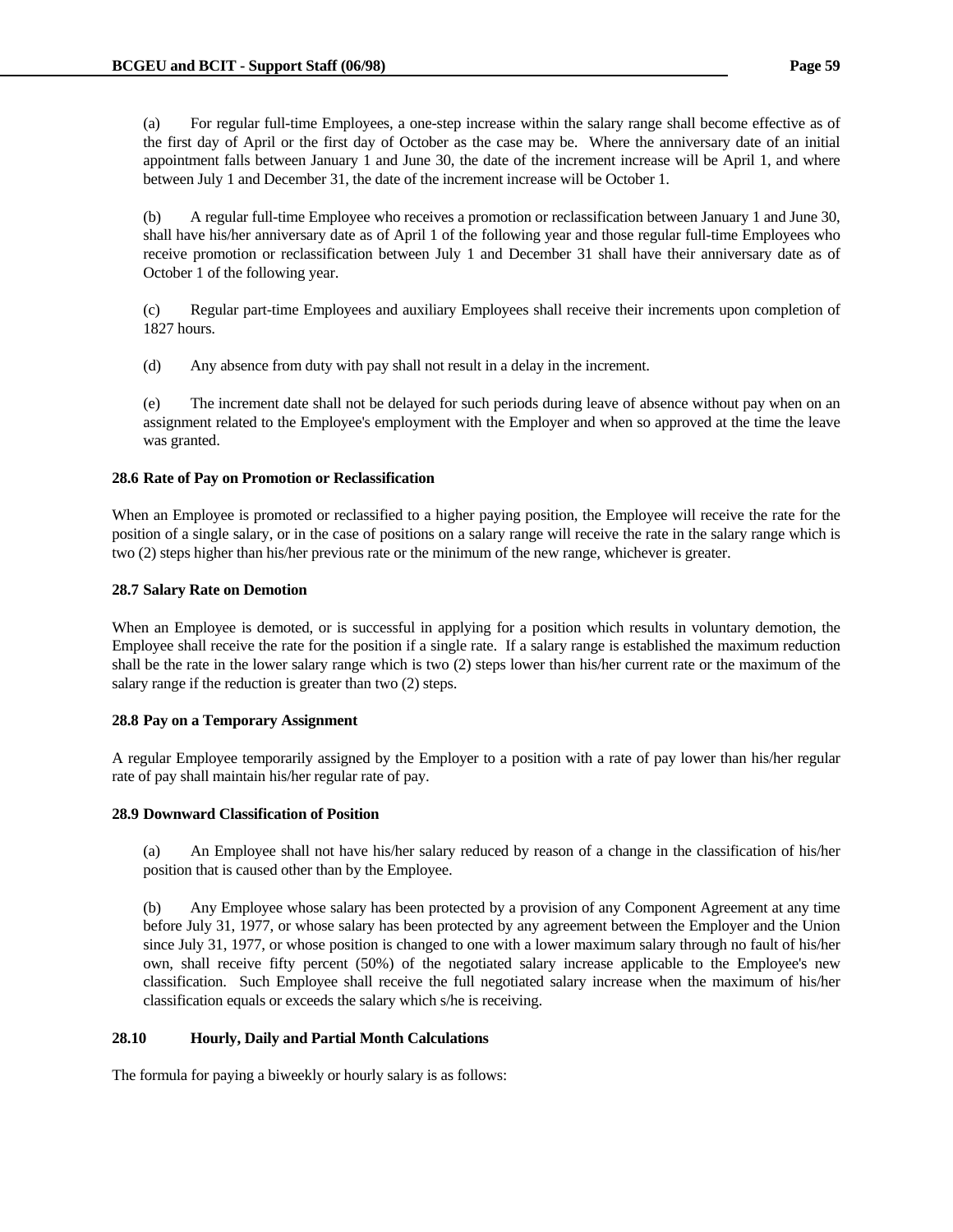(a) For regular full-time Employees, a one-step increase within the salary range shall become effective as of the first day of April or the first day of October as the case may be. Where the anniversary date of an initial appointment falls between January 1 and June 30, the date of the increment increase will be April 1, and where between July 1 and December 31, the date of the increment increase will be October 1.

(b) A regular full-time Employee who receives a promotion or reclassification between January 1 and June 30, shall have his/her anniversary date as of April 1 of the following year and those regular full-time Employees who receive promotion or reclassification between July 1 and December 31 shall have their anniversary date as of October 1 of the following year.

(c) Regular part-time Employees and auxiliary Employees shall receive their increments upon completion of 1827 hours.

(d) Any absence from duty with pay shall not result in a delay in the increment.

(e) The increment date shall not be delayed for such periods during leave of absence without pay when on an assignment related to the Employee's employment with the Employer and when so approved at the time the leave was granted.

### 28.6 Rate of Pay on Promotion or Reclassification

When an Employee is promoted or reclassified to a higher paying position, the Employee will receive the rate for the position of a single salary, or in the case of positions on a salary range will receive the rate in the salary range which is two (2) steps higher than his/her previous rate or the minimum of the new range, whichever is greater.

### 28.7 Salary Rate on Demotion

When an Employee is demoted, or is successful in applying for a position which results in voluntary demotion, the Employee shall receive the rate for the position if a single rate. If a salary range is established the maximum reduction shall be the rate in the lower salary range which is two (2) steps lower than his/her current rate or the maximum of the salary range if the reduction is greater than two (2) steps.

### 28.8 Pay on a Temporary Assignment

A regular Employee temporarily assigned by the Employer to a position with a rate of pay lower than his/her regular rate of pay shall maintain his/her regular rate of pay.

### 28.9 Downward Classification of Position

(a) An Employee shall not have his/her salary reduced by reason of a change in the classification of his/her position that is caused other than by the Employee.

(b) Any Employee whose salary has been protected by a provision of any Component Agreement at any time before July 31, 1977, or whose salary has been protected by any agreement between the Employer and the Union since July 31, 1977, or whose position is changed to one with a lower maximum salary through no fault of his/her own, shall receive fifty percent (50%) of the negotiated salary increase applicable to the Employee's new classification. Such Employee shall receive the full negotiated salary increase when the maximum of his/her classification equals or exceeds the salary which s/he is receiving.

### 28.10 Hourly, Daily and Partial Month Calculations

The formula for paying a biweekly or hourly salary is as follows: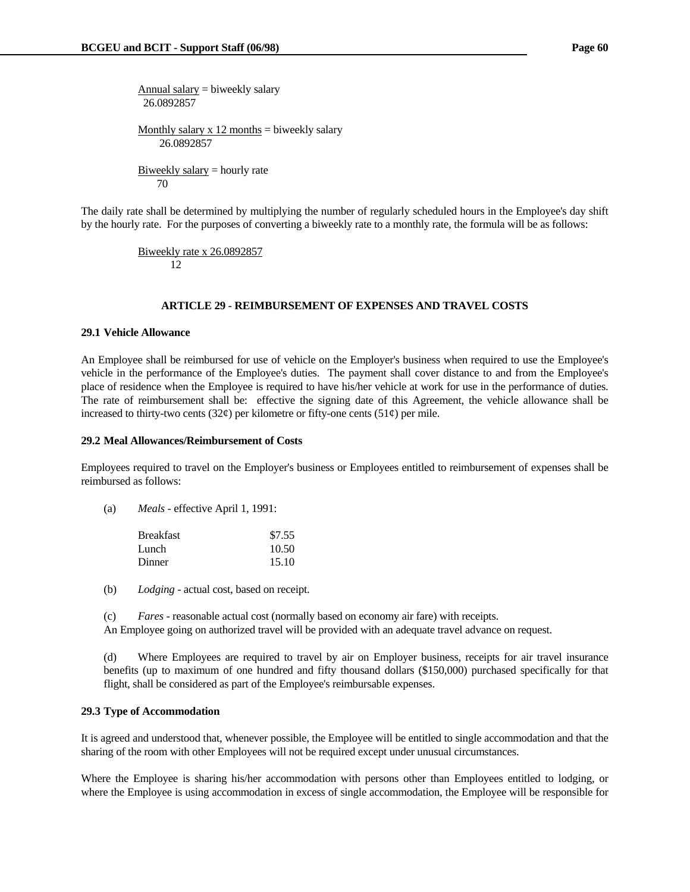$$\frac{\text{Annual salary}}{26.0892857} = \text{biweekly salary}$$

$$\frac{\text{Monthly salary} \times 12 \text{ months}}{26.0892857} = \text{biweekly salary}$$

$$\frac{\text{Biweekly salary}}{70} = \text{hourly rate}$$

The daily rate shall be determined by multiplying the number of regularly scheduled hours in the Employee's day shift by the hourly rate. For the purposes of converting a biweekly rate to a monthly rate, the formula will be as follows:

$$\frac{\text{Biweekly rate} \times 26.0892857}{12}$$

## ARTICLE 29 - REIMBURSEMENT OF EXPENSES AND TRAVEL COSTS

### 29.1 Vehicle Allowance

An Employee shall be reimbursed for use of vehicle on the Employer's business when required to use the Employee's vehicle in the performance of the Employee's duties. The payment shall cover distance to and from the Employee's place of residence when the Employee is required to have his/her vehicle at work for use in the performance of duties. The rate of reimbursement shall be: effective the signing date of this Agreement, the vehicle allowance shall be increased to thirty-two cents (32¢) per kilometre or fifty-one cents (51¢) per mile.

### 29.2 Meal Allowances/Reimbursement of Costs

Employees required to travel on the Employer's business or Employees entitled to reimbursement of expenses shall be reimbursed as follows:

(a) *Meals* - effective April 1, 1991:

| | |
|---|---|
| Breakfast | $7.55 |
| Lunch | 10.50 |
| Dinner | 15.10 |

(b) *Lodging* - actual cost, based on receipt.

(c) *Fares* - reasonable actual cost (normally based on economy air fare) with receipts.
An Employee going on authorized travel will be provided with an adequate travel advance on request.

(d) Where Employees are required to travel by air on Employer business, receipts for air travel insurance benefits (up to maximum of one hundred and fifty thousand dollars ($150,000) purchased specifically for that flight, shall be considered as part of the Employee's reimbursable expenses.

### 29.3 Type of Accommodation

It is agreed and understood that, whenever possible, the Employee will be entitled to single accommodation and that the sharing of the room with other Employees will not be required except under unusual circumstances.

Where the Employee is sharing his/her accommodation with persons other than Employees entitled to lodging, or where the Employee is using accommodation in excess of single accommodation, the Employee will be responsible for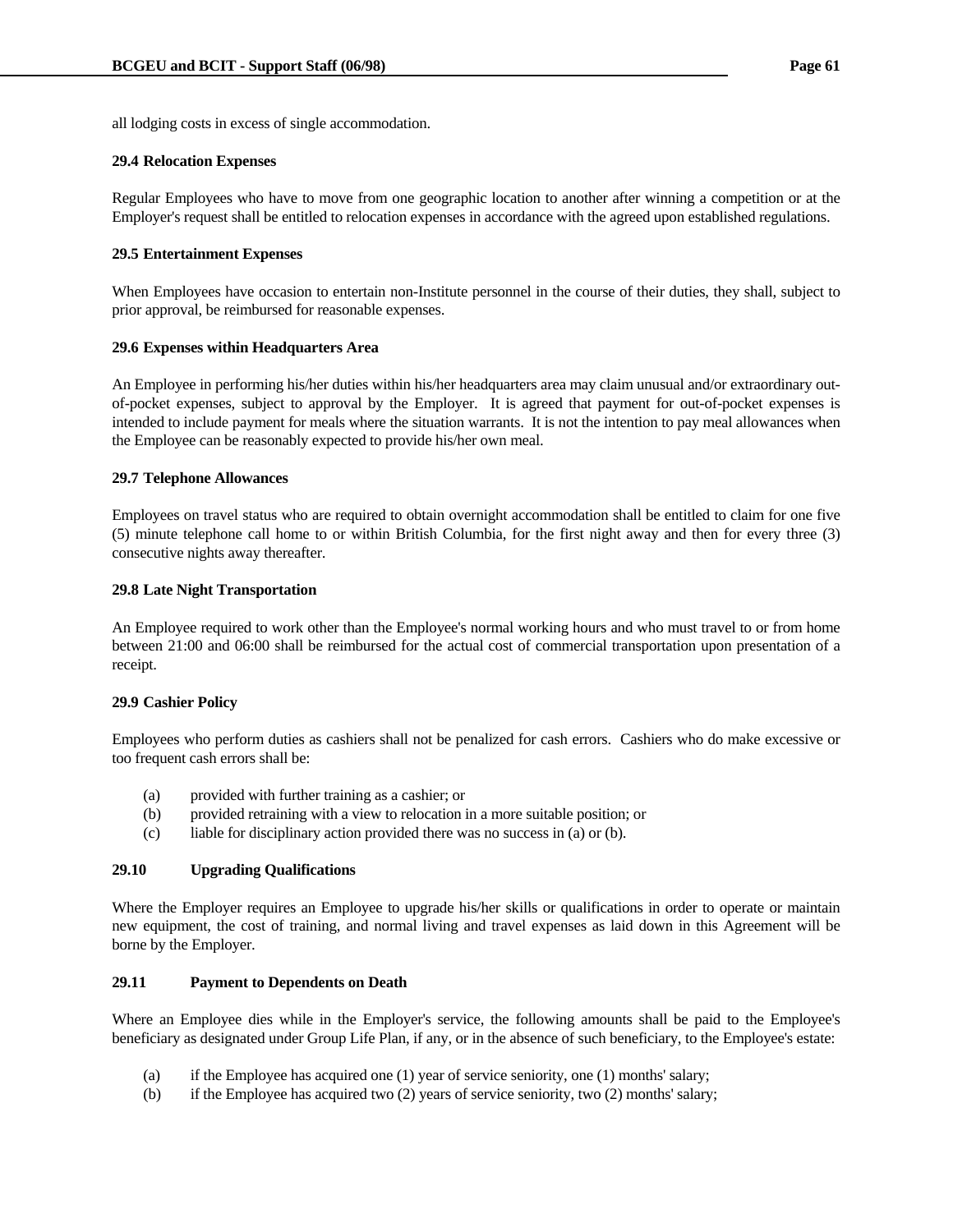all lodging costs in excess of single accommodation.

**29.4 Relocation Expenses**

Regular Employees who have to move from one geographic location to another after winning a competition or at the Employer's request shall be entitled to relocation expenses in accordance with the agreed upon established regulations.

**29.5 Entertainment Expenses**

When Employees have occasion to entertain non-Institute personnel in the course of their duties, they shall, subject to prior approval, be reimbursed for reasonable expenses.

**29.6 Expenses within Headquarters Area**

An Employee in performing his/her duties within his/her headquarters area may claim unusual and/or extraordinary out-of-pocket expenses, subject to approval by the Employer. It is agreed that payment for out-of-pocket expenses is intended to include payment for meals where the situation warrants. It is not the intention to pay meal allowances when the Employee can be reasonably expected to provide his/her own meal.

**29.7 Telephone Allowances**

Employees on travel status who are required to obtain overnight accommodation shall be entitled to claim for one five (5) minute telephone call home to or within British Columbia, for the first night away and then for every three (3) consecutive nights away thereafter.

**29.8 Late Night Transportation**

An Employee required to work other than the Employee's normal working hours and who must travel to or from home between 21:00 and 06:00 shall be reimbursed for the actual cost of commercial transportation upon presentation of a receipt.

**29.9 Cashier Policy**

Employees who perform duties as cashiers shall not be penalized for cash errors. Cashiers who do make excessive or too frequent cash errors shall be:

(a) provided with further training as a cashier; or
(b) provided retraining with a view to relocation in a more suitable position; or
(c) liable for disciplinary action provided there was no success in (a) or (b).

**29.10 Upgrading Qualifications**

Where the Employer requires an Employee to upgrade his/her skills or qualifications in order to operate or maintain new equipment, the cost of training, and normal living and travel expenses as laid down in this Agreement will be borne by the Employer.

**29.11 Payment to Dependents on Death**

Where an Employee dies while in the Employer's service, the following amounts shall be paid to the Employee's beneficiary as designated under Group Life Plan, if any, or in the absence of such beneficiary, to the Employee's estate:

(a) if the Employee has acquired one (1) year of service seniority, one (1) months' salary;
(b) if the Employee has acquired two (2) years of service seniority, two (2) months' salary;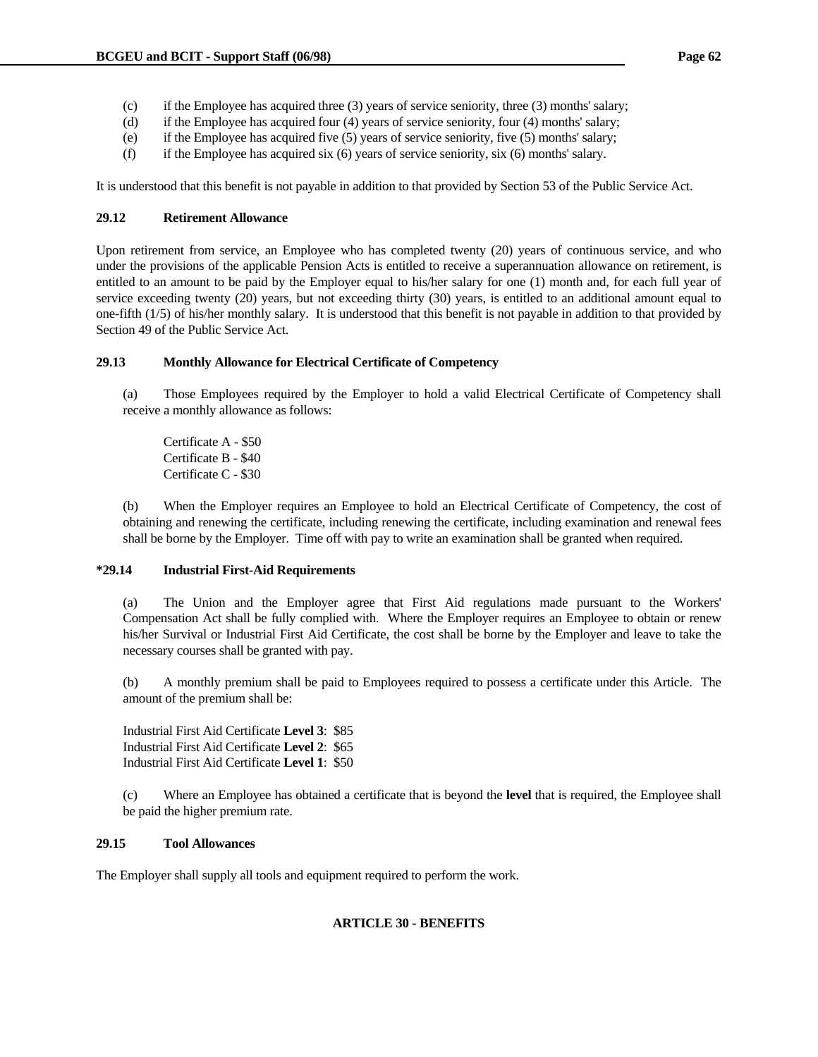(c) if the Employee has acquired three (3) years of service seniority, three (3) months' salary;

(d) if the Employee has acquired four (4) years of service seniority, four (4) months' salary;

(e) if the Employee has acquired five (5) years of service seniority, five (5) months' salary;

(f) if the Employee has acquired six (6) years of service seniority, six (6) months' salary.

It is understood that this benefit is not payable in addition to that provided by Section 53 of the Public Service Act.

**29.12 Retirement Allowance**

Upon retirement from service, an Employee who has completed twenty (20) years of continuous service, and who under the provisions of the applicable Pension Acts is entitled to receive a superannuation allowance on retirement, is entitled to an amount to be paid by the Employer equal to his/her salary for one (1) month and, for each full year of service exceeding twenty (20) years, but not exceeding thirty (30) years, is entitled to an additional amount equal to one-fifth (1/5) of his/her monthly salary. It is understood that this benefit is not payable in addition to that provided by Section 49 of the Public Service Act.

**29.13 Monthly Allowance for Electrical Certificate of Competency**

(a) Those Employees required by the Employer to hold a valid Electrical Certificate of Competency shall receive a monthly allowance as follows:

Certificate A - $50
Certificate B - $40
Certificate C - $30

(b) When the Employer requires an Employee to hold an Electrical Certificate of Competency, the cost of obtaining and renewing the certificate, including renewing the certificate, including examination and renewal fees shall be borne by the Employer. Time off with pay to write an examination shall be granted when required.

**\*29.14 Industrial First-Aid Requirements**

(a) The Union and the Employer agree that First Aid regulations made pursuant to the Workers' Compensation Act shall be fully complied with. Where the Employer requires an Employee to obtain or renew his/her Survival or Industrial First Aid Certificate, the cost shall be borne by the Employer and leave to take the necessary courses shall be granted with pay.

(b) A monthly premium shall be paid to Employees required to possess a certificate under this Article. The amount of the premium shall be:

Industrial First Aid Certificate **Level 3**: $85
Industrial First Aid Certificate **Level 2**: $65
Industrial First Aid Certificate **Level 1**: $50

(c) Where an Employee has obtained a certificate that is beyond the **level** that is required, the Employee shall be paid the higher premium rate.

**29.15 Tool Allowances**

The Employer shall supply all tools and equipment required to perform the work.

## ARTICLE 30 - BENEFITS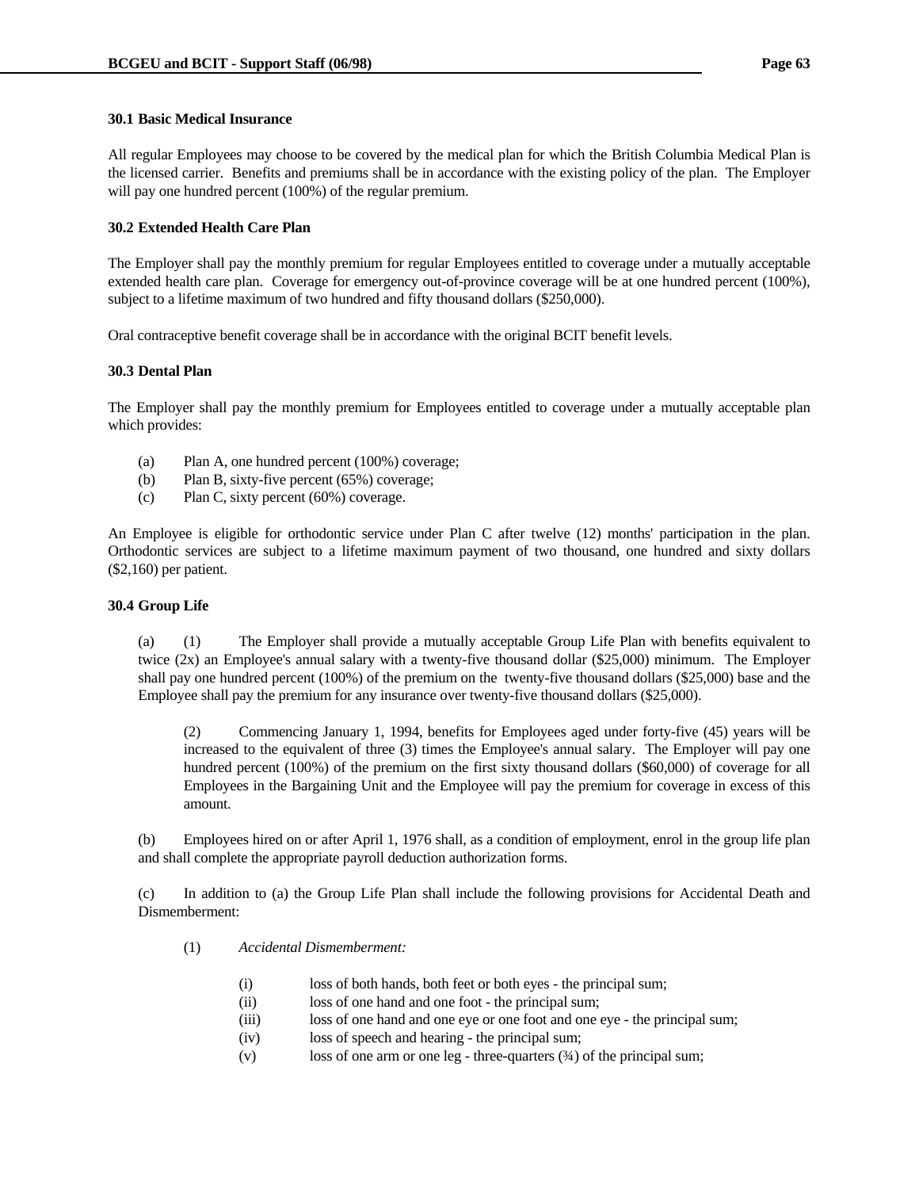### 30.1 Basic Medical Insurance

All regular Employees may choose to be covered by the medical plan for which the British Columbia Medical Plan is the licensed carrier. Benefits and premiums shall be in accordance with the existing policy of the plan. The Employer will pay one hundred percent (100%) of the regular premium.

### 30.2 Extended Health Care Plan

The Employer shall pay the monthly premium for regular Employees entitled to coverage under a mutually acceptable extended health care plan. Coverage for emergency out-of-province coverage will be at one hundred percent (100%), subject to a lifetime maximum of two hundred and fifty thousand dollars ($250,000).

Oral contraceptive benefit coverage shall be in accordance with the original BCIT benefit levels.

### 30.3 Dental Plan

The Employer shall pay the monthly premium for Employees entitled to coverage under a mutually acceptable plan which provides:

- (a) Plan A, one hundred percent (100%) coverage;
- (b) Plan B, sixty-five percent (65%) coverage;
- (c) Plan C, sixty percent (60%) coverage.

An Employee is eligible for orthodontic service under Plan C after twelve (12) months' participation in the plan. Orthodontic services are subject to a lifetime maximum payment of two thousand, one hundred and sixty dollars ($2,160) per patient.

### 30.4 Group Life

(a) (1) The Employer shall provide a mutually acceptable Group Life Plan with benefits equivalent to twice (2x) an Employee's annual salary with a twenty-five thousand dollar ($25,000) minimum. The Employer shall pay one hundred percent (100%) of the premium on the twenty-five thousand dollars ($25,000) base and the Employee shall pay the premium for any insurance over twenty-five thousand dollars ($25,000).

(2) Commencing January 1, 1994, benefits for Employees aged under forty-five (45) years will be increased to the equivalent of three (3) times the Employee's annual salary. The Employer will pay one hundred percent (100%) of the premium on the first sixty thousand dollars ($60,000) of coverage for all Employees in the Bargaining Unit and the Employee will pay the premium for coverage in excess of this amount.

(b) Employees hired on or after April 1, 1976 shall, as a condition of employment, enrol in the group life plan and shall complete the appropriate payroll deduction authorization forms.

(c) In addition to (a) the Group Life Plan shall include the following provisions for Accidental Death and Dismemberment:

(1) *Accidental Dismemberment:*

- (i) loss of both hands, both feet or both eyes - the principal sum;
- (ii) loss of one hand and one foot - the principal sum;
- (iii) loss of one hand and one eye or one foot and one eye - the principal sum;
- (iv) loss of speech and hearing - the principal sum;
- (v) loss of one arm or one leg - three-quarters (¾) of the principal sum;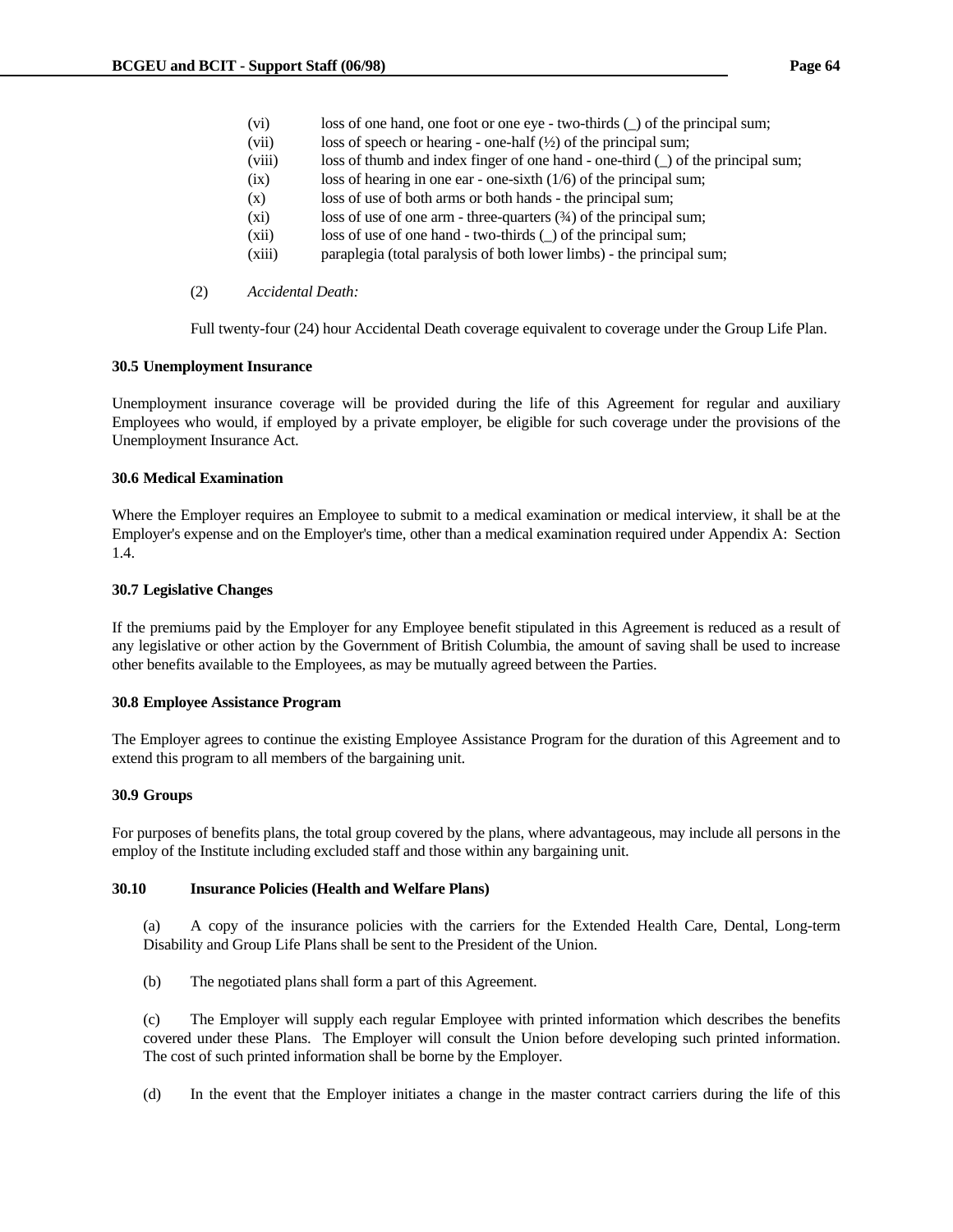(vi) loss of one hand, one foot or one eye - two-thirds (_) of the principal sum;

(vii) loss of speech or hearing - one-half (½) of the principal sum;

(viii) loss of thumb and index finger of one hand - one-third (_) of the principal sum;

(ix) loss of hearing in one ear - one-sixth (1/6) of the principal sum;

(x) loss of use of both arms or both hands - the principal sum;

(xi) loss of use of one arm - three-quarters (¾) of the principal sum;

(xii) loss of use of one hand - two-thirds (_) of the principal sum;

(xiii) paraplegia (total paralysis of both lower limbs) - the principal sum;

(2) *Accidental Death:*

Full twenty-four (24) hour Accidental Death coverage equivalent to coverage under the Group Life Plan.

**30.5 Unemployment Insurance**

Unemployment insurance coverage will be provided during the life of this Agreement for regular and auxiliary Employees who would, if employed by a private employer, be eligible for such coverage under the provisions of the Unemployment Insurance Act.

**30.6 Medical Examination**

Where the Employer requires an Employee to submit to a medical examination or medical interview, it shall be at the Employer's expense and on the Employer's time, other than a medical examination required under Appendix A: Section 1.4.

**30.7 Legislative Changes**

If the premiums paid by the Employer for any Employee benefit stipulated in this Agreement is reduced as a result of any legislative or other action by the Government of British Columbia, the amount of saving shall be used to increase other benefits available to the Employees, as may be mutually agreed between the Parties.

**30.8 Employee Assistance Program**

The Employer agrees to continue the existing Employee Assistance Program for the duration of this Agreement and to extend this program to all members of the bargaining unit.

**30.9 Groups**

For purposes of benefits plans, the total group covered by the plans, where advantageous, may include all persons in the employ of the Institute including excluded staff and those within any bargaining unit.

**30.10 Insurance Policies (Health and Welfare Plans)**

(a) A copy of the insurance policies with the carriers for the Extended Health Care, Dental, Long-term Disability and Group Life Plans shall be sent to the President of the Union.

(b) The negotiated plans shall form a part of this Agreement.

(c) The Employer will supply each regular Employee with printed information which describes the benefits covered under these Plans. The Employer will consult the Union before developing such printed information. The cost of such printed information shall be borne by the Employer.

(d) In the event that the Employer initiates a change in the master contract carriers during the life of this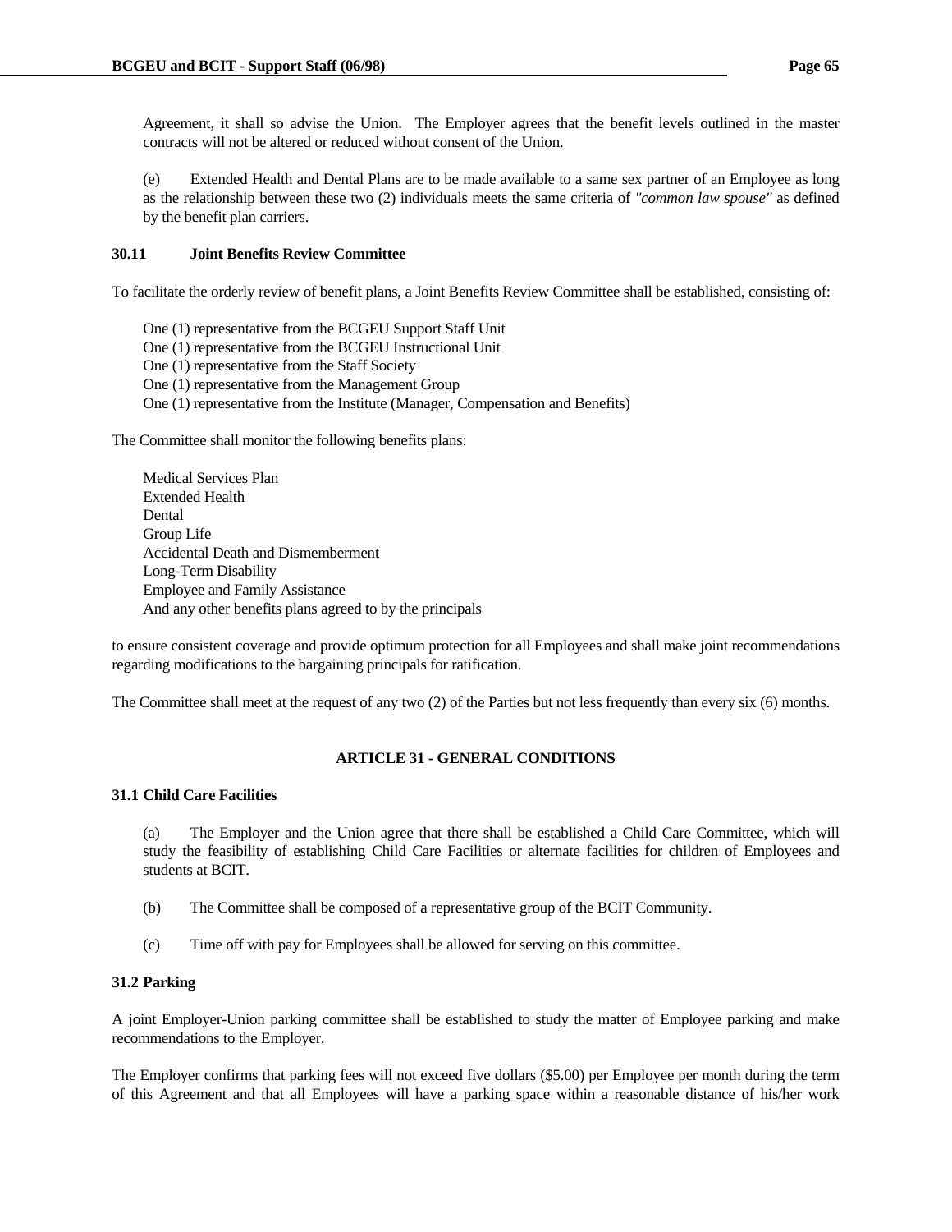Agreement, it shall so advise the Union. The Employer agrees that the benefit levels outlined in the master contracts will not be altered or reduced without consent of the Union.

(e) Extended Health and Dental Plans are to be made available to a same sex partner of an Employee as long as the relationship between these two (2) individuals meets the same criteria of *"common law spouse"* as defined by the benefit plan carriers.

### 30.11 Joint Benefits Review Committee

To facilitate the orderly review of benefit plans, a Joint Benefits Review Committee shall be established, consisting of:

One (1) representative from the BCGEU Support Staff Unit
One (1) representative from the BCGEU Instructional Unit
One (1) representative from the Staff Society
One (1) representative from the Management Group
One (1) representative from the Institute (Manager, Compensation and Benefits)

The Committee shall monitor the following benefits plans:

Medical Services Plan
Extended Health
Dental
Group Life
Accidental Death and Dismemberment
Long-Term Disability
Employee and Family Assistance
And any other benefits plans agreed to by the principals

to ensure consistent coverage and provide optimum protection for all Employees and shall make joint recommendations regarding modifications to the bargaining principals for ratification.

The Committee shall meet at the request of any two (2) of the Parties but not less frequently than every six (6) months.

## ARTICLE 31 - GENERAL CONDITIONS

### 31.1 Child Care Facilities

(a) The Employer and the Union agree that there shall be established a Child Care Committee, which will study the feasibility of establishing Child Care Facilities or alternate facilities for children of Employees and students at BCIT.

(b) The Committee shall be composed of a representative group of the BCIT Community.

(c) Time off with pay for Employees shall be allowed for serving on this committee.

### 31.2 Parking

A joint Employer-Union parking committee shall be established to study the matter of Employee parking and make recommendations to the Employer.

The Employer confirms that parking fees will not exceed five dollars ($5.00) per Employee per month during the term of this Agreement and that all Employees will have a parking space within a reasonable distance of his/her work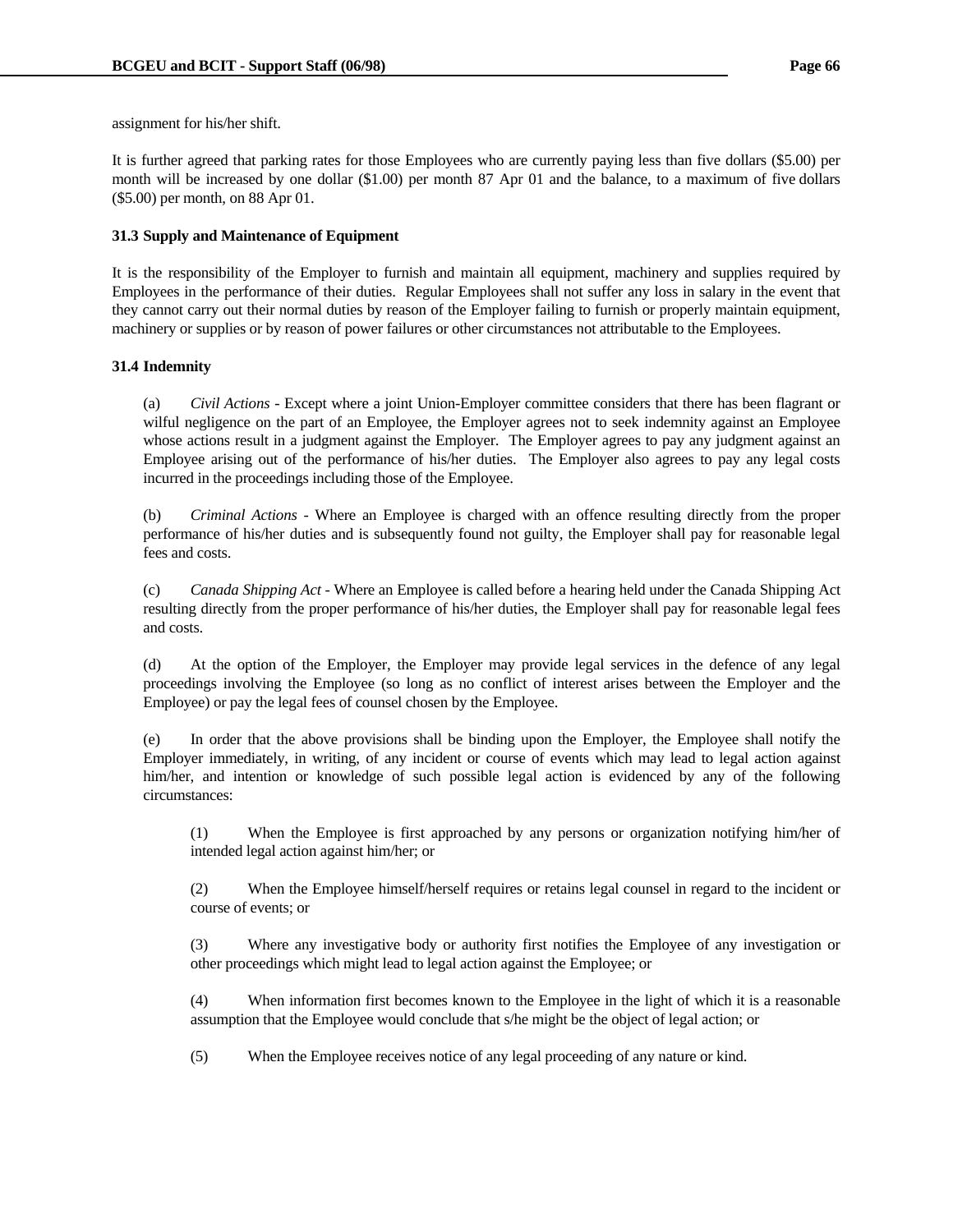assignment for his/her shift.

It is further agreed that parking rates for those Employees who are currently paying less than five dollars ($5.00) per month will be increased by one dollar ($1.00) per month 87 Apr 01 and the balance, to a maximum of five dollars ($5.00) per month, on 88 Apr 01.

**31.3 Supply and Maintenance of Equipment**

It is the responsibility of the Employer to furnish and maintain all equipment, machinery and supplies required by Employees in the performance of their duties. Regular Employees shall not suffer any loss in salary in the event that they cannot carry out their normal duties by reason of the Employer failing to furnish or properly maintain equipment, machinery or supplies or by reason of power failures or other circumstances not attributable to the Employees.

**31.4 Indemnity**

(a) *Civil Actions* - Except where a joint Union-Employer committee considers that there has been flagrant or wilful negligence on the part of an Employee, the Employer agrees not to seek indemnity against an Employee whose actions result in a judgment against the Employer. The Employer agrees to pay any judgment against an Employee arising out of the performance of his/her duties. The Employer also agrees to pay any legal costs incurred in the proceedings including those of the Employee.

(b) *Criminal Actions* - Where an Employee is charged with an offence resulting directly from the proper performance of his/her duties and is subsequently found not guilty, the Employer shall pay for reasonable legal fees and costs.

(c) *Canada Shipping Act* - Where an Employee is called before a hearing held under the Canada Shipping Act resulting directly from the proper performance of his/her duties, the Employer shall pay for reasonable legal fees and costs.

(d) At the option of the Employer, the Employer may provide legal services in the defence of any legal proceedings involving the Employee (so long as no conflict of interest arises between the Employer and the Employee) or pay the legal fees of counsel chosen by the Employee.

(e) In order that the above provisions shall be binding upon the Employer, the Employee shall notify the Employer immediately, in writing, of any incident or course of events which may lead to legal action against him/her, and intention or knowledge of such possible legal action is evidenced by any of the following circumstances:

(1) When the Employee is first approached by any persons or organization notifying him/her of intended legal action against him/her; or

(2) When the Employee himself/herself requires or retains legal counsel in regard to the incident or course of events; or

(3) Where any investigative body or authority first notifies the Employee of any investigation or other proceedings which might lead to legal action against the Employee; or

(4) When information first becomes known to the Employee in the light of which it is a reasonable assumption that the Employee would conclude that s/he might be the object of legal action; or

(5) When the Employee receives notice of any legal proceeding of any nature or kind.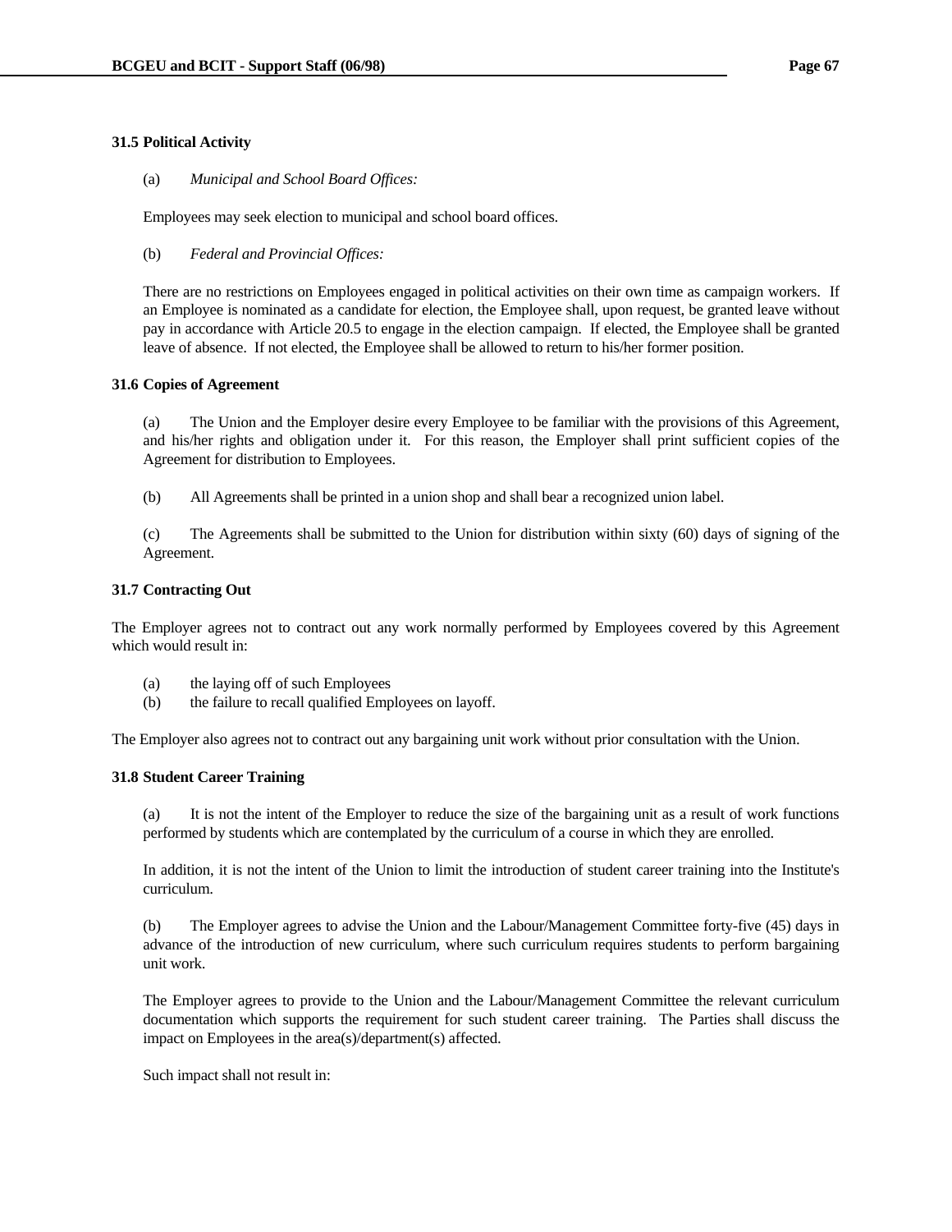**31.5 Political Activity**

(a) *Municipal and School Board Offices:*

Employees may seek election to municipal and school board offices.

(b) *Federal and Provincial Offices:*

There are no restrictions on Employees engaged in political activities on their own time as campaign workers. If an Employee is nominated as a candidate for election, the Employee shall, upon request, be granted leave without pay in accordance with Article 20.5 to engage in the election campaign. If elected, the Employee shall be granted leave of absence. If not elected, the Employee shall be allowed to return to his/her former position.

**31.6 Copies of Agreement**

(a) The Union and the Employer desire every Employee to be familiar with the provisions of this Agreement, and his/her rights and obligation under it. For this reason, the Employer shall print sufficient copies of the Agreement for distribution to Employees.

(b) All Agreements shall be printed in a union shop and shall bear a recognized union label.

(c) The Agreements shall be submitted to the Union for distribution within sixty (60) days of signing of the Agreement.

**31.7 Contracting Out**

The Employer agrees not to contract out any work normally performed by Employees covered by this Agreement which would result in:

(a) the laying off of such Employees
(b) the failure to recall qualified Employees on layoff.

The Employer also agrees not to contract out any bargaining unit work without prior consultation with the Union.

**31.8 Student Career Training**

(a) It is not the intent of the Employer to reduce the size of the bargaining unit as a result of work functions performed by students which are contemplated by the curriculum of a course in which they are enrolled.

In addition, it is not the intent of the Union to limit the introduction of student career training into the Institute's curriculum.

(b) The Employer agrees to advise the Union and the Labour/Management Committee forty-five (45) days in advance of the introduction of new curriculum, where such curriculum requires students to perform bargaining unit work.

The Employer agrees to provide to the Union and the Labour/Management Committee the relevant curriculum documentation which supports the requirement for such student career training. The Parties shall discuss the impact on Employees in the area(s)/department(s) affected.

Such impact shall not result in: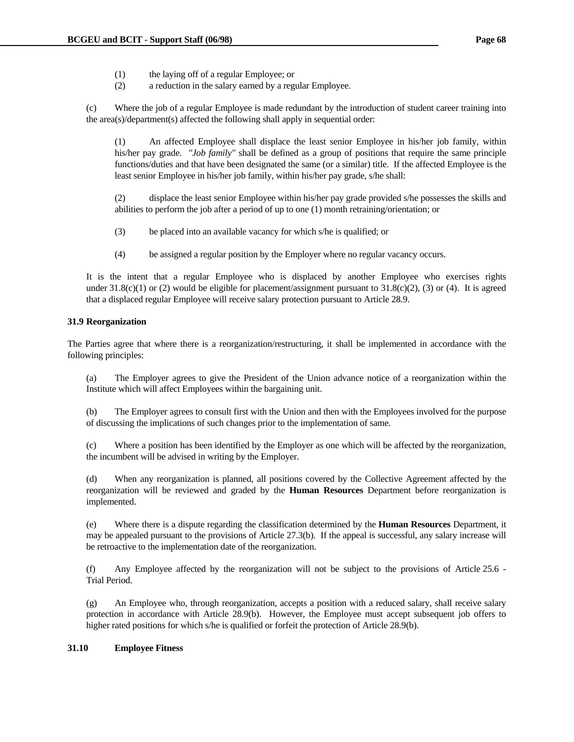(1) the laying off of a regular Employee; or

(2) a reduction in the salary earned by a regular Employee.

(c) Where the job of a regular Employee is made redundant by the introduction of student career training into the area(s)/department(s) affected the following shall apply in sequential order:

(1) An affected Employee shall displace the least senior Employee in his/her job family, within his/her pay grade. *"Job family"* shall be defined as a group of positions that require the same principle functions/duties and that have been designated the same (or a similar) title. If the affected Employee is the least senior Employee in his/her job family, within his/her pay grade, s/he shall:

(2) displace the least senior Employee within his/her pay grade provided s/he possesses the skills and abilities to perform the job after a period of up to one (1) month retraining/orientation; or

(3) be placed into an available vacancy for which s/he is qualified; or

(4) be assigned a regular position by the Employer where no regular vacancy occurs.

It is the intent that a regular Employee who is displaced by another Employee who exercises rights under 31.8(c)(1) or (2) would be eligible for placement/assignment pursuant to 31.8(c)(2), (3) or (4). It is agreed that a displaced regular Employee will receive salary protection pursuant to Article 28.9.

**31.9 Reorganization**

The Parties agree that where there is a reorganization/restructuring, it shall be implemented in accordance with the following principles:

(a) The Employer agrees to give the President of the Union advance notice of a reorganization within the Institute which will affect Employees within the bargaining unit.

(b) The Employer agrees to consult first with the Union and then with the Employees involved for the purpose of discussing the implications of such changes prior to the implementation of same.

(c) Where a position has been identified by the Employer as one which will be affected by the reorganization, the incumbent will be advised in writing by the Employer.

(d) When any reorganization is planned, all positions covered by the Collective Agreement affected by the reorganization will be reviewed and graded by the **Human Resources** Department before reorganization is implemented.

(e) Where there is a dispute regarding the classification determined by the **Human Resources** Department, it may be appealed pursuant to the provisions of Article 27.3(b). If the appeal is successful, any salary increase will be retroactive to the implementation date of the reorganization.

(f) Any Employee affected by the reorganization will not be subject to the provisions of Article 25.6 - Trial Period.

(g) An Employee who, through reorganization, accepts a position with a reduced salary, shall receive salary protection in accordance with Article 28.9(b). However, the Employee must accept subsequent job offers to higher rated positions for which s/he is qualified or forfeit the protection of Article 28.9(b).

**31.10 Employee Fitness**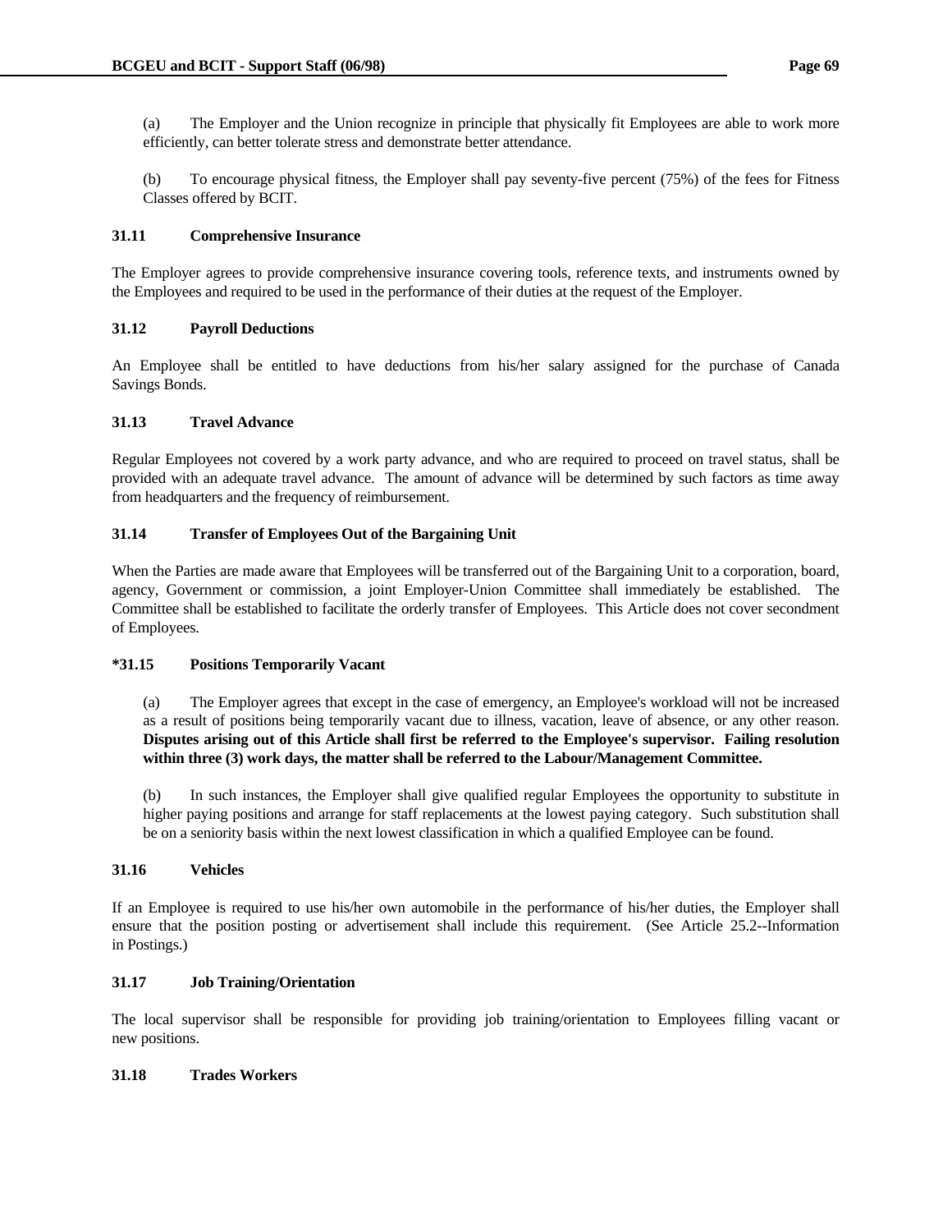(a) The Employer and the Union recognize in principle that physically fit Employees are able to work more efficiently, can better tolerate stress and demonstrate better attendance.

(b) To encourage physical fitness, the Employer shall pay seventy-five percent (75%) of the fees for Fitness Classes offered by BCIT.

**31.11 Comprehensive Insurance**

The Employer agrees to provide comprehensive insurance covering tools, reference texts, and instruments owned by the Employees and required to be used in the performance of their duties at the request of the Employer.

**31.12 Payroll Deductions**

An Employee shall be entitled to have deductions from his/her salary assigned for the purchase of Canada Savings Bonds.

**31.13 Travel Advance**

Regular Employees not covered by a work party advance, and who are required to proceed on travel status, shall be provided with an adequate travel advance. The amount of advance will be determined by such factors as time away from headquarters and the frequency of reimbursement.

**31.14 Transfer of Employees Out of the Bargaining Unit**

When the Parties are made aware that Employees will be transferred out of the Bargaining Unit to a corporation, board, agency, Government or commission, a joint Employer-Union Committee shall immediately be established. The Committee shall be established to facilitate the orderly transfer of Employees. This Article does not cover secondment of Employees.

**\*31.15 Positions Temporarily Vacant**

(a) The Employer agrees that except in the case of emergency, an Employee's workload will not be increased as a result of positions being temporarily vacant due to illness, vacation, leave of absence, or any other reason. **Disputes arising out of this Article shall first be referred to the Employee's supervisor. Failing resolution within three (3) work days, the matter shall be referred to the Labour/Management Committee.**

(b) In such instances, the Employer shall give qualified regular Employees the opportunity to substitute in higher paying positions and arrange for staff replacements at the lowest paying category. Such substitution shall be on a seniority basis within the next lowest classification in which a qualified Employee can be found.

**31.16 Vehicles**

If an Employee is required to use his/her own automobile in the performance of his/her duties, the Employer shall ensure that the position posting or advertisement shall include this requirement. (See Article 25.2--Information in Postings.)

**31.17 Job Training/Orientation**

The local supervisor shall be responsible for providing job training/orientation to Employees filling vacant or new positions.

**31.18 Trades Workers**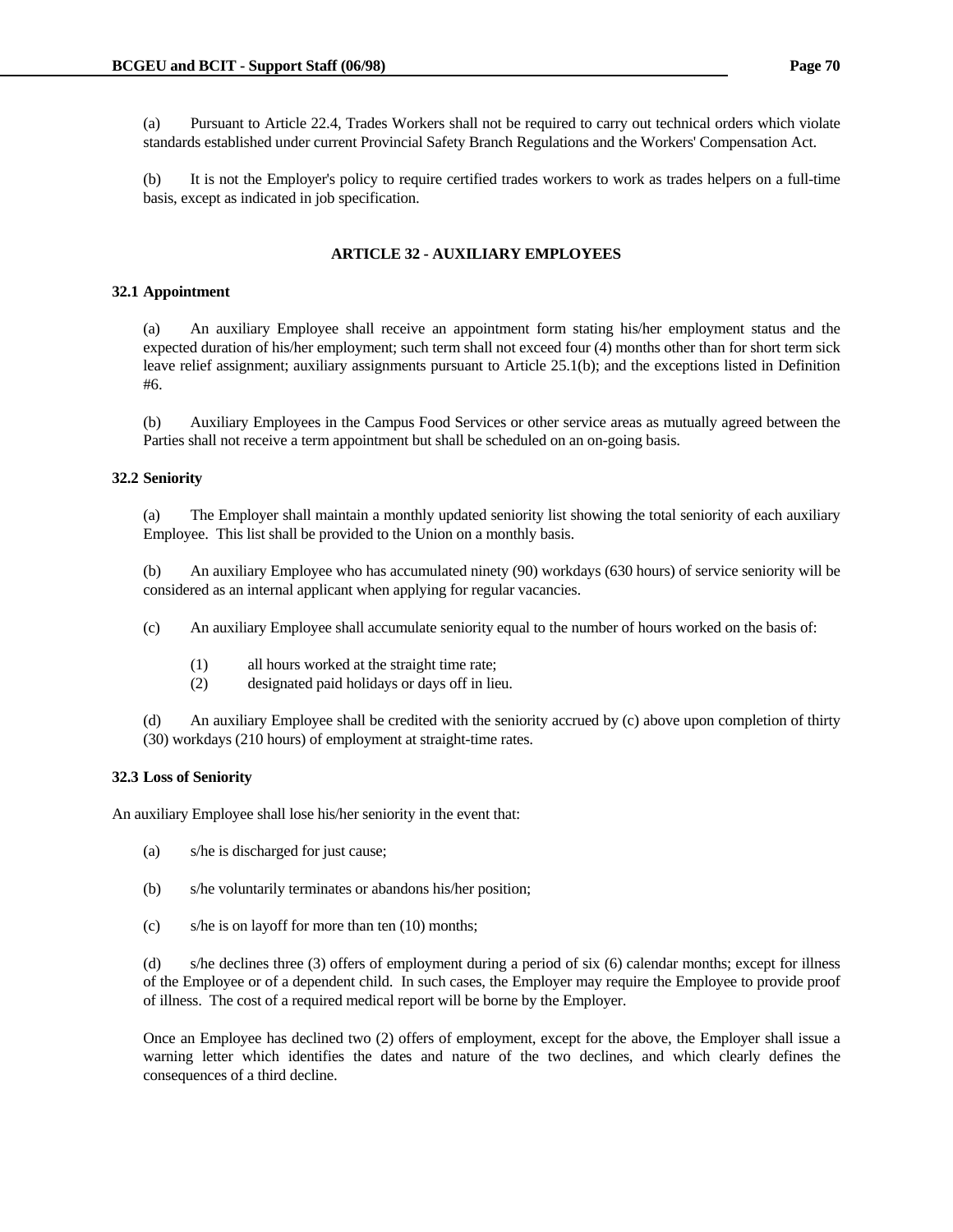(a) Pursuant to Article 22.4, Trades Workers shall not be required to carry out technical orders which violate standards established under current Provincial Safety Branch Regulations and the Workers' Compensation Act.

(b) It is not the Employer's policy to require certified trades workers to work as trades helpers on a full-time basis, except as indicated in job specification.

## ARTICLE 32 - AUXILIARY EMPLOYEES

### 32.1 Appointment

(a) An auxiliary Employee shall receive an appointment form stating his/her employment status and the expected duration of his/her employment; such term shall not exceed four (4) months other than for short term sick leave relief assignment; auxiliary assignments pursuant to Article 25.1(b); and the exceptions listed in Definition #6.

(b) Auxiliary Employees in the Campus Food Services or other service areas as mutually agreed between the Parties shall not receive a term appointment but shall be scheduled on an on-going basis.

### 32.2 Seniority

(a) The Employer shall maintain a monthly updated seniority list showing the total seniority of each auxiliary Employee. This list shall be provided to the Union on a monthly basis.

(b) An auxiliary Employee who has accumulated ninety (90) workdays (630 hours) of service seniority will be considered as an internal applicant when applying for regular vacancies.

(c) An auxiliary Employee shall accumulate seniority equal to the number of hours worked on the basis of:

(1) all hours worked at the straight time rate;
(2) designated paid holidays or days off in lieu.

(d) An auxiliary Employee shall be credited with the seniority accrued by (c) above upon completion of thirty (30) workdays (210 hours) of employment at straight-time rates.

### 32.3 Loss of Seniority

An auxiliary Employee shall lose his/her seniority in the event that:

(a) s/he is discharged for just cause;

(b) s/he voluntarily terminates or abandons his/her position;

(c) s/he is on layoff for more than ten (10) months;

(d) s/he declines three (3) offers of employment during a period of six (6) calendar months; except for illness of the Employee or of a dependent child. In such cases, the Employer may require the Employee to provide proof of illness. The cost of a required medical report will be borne by the Employer.

Once an Employee has declined two (2) offers of employment, except for the above, the Employer shall issue a warning letter which identifies the dates and nature of the two declines, and which clearly defines the consequences of a third decline.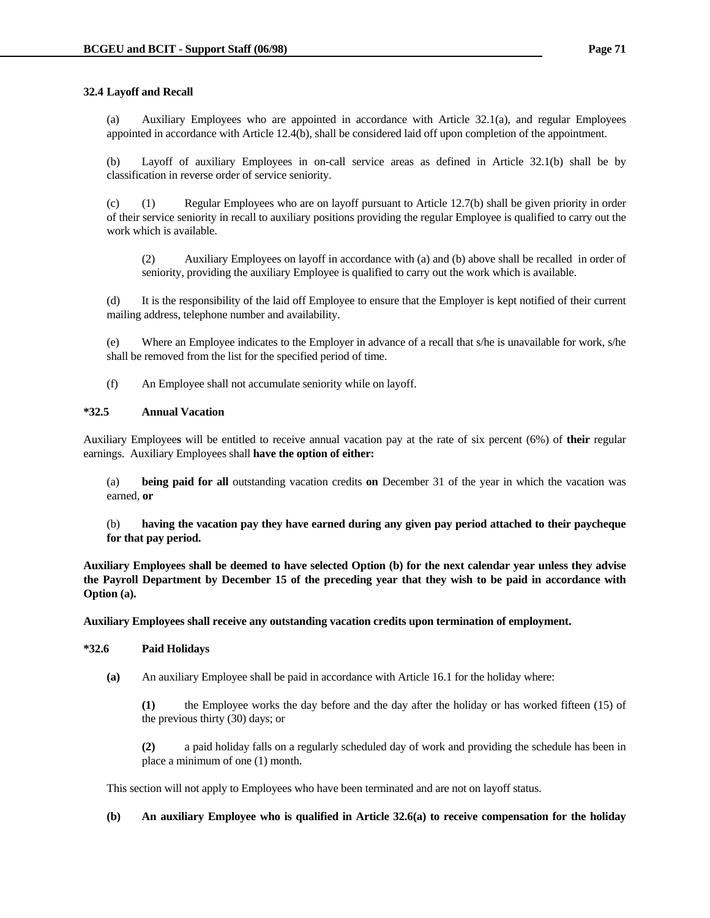**32.4 Layoff and Recall**

(a) Auxiliary Employees who are appointed in accordance with Article 32.1(a), and regular Employees appointed in accordance with Article 12.4(b), shall be considered laid off upon completion of the appointment.

(b) Layoff of auxiliary Employees in on-call service areas as defined in Article 32.1(b) shall be by classification in reverse order of service seniority.

(c) (1) Regular Employees who are on layoff pursuant to Article 12.7(b) shall be given priority in order of their service seniority in recall to auxiliary positions providing the regular Employee is qualified to carry out the work which is available.

(2) Auxiliary Employees on layoff in accordance with (a) and (b) above shall be recalled in order of seniority, providing the auxiliary Employee is qualified to carry out the work which is available.

(d) It is the responsibility of the laid off Employee to ensure that the Employer is kept notified of their current mailing address, telephone number and availability.

(e) Where an Employee indicates to the Employer in advance of a recall that s/he is unavailable for work, s/he shall be removed from the list for the specified period of time.

(f) An Employee shall not accumulate seniority while on layoff.

**\*32.5 Annual Vacation**

Auxiliary Employee**s** will be entitled to receive annual vacation pay at the rate of six percent (6%) of **their** regular earnings. Auxiliary Employees shall **have the option of either:**

(a) **being paid for all** outstanding vacation credits **on** December 31 of the year in which the vacation was earned, **or**

(b) **having the vacation pay they have earned during any given pay period attached to their paycheque for that pay period.**

**Auxiliary Employees shall be deemed to have selected Option (b) for the next calendar year unless they advise the Payroll Department by December 15 of the preceding year that they wish to be paid in accordance with Option (a).**

**Auxiliary Employees shall receive any outstanding vacation credits upon termination of employment.**

**\*32.6 Paid Holidays**

**(a)** An auxiliary Employee shall be paid in accordance with Article 16.1 for the holiday where:

**(1)** the Employee works the day before and the day after the holiday or has worked fifteen (15) of the previous thirty (30) days; or

**(2)** a paid holiday falls on a regularly scheduled day of work and providing the schedule has been in place a minimum of one (1) month.

This section will not apply to Employees who have been terminated and are not on layoff status.

**(b) An auxiliary Employee who is qualified in Article 32.6(a) to receive compensation for the holiday**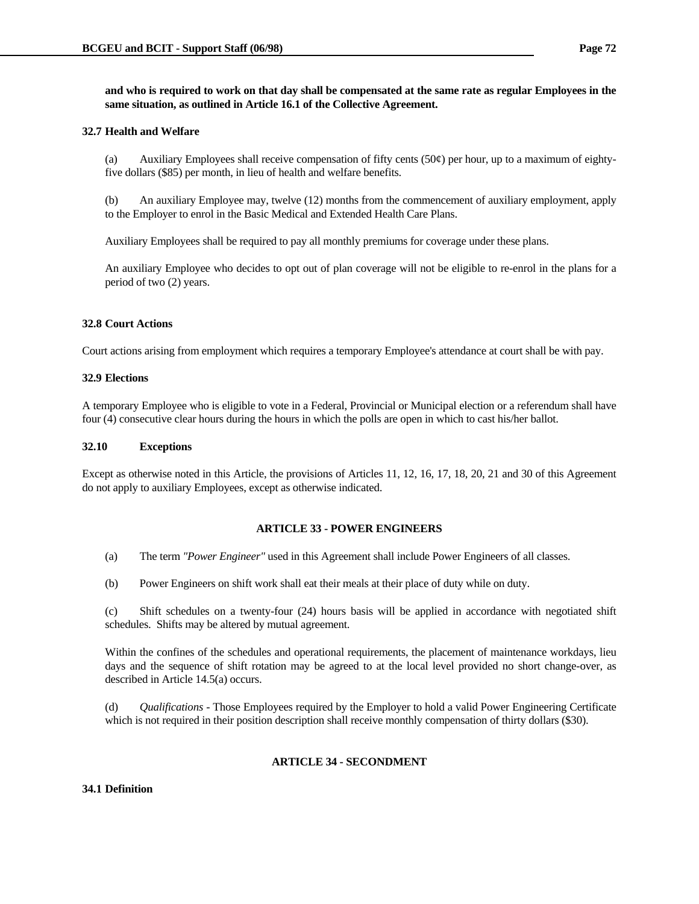**and who is required to work on that day shall be compensated at the same rate as regular Employees in the same situation, as outlined in Article 16.1 of the Collective Agreement.**

**32.7 Health and Welfare**

(a) Auxiliary Employees shall receive compensation of fifty cents (50¢) per hour, up to a maximum of eighty-five dollars ($85) per month, in lieu of health and welfare benefits.

(b) An auxiliary Employee may, twelve (12) months from the commencement of auxiliary employment, apply to the Employer to enrol in the Basic Medical and Extended Health Care Plans.

Auxiliary Employees shall be required to pay all monthly premiums for coverage under these plans.

An auxiliary Employee who decides to opt out of plan coverage will not be eligible to re-enrol in the plans for a period of two (2) years.

**32.8 Court Actions**

Court actions arising from employment which requires a temporary Employee's attendance at court shall be with pay.

**32.9 Elections**

A temporary Employee who is eligible to vote in a Federal, Provincial or Municipal election or a referendum shall have four (4) consecutive clear hours during the hours in which the polls are open in which to cast his/her ballot.

**32.10 Exceptions**

Except as otherwise noted in this Article, the provisions of Articles 11, 12, 16, 17, 18, 20, 21 and 30 of this Agreement do not apply to auxiliary Employees, except as otherwise indicated.

## ARTICLE 33 - POWER ENGINEERS

(a) The term *"Power Engineer"* used in this Agreement shall include Power Engineers of all classes.

(b) Power Engineers on shift work shall eat their meals at their place of duty while on duty.

(c) Shift schedules on a twenty-four (24) hours basis will be applied in accordance with negotiated shift schedules. Shifts may be altered by mutual agreement.

Within the confines of the schedules and operational requirements, the placement of maintenance workdays, lieu days and the sequence of shift rotation may be agreed to at the local level provided no short change-over, as described in Article 14.5(a) occurs.

(d) *Qualifications* - Those Employees required by the Employer to hold a valid Power Engineering Certificate which is not required in their position description shall receive monthly compensation of thirty dollars ($30).

## ARTICLE 34 - SECONDMENT

**34.1 Definition**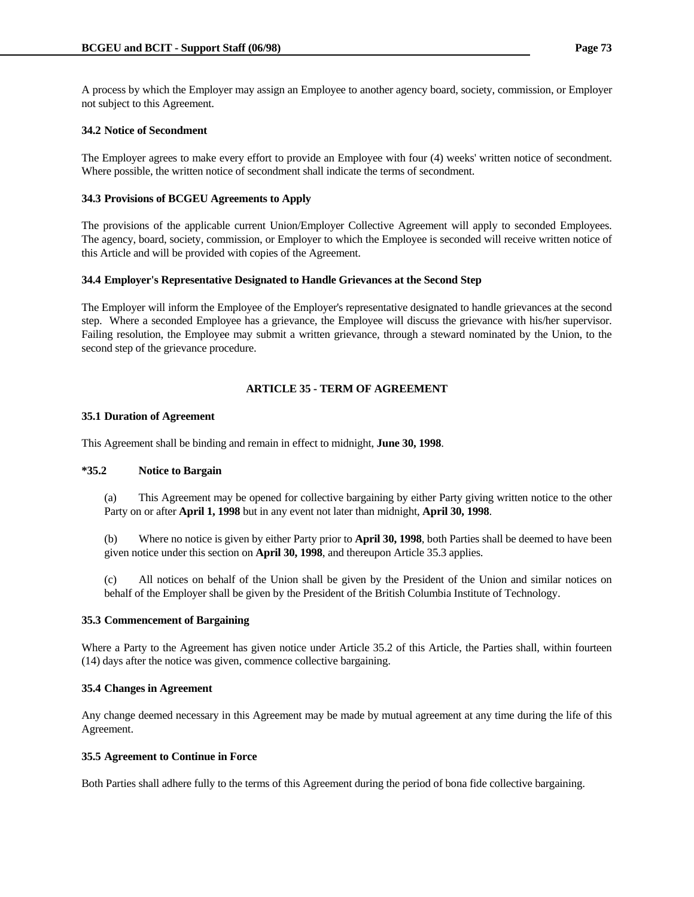A process by which the Employer may assign an Employee to another agency board, society, commission, or Employer not subject to this Agreement.

**34.2 Notice of Secondment**

The Employer agrees to make every effort to provide an Employee with four (4) weeks' written notice of secondment. Where possible, the written notice of secondment shall indicate the terms of secondment.

**34.3 Provisions of BCGEU Agreements to Apply**

The provisions of the applicable current Union/Employer Collective Agreement will apply to seconded Employees. The agency, board, society, commission, or Employer to which the Employee is seconded will receive written notice of this Article and will be provided with copies of the Agreement.

**34.4 Employer's Representative Designated to Handle Grievances at the Second Step**

The Employer will inform the Employee of the Employer's representative designated to handle grievances at the second step. Where a seconded Employee has a grievance, the Employee will discuss the grievance with his/her supervisor. Failing resolution, the Employee may submit a written grievance, through a steward nominated by the Union, to the second step of the grievance procedure.

## ARTICLE 35 - TERM OF AGREEMENT

**35.1 Duration of Agreement**

This Agreement shall be binding and remain in effect to midnight, **June 30, 1998**.

**\*35.2 Notice to Bargain**

(a) This Agreement may be opened for collective bargaining by either Party giving written notice to the other Party on or after **April 1, 1998** but in any event not later than midnight, **April 30, 1998**.

(b) Where no notice is given by either Party prior to **April 30, 1998**, both Parties shall be deemed to have been given notice under this section on **April 30, 1998**, and thereupon Article 35.3 applies.

(c) All notices on behalf of the Union shall be given by the President of the Union and similar notices on behalf of the Employer shall be given by the President of the British Columbia Institute of Technology.

**35.3 Commencement of Bargaining**

Where a Party to the Agreement has given notice under Article 35.2 of this Article, the Parties shall, within fourteen (14) days after the notice was given, commence collective bargaining.

**35.4 Changes in Agreement**

Any change deemed necessary in this Agreement may be made by mutual agreement at any time during the life of this Agreement.

**35.5 Agreement to Continue in Force**

Both Parties shall adhere fully to the terms of this Agreement during the period of bona fide collective bargaining.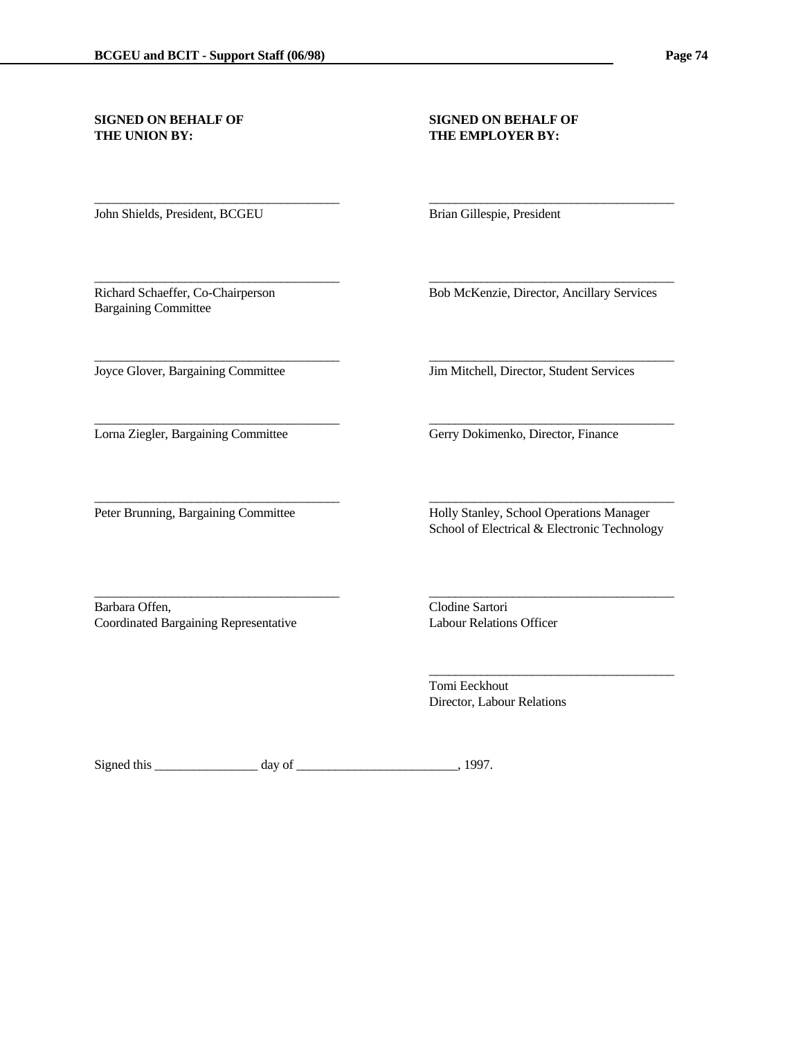**SIGNED ON BEHALF OF THE UNION BY:**

\_\_\_\_\_\_\_\_\_\_\_\_\_\_\_\_\_\_\_\_\_\_\_\_\_\_\_\_\_\_\_\_\_\_\_\_\_\_
John Shields, President, BCGEU

\_\_\_\_\_\_\_\_\_\_\_\_\_\_\_\_\_\_\_\_\_\_\_\_\_\_\_\_\_\_\_\_\_\_\_\_\_\_
Richard Schaeffer, Co-Chairperson
Bargaining Committee

\_\_\_\_\_\_\_\_\_\_\_\_\_\_\_\_\_\_\_\_\_\_\_\_\_\_\_\_\_\_\_\_\_\_\_\_\_\_
Joyce Glover, Bargaining Committee

\_\_\_\_\_\_\_\_\_\_\_\_\_\_\_\_\_\_\_\_\_\_\_\_\_\_\_\_\_\_\_\_\_\_\_\_\_\_
Lorna Ziegler, Bargaining Committee

\_\_\_\_\_\_\_\_\_\_\_\_\_\_\_\_\_\_\_\_\_\_\_\_\_\_\_\_\_\_\_\_\_\_\_\_\_\_
Peter Brunning, Bargaining Committee

\_\_\_\_\_\_\_\_\_\_\_\_\_\_\_\_\_\_\_\_\_\_\_\_\_\_\_\_\_\_\_\_\_\_\_\_\_\_
Barbara Offen,
Coordinated Bargaining Representative

**SIGNED ON BEHALF OF THE EMPLOYER BY:**

\_\_\_\_\_\_\_\_\_\_\_\_\_\_\_\_\_\_\_\_\_\_\_\_\_\_\_\_\_\_\_\_\_\_\_\_\_\_
Brian Gillespie, President

\_\_\_\_\_\_\_\_\_\_\_\_\_\_\_\_\_\_\_\_\_\_\_\_\_\_\_\_\_\_\_\_\_\_\_\_\_\_
Bob McKenzie, Director, Ancillary Services

\_\_\_\_\_\_\_\_\_\_\_\_\_\_\_\_\_\_\_\_\_\_\_\_\_\_\_\_\_\_\_\_\_\_\_\_\_\_
Jim Mitchell, Director, Student Services

\_\_\_\_\_\_\_\_\_\_\_\_\_\_\_\_\_\_\_\_\_\_\_\_\_\_\_\_\_\_\_\_\_\_\_\_\_\_
Gerry Dokimenko, Director, Finance

\_\_\_\_\_\_\_\_\_\_\_\_\_\_\_\_\_\_\_\_\_\_\_\_\_\_\_\_\_\_\_\_\_\_\_\_\_\_
Holly Stanley, School Operations Manager
School of Electrical & Electronic Technology

\_\_\_\_\_\_\_\_\_\_\_\_\_\_\_\_\_\_\_\_\_\_\_\_\_\_\_\_\_\_\_\_\_\_\_\_\_\_
Clodine Sartori
Labour Relations Officer

\_\_\_\_\_\_\_\_\_\_\_\_\_\_\_\_\_\_\_\_\_\_\_\_\_\_\_\_\_\_\_\_\_\_\_\_\_\_
Tomi Eeckhout
Director, Labour Relations

Signed this \_\_\_\_\_\_\_\_\_\_\_\_\_\_\_\_ day of \_\_\_\_\_\_\_\_\_\_\_\_\_\_\_\_\_\_\_\_\_\_\_\_\_, 1997.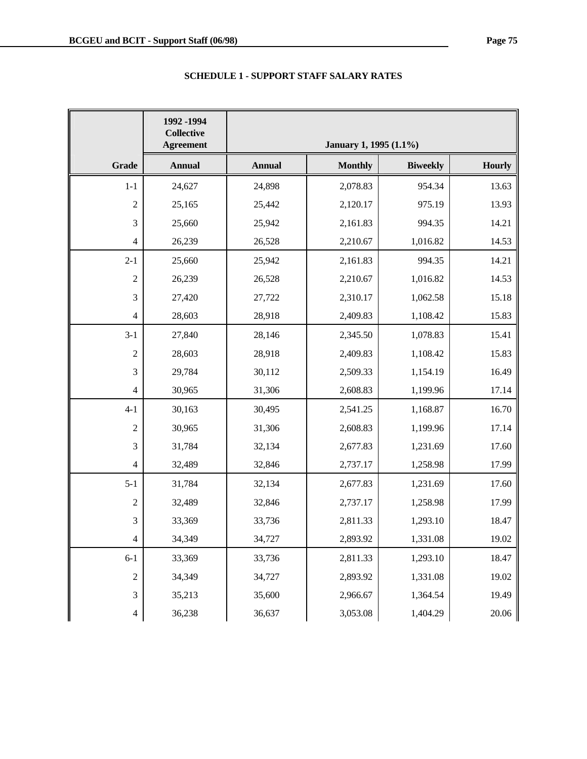## SCHEDULE 1 - SUPPORT STAFF SALARY RATES

| | 1992 -1994 Collective Agreement | January 1, 1995 (1.1%) | | | |
|---|---|---|---|---|---|
| Grade | Annual | Annual | Monthly | Biweekly | Hourly |
| 1-1 | 24,627 | 24,898 | 2,078.83 | 954.34 | 13.63 |
| 2 | 25,165 | 25,442 | 2,120.17 | 975.19 | 13.93 |
| 3 | 25,660 | 25,942 | 2,161.83 | 994.35 | 14.21 |
| 4 | 26,239 | 26,528 | 2,210.67 | 1,016.82 | 14.53 |
| 2-1 | 25,660 | 25,942 | 2,161.83 | 994.35 | 14.21 |
| 2 | 26,239 | 26,528 | 2,210.67 | 1,016.82 | 14.53 |
| 3 | 27,420 | 27,722 | 2,310.17 | 1,062.58 | 15.18 |
| 4 | 28,603 | 28,918 | 2,409.83 | 1,108.42 | 15.83 |
| 3-1 | 27,840 | 28,146 | 2,345.50 | 1,078.83 | 15.41 |
| 2 | 28,603 | 28,918 | 2,409.83 | 1,108.42 | 15.83 |
| 3 | 29,784 | 30,112 | 2,509.33 | 1,154.19 | 16.49 |
| 4 | 30,965 | 31,306 | 2,608.83 | 1,199.96 | 17.14 |
| 4-1 | 30,163 | 30,495 | 2,541.25 | 1,168.87 | 16.70 |
| 2 | 30,965 | 31,306 | 2,608.83 | 1,199.96 | 17.14 |
| 3 | 31,784 | 32,134 | 2,677.83 | 1,231.69 | 17.60 |
| 4 | 32,489 | 32,846 | 2,737.17 | 1,258.98 | 17.99 |
| 5-1 | 31,784 | 32,134 | 2,677.83 | 1,231.69 | 17.60 |
| 2 | 32,489 | 32,846 | 2,737.17 | 1,258.98 | 17.99 |
| 3 | 33,369 | 33,736 | 2,811.33 | 1,293.10 | 18.47 |
| 4 | 34,349 | 34,727 | 2,893.92 | 1,331.08 | 19.02 |
| 6-1 | 33,369 | 33,736 | 2,811.33 | 1,293.10 | 18.47 |
| 2 | 34,349 | 34,727 | 2,893.92 | 1,331.08 | 19.02 |
| 3 | 35,213 | 35,600 | 2,966.67 | 1,364.54 | 19.49 |
| 4 | 36,238 | 36,637 | 3,053.08 | 1,404.29 | 20.06 |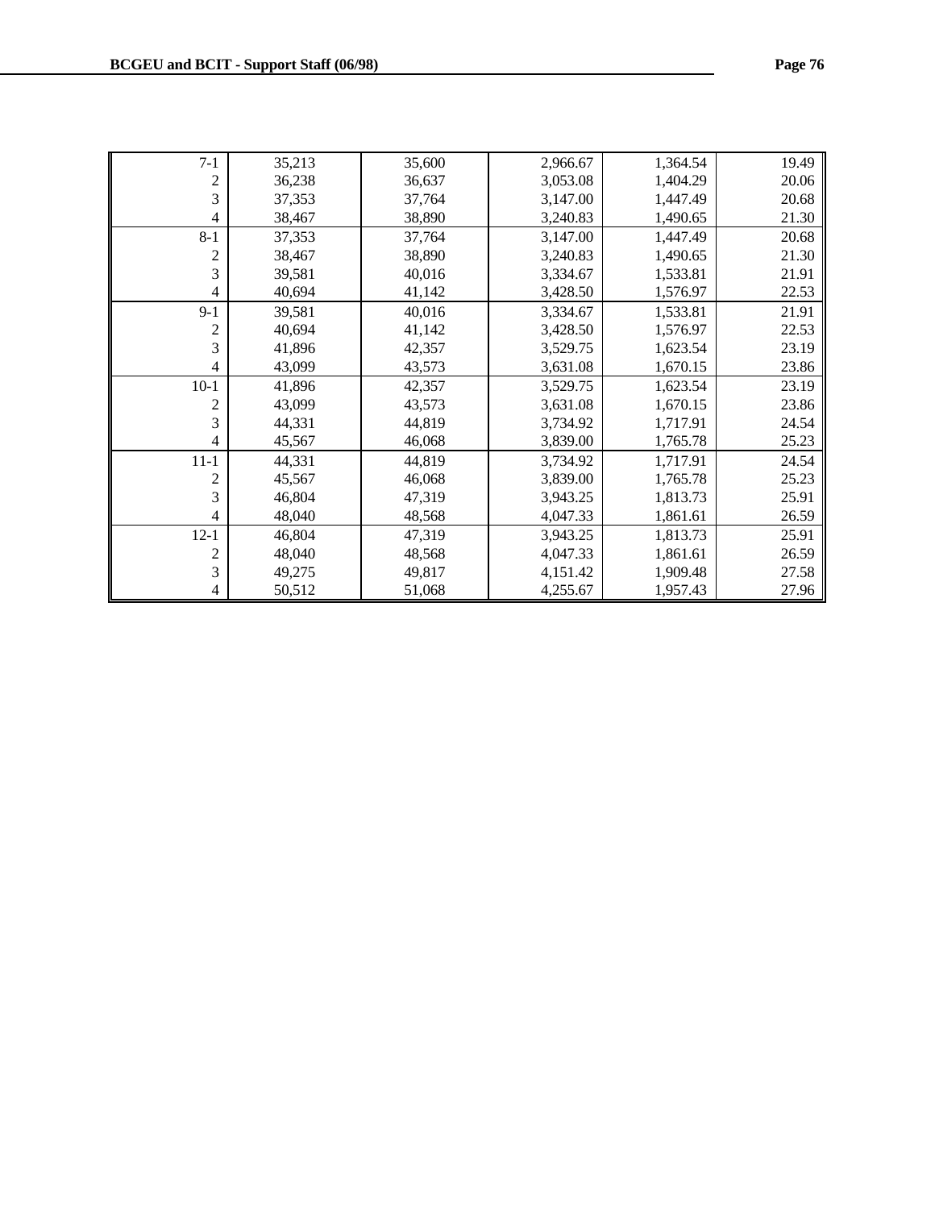| | | | | | |
|---|---|---|---|---|---|
| 7-1 | 35,213 | 35,600 | 2,966.67 | 1,364.54 | 19.49 |
| 2 | 36,238 | 36,637 | 3,053.08 | 1,404.29 | 20.06 |
| 3 | 37,353 | 37,764 | 3,147.00 | 1,447.49 | 20.68 |
| 4 | 38,467 | 38,890 | 3,240.83 | 1,490.65 | 21.30 |
| 8-1 | 37,353 | 37,764 | 3,147.00 | 1,447.49 | 20.68 |
| 2 | 38,467 | 38,890 | 3,240.83 | 1,490.65 | 21.30 |
| 3 | 39,581 | 40,016 | 3,334.67 | 1,533.81 | 21.91 |
| 4 | 40,694 | 41,142 | 3,428.50 | 1,576.97 | 22.53 |
| 9-1 | 39,581 | 40,016 | 3,334.67 | 1,533.81 | 21.91 |
| 2 | 40,694 | 41,142 | 3,428.50 | 1,576.97 | 22.53 |
| 3 | 41,896 | 42,357 | 3,529.75 | 1,623.54 | 23.19 |
| 4 | 43,099 | 43,573 | 3,631.08 | 1,670.15 | 23.86 |
| 10-1 | 41,896 | 42,357 | 3,529.75 | 1,623.54 | 23.19 |
| 2 | 43,099 | 43,573 | 3,631.08 | 1,670.15 | 23.86 |
| 3 | 44,331 | 44,819 | 3,734.92 | 1,717.91 | 24.54 |
| 4 | 45,567 | 46,068 | 3,839.00 | 1,765.78 | 25.23 |
| 11-1 | 44,331 | 44,819 | 3,734.92 | 1,717.91 | 24.54 |
| 2 | 45,567 | 46,068 | 3,839.00 | 1,765.78 | 25.23 |
| 3 | 46,804 | 47,319 | 3,943.25 | 1,813.73 | 25.91 |
| 4 | 48,040 | 48,568 | 4,047.33 | 1,861.61 | 26.59 |
| 12-1 | 46,804 | 47,319 | 3,943.25 | 1,813.73 | 25.91 |
| 2 | 48,040 | 48,568 | 4,047.33 | 1,861.61 | 26.59 |
| 3 | 49,275 | 49,817 | 4,151.42 | 1,909.48 | 27.58 |
| 4 | 50,512 | 51,068 | 4,255.67 | 1,957.43 | 27.96 |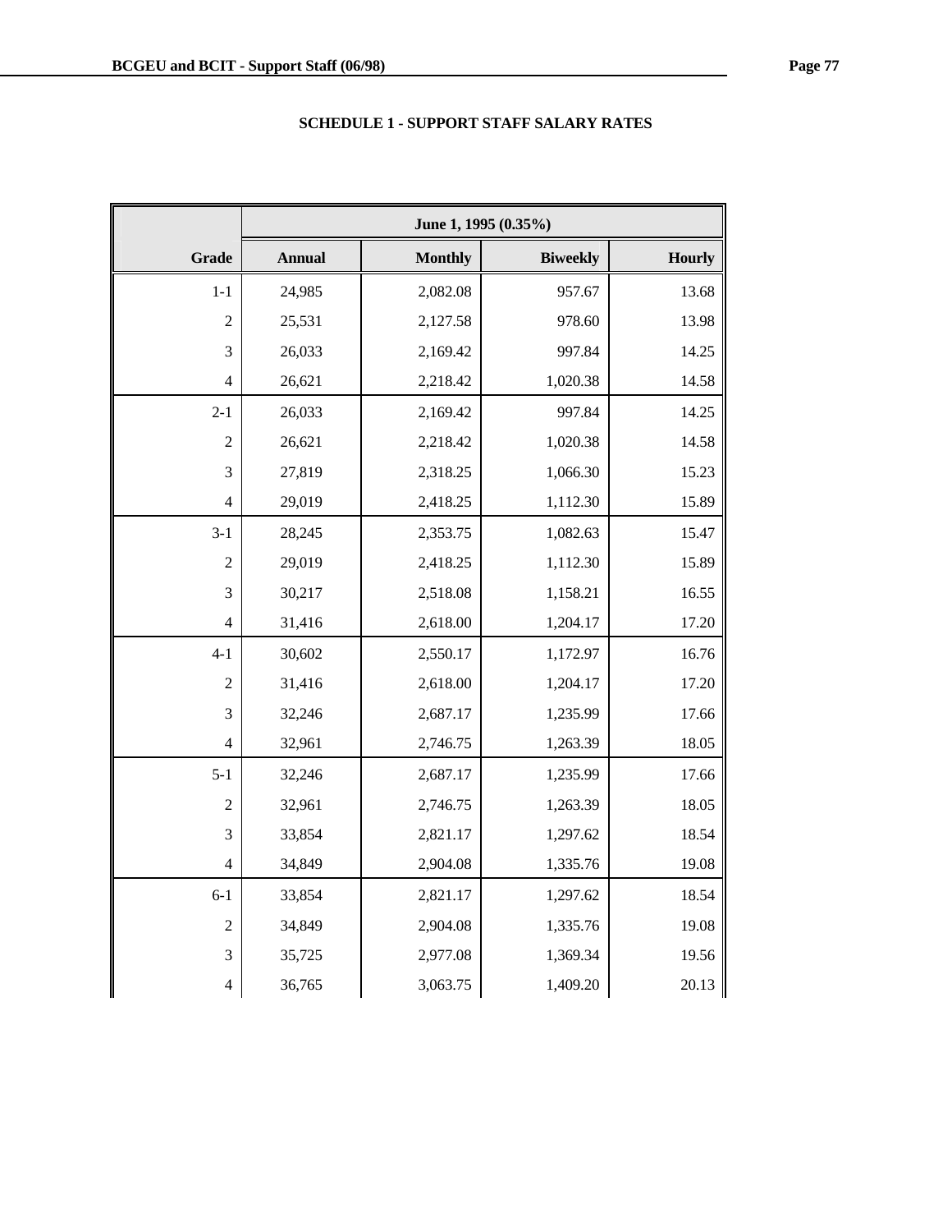## SCHEDULE 1 - SUPPORT STAFF SALARY RATES

| | June 1, 1995 (0.35%) | | | |
|---|---|---|---|---|
| Grade | Annual | Monthly | Biweekly | Hourly |
| 1-1 | 24,985 | 2,082.08 | 957.67 | 13.68 |
| 2 | 25,531 | 2,127.58 | 978.60 | 13.98 |
| 3 | 26,033 | 2,169.42 | 997.84 | 14.25 |
| 4 | 26,621 | 2,218.42 | 1,020.38 | 14.58 |
| 2-1 | 26,033 | 2,169.42 | 997.84 | 14.25 |
| 2 | 26,621 | 2,218.42 | 1,020.38 | 14.58 |
| 3 | 27,819 | 2,318.25 | 1,066.30 | 15.23 |
| 4 | 29,019 | 2,418.25 | 1,112.30 | 15.89 |
| 3-1 | 28,245 | 2,353.75 | 1,082.63 | 15.47 |
| 2 | 29,019 | 2,418.25 | 1,112.30 | 15.89 |
| 3 | 30,217 | 2,518.08 | 1,158.21 | 16.55 |
| 4 | 31,416 | 2,618.00 | 1,204.17 | 17.20 |
| 4-1 | 30,602 | 2,550.17 | 1,172.97 | 16.76 |
| 2 | 31,416 | 2,618.00 | 1,204.17 | 17.20 |
| 3 | 32,246 | 2,687.17 | 1,235.99 | 17.66 |
| 4 | 32,961 | 2,746.75 | 1,263.39 | 18.05 |
| 5-1 | 32,246 | 2,687.17 | 1,235.99 | 17.66 |
| 2 | 32,961 | 2,746.75 | 1,263.39 | 18.05 |
| 3 | 33,854 | 2,821.17 | 1,297.62 | 18.54 |
| 4 | 34,849 | 2,904.08 | 1,335.76 | 19.08 |
| 6-1 | 33,854 | 2,821.17 | 1,297.62 | 18.54 |
| 2 | 34,849 | 2,904.08 | 1,335.76 | 19.08 |
| 3 | 35,725 | 2,977.08 | 1,369.34 | 19.56 |
| 4 | 36,765 | 3,063.75 | 1,409.20 | 20.13 |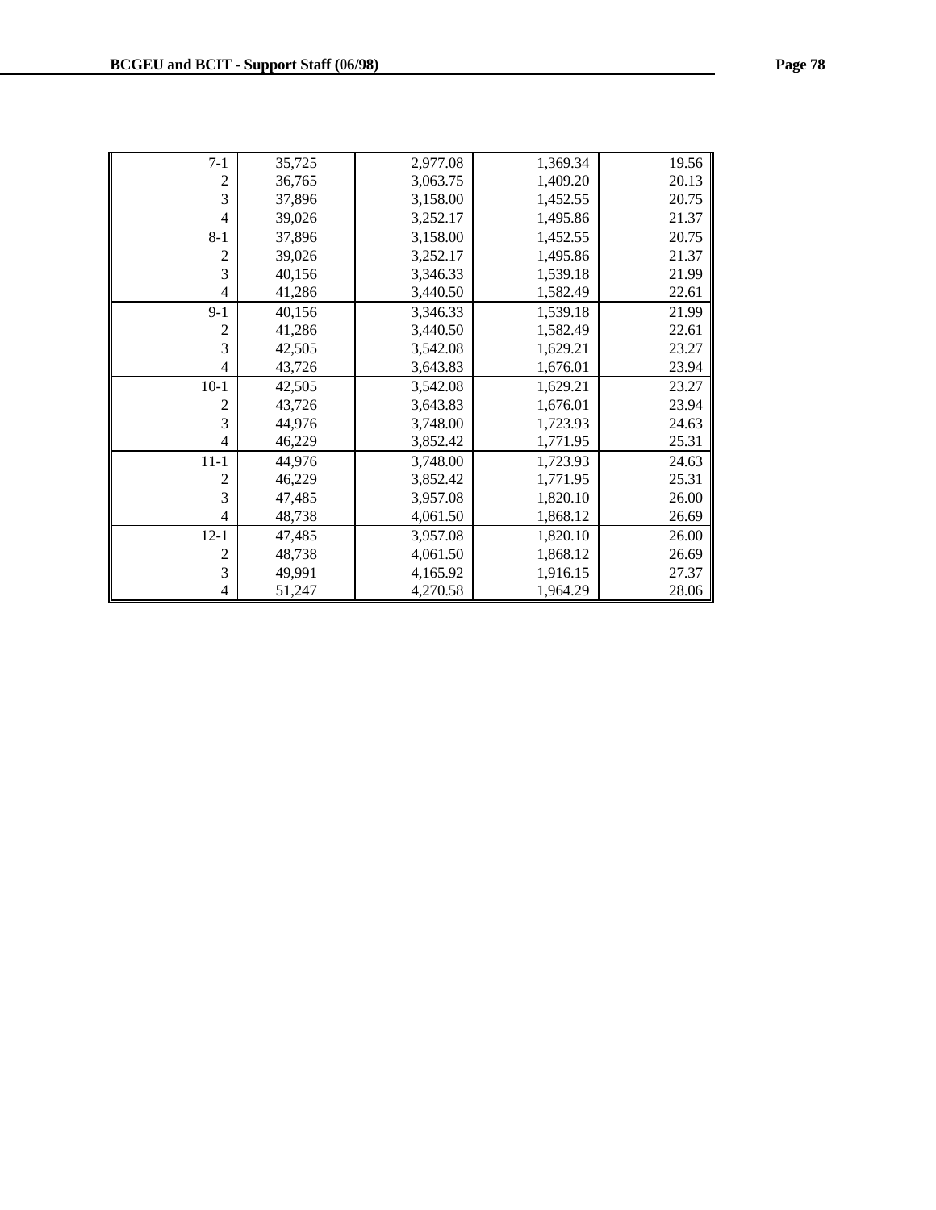| | | | | |
|---|---|---|---|---|
| 7-1 | 35,725 | 2,977.08 | 1,369.34 | 19.56 |
| 2 | 36,765 | 3,063.75 | 1,409.20 | 20.13 |
| 3 | 37,896 | 3,158.00 | 1,452.55 | 20.75 |
| 4 | 39,026 | 3,252.17 | 1,495.86 | 21.37 |
| 8-1 | 37,896 | 3,158.00 | 1,452.55 | 20.75 |
| 2 | 39,026 | 3,252.17 | 1,495.86 | 21.37 |
| 3 | 40,156 | 3,346.33 | 1,539.18 | 21.99 |
| 4 | 41,286 | 3,440.50 | 1,582.49 | 22.61 |
| 9-1 | 40,156 | 3,346.33 | 1,539.18 | 21.99 |
| 2 | 41,286 | 3,440.50 | 1,582.49 | 22.61 |
| 3 | 42,505 | 3,542.08 | 1,629.21 | 23.27 |
| 4 | 43,726 | 3,643.83 | 1,676.01 | 23.94 |
| 10-1 | 42,505 | 3,542.08 | 1,629.21 | 23.27 |
| 2 | 43,726 | 3,643.83 | 1,676.01 | 23.94 |
| 3 | 44,976 | 3,748.00 | 1,723.93 | 24.63 |
| 4 | 46,229 | 3,852.42 | 1,771.95 | 25.31 |
| 11-1 | 44,976 | 3,748.00 | 1,723.93 | 24.63 |
| 2 | 46,229 | 3,852.42 | 1,771.95 | 25.31 |
| 3 | 47,485 | 3,957.08 | 1,820.10 | 26.00 |
| 4 | 48,738 | 4,061.50 | 1,868.12 | 26.69 |
| 12-1 | 47,485 | 3,957.08 | 1,820.10 | 26.00 |
| 2 | 48,738 | 4,061.50 | 1,868.12 | 26.69 |
| 3 | 49,991 | 4,165.92 | 1,916.15 | 27.37 |
| 4 | 51,247 | 4,270.58 | 1,964.29 | 28.06 |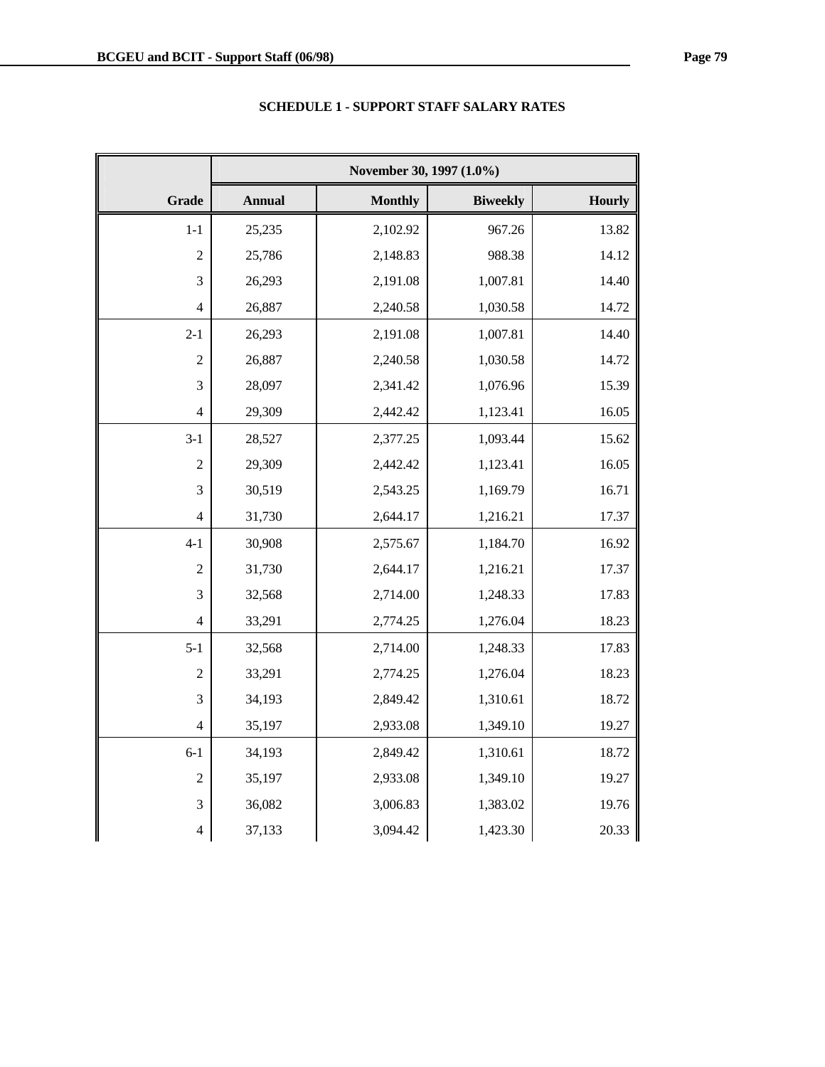## SCHEDULE 1 - SUPPORT STAFF SALARY RATES

| | November 30, 1997 (1.0%) | | | |
|---|---|---|---|---|
| **Grade** | **Annual** | **Monthly** | **Biweekly** | **Hourly** |
| 1-1 | 25,235 | 2,102.92 | 967.26 | 13.82 |
| 2 | 25,786 | 2,148.83 | 988.38 | 14.12 |
| 3 | 26,293 | 2,191.08 | 1,007.81 | 14.40 |
| 4 | 26,887 | 2,240.58 | 1,030.58 | 14.72 |
| 2-1 | 26,293 | 2,191.08 | 1,007.81 | 14.40 |
| 2 | 26,887 | 2,240.58 | 1,030.58 | 14.72 |
| 3 | 28,097 | 2,341.42 | 1,076.96 | 15.39 |
| 4 | 29,309 | 2,442.42 | 1,123.41 | 16.05 |
| 3-1 | 28,527 | 2,377.25 | 1,093.44 | 15.62 |
| 2 | 29,309 | 2,442.42 | 1,123.41 | 16.05 |
| 3 | 30,519 | 2,543.25 | 1,169.79 | 16.71 |
| 4 | 31,730 | 2,644.17 | 1,216.21 | 17.37 |
| 4-1 | 30,908 | 2,575.67 | 1,184.70 | 16.92 |
| 2 | 31,730 | 2,644.17 | 1,216.21 | 17.37 |
| 3 | 32,568 | 2,714.00 | 1,248.33 | 17.83 |
| 4 | 33,291 | 2,774.25 | 1,276.04 | 18.23 |
| 5-1 | 32,568 | 2,714.00 | 1,248.33 | 17.83 |
| 2 | 33,291 | 2,774.25 | 1,276.04 | 18.23 |
| 3 | 34,193 | 2,849.42 | 1,310.61 | 18.72 |
| 4 | 35,197 | 2,933.08 | 1,349.10 | 19.27 |
| 6-1 | 34,193 | 2,849.42 | 1,310.61 | 18.72 |
| 2 | 35,197 | 2,933.08 | 1,349.10 | 19.27 |
| 3 | 36,082 | 3,006.83 | 1,383.02 | 19.76 |
| 4 | 37,133 | 3,094.42 | 1,423.30 | 20.33 |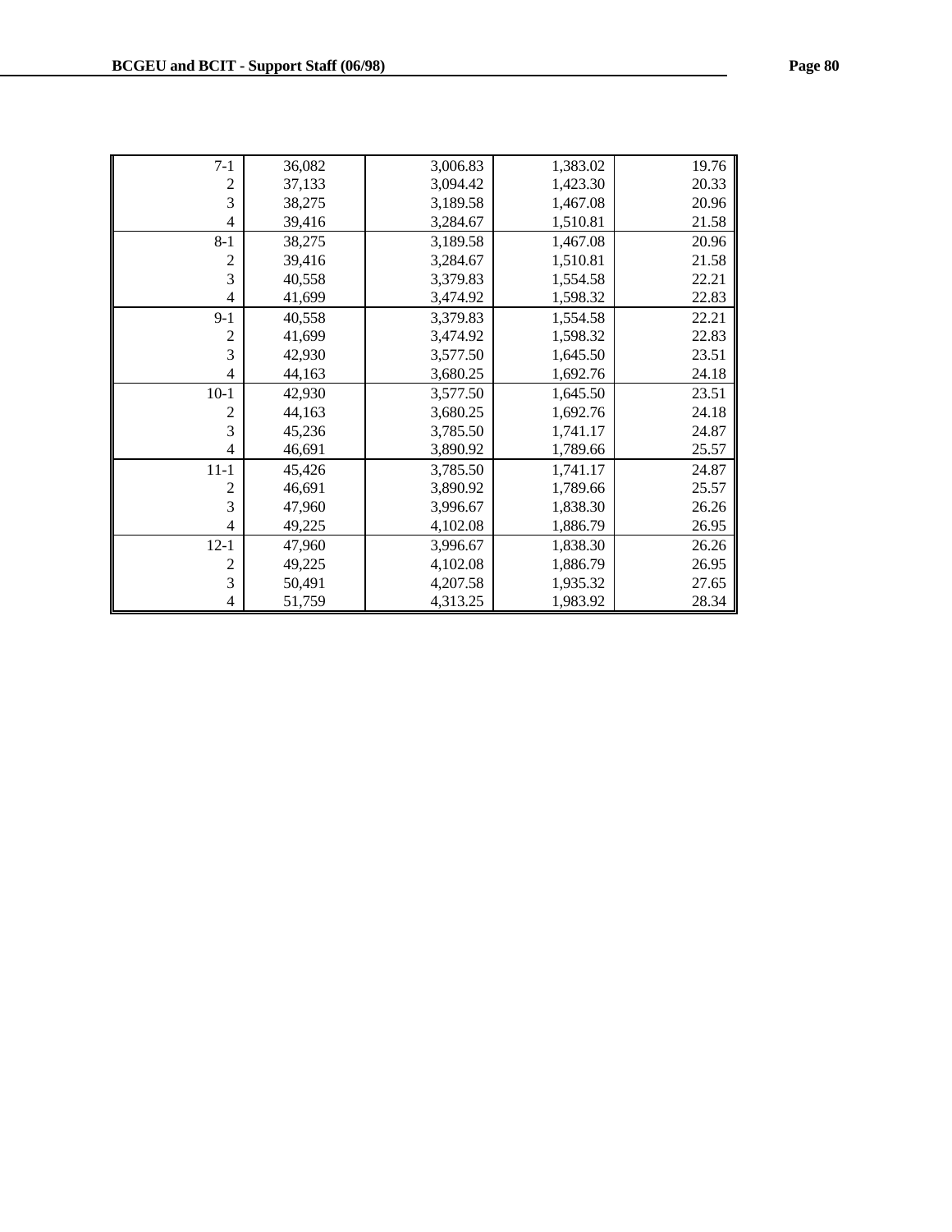| | | | | |
|---|---|---|---|---|
| 7-1 | 36,082 | 3,006.83 | 1,383.02 | 19.76 |
| 2 | 37,133 | 3,094.42 | 1,423.30 | 20.33 |
| 3 | 38,275 | 3,189.58 | 1,467.08 | 20.96 |
| 4 | 39,416 | 3,284.67 | 1,510.81 | 21.58 |
| 8-1 | 38,275 | 3,189.58 | 1,467.08 | 20.96 |
| 2 | 39,416 | 3,284.67 | 1,510.81 | 21.58 |
| 3 | 40,558 | 3,379.83 | 1,554.58 | 22.21 |
| 4 | 41,699 | 3,474.92 | 1,598.32 | 22.83 |
| 9-1 | 40,558 | 3,379.83 | 1,554.58 | 22.21 |
| 2 | 41,699 | 3,474.92 | 1,598.32 | 22.83 |
| 3 | 42,930 | 3,577.50 | 1,645.50 | 23.51 |
| 4 | 44,163 | 3,680.25 | 1,692.76 | 24.18 |
| 10-1 | 42,930 | 3,577.50 | 1,645.50 | 23.51 |
| 2 | 44,163 | 3,680.25 | 1,692.76 | 24.18 |
| 3 | 45,236 | 3,785.50 | 1,741.17 | 24.87 |
| 4 | 46,691 | 3,890.92 | 1,789.66 | 25.57 |
| 11-1 | 45,426 | 3,785.50 | 1,741.17 | 24.87 |
| 2 | 46,691 | 3,890.92 | 1,789.66 | 25.57 |
| 3 | 47,960 | 3,996.67 | 1,838.30 | 26.26 |
| 4 | 49,225 | 4,102.08 | 1,886.79 | 26.95 |
| 12-1 | 47,960 | 3,996.67 | 1,838.30 | 26.26 |
| 2 | 49,225 | 4,102.08 | 1,886.79 | 26.95 |
| 3 | 50,491 | 4,207.58 | 1,935.32 | 27.65 |
| 4 | 51,759 | 4,313.25 | 1,983.92 | 28.34 |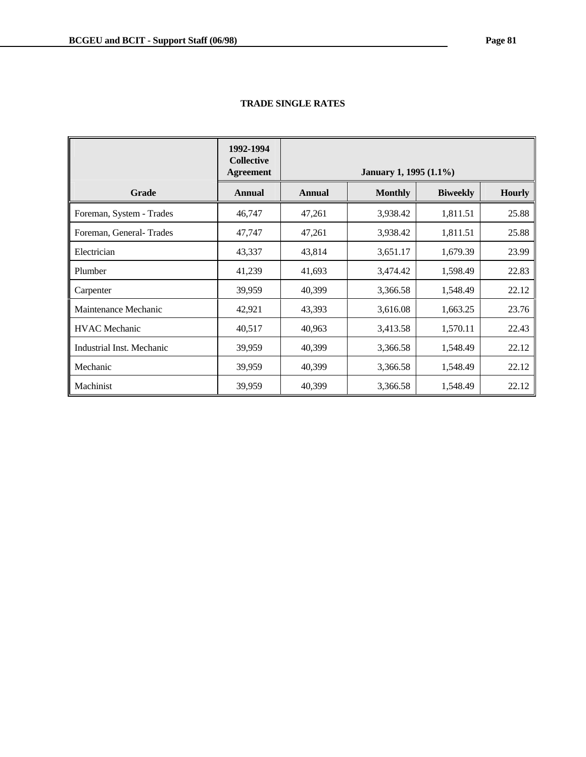## TRADE SINGLE RATES

| | 1992-1994 Collective Agreement | January 1, 1995 (1.1%) | | | |
|---|---|---|---|---|---|
| Grade | Annual | Annual | Monthly | Biweekly | Hourly |
| Foreman, System - Trades | 46,747 | 47,261 | 3,938.42 | 1,811.51 | 25.88 |
| Foreman, General- Trades | 47,747 | 47,261 | 3,938.42 | 1,811.51 | 25.88 |
| Electrician | 43,337 | 43,814 | 3,651.17 | 1,679.39 | 23.99 |
| Plumber | 41,239 | 41,693 | 3,474.42 | 1,598.49 | 22.83 |
| Carpenter | 39,959 | 40,399 | 3,366.58 | 1,548.49 | 22.12 |
| Maintenance Mechanic | 42,921 | 43,393 | 3,616.08 | 1,663.25 | 23.76 |
| HVAC Mechanic | 40,517 | 40,963 | 3,413.58 | 1,570.11 | 22.43 |
| Industrial Inst. Mechanic | 39,959 | 40,399 | 3,366.58 | 1,548.49 | 22.12 |
| Mechanic | 39,959 | 40,399 | 3,366.58 | 1,548.49 | 22.12 |
| Machinist | 39,959 | 40,399 | 3,366.58 | 1,548.49 | 22.12 |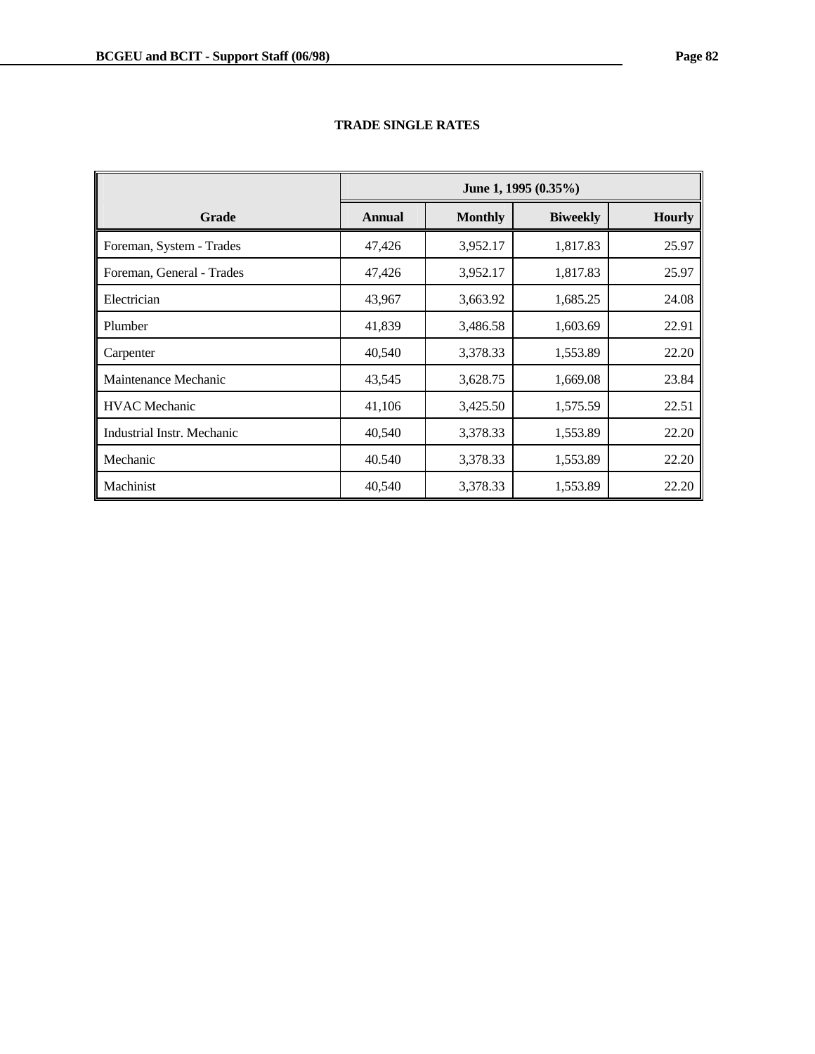## TRADE SINGLE RATES

| Grade | June 1, 1995 (0.35%) | | | |
|---|---|---|---|---|
| | Annual | Monthly | Biweekly | Hourly |
| Foreman, System - Trades | 47,426 | 3,952.17 | 1,817.83 | 25.97 |
| Foreman, General - Trades | 47,426 | 3,952.17 | 1,817.83 | 25.97 |
| Electrician | 43,967 | 3,663.92 | 1,685.25 | 24.08 |
| Plumber | 41,839 | 3,486.58 | 1,603.69 | 22.91 |
| Carpenter | 40,540 | 3,378.33 | 1,553.89 | 22.20 |
| Maintenance Mechanic | 43,545 | 3,628.75 | 1,669.08 | 23.84 |
| HVAC Mechanic | 41,106 | 3,425.50 | 1,575.59 | 22.51 |
| Industrial Instr. Mechanic | 40,540 | 3,378.33 | 1,553.89 | 22.20 |
| Mechanic | 40.540 | 3,378.33 | 1,553.89 | 22.20 |
| Machinist | 40,540 | 3,378.33 | 1,553.89 | 22.20 |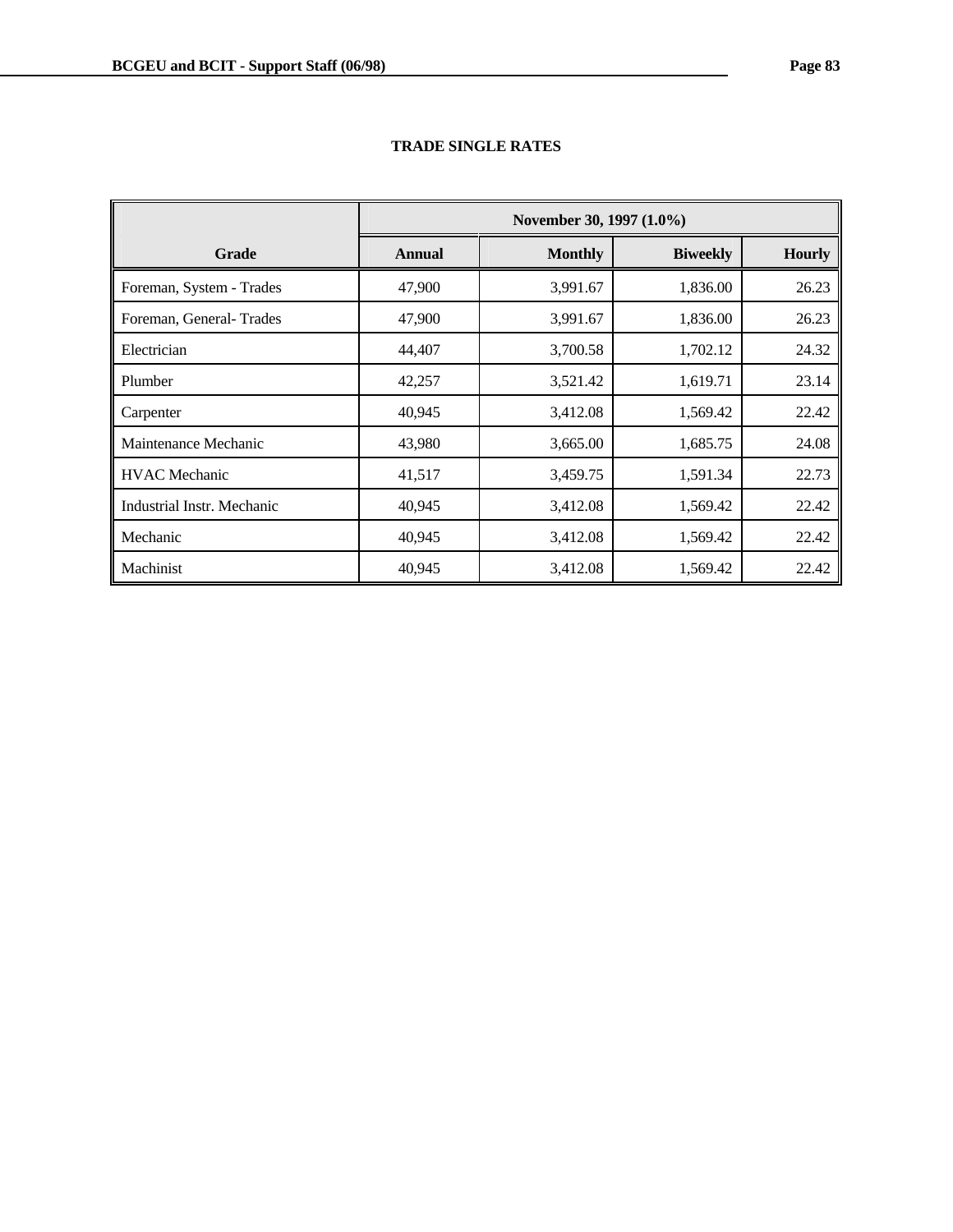## TRADE SINGLE RATES

| Grade | November 30, 1997 (1.0%) | | | |
|---|---|---|---|---|
| | Annual | Monthly | Biweekly | Hourly |
| Foreman, System - Trades | 47,900 | 3,991.67 | 1,836.00 | 26.23 |
| Foreman, General- Trades | 47,900 | 3,991.67 | 1,836.00 | 26.23 |
| Electrician | 44,407 | 3,700.58 | 1,702.12 | 24.32 |
| Plumber | 42,257 | 3,521.42 | 1,619.71 | 23.14 |
| Carpenter | 40,945 | 3,412.08 | 1,569.42 | 22.42 |
| Maintenance Mechanic | 43,980 | 3,665.00 | 1,685.75 | 24.08 |
| HVAC Mechanic | 41,517 | 3,459.75 | 1,591.34 | 22.73 |
| Industrial Instr. Mechanic | 40,945 | 3,412.08 | 1,569.42 | 22.42 |
| Mechanic | 40,945 | 3,412.08 | 1,569.42 | 22.42 |
| Machinist | 40,945 | 3,412.08 | 1,569.42 | 22.42 |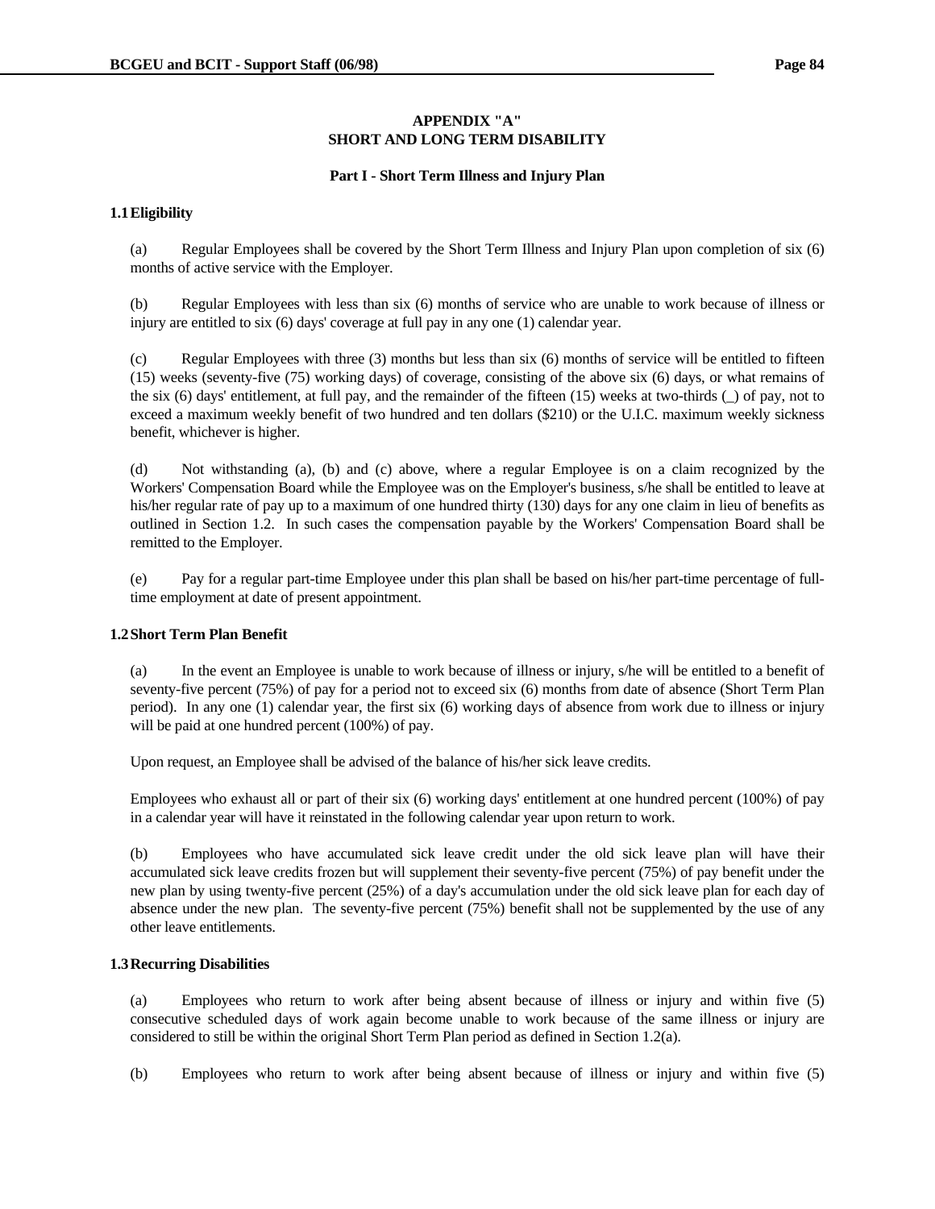# APPENDIX "A"
# SHORT AND LONG TERM DISABILITY

## Part I - Short Term Illness and Injury Plan

### 1.1 Eligibility

(a) Regular Employees shall be covered by the Short Term Illness and Injury Plan upon completion of six (6) months of active service with the Employer.

(b) Regular Employees with less than six (6) months of service who are unable to work because of illness or injury are entitled to six (6) days' coverage at full pay in any one (1) calendar year.

(c) Regular Employees with three (3) months but less than six (6) months of service will be entitled to fifteen (15) weeks (seventy-five (75) working days) of coverage, consisting of the above six (6) days, or what remains of the six (6) days' entitlement, at full pay, and the remainder of the fifteen (15) weeks at two-thirds (_) of pay, not to exceed a maximum weekly benefit of two hundred and ten dollars ($210) or the U.I.C. maximum weekly sickness benefit, whichever is higher.

(d) Not withstanding (a), (b) and (c) above, where a regular Employee is on a claim recognized by the Workers' Compensation Board while the Employee was on the Employer's business, s/he shall be entitled to leave at his/her regular rate of pay up to a maximum of one hundred thirty (130) days for any one claim in lieu of benefits as outlined in Section 1.2. In such cases the compensation payable by the Workers' Compensation Board shall be remitted to the Employer.

(e) Pay for a regular part-time Employee under this plan shall be based on his/her part-time percentage of full-time employment at date of present appointment.

### 1.2 Short Term Plan Benefit

(a) In the event an Employee is unable to work because of illness or injury, s/he will be entitled to a benefit of seventy-five percent (75%) of pay for a period not to exceed six (6) months from date of absence (Short Term Plan period). In any one (1) calendar year, the first six (6) working days of absence from work due to illness or injury will be paid at one hundred percent (100%) of pay.

Upon request, an Employee shall be advised of the balance of his/her sick leave credits.

Employees who exhaust all or part of their six (6) working days' entitlement at one hundred percent (100%) of pay in a calendar year will have it reinstated in the following calendar year upon return to work.

(b) Employees who have accumulated sick leave credit under the old sick leave plan will have their accumulated sick leave credits frozen but will supplement their seventy-five percent (75%) of pay benefit under the new plan by using twenty-five percent (25%) of a day's accumulation under the old sick leave plan for each day of absence under the new plan. The seventy-five percent (75%) benefit shall not be supplemented by the use of any other leave entitlements.

### 1.3 Recurring Disabilities

(a) Employees who return to work after being absent because of illness or injury and within five (5) consecutive scheduled days of work again become unable to work because of the same illness or injury are considered to still be within the original Short Term Plan period as defined in Section 1.2(a).

(b) Employees who return to work after being absent because of illness or injury and within five (5)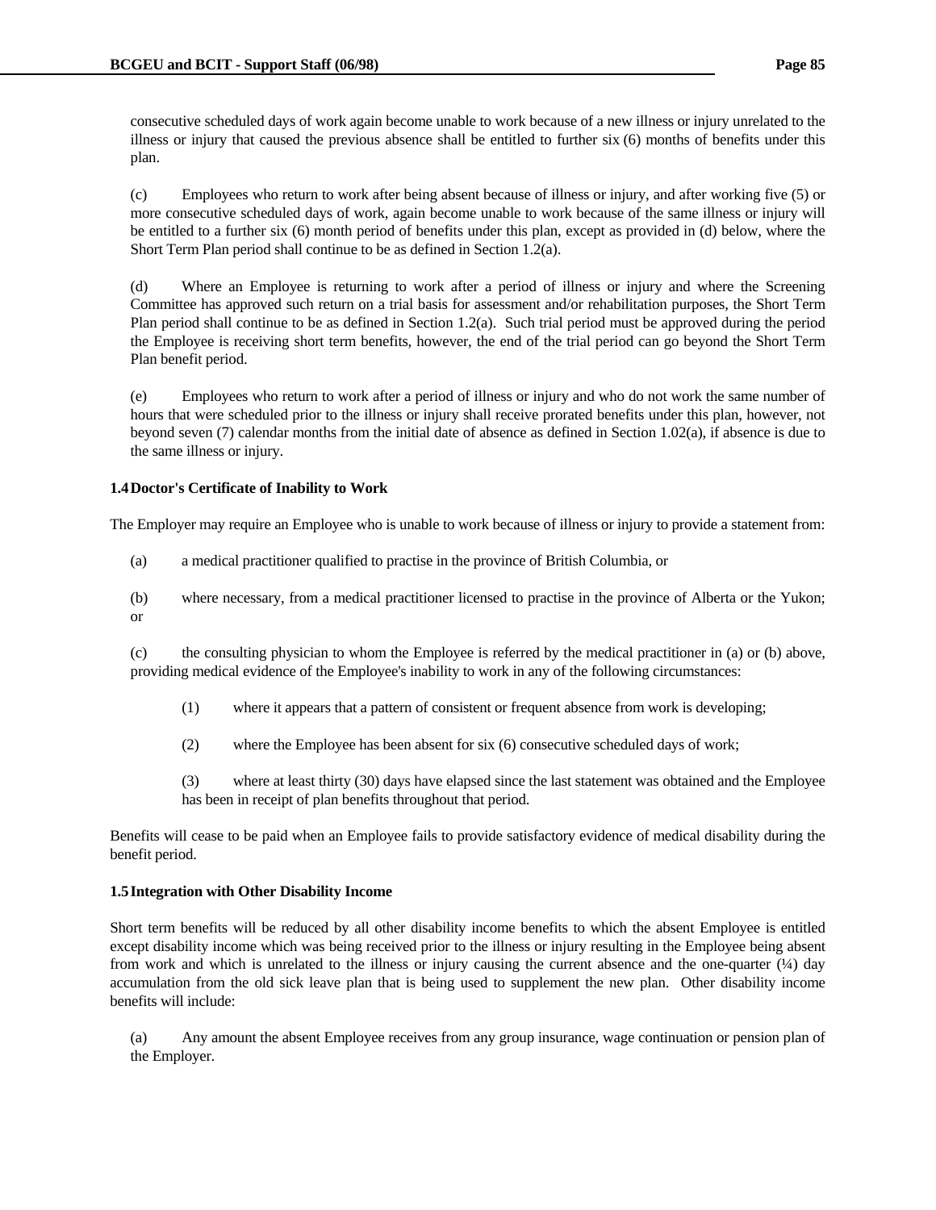consecutive scheduled days of work again become unable to work because of a new illness or injury unrelated to the illness or injury that caused the previous absence shall be entitled to further six (6) months of benefits under this plan.

(c) Employees who return to work after being absent because of illness or injury, and after working five (5) or more consecutive scheduled days of work, again become unable to work because of the same illness or injury will be entitled to a further six (6) month period of benefits under this plan, except as provided in (d) below, where the Short Term Plan period shall continue to be as defined in Section 1.2(a).

(d) Where an Employee is returning to work after a period of illness or injury and where the Screening Committee has approved such return on a trial basis for assessment and/or rehabilitation purposes, the Short Term Plan period shall continue to be as defined in Section 1.2(a). Such trial period must be approved during the period the Employee is receiving short term benefits, however, the end of the trial period can go beyond the Short Term Plan benefit period.

(e) Employees who return to work after a period of illness or injury and who do not work the same number of hours that were scheduled prior to the illness or injury shall receive prorated benefits under this plan, however, not beyond seven (7) calendar months from the initial date of absence as defined in Section 1.02(a), if absence is due to the same illness or injury.

**1.4 Doctor's Certificate of Inability to Work**

The Employer may require an Employee who is unable to work because of illness or injury to provide a statement from:

(a) a medical practitioner qualified to practise in the province of British Columbia, or

(b) where necessary, from a medical practitioner licensed to practise in the province of Alberta or the Yukon; or

(c) the consulting physician to whom the Employee is referred by the medical practitioner in (a) or (b) above, providing medical evidence of the Employee's inability to work in any of the following circumstances:

(1) where it appears that a pattern of consistent or frequent absence from work is developing;

(2) where the Employee has been absent for six (6) consecutive scheduled days of work;

(3) where at least thirty (30) days have elapsed since the last statement was obtained and the Employee has been in receipt of plan benefits throughout that period.

Benefits will cease to be paid when an Employee fails to provide satisfactory evidence of medical disability during the benefit period.

**1.5 Integration with Other Disability Income**

Short term benefits will be reduced by all other disability income benefits to which the absent Employee is entitled except disability income which was being received prior to the illness or injury resulting in the Employee being absent from work and which is unrelated to the illness or injury causing the current absence and the one-quarter (¼) day accumulation from the old sick leave plan that is being used to supplement the new plan. Other disability income benefits will include:

(a) Any amount the absent Employee receives from any group insurance, wage continuation or pension plan of the Employer.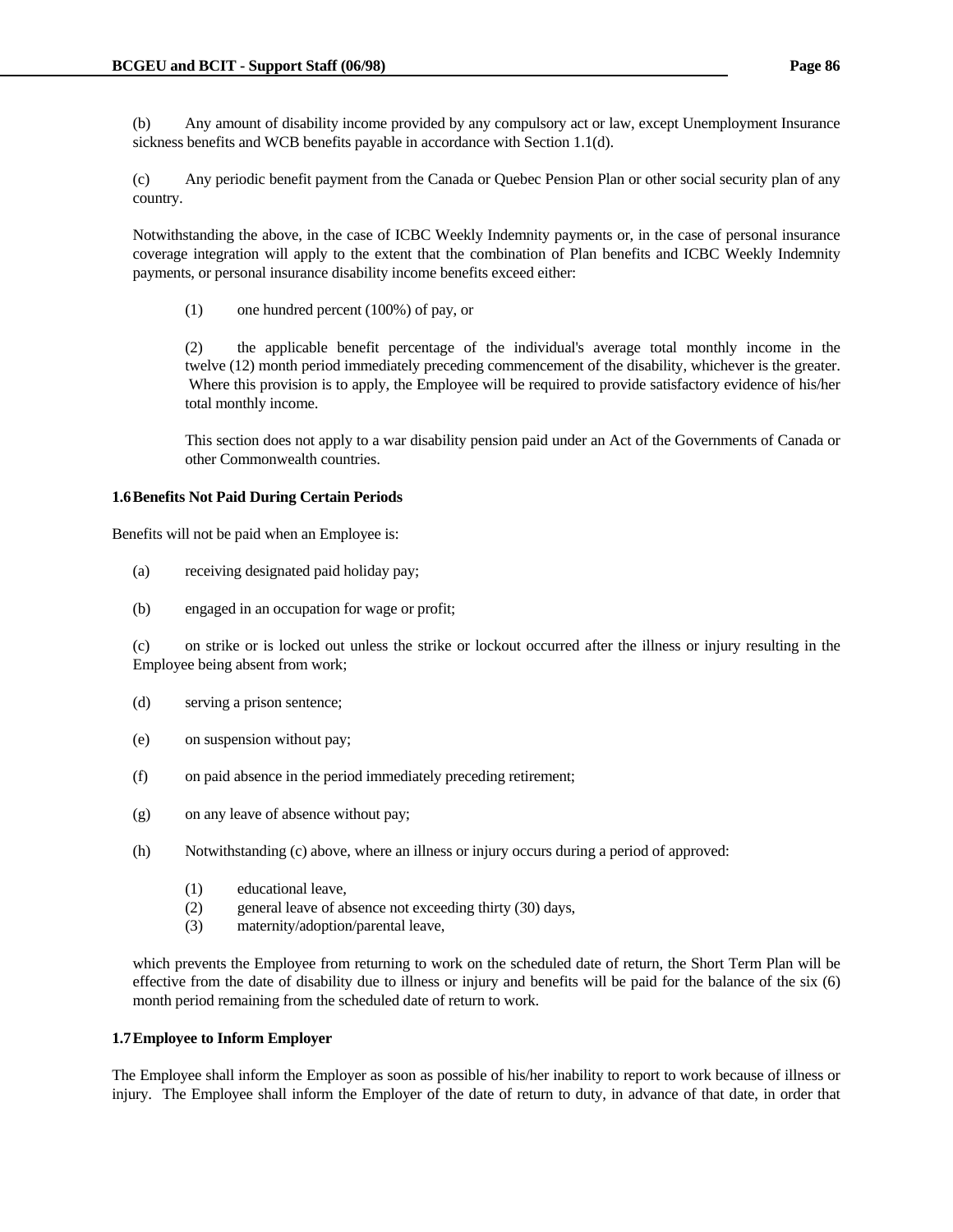(b) Any amount of disability income provided by any compulsory act or law, except Unemployment Insurance sickness benefits and WCB benefits payable in accordance with Section 1.1(d).

(c) Any periodic benefit payment from the Canada or Quebec Pension Plan or other social security plan of any country.

Notwithstanding the above, in the case of ICBC Weekly Indemnity payments or, in the case of personal insurance coverage integration will apply to the extent that the combination of Plan benefits and ICBC Weekly Indemnity payments, or personal insurance disability income benefits exceed either:

(1) one hundred percent (100%) of pay, or

(2) the applicable benefit percentage of the individual's average total monthly income in the twelve (12) month period immediately preceding commencement of the disability, whichever is the greater. Where this provision is to apply, the Employee will be required to provide satisfactory evidence of his/her total monthly income.

This section does not apply to a war disability pension paid under an Act of the Governments of Canada or other Commonwealth countries.

**1.6 Benefits Not Paid During Certain Periods**

Benefits will not be paid when an Employee is:

(a) receiving designated paid holiday pay;

(b) engaged in an occupation for wage or profit;

(c) on strike or is locked out unless the strike or lockout occurred after the illness or injury resulting in the Employee being absent from work;

(d) serving a prison sentence;

(e) on suspension without pay;

(f) on paid absence in the period immediately preceding retirement;

(g) on any leave of absence without pay;

(h) Notwithstanding (c) above, where an illness or injury occurs during a period of approved:

(1) educational leave,
(2) general leave of absence not exceeding thirty (30) days,
(3) maternity/adoption/parental leave,

which prevents the Employee from returning to work on the scheduled date of return, the Short Term Plan will be effective from the date of disability due to illness or injury and benefits will be paid for the balance of the six (6) month period remaining from the scheduled date of return to work.

**1.7 Employee to Inform Employer**

The Employee shall inform the Employer as soon as possible of his/her inability to report to work because of illness or injury. The Employee shall inform the Employer of the date of return to duty, in advance of that date, in order that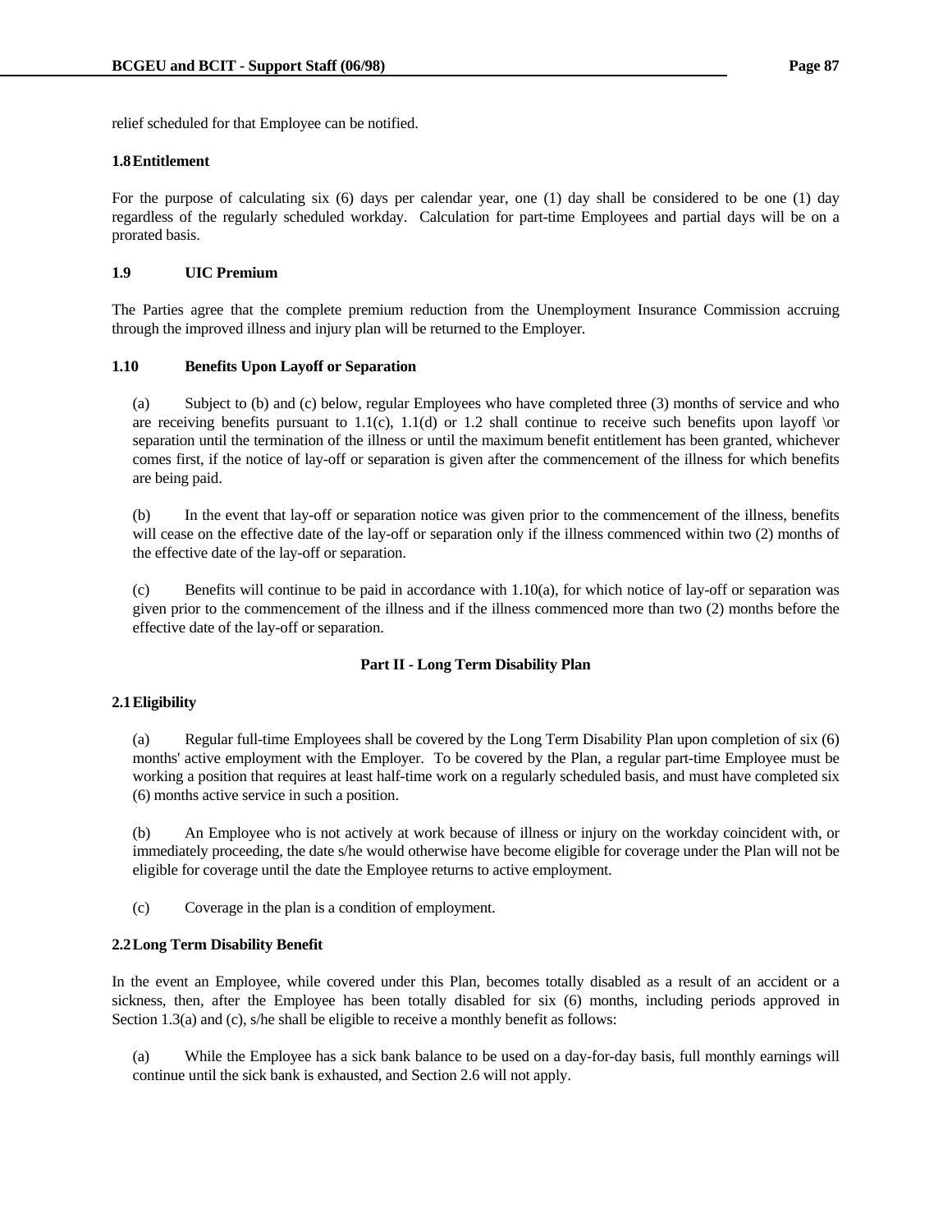relief scheduled for that Employee can be notified.

**1.8 Entitlement**

For the purpose of calculating six (6) days per calendar year, one (1) day shall be considered to be one (1) day regardless of the regularly scheduled workday. Calculation for part-time Employees and partial days will be on a prorated basis.

**1.9 UIC Premium**

The Parties agree that the complete premium reduction from the Unemployment Insurance Commission accruing through the improved illness and injury plan will be returned to the Employer.

**1.10 Benefits Upon Layoff or Separation**

(a) Subject to (b) and (c) below, regular Employees who have completed three (3) months of service and who are receiving benefits pursuant to 1.1(c), 1.1(d) or 1.2 shall continue to receive such benefits upon layoff \or separation until the termination of the illness or until the maximum benefit entitlement has been granted, whichever comes first, if the notice of lay-off or separation is given after the commencement of the illness for which benefits are being paid.

(b) In the event that lay-off or separation notice was given prior to the commencement of the illness, benefits will cease on the effective date of the lay-off or separation only if the illness commenced within two (2) months of the effective date of the lay-off or separation.

(c) Benefits will continue to be paid in accordance with 1.10(a), for which notice of lay-off or separation was given prior to the commencement of the illness and if the illness commenced more than two (2) months before the effective date of the lay-off or separation.

## Part II - Long Term Disability Plan

**2.1 Eligibility**

(a) Regular full-time Employees shall be covered by the Long Term Disability Plan upon completion of six (6) months' active employment with the Employer. To be covered by the Plan, a regular part-time Employee must be working a position that requires at least half-time work on a regularly scheduled basis, and must have completed six (6) months active service in such a position.

(b) An Employee who is not actively at work because of illness or injury on the workday coincident with, or immediately proceeding, the date s/he would otherwise have become eligible for coverage under the Plan will not be eligible for coverage until the date the Employee returns to active employment.

(c) Coverage in the plan is a condition of employment.

**2.2 Long Term Disability Benefit**

In the event an Employee, while covered under this Plan, becomes totally disabled as a result of an accident or a sickness, then, after the Employee has been totally disabled for six (6) months, including periods approved in Section 1.3(a) and (c), s/he shall be eligible to receive a monthly benefit as follows:

(a) While the Employee has a sick bank balance to be used on a day-for-day basis, full monthly earnings will continue until the sick bank is exhausted, and Section 2.6 will not apply.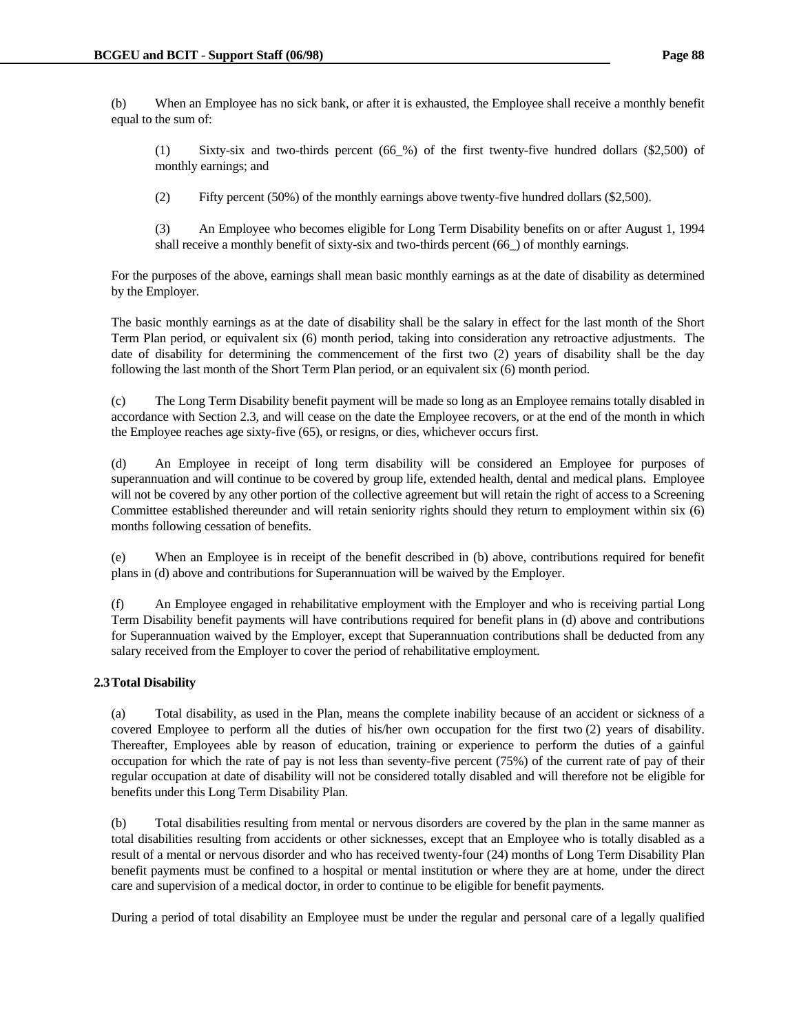(b) When an Employee has no sick bank, or after it is exhausted, the Employee shall receive a monthly benefit equal to the sum of:

> (1) Sixty-six and two-thirds percent (66_%) of the first twenty-five hundred dollars ($2,500) of monthly earnings; and
>
> (2) Fifty percent (50%) of the monthly earnings above twenty-five hundred dollars ($2,500).
>
> (3) An Employee who becomes eligible for Long Term Disability benefits on or after August 1, 1994 shall receive a monthly benefit of sixty-six and two-thirds percent (66_) of monthly earnings.

For the purposes of the above, earnings shall mean basic monthly earnings as at the date of disability as determined by the Employer.

The basic monthly earnings as at the date of disability shall be the salary in effect for the last month of the Short Term Plan period, or equivalent six (6) month period, taking into consideration any retroactive adjustments. The date of disability for determining the commencement of the first two (2) years of disability shall be the day following the last month of the Short Term Plan period, or an equivalent six (6) month period.

(c) The Long Term Disability benefit payment will be made so long as an Employee remains totally disabled in accordance with Section 2.3, and will cease on the date the Employee recovers, or at the end of the month in which the Employee reaches age sixty-five (65), or resigns, or dies, whichever occurs first.

(d) An Employee in receipt of long term disability will be considered an Employee for purposes of superannuation and will continue to be covered by group life, extended health, dental and medical plans. Employee will not be covered by any other portion of the collective agreement but will retain the right of access to a Screening Committee established thereunder and will retain seniority rights should they return to employment within six (6) months following cessation of benefits.

(e) When an Employee is in receipt of the benefit described in (b) above, contributions required for benefit plans in (d) above and contributions for Superannuation will be waived by the Employer.

(f) An Employee engaged in rehabilitative employment with the Employer and who is receiving partial Long Term Disability benefit payments will have contributions required for benefit plans in (d) above and contributions for Superannuation waived by the Employer, except that Superannuation contributions shall be deducted from any salary received from the Employer to cover the period of rehabilitative employment.

**2.3 Total Disability**

(a) Total disability, as used in the Plan, means the complete inability because of an accident or sickness of a covered Employee to perform all the duties of his/her own occupation for the first two (2) years of disability. Thereafter, Employees able by reason of education, training or experience to perform the duties of a gainful occupation for which the rate of pay is not less than seventy-five percent (75%) of the current rate of pay of their regular occupation at date of disability will not be considered totally disabled and will therefore not be eligible for benefits under this Long Term Disability Plan.

(b) Total disabilities resulting from mental or nervous disorders are covered by the plan in the same manner as total disabilities resulting from accidents or other sicknesses, except that an Employee who is totally disabled as a result of a mental or nervous disorder and who has received twenty-four (24) months of Long Term Disability Plan benefit payments must be confined to a hospital or mental institution or where they are at home, under the direct care and supervision of a medical doctor, in order to continue to be eligible for benefit payments.

During a period of total disability an Employee must be under the regular and personal care of a legally qualified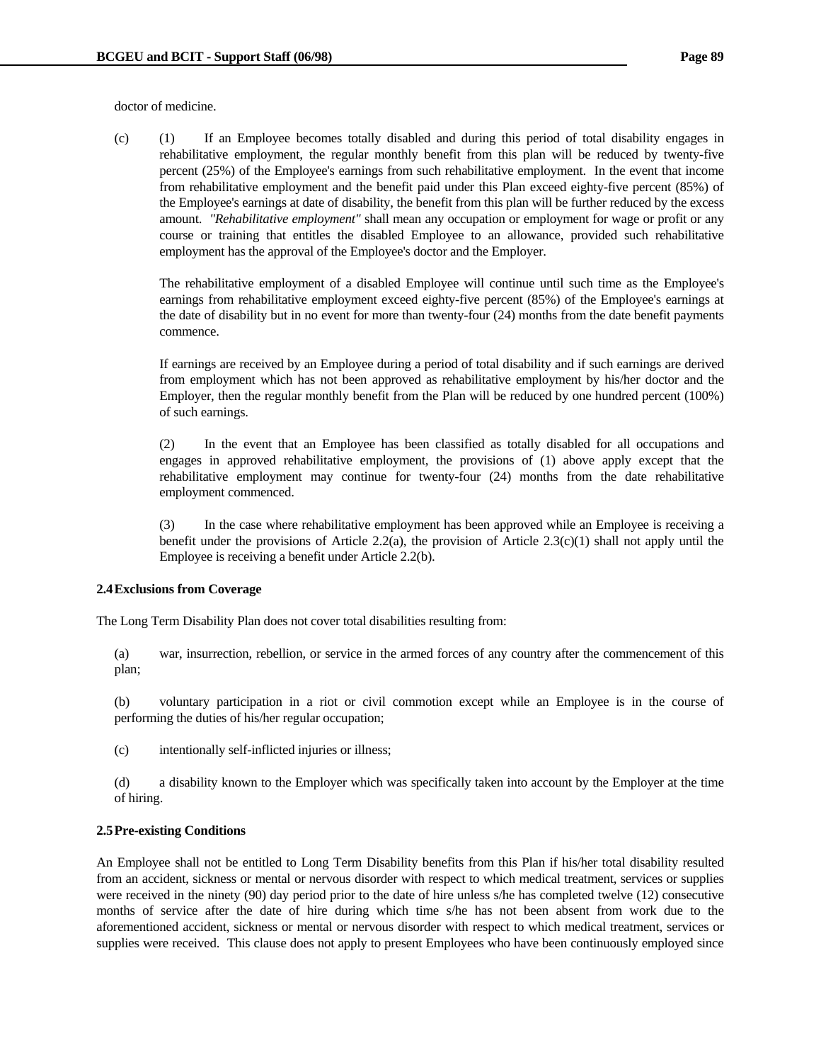doctor of medicine.

(c) (1) If an Employee becomes totally disabled and during this period of total disability engages in rehabilitative employment, the regular monthly benefit from this plan will be reduced by twenty-five percent (25%) of the Employee's earnings from such rehabilitative employment. In the event that income from rehabilitative employment and the benefit paid under this Plan exceed eighty-five percent (85%) of the Employee's earnings at date of disability, the benefit from this plan will be further reduced by the excess amount. *"Rehabilitative employment"* shall mean any occupation or employment for wage or profit or any course or training that entitles the disabled Employee to an allowance, provided such rehabilitative employment has the approval of the Employee's doctor and the Employer.

The rehabilitative employment of a disabled Employee will continue until such time as the Employee's earnings from rehabilitative employment exceed eighty-five percent (85%) of the Employee's earnings at the date of disability but in no event for more than twenty-four (24) months from the date benefit payments commence.

If earnings are received by an Employee during a period of total disability and if such earnings are derived from employment which has not been approved as rehabilitative employment by his/her doctor and the Employer, then the regular monthly benefit from the Plan will be reduced by one hundred percent (100%) of such earnings.

(2) In the event that an Employee has been classified as totally disabled for all occupations and engages in approved rehabilitative employment, the provisions of (1) above apply except that the rehabilitative employment may continue for twenty-four (24) months from the date rehabilitative employment commenced.

(3) In the case where rehabilitative employment has been approved while an Employee is receiving a benefit under the provisions of Article 2.2(a), the provision of Article 2.3(c)(1) shall not apply until the Employee is receiving a benefit under Article 2.2(b).

**2.4 Exclusions from Coverage**

The Long Term Disability Plan does not cover total disabilities resulting from:

(a) war, insurrection, rebellion, or service in the armed forces of any country after the commencement of this plan;

(b) voluntary participation in a riot or civil commotion except while an Employee is in the course of performing the duties of his/her regular occupation;

(c) intentionally self-inflicted injuries or illness;

(d) a disability known to the Employer which was specifically taken into account by the Employer at the time of hiring.

**2.5 Pre-existing Conditions**

An Employee shall not be entitled to Long Term Disability benefits from this Plan if his/her total disability resulted from an accident, sickness or mental or nervous disorder with respect to which medical treatment, services or supplies were received in the ninety (90) day period prior to the date of hire unless s/he has completed twelve (12) consecutive months of service after the date of hire during which time s/he has not been absent from work due to the aforementioned accident, sickness or mental or nervous disorder with respect to which medical treatment, services or supplies were received. This clause does not apply to present Employees who have been continuously employed since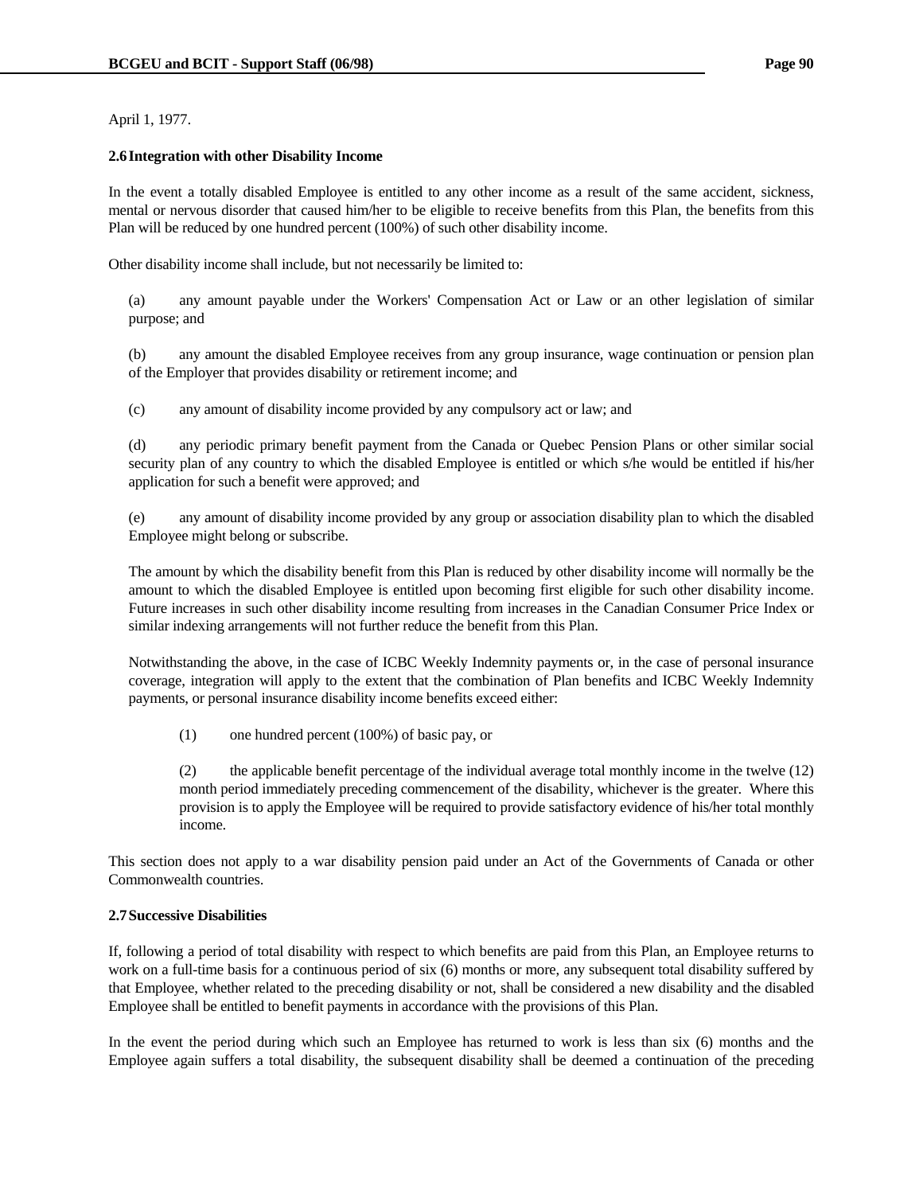April 1, 1977.

**2.6 Integration with other Disability Income**

In the event a totally disabled Employee is entitled to any other income as a result of the same accident, sickness, mental or nervous disorder that caused him/her to be eligible to receive benefits from this Plan, the benefits from this Plan will be reduced by one hundred percent (100%) of such other disability income.

Other disability income shall include, but not necessarily be limited to:

(a) any amount payable under the Workers' Compensation Act or Law or an other legislation of similar purpose; and

(b) any amount the disabled Employee receives from any group insurance, wage continuation or pension plan of the Employer that provides disability or retirement income; and

(c) any amount of disability income provided by any compulsory act or law; and

(d) any periodic primary benefit payment from the Canada or Quebec Pension Plans or other similar social security plan of any country to which the disabled Employee is entitled or which s/he would be entitled if his/her application for such a benefit were approved; and

(e) any amount of disability income provided by any group or association disability plan to which the disabled Employee might belong or subscribe.

The amount by which the disability benefit from this Plan is reduced by other disability income will normally be the amount to which the disabled Employee is entitled upon becoming first eligible for such other disability income. Future increases in such other disability income resulting from increases in the Canadian Consumer Price Index or similar indexing arrangements will not further reduce the benefit from this Plan.

Notwithstanding the above, in the case of ICBC Weekly Indemnity payments or, in the case of personal insurance coverage, integration will apply to the extent that the combination of Plan benefits and ICBC Weekly Indemnity payments, or personal insurance disability income benefits exceed either:

(1) one hundred percent (100%) of basic pay, or

(2) the applicable benefit percentage of the individual average total monthly income in the twelve (12) month period immediately preceding commencement of the disability, whichever is the greater. Where this provision is to apply the Employee will be required to provide satisfactory evidence of his/her total monthly income.

This section does not apply to a war disability pension paid under an Act of the Governments of Canada or other Commonwealth countries.

**2.7 Successive Disabilities**

If, following a period of total disability with respect to which benefits are paid from this Plan, an Employee returns to work on a full-time basis for a continuous period of six (6) months or more, any subsequent total disability suffered by that Employee, whether related to the preceding disability or not, shall be considered a new disability and the disabled Employee shall be entitled to benefit payments in accordance with the provisions of this Plan.

In the event the period during which such an Employee has returned to work is less than six (6) months and the Employee again suffers a total disability, the subsequent disability shall be deemed a continuation of the preceding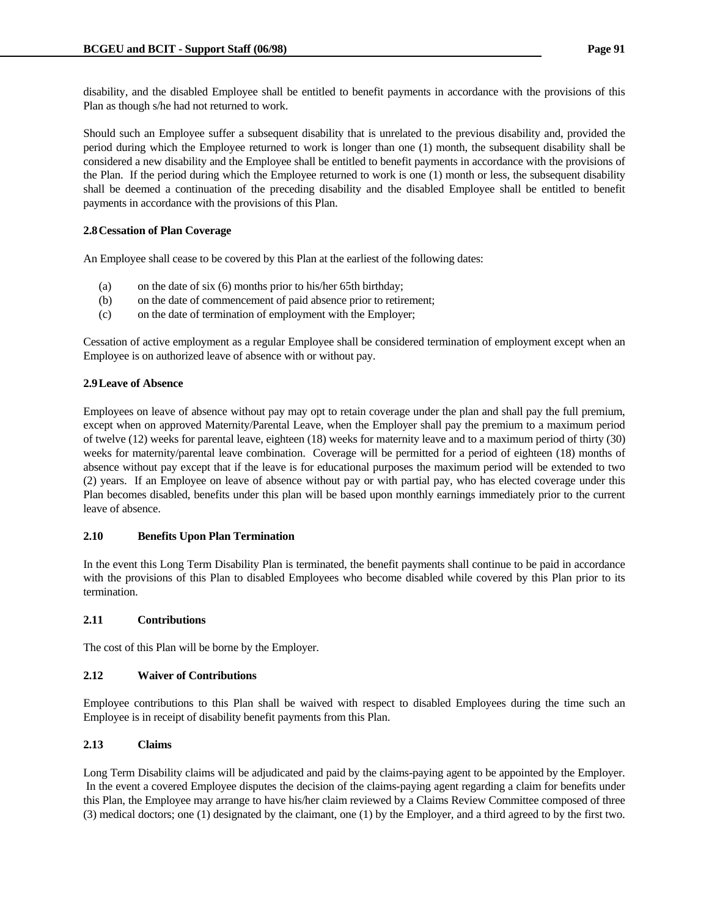disability, and the disabled Employee shall be entitled to benefit payments in accordance with the provisions of this Plan as though s/he had not returned to work.

Should such an Employee suffer a subsequent disability that is unrelated to the previous disability and, provided the period during which the Employee returned to work is longer than one (1) month, the subsequent disability shall be considered a new disability and the Employee shall be entitled to benefit payments in accordance with the provisions of the Plan. If the period during which the Employee returned to work is one (1) month or less, the subsequent disability shall be deemed a continuation of the preceding disability and the disabled Employee shall be entitled to benefit payments in accordance with the provisions of this Plan.

**2.8 Cessation of Plan Coverage**

An Employee shall cease to be covered by this Plan at the earliest of the following dates:

- (a) on the date of six (6) months prior to his/her 65th birthday;
- (b) on the date of commencement of paid absence prior to retirement;
- (c) on the date of termination of employment with the Employer;

Cessation of active employment as a regular Employee shall be considered termination of employment except when an Employee is on authorized leave of absence with or without pay.

**2.9 Leave of Absence**

Employees on leave of absence without pay may opt to retain coverage under the plan and shall pay the full premium, except when on approved Maternity/Parental Leave, when the Employer shall pay the premium to a maximum period of twelve (12) weeks for parental leave, eighteen (18) weeks for maternity leave and to a maximum period of thirty (30) weeks for maternity/parental leave combination. Coverage will be permitted for a period of eighteen (18) months of absence without pay except that if the leave is for educational purposes the maximum period will be extended to two (2) years. If an Employee on leave of absence without pay or with partial pay, who has elected coverage under this Plan becomes disabled, benefits under this plan will be based upon monthly earnings immediately prior to the current leave of absence.

**2.10 Benefits Upon Plan Termination**

In the event this Long Term Disability Plan is terminated, the benefit payments shall continue to be paid in accordance with the provisions of this Plan to disabled Employees who become disabled while covered by this Plan prior to its termination.

**2.11 Contributions**

The cost of this Plan will be borne by the Employer.

**2.12 Waiver of Contributions**

Employee contributions to this Plan shall be waived with respect to disabled Employees during the time such an Employee is in receipt of disability benefit payments from this Plan.

**2.13 Claims**

Long Term Disability claims will be adjudicated and paid by the claims-paying agent to be appointed by the Employer. In the event a covered Employee disputes the decision of the claims-paying agent regarding a claim for benefits under this Plan, the Employee may arrange to have his/her claim reviewed by a Claims Review Committee composed of three (3) medical doctors; one (1) designated by the claimant, one (1) by the Employer, and a third agreed to by the first two.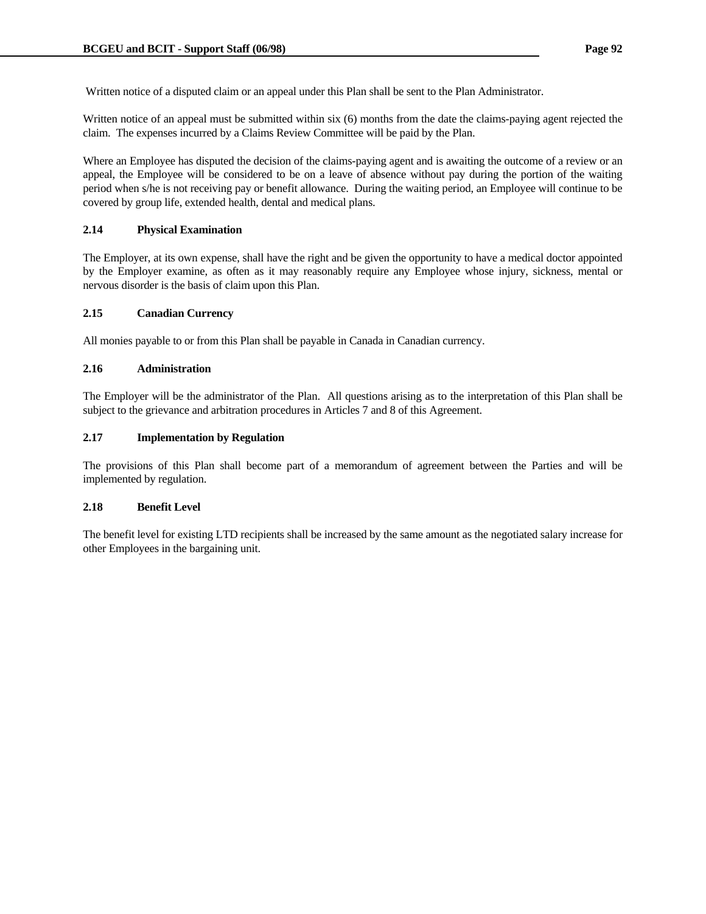Written notice of a disputed claim or an appeal under this Plan shall be sent to the Plan Administrator.

Written notice of an appeal must be submitted within six (6) months from the date the claims-paying agent rejected the claim. The expenses incurred by a Claims Review Committee will be paid by the Plan.

Where an Employee has disputed the decision of the claims-paying agent and is awaiting the outcome of a review or an appeal, the Employee will be considered to be on a leave of absence without pay during the portion of the waiting period when s/he is not receiving pay or benefit allowance. During the waiting period, an Employee will continue to be covered by group life, extended health, dental and medical plans.

**2.14 Physical Examination**

The Employer, at its own expense, shall have the right and be given the opportunity to have a medical doctor appointed by the Employer examine, as often as it may reasonably require any Employee whose injury, sickness, mental or nervous disorder is the basis of claim upon this Plan.

**2.15 Canadian Currency**

All monies payable to or from this Plan shall be payable in Canada in Canadian currency.

**2.16 Administration**

The Employer will be the administrator of the Plan. All questions arising as to the interpretation of this Plan shall be subject to the grievance and arbitration procedures in Articles 7 and 8 of this Agreement.

**2.17 Implementation by Regulation**

The provisions of this Plan shall become part of a memorandum of agreement between the Parties and will be implemented by regulation.

**2.18 Benefit Level**

The benefit level for existing LTD recipients shall be increased by the same amount as the negotiated salary increase for other Employees in the bargaining unit.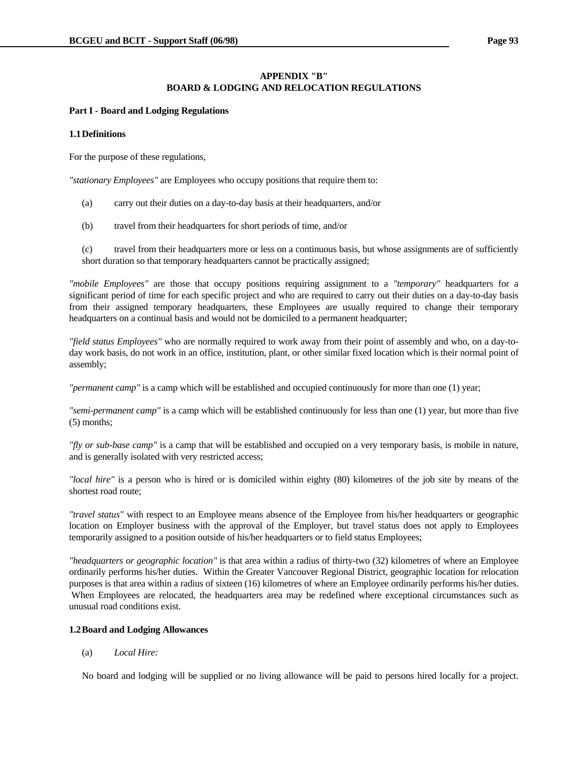## APPENDIX "B"
## BOARD & LODGING AND RELOCATION REGULATIONS

**Part I - Board and Lodging Regulations**

**1.1 Definitions**

For the purpose of these regulations,

*"stationary Employees"* are Employees who occupy positions that require them to:

(a) carry out their duties on a day-to-day basis at their headquarters, and/or

(b) travel from their headquarters for short periods of time, and/or

(c) travel from their headquarters more or less on a continuous basis, but whose assignments are of sufficiently short duration so that temporary headquarters cannot be practically assigned;

*"mobile Employees"* are those that occupy positions requiring assignment to a *"temporary"* headquarters for a significant period of time for each specific project and who are required to carry out their duties on a day-to-day basis from their assigned temporary headquarters, these Employees are usually required to change their temporary headquarters on a continual basis and would not be domiciled to a permanent headquarter;

*"field status Employees"* who are normally required to work away from their point of assembly and who, on a day-to-day work basis, do not work in an office, institution, plant, or other similar fixed location which is their normal point of assembly;

*"permanent camp"* is a camp which will be established and occupied continuously for more than one (1) year;

*"semi-permanent camp"* is a camp which will be established continuously for less than one (1) year, but more than five (5) months;

*"fly or sub-base camp"* is a camp that will be established and occupied on a very temporary basis, is mobile in nature, and is generally isolated with very restricted access;

*"local hire"* is a person who is hired or is domiciled within eighty (80) kilometres of the job site by means of the shortest road route;

*"travel status"* with respect to an Employee means absence of the Employee from his/her headquarters or geographic location on Employer business with the approval of the Employer, but travel status does not apply to Employees temporarily assigned to a position outside of his/her headquarters or to field status Employees;

*"headquarters or geographic location"* is that area within a radius of thirty-two (32) kilometres of where an Employee ordinarily performs his/her duties. Within the Greater Vancouver Regional District, geographic location for relocation purposes is that area within a radius of sixteen (16) kilometres of where an Employee ordinarily performs his/her duties. When Employees are relocated, the headquarters area may be redefined where exceptional circumstances such as unusual road conditions exist.

**1.2 Board and Lodging Allowances**

(a) *Local Hire:*

No board and lodging will be supplied or no living allowance will be paid to persons hired locally for a project.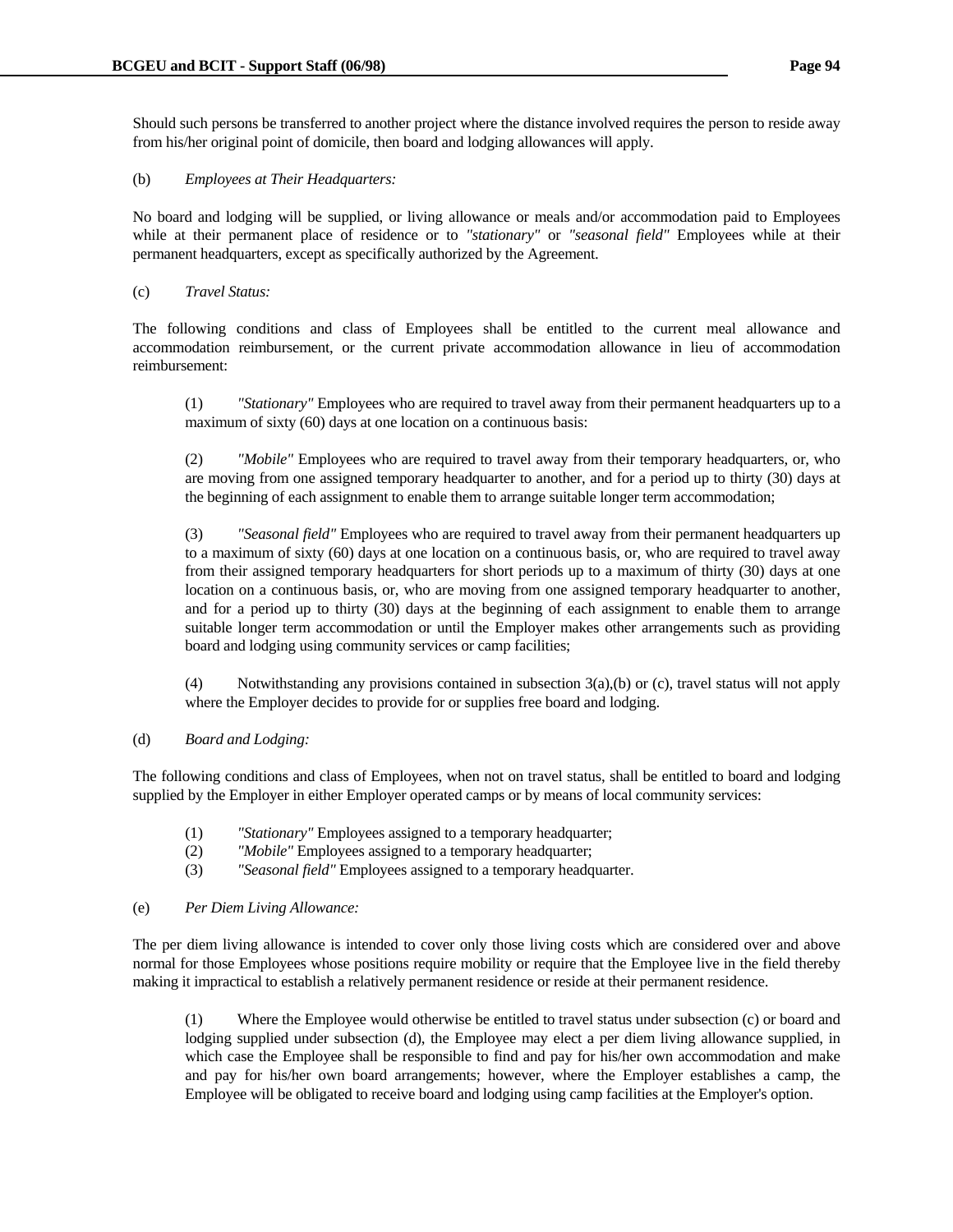Should such persons be transferred to another project where the distance involved requires the person to reside away from his/her original point of domicile, then board and lodging allowances will apply.

(b) *Employees at Their Headquarters:*

No board and lodging will be supplied, or living allowance or meals and/or accommodation paid to Employees while at their permanent place of residence or to *"stationary"* or *"seasonal field"* Employees while at their permanent headquarters, except as specifically authorized by the Agreement.

(c) *Travel Status:*

The following conditions and class of Employees shall be entitled to the current meal allowance and accommodation reimbursement, or the current private accommodation allowance in lieu of accommodation reimbursement:

> (1) *"Stationary"* Employees who are required to travel away from their permanent headquarters up to a maximum of sixty (60) days at one location on a continuous basis:
>
> (2) *"Mobile"* Employees who are required to travel away from their temporary headquarters, or, who are moving from one assigned temporary headquarter to another, and for a period up to thirty (30) days at the beginning of each assignment to enable them to arrange suitable longer term accommodation;
>
> (3) *"Seasonal field"* Employees who are required to travel away from their permanent headquarters up to a maximum of sixty (60) days at one location on a continuous basis, or, who are required to travel away from their assigned temporary headquarters for short periods up to a maximum of thirty (30) days at one location on a continuous basis, or, who are moving from one assigned temporary headquarter to another, and for a period up to thirty (30) days at the beginning of each assignment to enable them to arrange suitable longer term accommodation or until the Employer makes other arrangements such as providing board and lodging using community services or camp facilities;
>
> (4) Notwithstanding any provisions contained in subsection 3(a),(b) or (c), travel status will not apply where the Employer decides to provide for or supplies free board and lodging.

(d) *Board and Lodging:*

The following conditions and class of Employees, when not on travel status, shall be entitled to board and lodging supplied by the Employer in either Employer operated camps or by means of local community services:

> (1) *"Stationary"* Employees assigned to a temporary headquarter;
> (2) *"Mobile"* Employees assigned to a temporary headquarter;
> (3) *"Seasonal field"* Employees assigned to a temporary headquarter.

(e) *Per Diem Living Allowance:*

The per diem living allowance is intended to cover only those living costs which are considered over and above normal for those Employees whose positions require mobility or require that the Employee live in the field thereby making it impractical to establish a relatively permanent residence or reside at their permanent residence.

> (1) Where the Employee would otherwise be entitled to travel status under subsection (c) or board and lodging supplied under subsection (d), the Employee may elect a per diem living allowance supplied, in which case the Employee shall be responsible to find and pay for his/her own accommodation and make and pay for his/her own board arrangements; however, where the Employer establishes a camp, the Employee will be obligated to receive board and lodging using camp facilities at the Employer's option.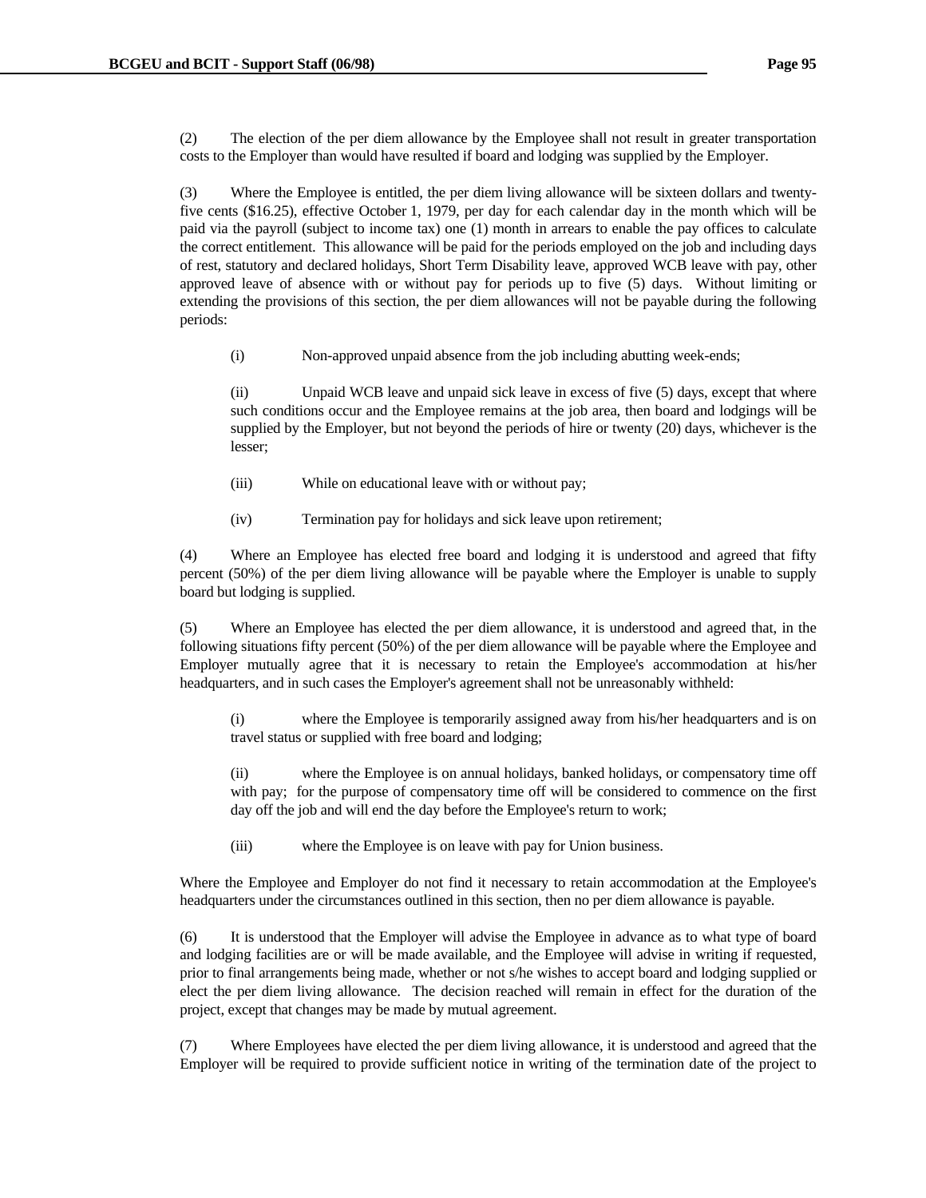(2) The election of the per diem allowance by the Employee shall not result in greater transportation costs to the Employer than would have resulted if board and lodging was supplied by the Employer.

(3) Where the Employee is entitled, the per diem living allowance will be sixteen dollars and twenty-five cents ($16.25), effective October 1, 1979, per day for each calendar day in the month which will be paid via the payroll (subject to income tax) one (1) month in arrears to enable the pay offices to calculate the correct entitlement. This allowance will be paid for the periods employed on the job and including days of rest, statutory and declared holidays, Short Term Disability leave, approved WCB leave with pay, other approved leave of absence with or without pay for periods up to five (5) days. Without limiting or extending the provisions of this section, the per diem allowances will not be payable during the following periods:

> (i) Non-approved unpaid absence from the job including abutting week-ends;
>
> (ii) Unpaid WCB leave and unpaid sick leave in excess of five (5) days, except that where such conditions occur and the Employee remains at the job area, then board and lodgings will be supplied by the Employer, but not beyond the periods of hire or twenty (20) days, whichever is the lesser;
>
> (iii) While on educational leave with or without pay;
>
> (iv) Termination pay for holidays and sick leave upon retirement;

(4) Where an Employee has elected free board and lodging it is understood and agreed that fifty percent (50%) of the per diem living allowance will be payable where the Employer is unable to supply board but lodging is supplied.

(5) Where an Employee has elected the per diem allowance, it is understood and agreed that, in the following situations fifty percent (50%) of the per diem allowance will be payable where the Employee and Employer mutually agree that it is necessary to retain the Employee's accommodation at his/her headquarters, and in such cases the Employer's agreement shall not be unreasonably withheld:

> (i) where the Employee is temporarily assigned away from his/her headquarters and is on travel status or supplied with free board and lodging;
>
> (ii) where the Employee is on annual holidays, banked holidays, or compensatory time off with pay; for the purpose of compensatory time off will be considered to commence on the first day off the job and will end the day before the Employee's return to work;
>
> (iii) where the Employee is on leave with pay for Union business.

Where the Employee and Employer do not find it necessary to retain accommodation at the Employee's headquarters under the circumstances outlined in this section, then no per diem allowance is payable.

(6) It is understood that the Employer will advise the Employee in advance as to what type of board and lodging facilities are or will be made available, and the Employee will advise in writing if requested, prior to final arrangements being made, whether or not s/he wishes to accept board and lodging supplied or elect the per diem living allowance. The decision reached will remain in effect for the duration of the project, except that changes may be made by mutual agreement.

(7) Where Employees have elected the per diem living allowance, it is understood and agreed that the Employer will be required to provide sufficient notice in writing of the termination date of the project to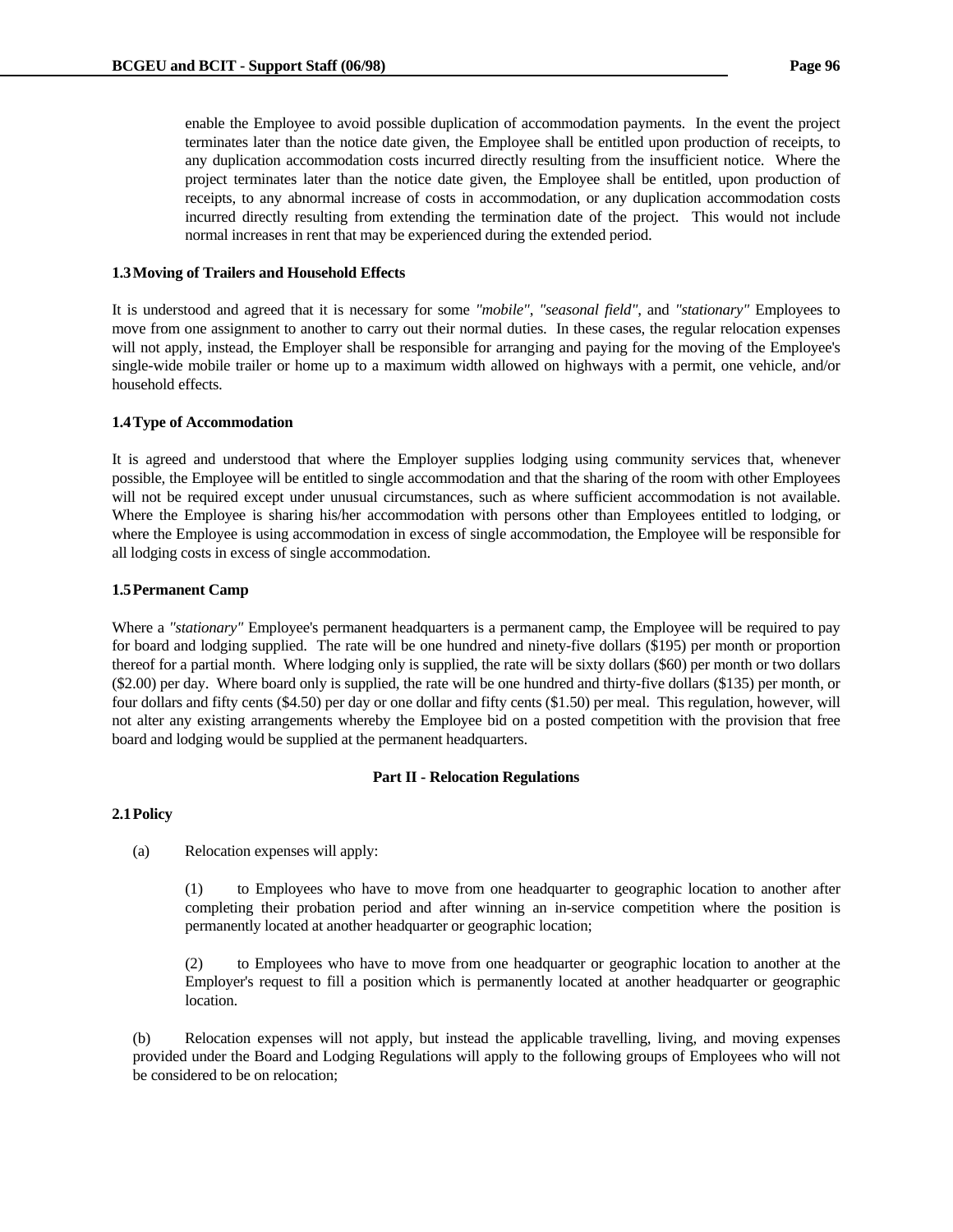enable the Employee to avoid possible duplication of accommodation payments. In the event the project terminates later than the notice date given, the Employee shall be entitled upon production of receipts, to any duplication accommodation costs incurred directly resulting from the insufficient notice. Where the project terminates later than the notice date given, the Employee shall be entitled, upon production of receipts, to any abnormal increase of costs in accommodation, or any duplication accommodation costs incurred directly resulting from extending the termination date of the project. This would not include normal increases in rent that may be experienced during the extended period.

**1.3 Moving of Trailers and Household Effects**

It is understood and agreed that it is necessary for some *"mobile"*, *"seasonal field"*, and *"stationary"* Employees to move from one assignment to another to carry out their normal duties. In these cases, the regular relocation expenses will not apply, instead, the Employer shall be responsible for arranging and paying for the moving of the Employee's single-wide mobile trailer or home up to a maximum width allowed on highways with a permit, one vehicle, and/or household effects.

**1.4 Type of Accommodation**

It is agreed and understood that where the Employer supplies lodging using community services that, whenever possible, the Employee will be entitled to single accommodation and that the sharing of the room with other Employees will not be required except under unusual circumstances, such as where sufficient accommodation is not available. Where the Employee is sharing his/her accommodation with persons other than Employees entitled to lodging, or where the Employee is using accommodation in excess of single accommodation, the Employee will be responsible for all lodging costs in excess of single accommodation.

**1.5 Permanent Camp**

Where a *"stationary"* Employee's permanent headquarters is a permanent camp, the Employee will be required to pay for board and lodging supplied. The rate will be one hundred and ninety-five dollars ($195) per month or proportion thereof for a partial month. Where lodging only is supplied, the rate will be sixty dollars ($60) per month or two dollars ($2.00) per day. Where board only is supplied, the rate will be one hundred and thirty-five dollars ($135) per month, or four dollars and fifty cents ($4.50) per day or one dollar and fifty cents ($1.50) per meal. This regulation, however, will not alter any existing arrangements whereby the Employee bid on a posted competition with the provision that free board and lodging would be supplied at the permanent headquarters.

**Part II - Relocation Regulations**

**2.1 Policy**

(a) Relocation expenses will apply:

(1) to Employees who have to move from one headquarter to geographic location to another after completing their probation period and after winning an in-service competition where the position is permanently located at another headquarter or geographic location;

(2) to Employees who have to move from one headquarter or geographic location to another at the Employer's request to fill a position which is permanently located at another headquarter or geographic location.

(b) Relocation expenses will not apply, but instead the applicable travelling, living, and moving expenses provided under the Board and Lodging Regulations will apply to the following groups of Employees who will not be considered to be on relocation;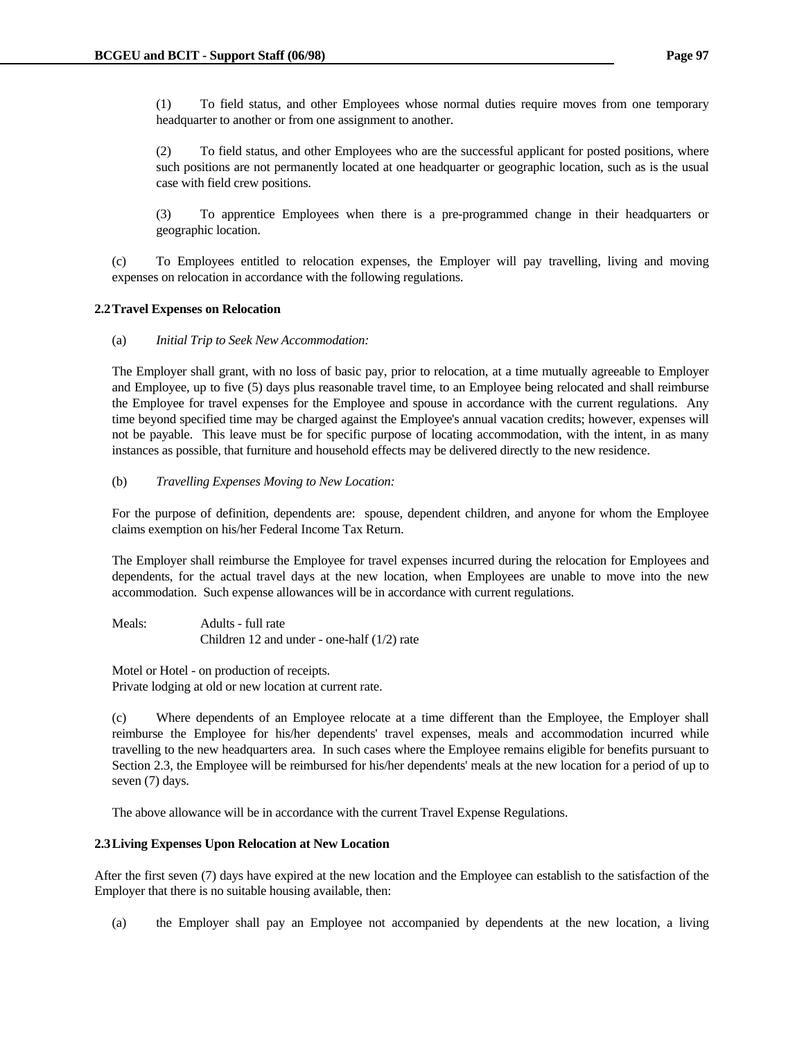(1) To field status, and other Employees whose normal duties require moves from one temporary headquarter to another or from one assignment to another.

(2) To field status, and other Employees who are the successful applicant for posted positions, where such positions are not permanently located at one headquarter or geographic location, such as is the usual case with field crew positions.

(3) To apprentice Employees when there is a pre-programmed change in their headquarters or geographic location.

(c) To Employees entitled to relocation expenses, the Employer will pay travelling, living and moving expenses on relocation in accordance with the following regulations.

**2.2 Travel Expenses on Relocation**

(a) *Initial Trip to Seek New Accommodation:*

The Employer shall grant, with no loss of basic pay, prior to relocation, at a time mutually agreeable to Employer and Employee, up to five (5) days plus reasonable travel time, to an Employee being relocated and shall reimburse the Employee for travel expenses for the Employee and spouse in accordance with the current regulations. Any time beyond specified time may be charged against the Employee's annual vacation credits; however, expenses will not be payable. This leave must be for specific purpose of locating accommodation, with the intent, in as many instances as possible, that furniture and household effects may be delivered directly to the new residence.

(b) *Travelling Expenses Moving to New Location:*

For the purpose of definition, dependents are: spouse, dependent children, and anyone for whom the Employee claims exemption on his/her Federal Income Tax Return.

The Employer shall reimburse the Employee for travel expenses incurred during the relocation for Employees and dependents, for the actual travel days at the new location, when Employees are unable to move into the new accommodation. Such expense allowances will be in accordance with current regulations.

Meals: Adults - full rate
Children 12 and under - one-half (1/2) rate

Motel or Hotel - on production of receipts.
Private lodging at old or new location at current rate.

(c) Where dependents of an Employee relocate at a time different than the Employee, the Employer shall reimburse the Employee for his/her dependents' travel expenses, meals and accommodation incurred while travelling to the new headquarters area. In such cases where the Employee remains eligible for benefits pursuant to Section 2.3, the Employee will be reimbursed for his/her dependents' meals at the new location for a period of up to seven (7) days.

The above allowance will be in accordance with the current Travel Expense Regulations.

**2.3 Living Expenses Upon Relocation at New Location**

After the first seven (7) days have expired at the new location and the Employee can establish to the satisfaction of the Employer that there is no suitable housing available, then:

(a) the Employer shall pay an Employee not accompanied by dependents at the new location, a living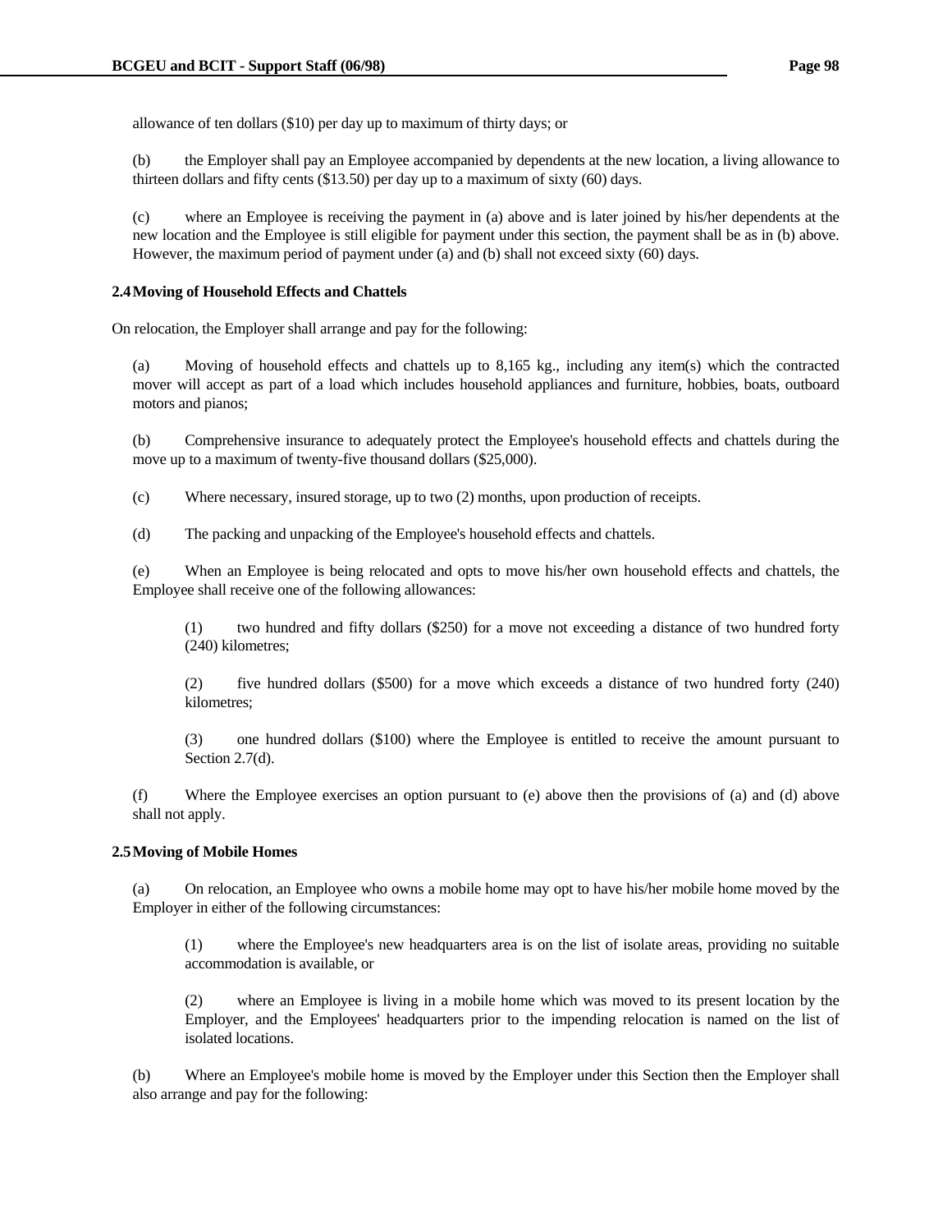allowance of ten dollars ($10) per day up to maximum of thirty days; or

(b) the Employer shall pay an Employee accompanied by dependents at the new location, a living allowance to thirteen dollars and fifty cents ($13.50) per day up to a maximum of sixty (60) days.

(c) where an Employee is receiving the payment in (a) above and is later joined by his/her dependents at the new location and the Employee is still eligible for payment under this section, the payment shall be as in (b) above. However, the maximum period of payment under (a) and (b) shall not exceed sixty (60) days.

**2.4 Moving of Household Effects and Chattels**

On relocation, the Employer shall arrange and pay for the following:

(a) Moving of household effects and chattels up to 8,165 kg., including any item(s) which the contracted mover will accept as part of a load which includes household appliances and furniture, hobbies, boats, outboard motors and pianos;

(b) Comprehensive insurance to adequately protect the Employee's household effects and chattels during the move up to a maximum of twenty-five thousand dollars ($25,000).

(c) Where necessary, insured storage, up to two (2) months, upon production of receipts.

(d) The packing and unpacking of the Employee's household effects and chattels.

(e) When an Employee is being relocated and opts to move his/her own household effects and chattels, the Employee shall receive one of the following allowances:

(1) two hundred and fifty dollars ($250) for a move not exceeding a distance of two hundred forty (240) kilometres;

(2) five hundred dollars ($500) for a move which exceeds a distance of two hundred forty (240) kilometres;

(3) one hundred dollars ($100) where the Employee is entitled to receive the amount pursuant to Section 2.7(d).

(f) Where the Employee exercises an option pursuant to (e) above then the provisions of (a) and (d) above shall not apply.

**2.5 Moving of Mobile Homes**

(a) On relocation, an Employee who owns a mobile home may opt to have his/her mobile home moved by the Employer in either of the following circumstances:

(1) where the Employee's new headquarters area is on the list of isolate areas, providing no suitable accommodation is available, or

(2) where an Employee is living in a mobile home which was moved to its present location by the Employer, and the Employees' headquarters prior to the impending relocation is named on the list of isolated locations.

(b) Where an Employee's mobile home is moved by the Employer under this Section then the Employer shall also arrange and pay for the following: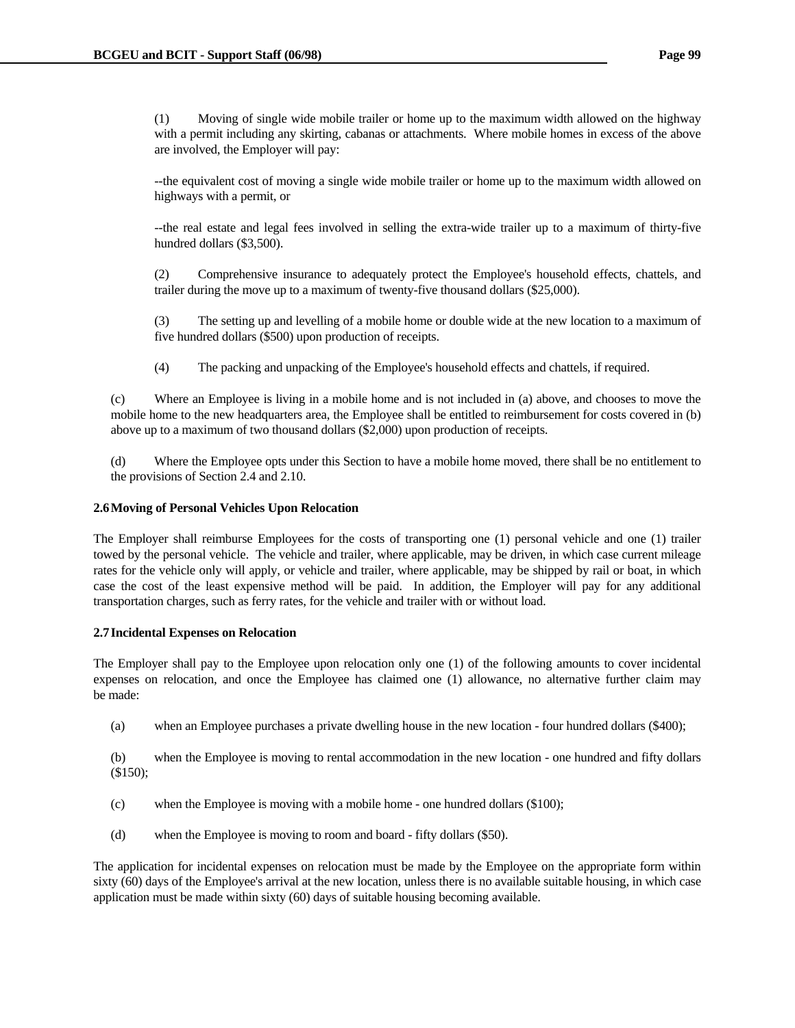(1) Moving of single wide mobile trailer or home up to the maximum width allowed on the highway with a permit including any skirting, cabanas or attachments. Where mobile homes in excess of the above are involved, the Employer will pay:

--the equivalent cost of moving a single wide mobile trailer or home up to the maximum width allowed on highways with a permit, or

--the real estate and legal fees involved in selling the extra-wide trailer up to a maximum of thirty-five hundred dollars ($3,500).

(2) Comprehensive insurance to adequately protect the Employee's household effects, chattels, and trailer during the move up to a maximum of twenty-five thousand dollars ($25,000).

(3) The setting up and levelling of a mobile home or double wide at the new location to a maximum of five hundred dollars ($500) upon production of receipts.

(4) The packing and unpacking of the Employee's household effects and chattels, if required.

(c) Where an Employee is living in a mobile home and is not included in (a) above, and chooses to move the mobile home to the new headquarters area, the Employee shall be entitled to reimbursement for costs covered in (b) above up to a maximum of two thousand dollars ($2,000) upon production of receipts.

(d) Where the Employee opts under this Section to have a mobile home moved, there shall be no entitlement to the provisions of Section 2.4 and 2.10.

**2.6 Moving of Personal Vehicles Upon Relocation**

The Employer shall reimburse Employees for the costs of transporting one (1) personal vehicle and one (1) trailer towed by the personal vehicle. The vehicle and trailer, where applicable, may be driven, in which case current mileage rates for the vehicle only will apply, or vehicle and trailer, where applicable, may be shipped by rail or boat, in which case the cost of the least expensive method will be paid. In addition, the Employer will pay for any additional transportation charges, such as ferry rates, for the vehicle and trailer with or without load.

**2.7 Incidental Expenses on Relocation**

The Employer shall pay to the Employee upon relocation only one (1) of the following amounts to cover incidental expenses on relocation, and once the Employee has claimed one (1) allowance, no alternative further claim may be made:

(a) when an Employee purchases a private dwelling house in the new location - four hundred dollars ($400);

(b) when the Employee is moving to rental accommodation in the new location - one hundred and fifty dollars ($150);

(c) when the Employee is moving with a mobile home - one hundred dollars ($100);

(d) when the Employee is moving to room and board - fifty dollars ($50).

The application for incidental expenses on relocation must be made by the Employee on the appropriate form within sixty (60) days of the Employee's arrival at the new location, unless there is no available suitable housing, in which case application must be made within sixty (60) days of suitable housing becoming available.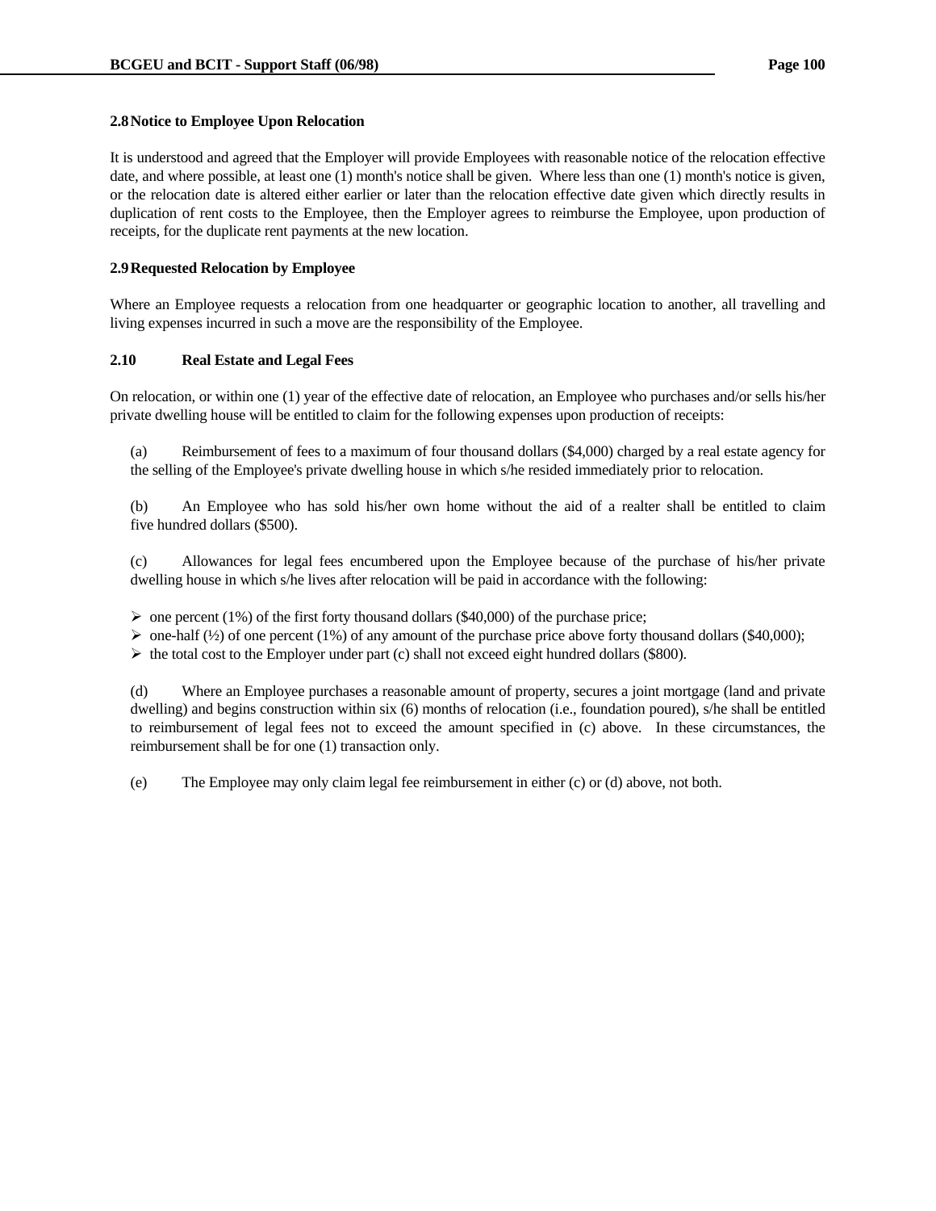**2.8 Notice to Employee Upon Relocation**

It is understood and agreed that the Employer will provide Employees with reasonable notice of the relocation effective date, and where possible, at least one (1) month's notice shall be given. Where less than one (1) month's notice is given, or the relocation date is altered either earlier or later than the relocation effective date given which directly results in duplication of rent costs to the Employee, then the Employer agrees to reimburse the Employee, upon production of receipts, for the duplicate rent payments at the new location.

**2.9 Requested Relocation by Employee**

Where an Employee requests a relocation from one headquarter or geographic location to another, all travelling and living expenses incurred in such a move are the responsibility of the Employee.

**2.10 Real Estate and Legal Fees**

On relocation, or within one (1) year of the effective date of relocation, an Employee who purchases and/or sells his/her private dwelling house will be entitled to claim for the following expenses upon production of receipts:

(a) Reimbursement of fees to a maximum of four thousand dollars ($4,000) charged by a real estate agency for the selling of the Employee's private dwelling house in which s/he resided immediately prior to relocation.

(b) An Employee who has sold his/her own home without the aid of a realter shall be entitled to claim five hundred dollars ($500).

(c) Allowances for legal fees encumbered upon the Employee because of the purchase of his/her private dwelling house in which s/he lives after relocation will be paid in accordance with the following:

- one percent (1%) of the first forty thousand dollars ($40,000) of the purchase price;
- one-half (½) of one percent (1%) of any amount of the purchase price above forty thousand dollars ($40,000);
- the total cost to the Employer under part (c) shall not exceed eight hundred dollars ($800).

(d) Where an Employee purchases a reasonable amount of property, secures a joint mortgage (land and private dwelling) and begins construction within six (6) months of relocation (i.e., foundation poured), s/he shall be entitled to reimbursement of legal fees not to exceed the amount specified in (c) above. In these circumstances, the reimbursement shall be for one (1) transaction only.

(e) The Employee may only claim legal fee reimbursement in either (c) or (d) above, not both.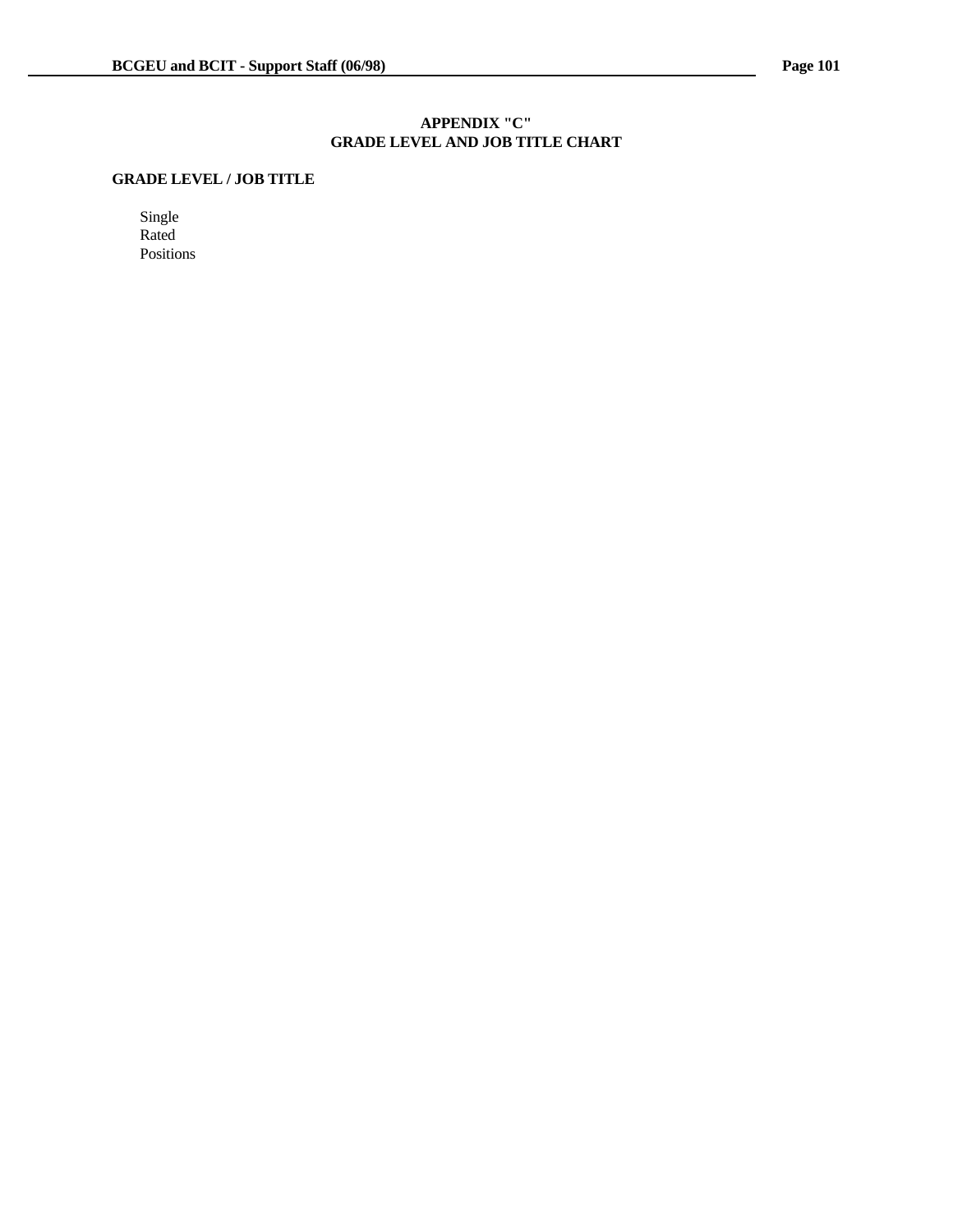# APPENDIX "C"
# GRADE LEVEL AND JOB TITLE CHART

**GRADE LEVEL / JOB TITLE**

Single
Rated
Positions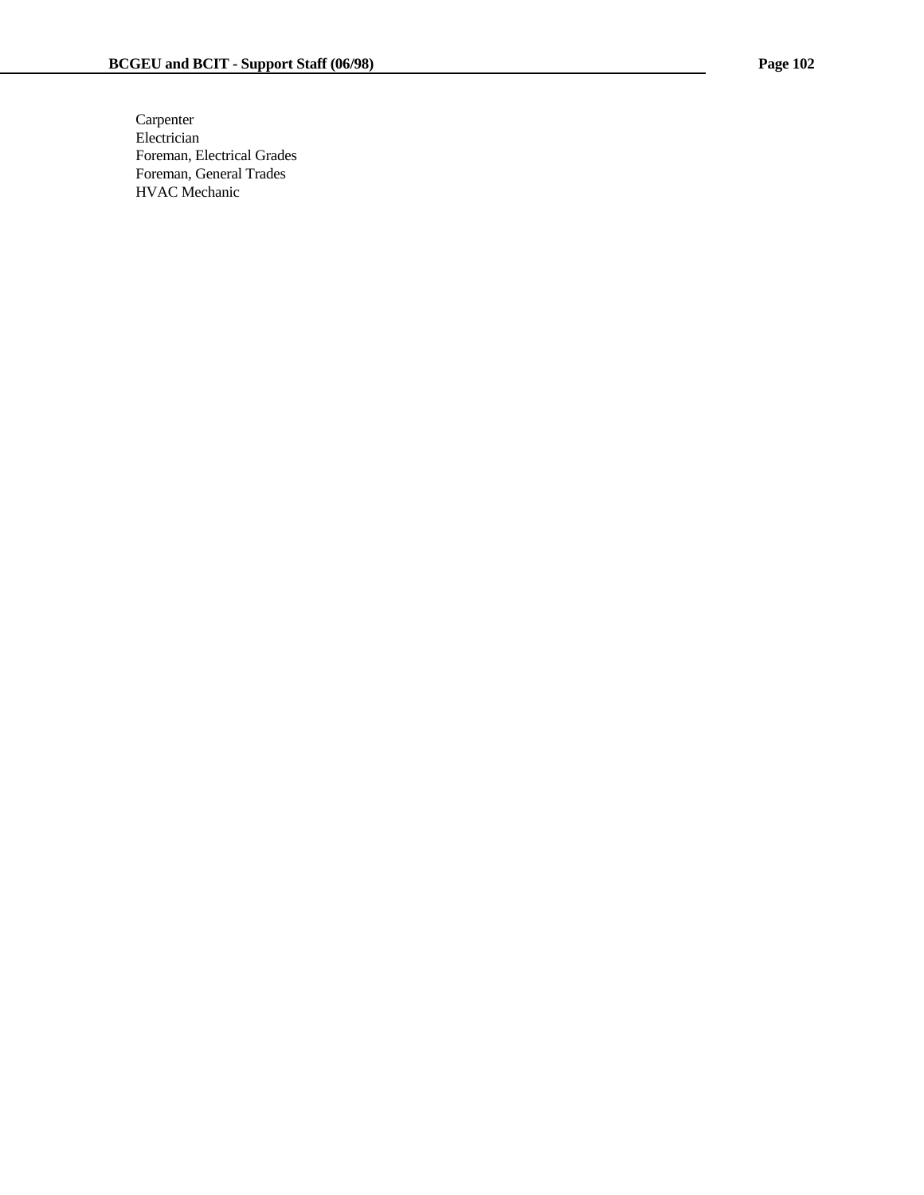Carpenter
Electrician
Foreman, Electrical Grades
Foreman, General Trades
HVAC Mechanic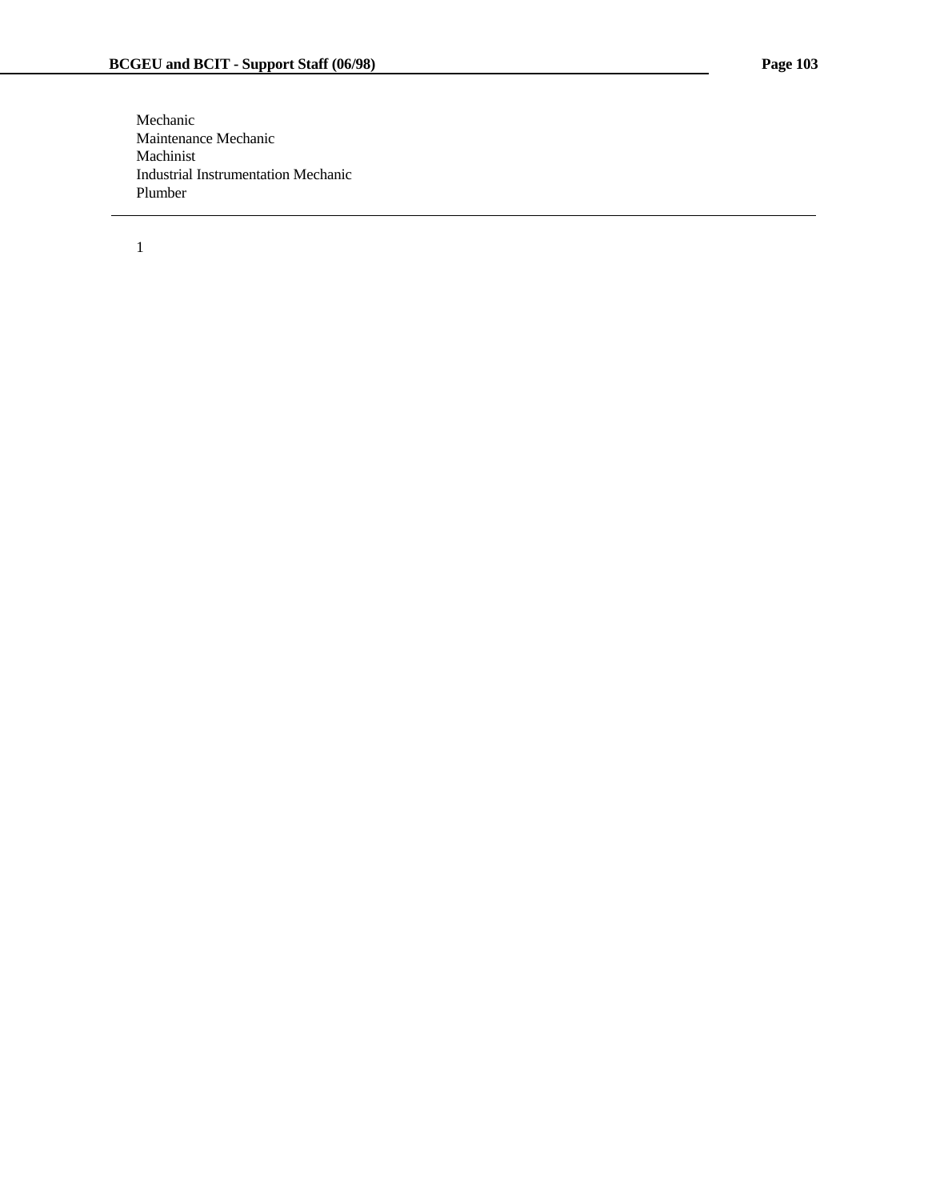Mechanic
Maintenance Mechanic
Machinist
Industrial Instrumentation Mechanic
Plumber

---

1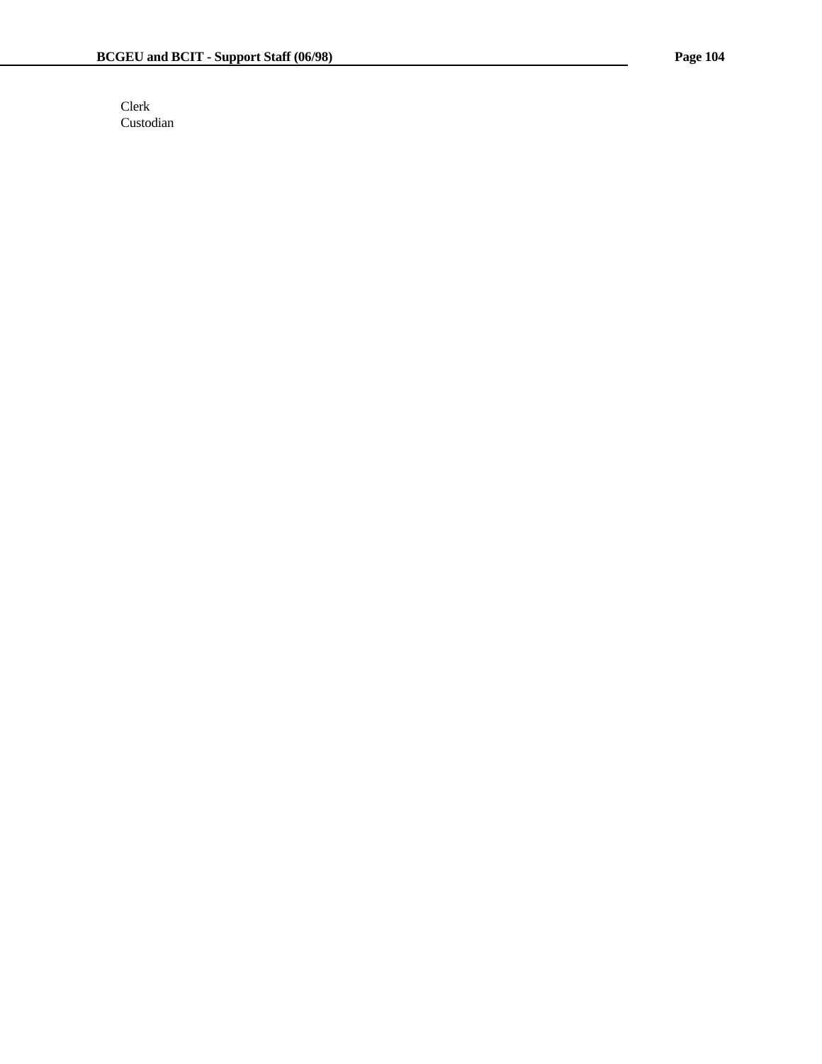Clerk
Custodian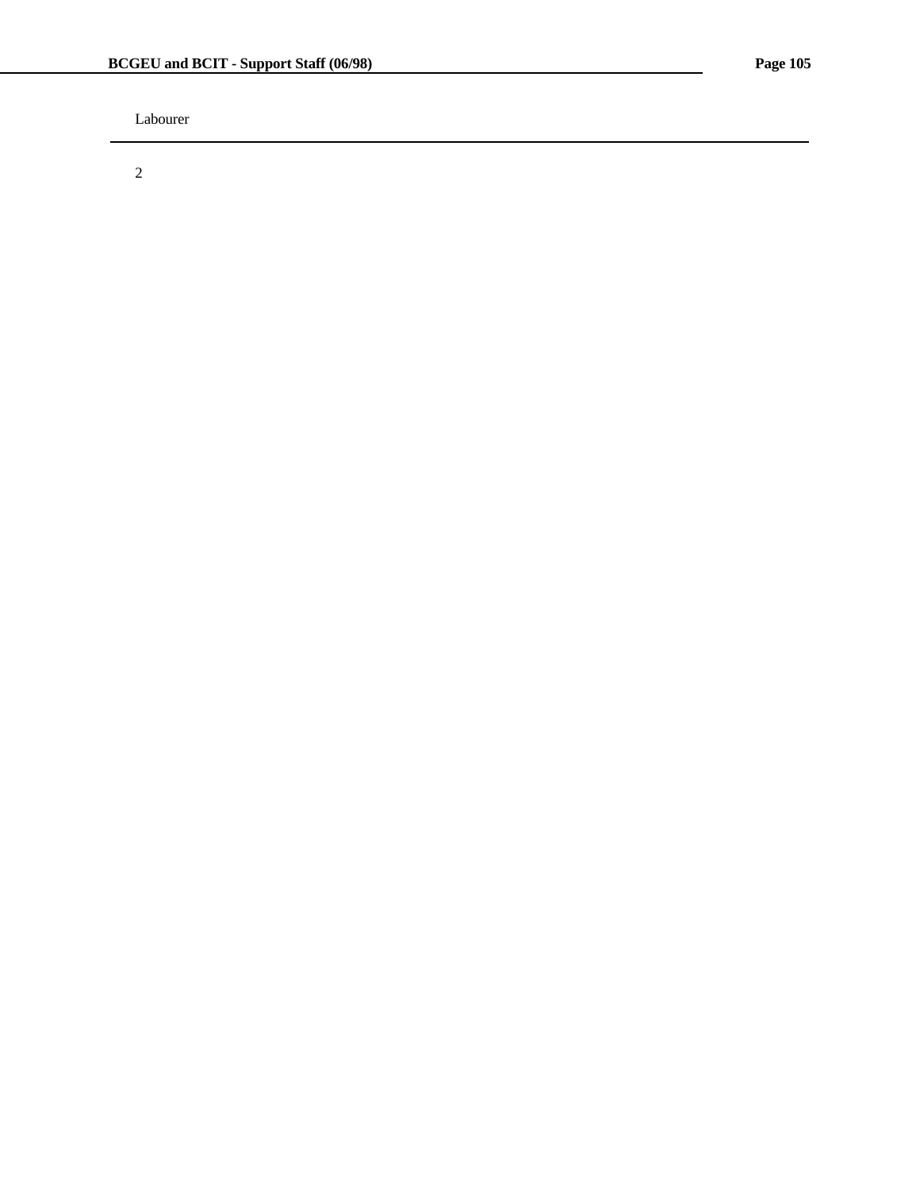Labourer

---

2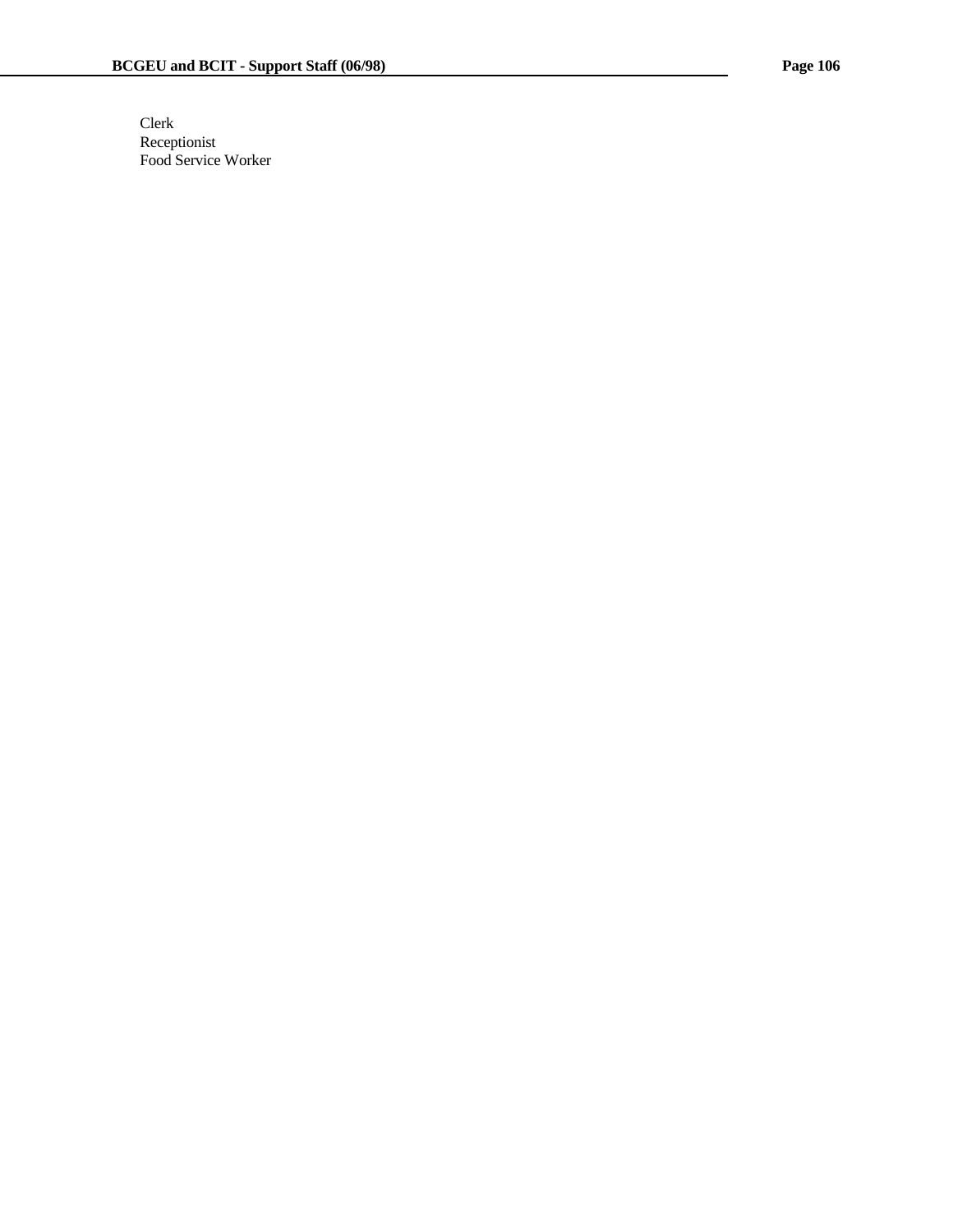Clerk
Receptionist
Food Service Worker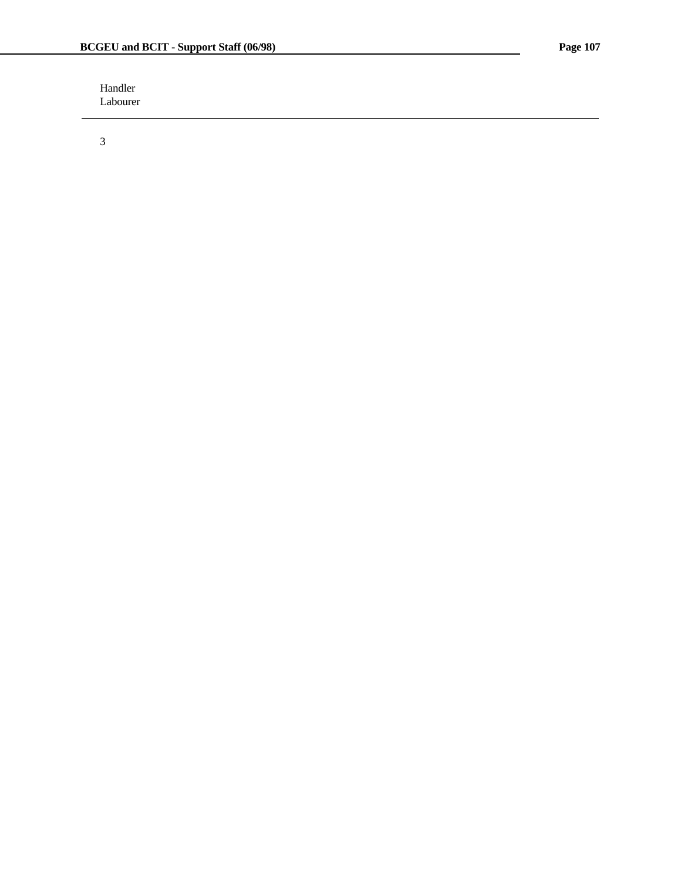Handler
Labourer

---

3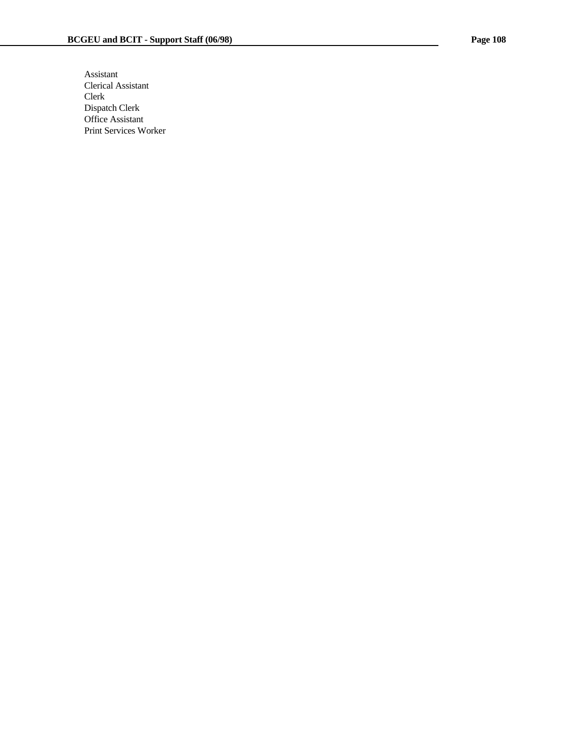Assistant
Clerical Assistant
Clerk
Dispatch Clerk
Office Assistant
Print Services Worker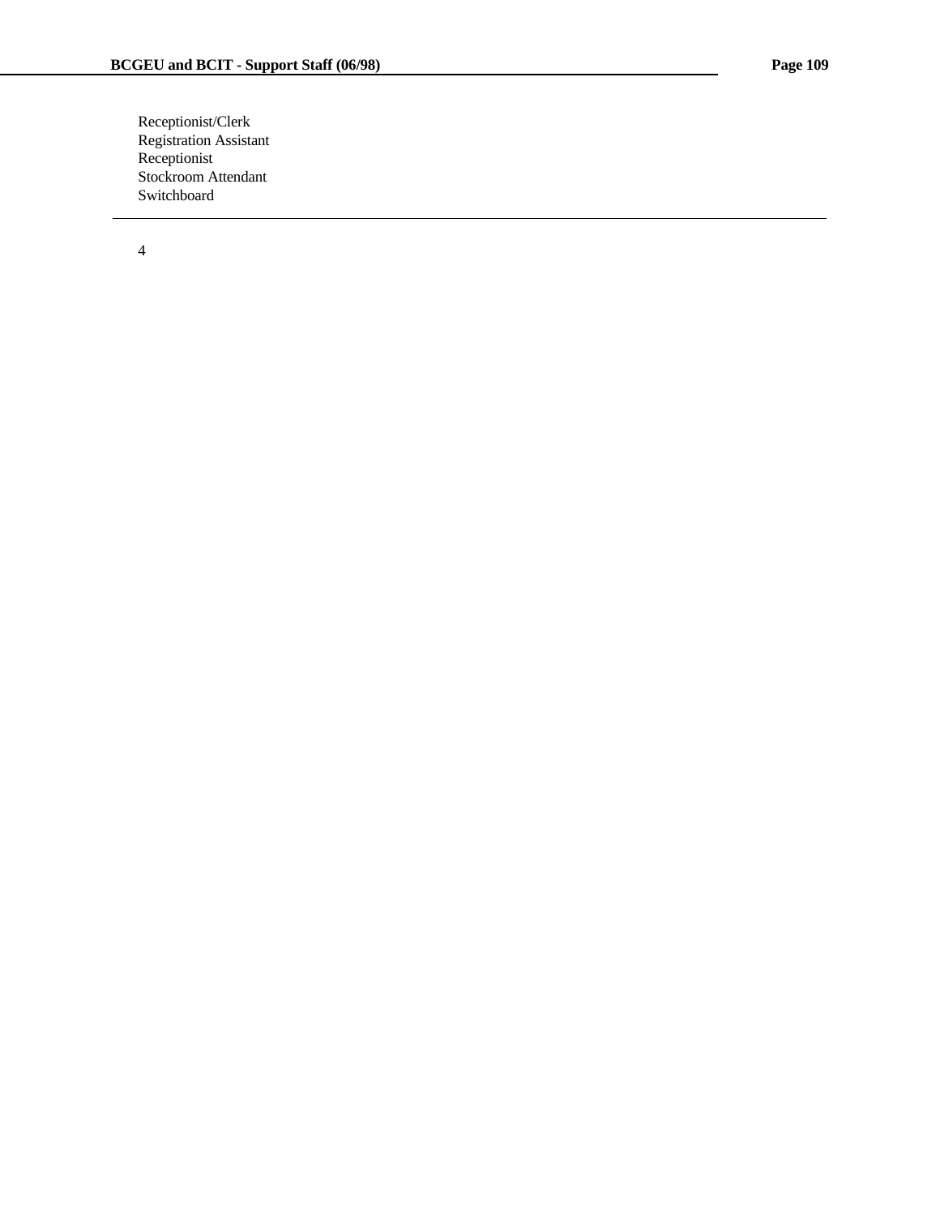Receptionist/Clerk
Registration Assistant
Receptionist
Stockroom Attendant
Switchboard

---

4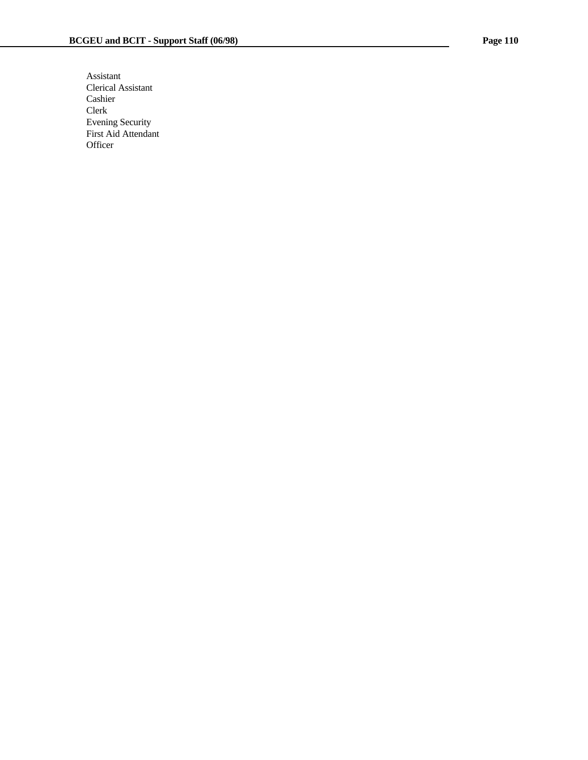Assistant
Clerical Assistant
Cashier
Clerk
Evening Security
First Aid Attendant
Officer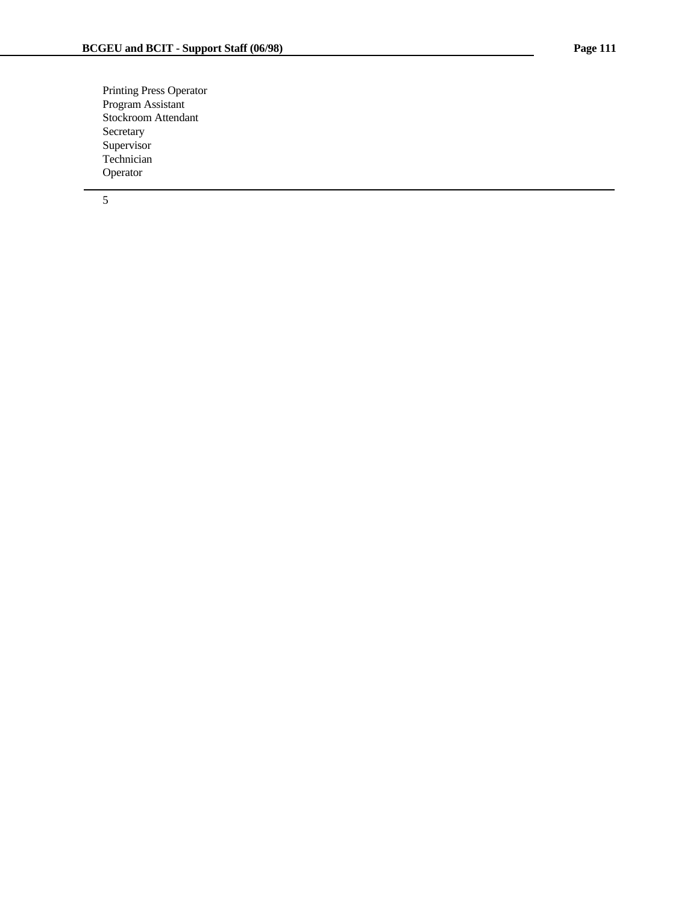Printing Press Operator
Program Assistant
Stockroom Attendant
Secretary
Supervisor
Technician
Operator

---

5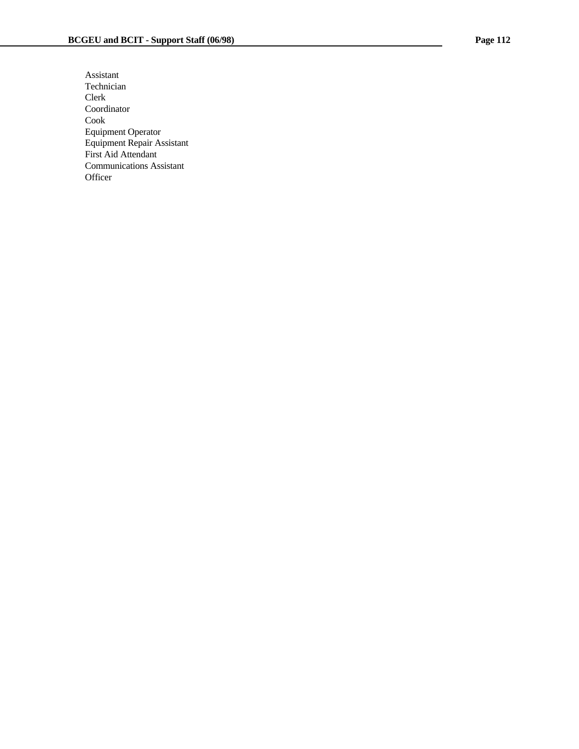Assistant
Technician
Clerk
Coordinator
Cook
Equipment Operator
Equipment Repair Assistant
First Aid Attendant
Communications Assistant
Officer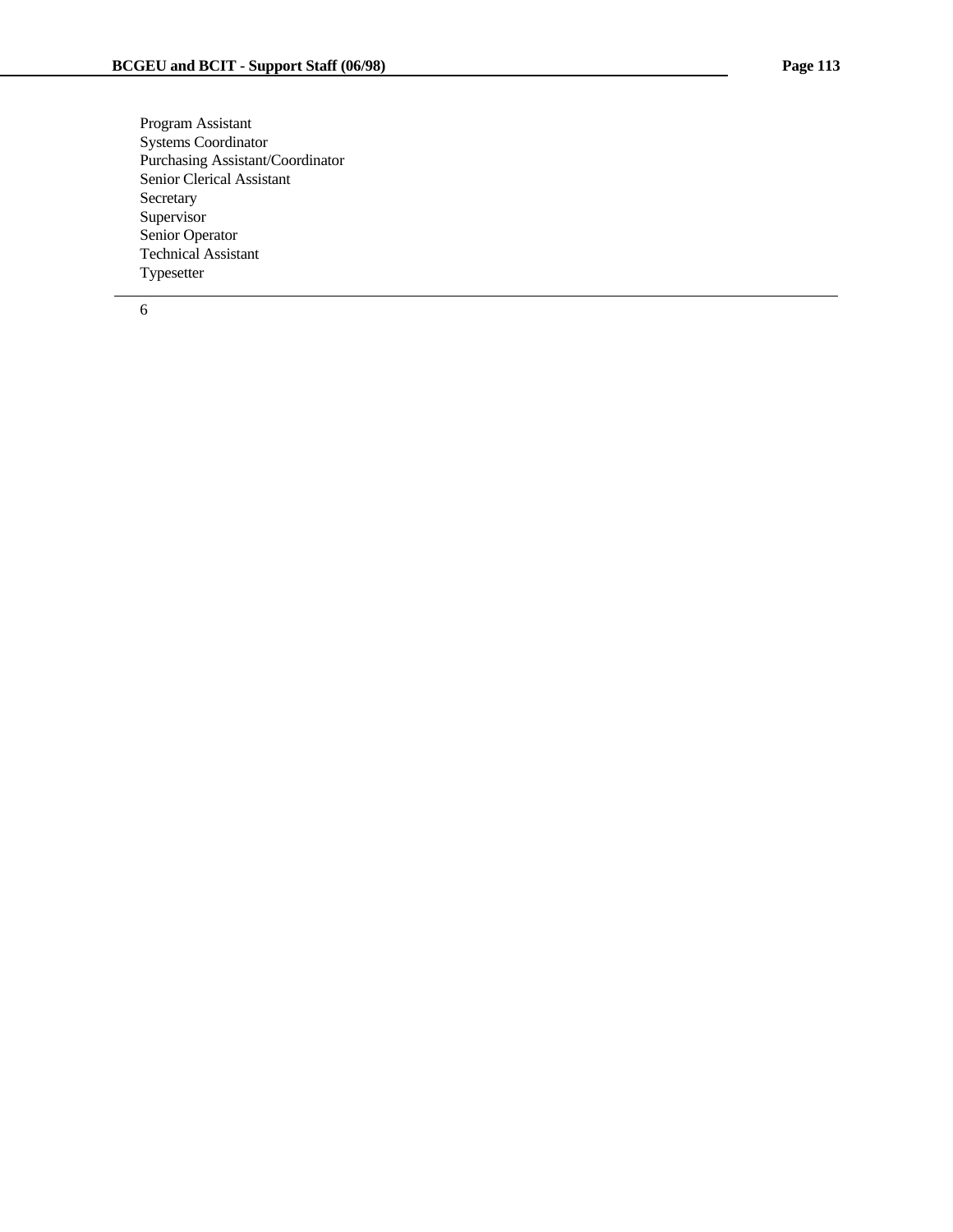Program Assistant
Systems Coordinator
Purchasing Assistant/Coordinator
Senior Clerical Assistant
Secretary
Supervisor
Senior Operator
Technical Assistant
Typesetter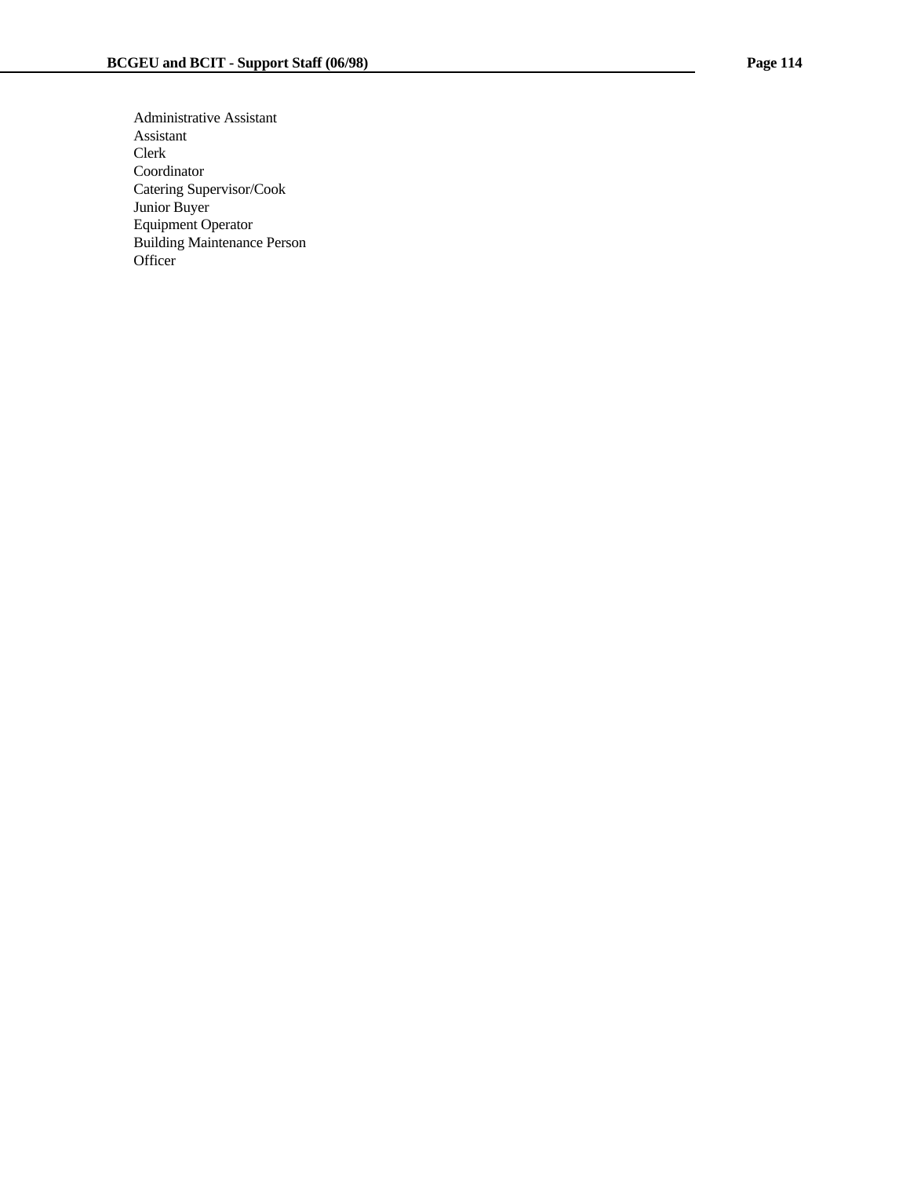Administrative Assistant
Assistant
Clerk
Coordinator
Catering Supervisor/Cook
Junior Buyer
Equipment Operator
Building Maintenance Person
Officer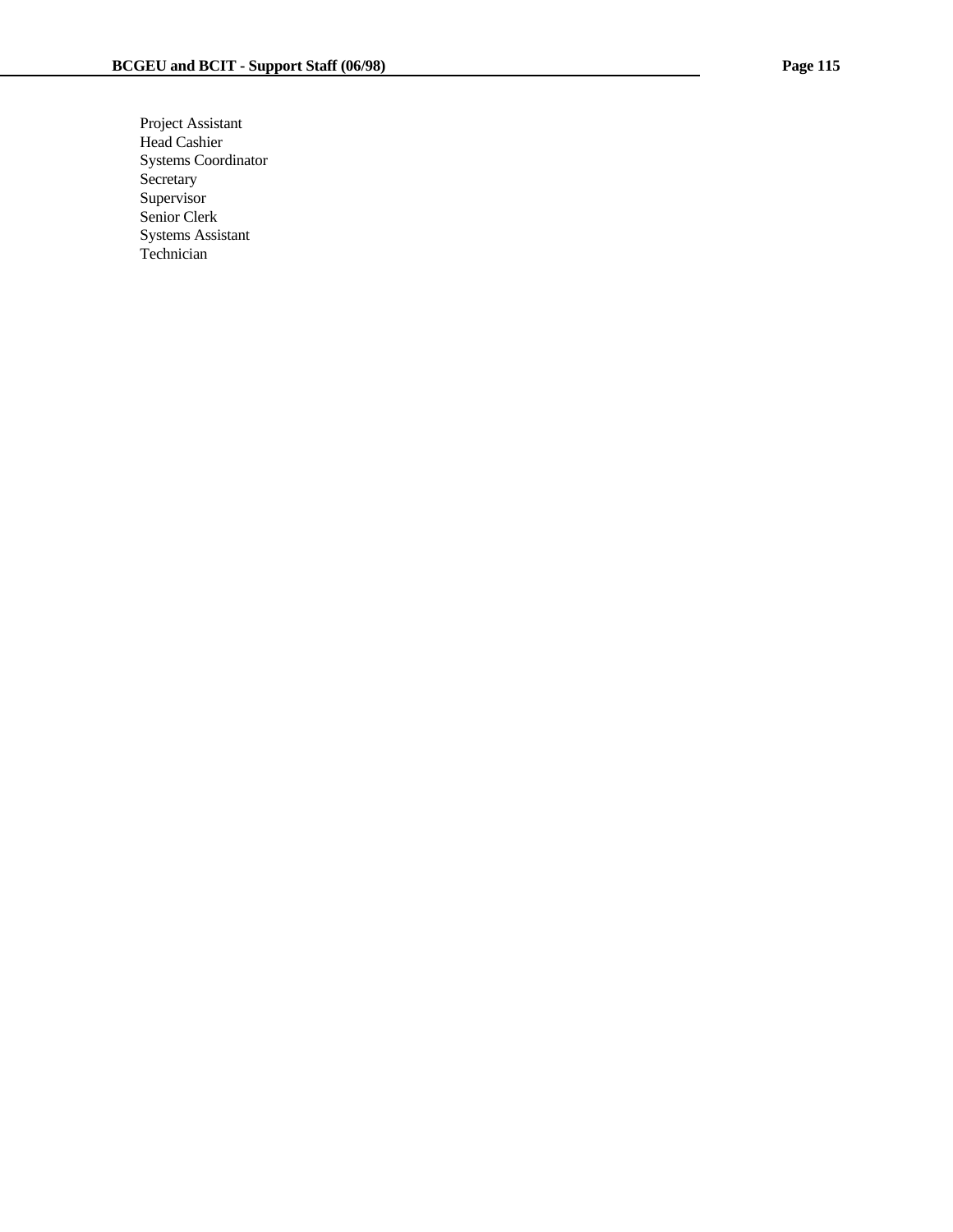Project Assistant
Head Cashier
Systems Coordinator
Secretary
Supervisor
Senior Clerk
Systems Assistant
Technician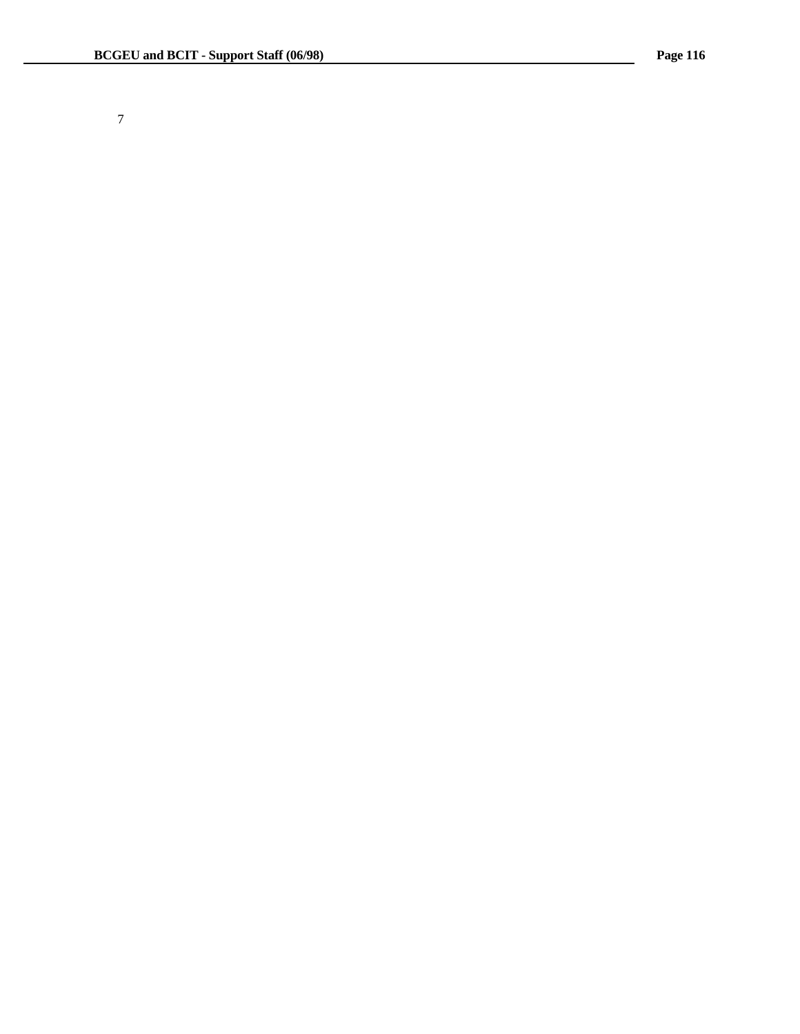7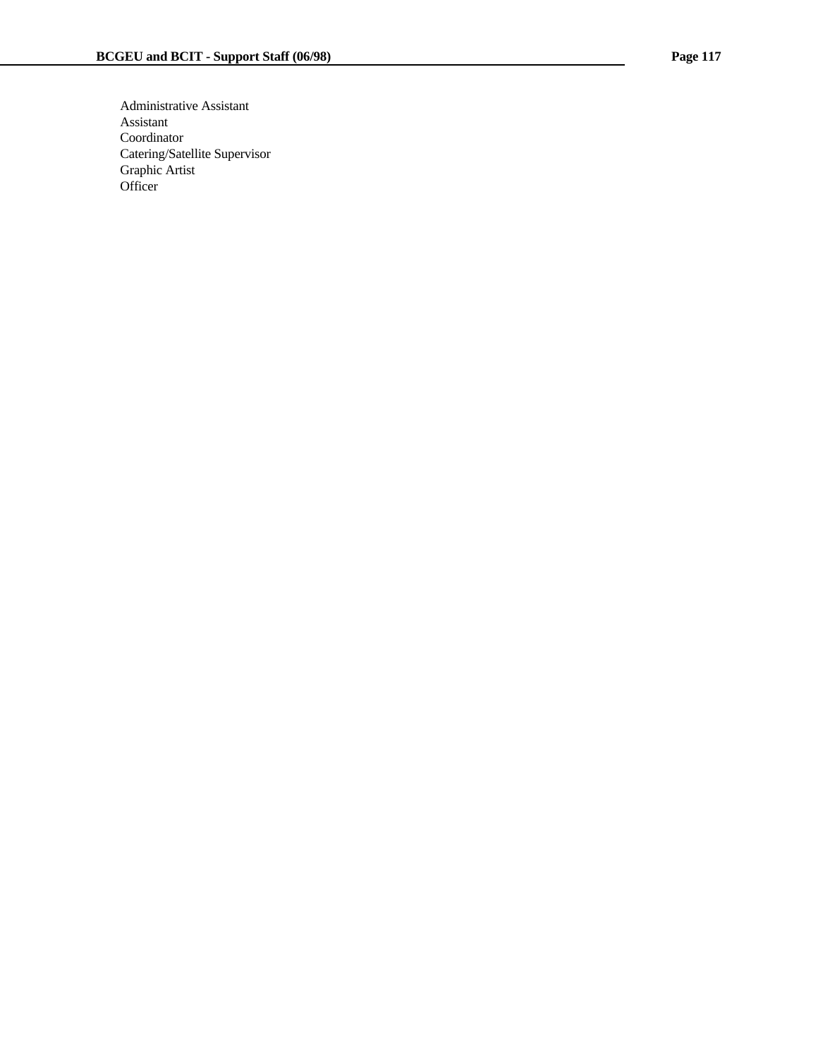Administrative Assistant
Assistant
Coordinator
Catering/Satellite Supervisor
Graphic Artist
Officer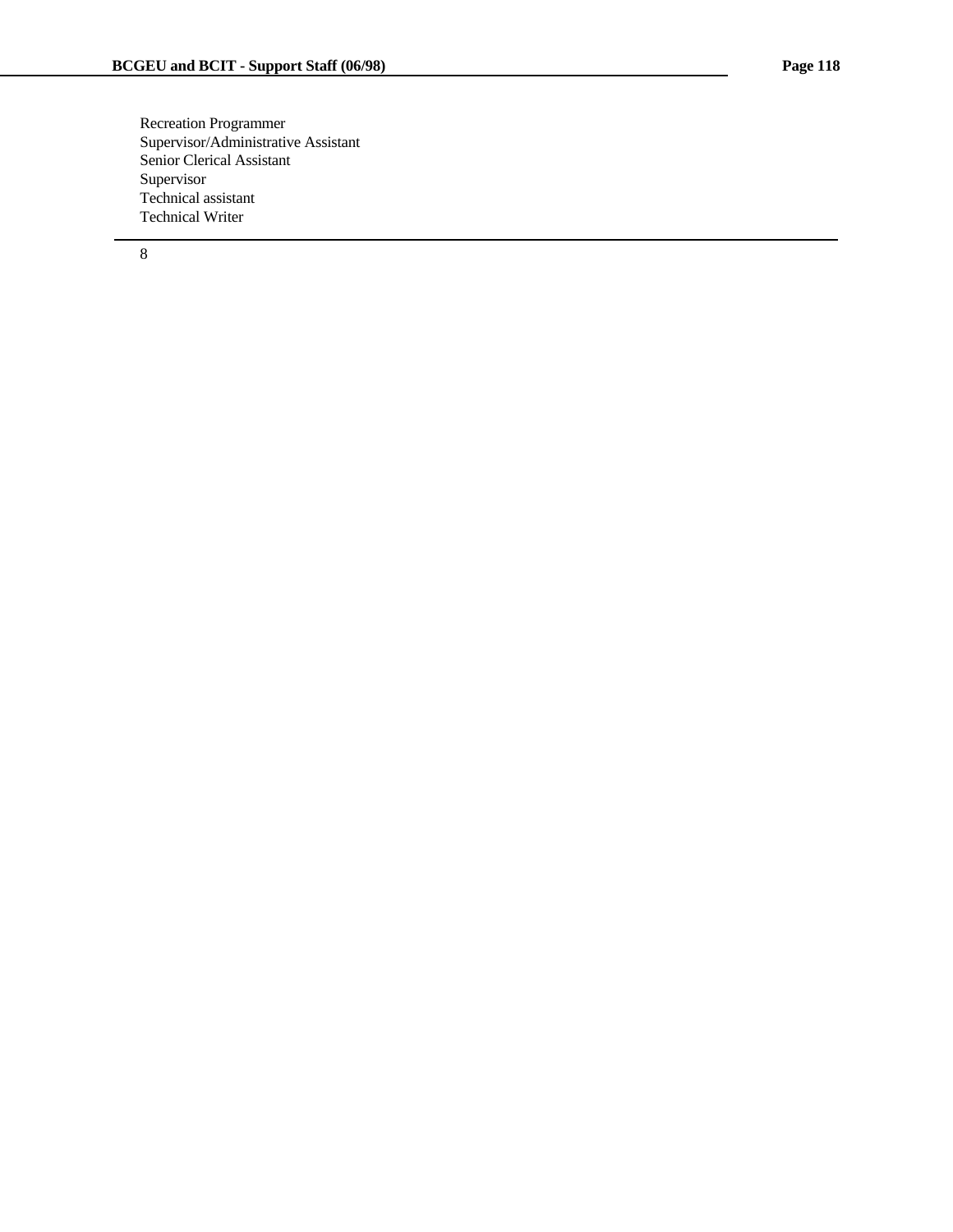Recreation Programmer
Supervisor/Administrative Assistant
Senior Clerical Assistant
Supervisor
Technical assistant
Technical Writer

---

8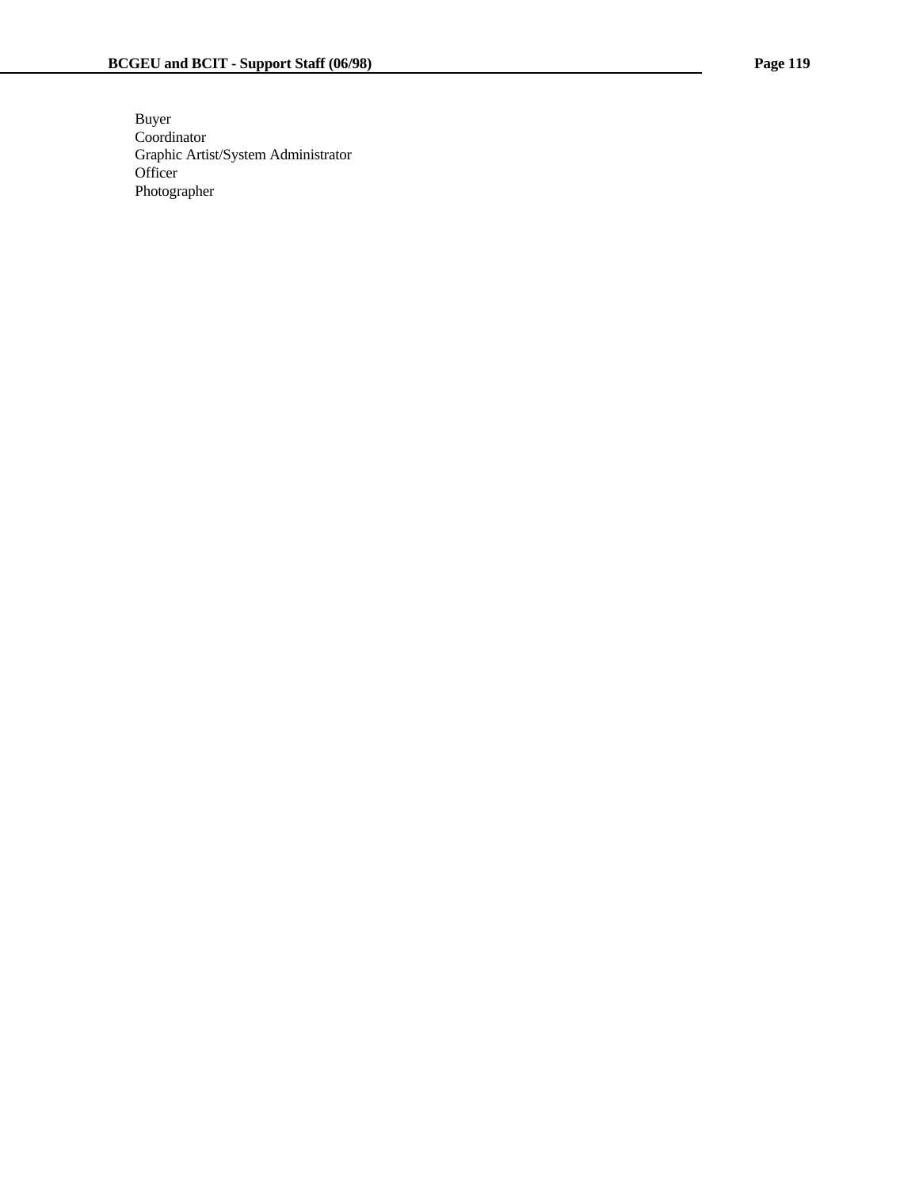Buyer
Coordinator
Graphic Artist/System Administrator
Officer
Photographer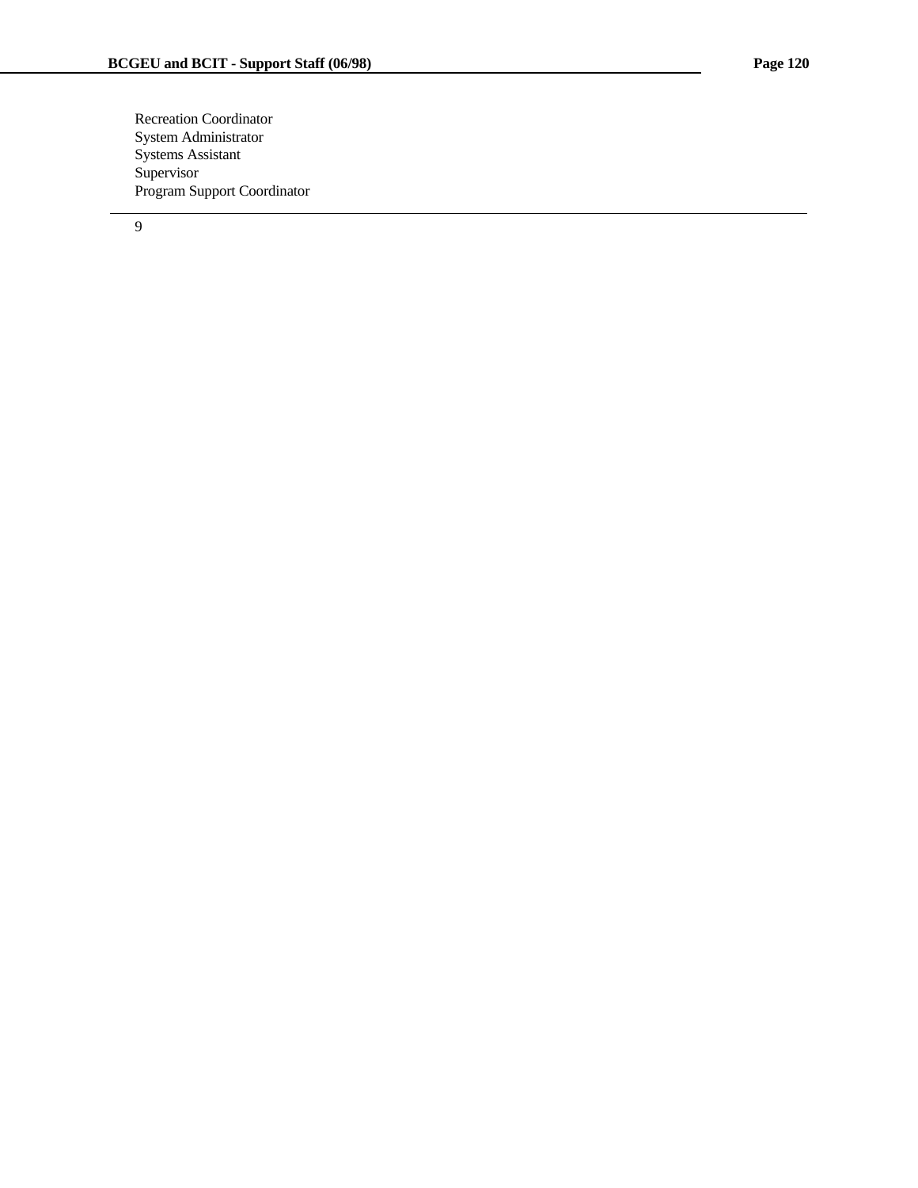Recreation Coordinator
System Administrator
Systems Assistant
Supervisor
Program Support Coordinator

---

9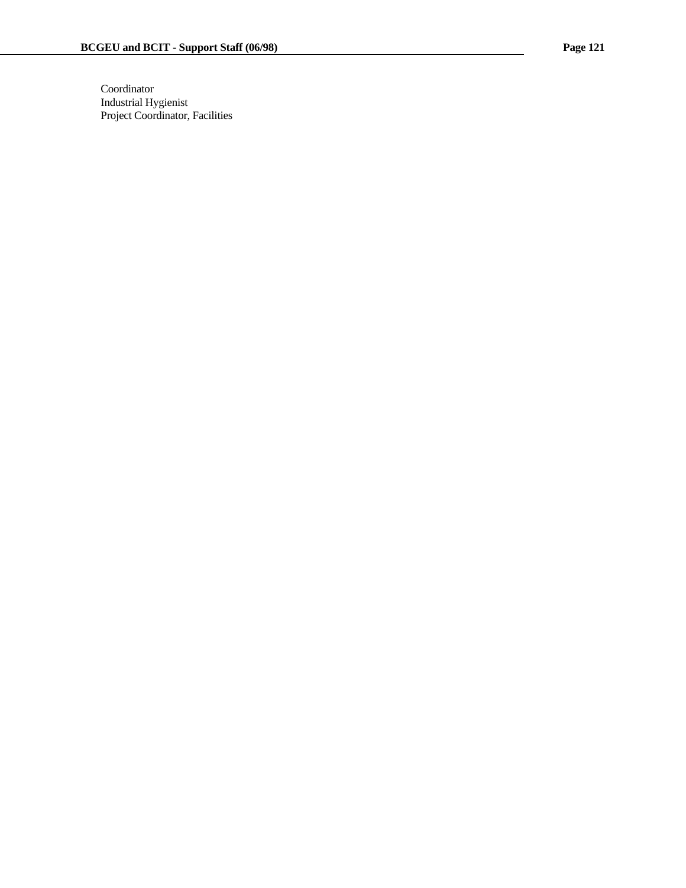Coordinator
Industrial Hygienist
Project Coordinator, Facilities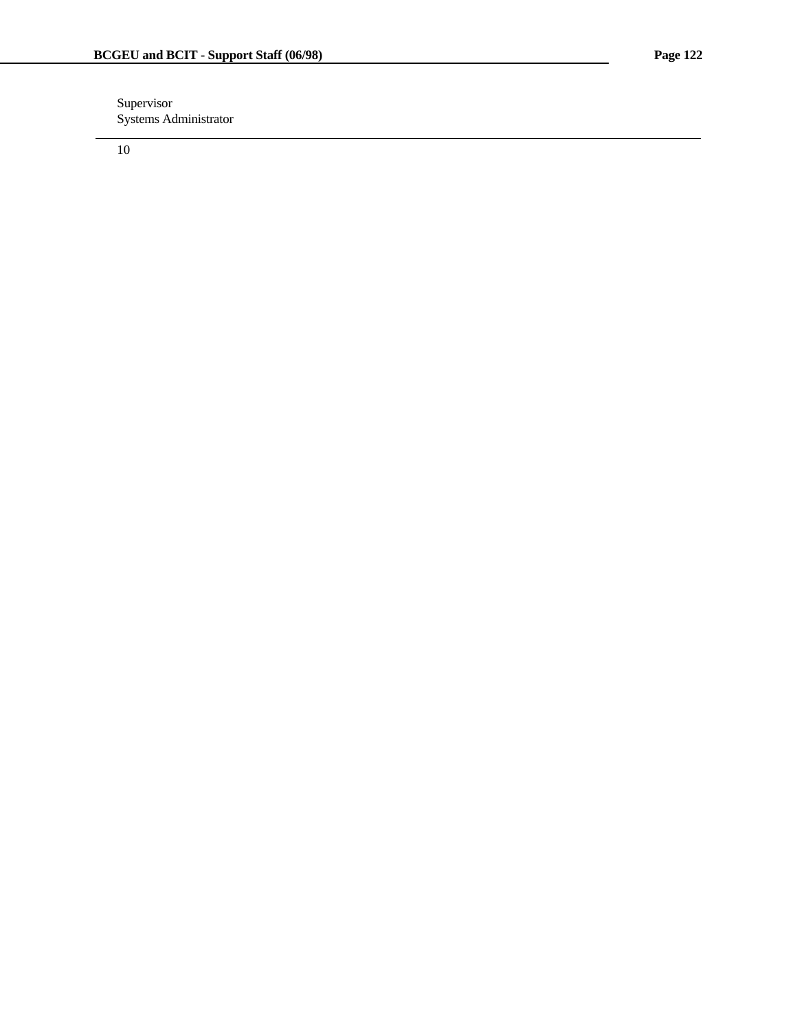Supervisor
Systems Administrator

---

10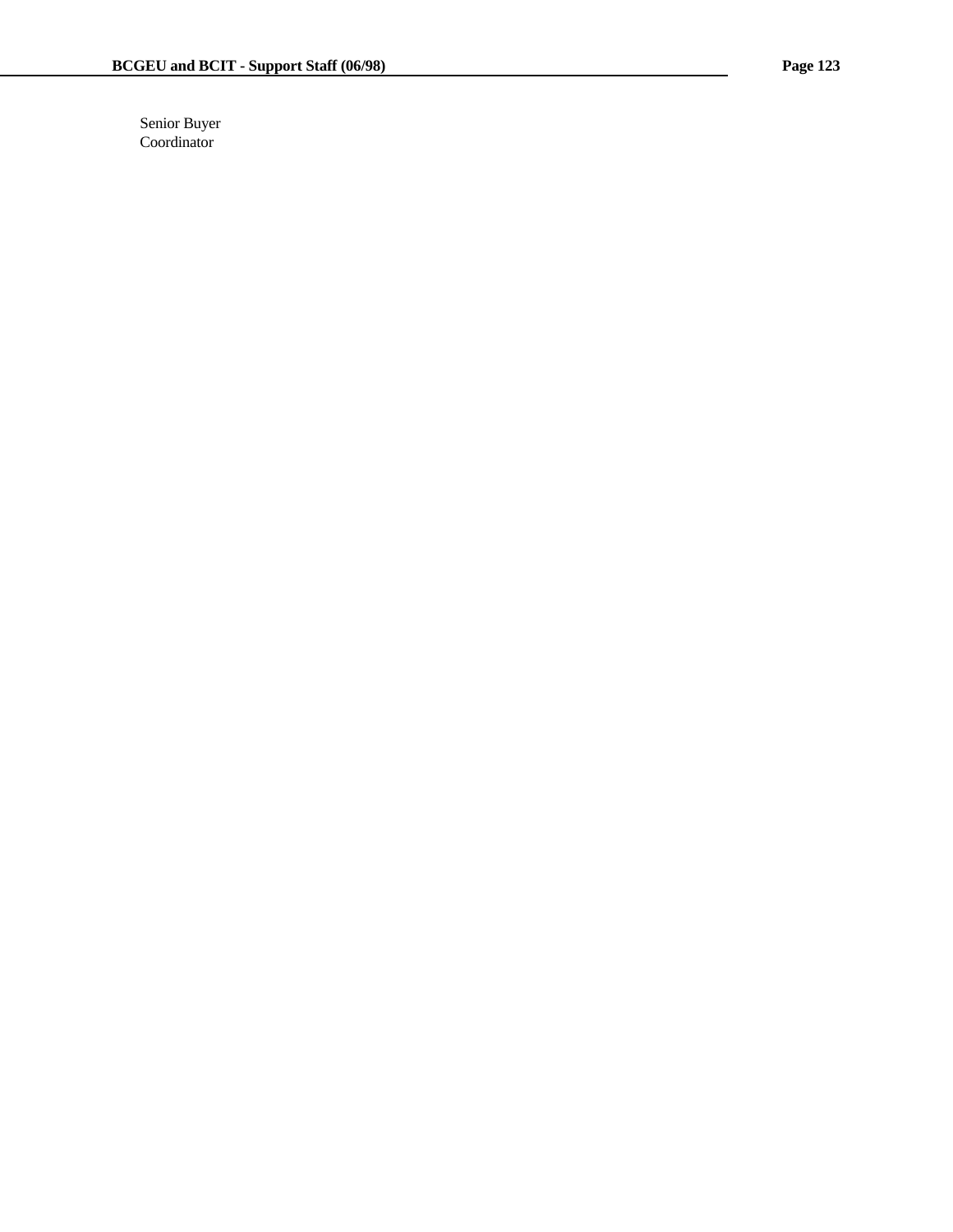Senior Buyer
Coordinator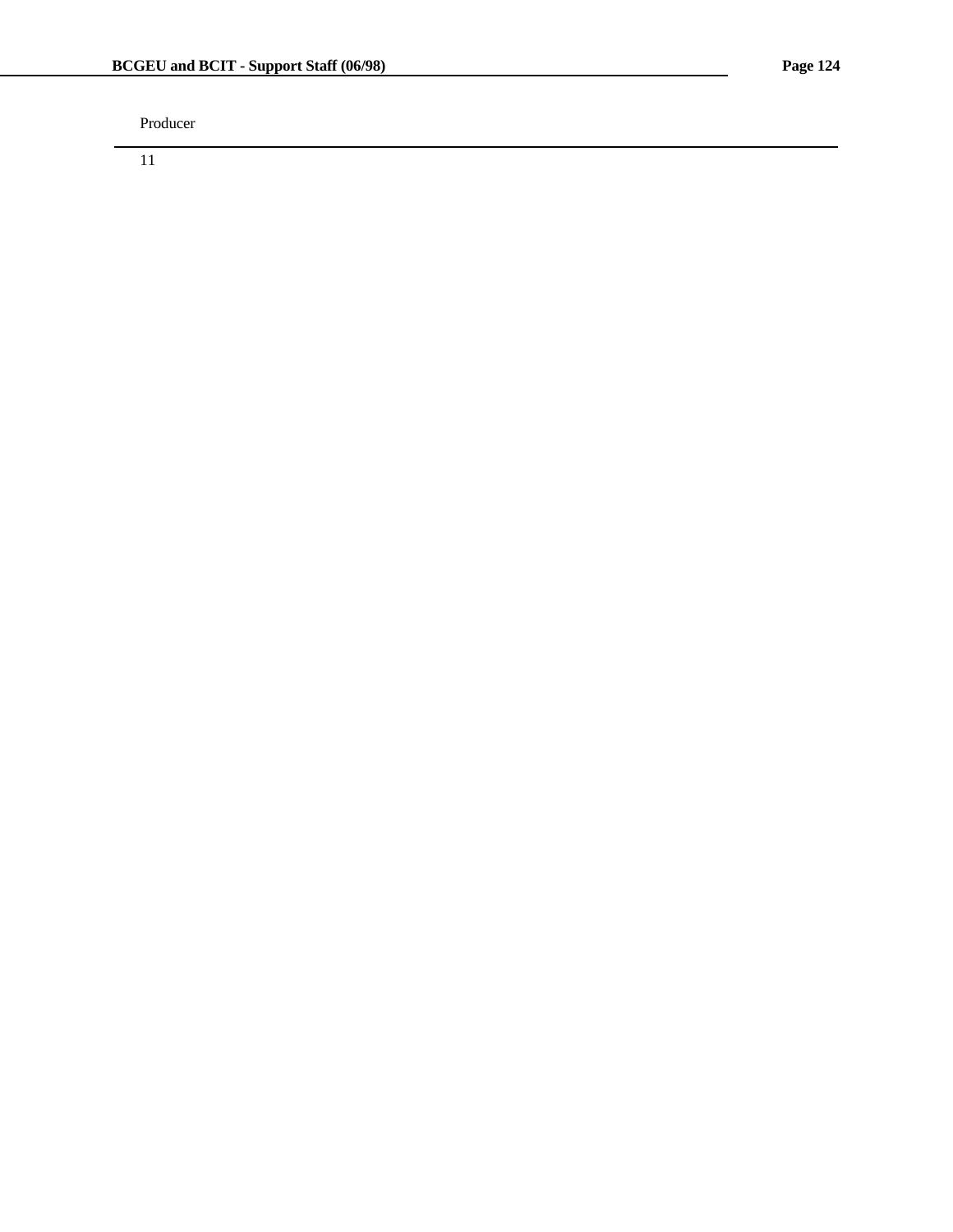Producer

---

11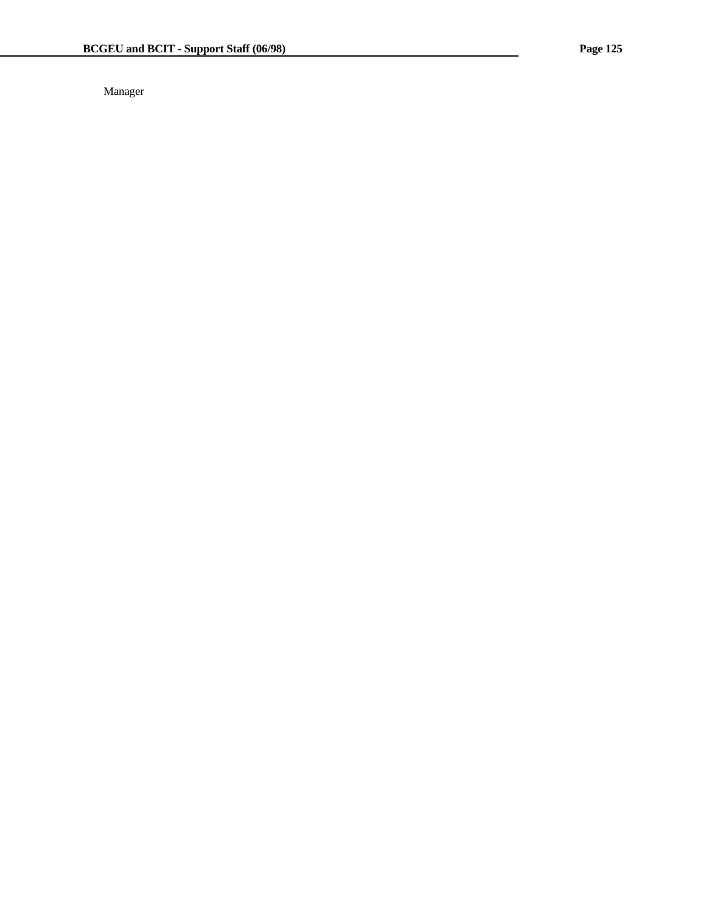Manager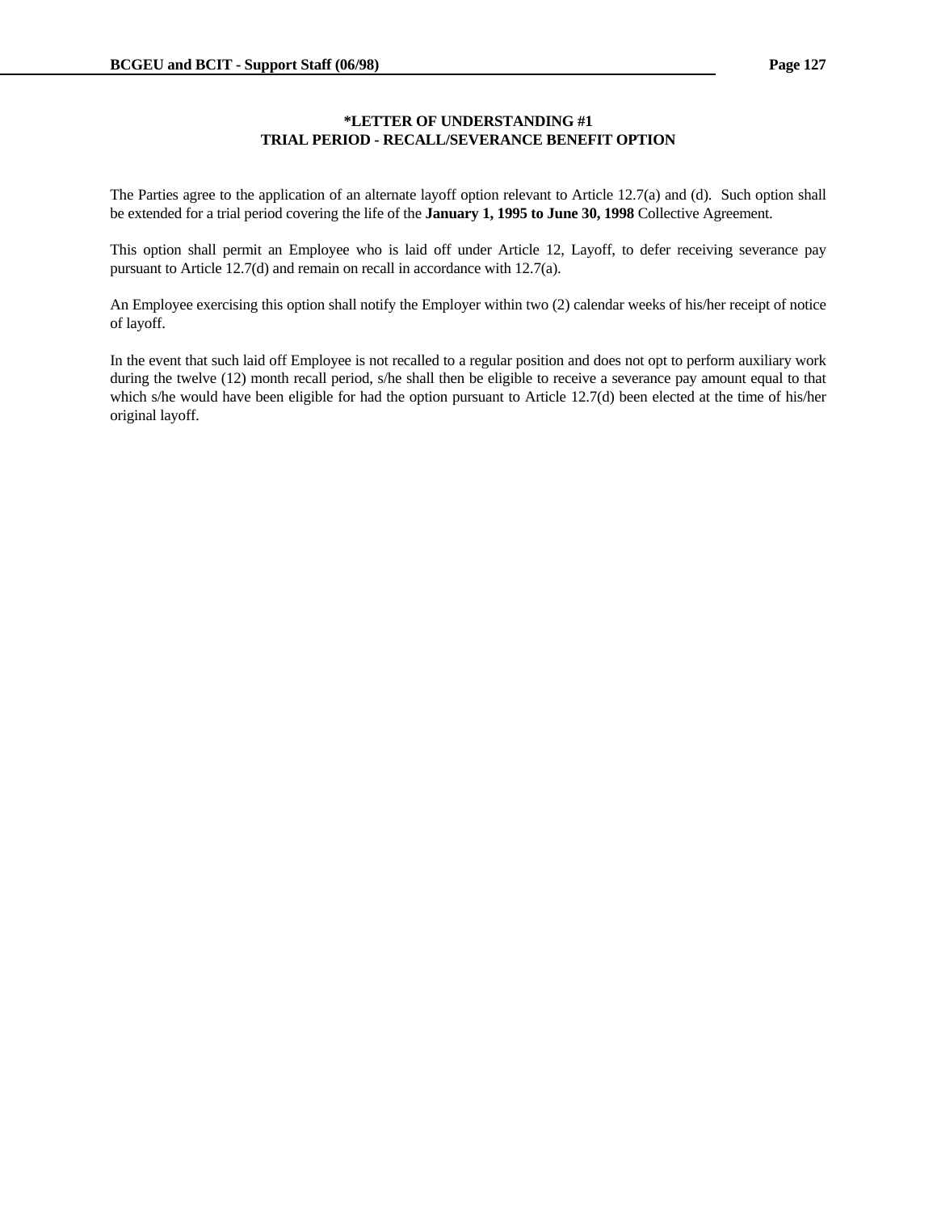## *LETTER OF UNDERSTANDING #1
## TRIAL PERIOD - RECALL/SEVERANCE BENEFIT OPTION

The Parties agree to the application of an alternate layoff option relevant to Article 12.7(a) and (d). Such option shall be extended for a trial period covering the life of the **January 1, 1995 to June 30, 1998** Collective Agreement.

This option shall permit an Employee who is laid off under Article 12, Layoff, to defer receiving severance pay pursuant to Article 12.7(d) and remain on recall in accordance with 12.7(a).

An Employee exercising this option shall notify the Employer within two (2) calendar weeks of his/her receipt of notice of layoff.

In the event that such laid off Employee is not recalled to a regular position and does not opt to perform auxiliary work during the twelve (12) month recall period, s/he shall then be eligible to receive a severance pay amount equal to that which s/he would have been eligible for had the option pursuant to Article 12.7(d) been elected at the time of his/her original layoff.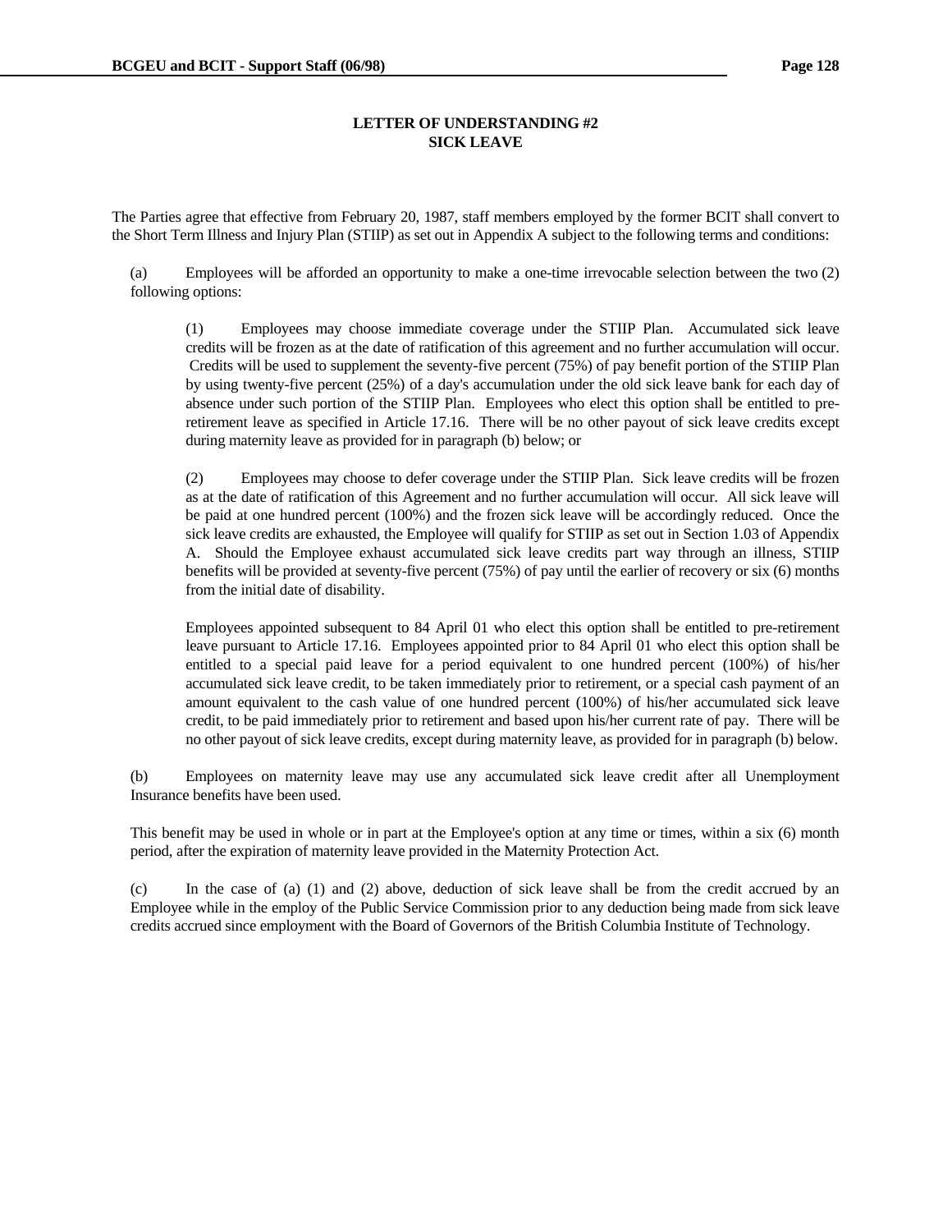## LETTER OF UNDERSTANDING #2
## SICK LEAVE

The Parties agree that effective from February 20, 1987, staff members employed by the former BCIT shall convert to the Short Term Illness and Injury Plan (STIIP) as set out in Appendix A subject to the following terms and conditions:

(a) Employees will be afforded an opportunity to make a one-time irrevocable selection between the two (2) following options:

(1) Employees may choose immediate coverage under the STIIP Plan. Accumulated sick leave credits will be frozen as at the date of ratification of this agreement and no further accumulation will occur. Credits will be used to supplement the seventy-five percent (75%) of pay benefit portion of the STIIP Plan by using twenty-five percent (25%) of a day's accumulation under the old sick leave bank for each day of absence under such portion of the STIIP Plan. Employees who elect this option shall be entitled to pre-retirement leave as specified in Article 17.16. There will be no other payout of sick leave credits except during maternity leave as provided for in paragraph (b) below; or

(2) Employees may choose to defer coverage under the STIIP Plan. Sick leave credits will be frozen as at the date of ratification of this Agreement and no further accumulation will occur. All sick leave will be paid at one hundred percent (100%) and the frozen sick leave will be accordingly reduced. Once the sick leave credits are exhausted, the Employee will qualify for STIIP as set out in Section 1.03 of Appendix A. Should the Employee exhaust accumulated sick leave credits part way through an illness, STIIP benefits will be provided at seventy-five percent (75%) of pay until the earlier of recovery or six (6) months from the initial date of disability.

Employees appointed subsequent to 84 April 01 who elect this option shall be entitled to pre-retirement leave pursuant to Article 17.16. Employees appointed prior to 84 April 01 who elect this option shall be entitled to a special paid leave for a period equivalent to one hundred percent (100%) of his/her accumulated sick leave credit, to be taken immediately prior to retirement, or a special cash payment of an amount equivalent to the cash value of one hundred percent (100%) of his/her accumulated sick leave credit, to be paid immediately prior to retirement and based upon his/her current rate of pay. There will be no other payout of sick leave credits, except during maternity leave, as provided for in paragraph (b) below.

(b) Employees on maternity leave may use any accumulated sick leave credit after all Unemployment Insurance benefits have been used.

This benefit may be used in whole or in part at the Employee's option at any time or times, within a six (6) month period, after the expiration of maternity leave provided in the Maternity Protection Act.

(c) In the case of (a) (1) and (2) above, deduction of sick leave shall be from the credit accrued by an Employee while in the employ of the Public Service Commission prior to any deduction being made from sick leave credits accrued since employment with the Board of Governors of the British Columbia Institute of Technology.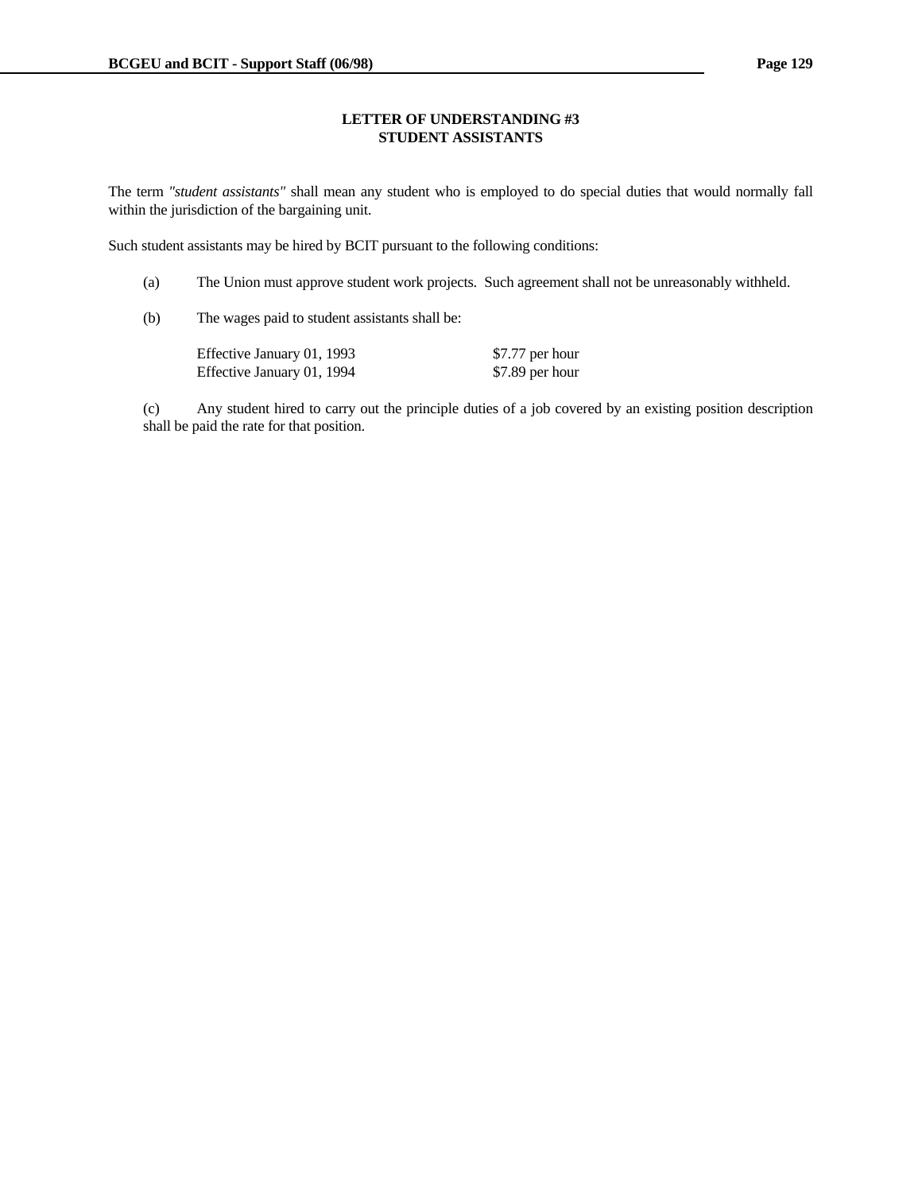## LETTER OF UNDERSTANDING #3
## STUDENT ASSISTANTS

The term *"student assistants"* shall mean any student who is employed to do special duties that would normally fall within the jurisdiction of the bargaining unit.

Such student assistants may be hired by BCIT pursuant to the following conditions:

(a) The Union must approve student work projects. Such agreement shall not be unreasonably withheld.

(b) The wages paid to student assistants shall be:

| | |
|---|---|
| Effective January 01, 1993 | $7.77 per hour |
| Effective January 01, 1994 | $7.89 per hour |

(c) Any student hired to carry out the principle duties of a job covered by an existing position description shall be paid the rate for that position.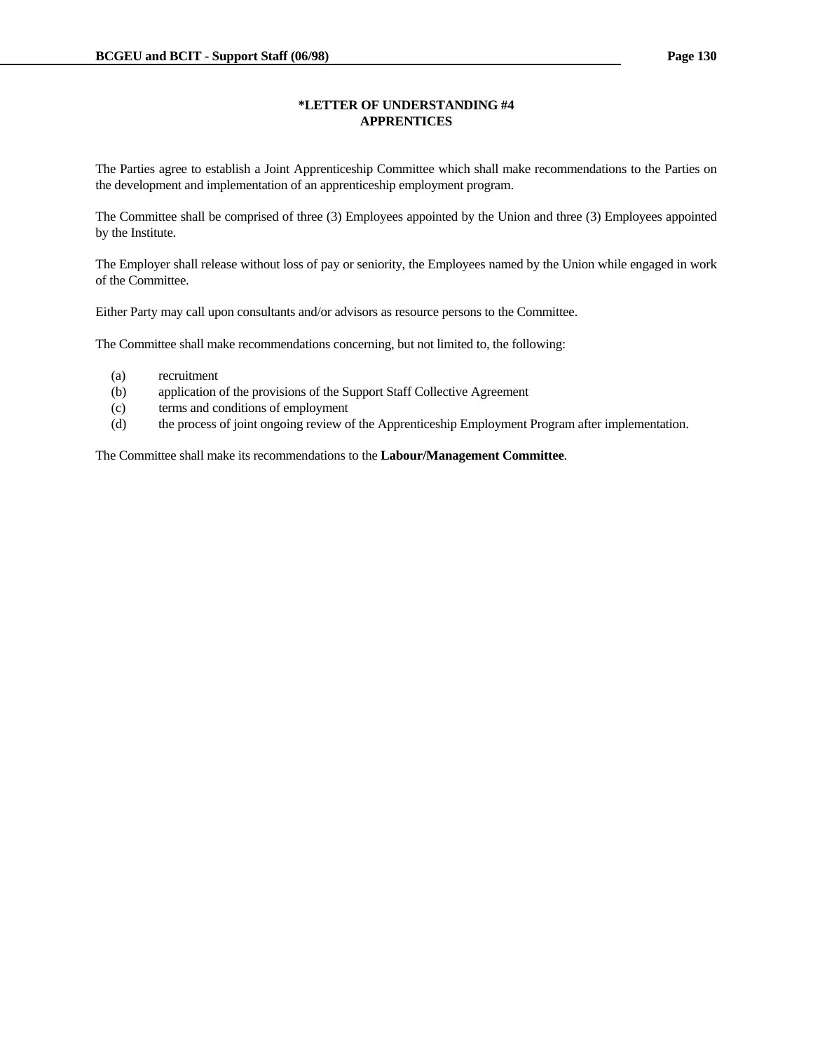## *LETTER OF UNDERSTANDING #4
## APPRENTICES

The Parties agree to establish a Joint Apprenticeship Committee which shall make recommendations to the Parties on the development and implementation of an apprenticeship employment program.

The Committee shall be comprised of three (3) Employees appointed by the Union and three (3) Employees appointed by the Institute.

The Employer shall release without loss of pay or seniority, the Employees named by the Union while engaged in work of the Committee.

Either Party may call upon consultants and/or advisors as resource persons to the Committee.

The Committee shall make recommendations concerning, but not limited to, the following:

(a) recruitment
(b) application of the provisions of the Support Staff Collective Agreement
(c) terms and conditions of employment
(d) the process of joint ongoing review of the Apprenticeship Employment Program after implementation.

The Committee shall make its recommendations to the **Labour/Management Committee**.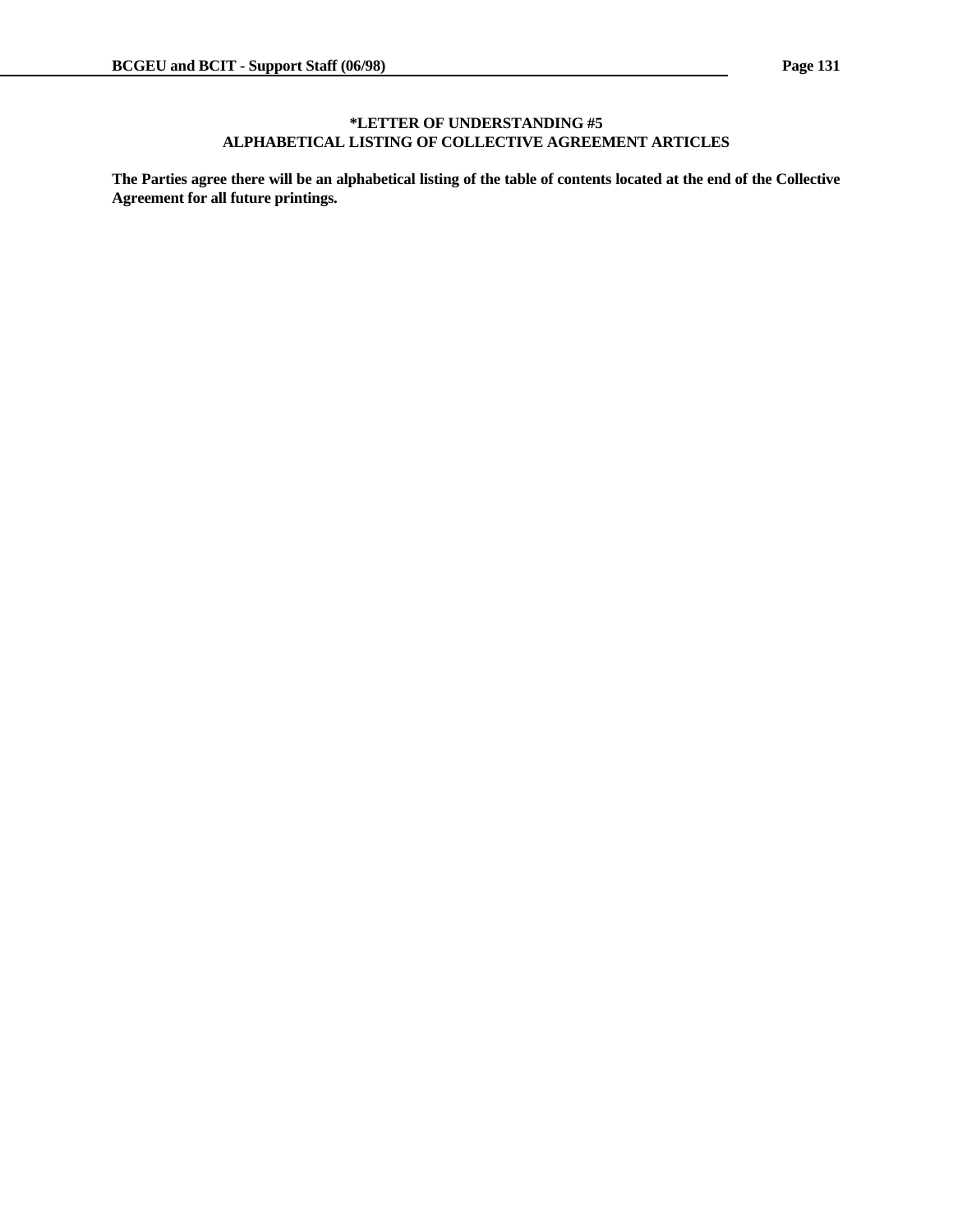## *LETTER OF UNDERSTANDING #5
## ALPHABETICAL LISTING OF COLLECTIVE AGREEMENT ARTICLES

**The Parties agree there will be an alphabetical listing of the table of contents located at the end of the Collective Agreement for all future printings.**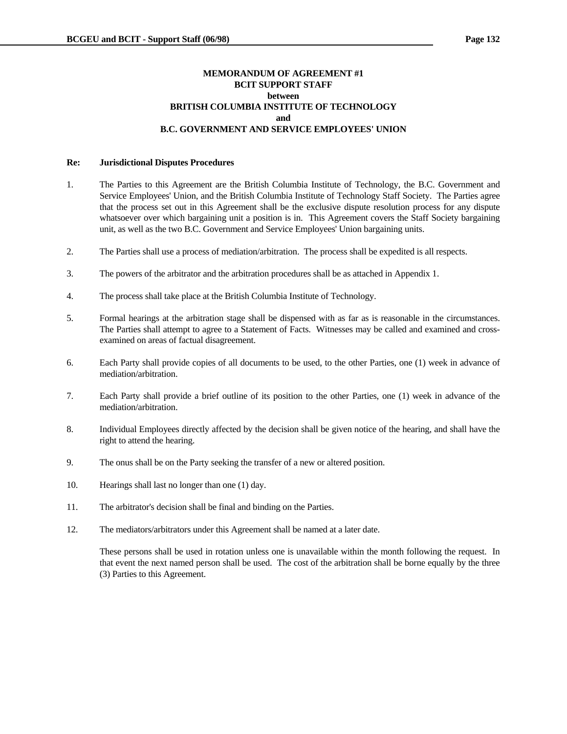**MEMORANDUM OF AGREEMENT #1**
**BCIT SUPPORT STAFF**
**between**
**BRITISH COLUMBIA INSTITUTE OF TECHNOLOGY**
**and**
**B.C. GOVERNMENT AND SERVICE EMPLOYEES' UNION**

**Re: Jurisdictional Disputes Procedures**

1. The Parties to this Agreement are the British Columbia Institute of Technology, the B.C. Government and Service Employees' Union, and the British Columbia Institute of Technology Staff Society. The Parties agree that the process set out in this Agreement shall be the exclusive dispute resolution process for any dispute whatsoever over which bargaining unit a position is in. This Agreement covers the Staff Society bargaining unit, as well as the two B.C. Government and Service Employees' Union bargaining units.

2. The Parties shall use a process of mediation/arbitration. The process shall be expedited is all respects.

3. The powers of the arbitrator and the arbitration procedures shall be as attached in Appendix 1.

4. The process shall take place at the British Columbia Institute of Technology.

5. Formal hearings at the arbitration stage shall be dispensed with as far as is reasonable in the circumstances. The Parties shall attempt to agree to a Statement of Facts. Witnesses may be called and examined and cross-examined on areas of factual disagreement.

6. Each Party shall provide copies of all documents to be used, to the other Parties, one (1) week in advance of mediation/arbitration.

7. Each Party shall provide a brief outline of its position to the other Parties, one (1) week in advance of the mediation/arbitration.

8. Individual Employees directly affected by the decision shall be given notice of the hearing, and shall have the right to attend the hearing.

9. The onus shall be on the Party seeking the transfer of a new or altered position.

10. Hearings shall last no longer than one (1) day.

11. The arbitrator's decision shall be final and binding on the Parties.

12. The mediators/arbitrators under this Agreement shall be named at a later date.

    These persons shall be used in rotation unless one is unavailable within the month following the request. In that event the next named person shall be used. The cost of the arbitration shall be borne equally by the three (3) Parties to this Agreement.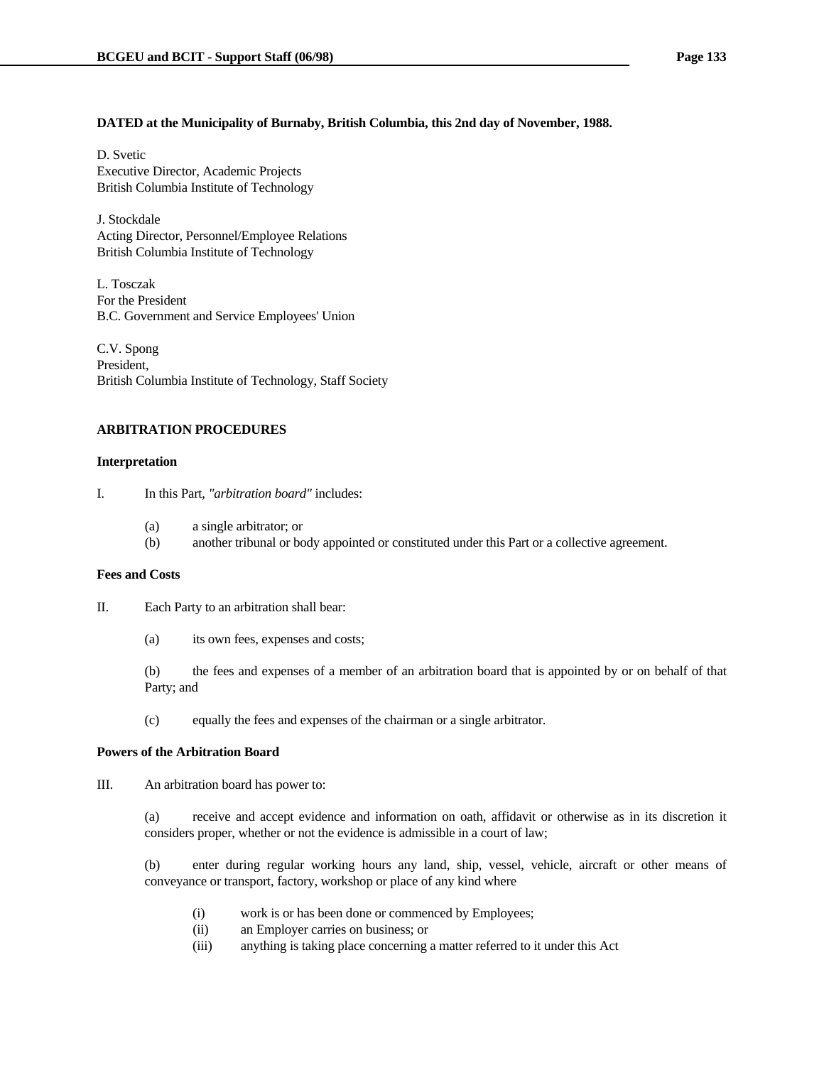**DATED at the Municipality of Burnaby, British Columbia, this 2nd day of November, 1988.**

D. Svetic
Executive Director, Academic Projects
British Columbia Institute of Technology

J. Stockdale
Acting Director, Personnel/Employee Relations
British Columbia Institute of Technology

L. Tosczak
For the President
B.C. Government and Service Employees' Union

C.V. Spong
President,
British Columbia Institute of Technology, Staff Society

## ARBITRATION PROCEDURES

### Interpretation

I. In this Part, *"arbitration board"* includes:

- (a) a single arbitrator; or
- (b) another tribunal or body appointed or constituted under this Part or a collective agreement.

### Fees and Costs

II. Each Party to an arbitration shall bear:

- (a) its own fees, expenses and costs;
- (b) the fees and expenses of a member of an arbitration board that is appointed by or on behalf of that Party; and
- (c) equally the fees and expenses of the chairman or a single arbitrator.

### Powers of the Arbitration Board

III. An arbitration board has power to:

- (a) receive and accept evidence and information on oath, affidavit or otherwise as in its discretion it considers proper, whether or not the evidence is admissible in a court of law;
- (b) enter during regular working hours any land, ship, vessel, vehicle, aircraft or other means of conveyance or transport, factory, workshop or place of any kind where
  - (i) work is or has been done or commenced by Employees;
  - (ii) an Employer carries on business; or
  - (iii) anything is taking place concerning a matter referred to it under this Act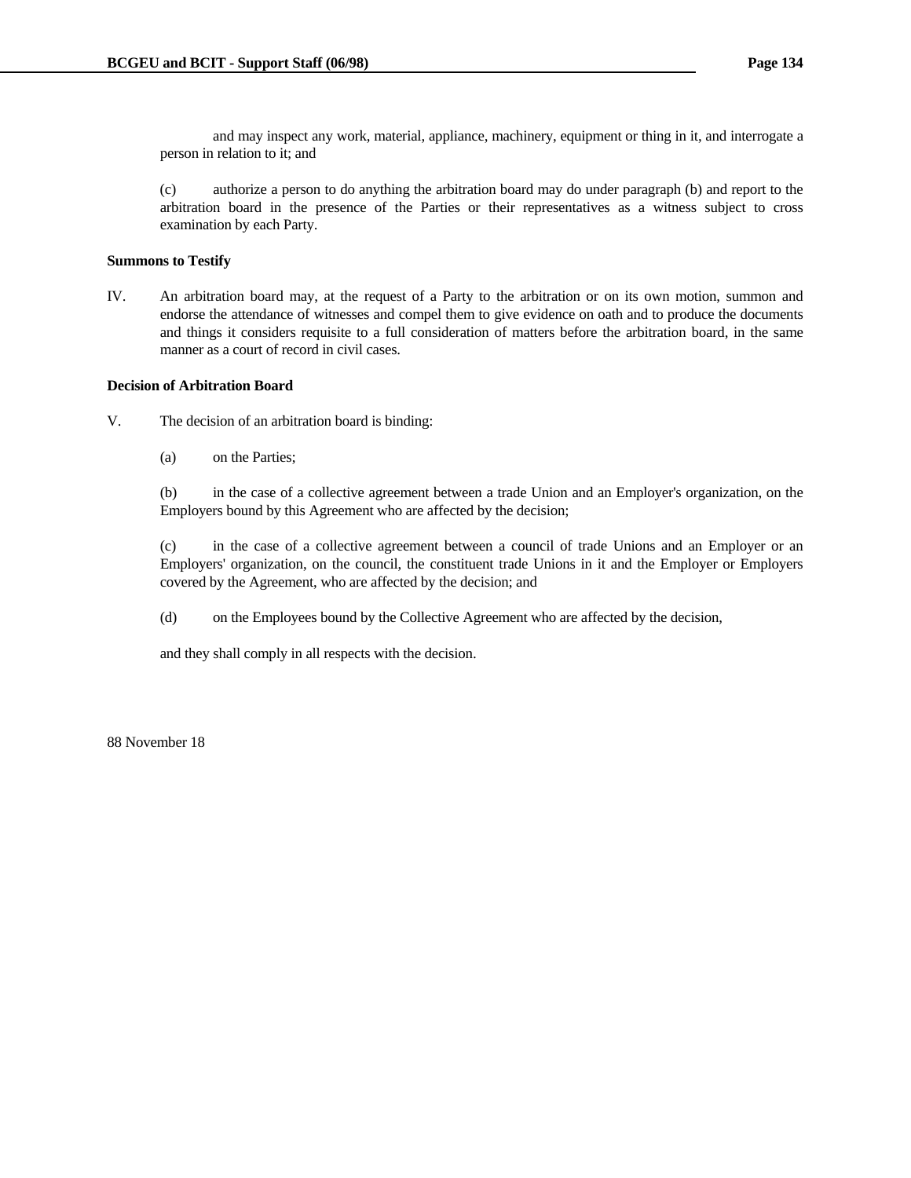and may inspect any work, material, appliance, machinery, equipment or thing in it, and interrogate a person in relation to it; and

(c) authorize a person to do anything the arbitration board may do under paragraph (b) and report to the arbitration board in the presence of the Parties or their representatives as a witness subject to cross examination by each Party.

**Summons to Testify**

IV. An arbitration board may, at the request of a Party to the arbitration or on its own motion, summon and endorse the attendance of witnesses and compel them to give evidence on oath and to produce the documents and things it considers requisite to a full consideration of matters before the arbitration board, in the same manner as a court of record in civil cases.

**Decision of Arbitration Board**

V. The decision of an arbitration board is binding:

(a) on the Parties;

(b) in the case of a collective agreement between a trade Union and an Employer's organization, on the Employers bound by this Agreement who are affected by the decision;

(c) in the case of a collective agreement between a council of trade Unions and an Employer or an Employers' organization, on the council, the constituent trade Unions in it and the Employer or Employers covered by the Agreement, who are affected by the decision; and

(d) on the Employees bound by the Collective Agreement who are affected by the decision,

and they shall comply in all respects with the decision.

88 November 18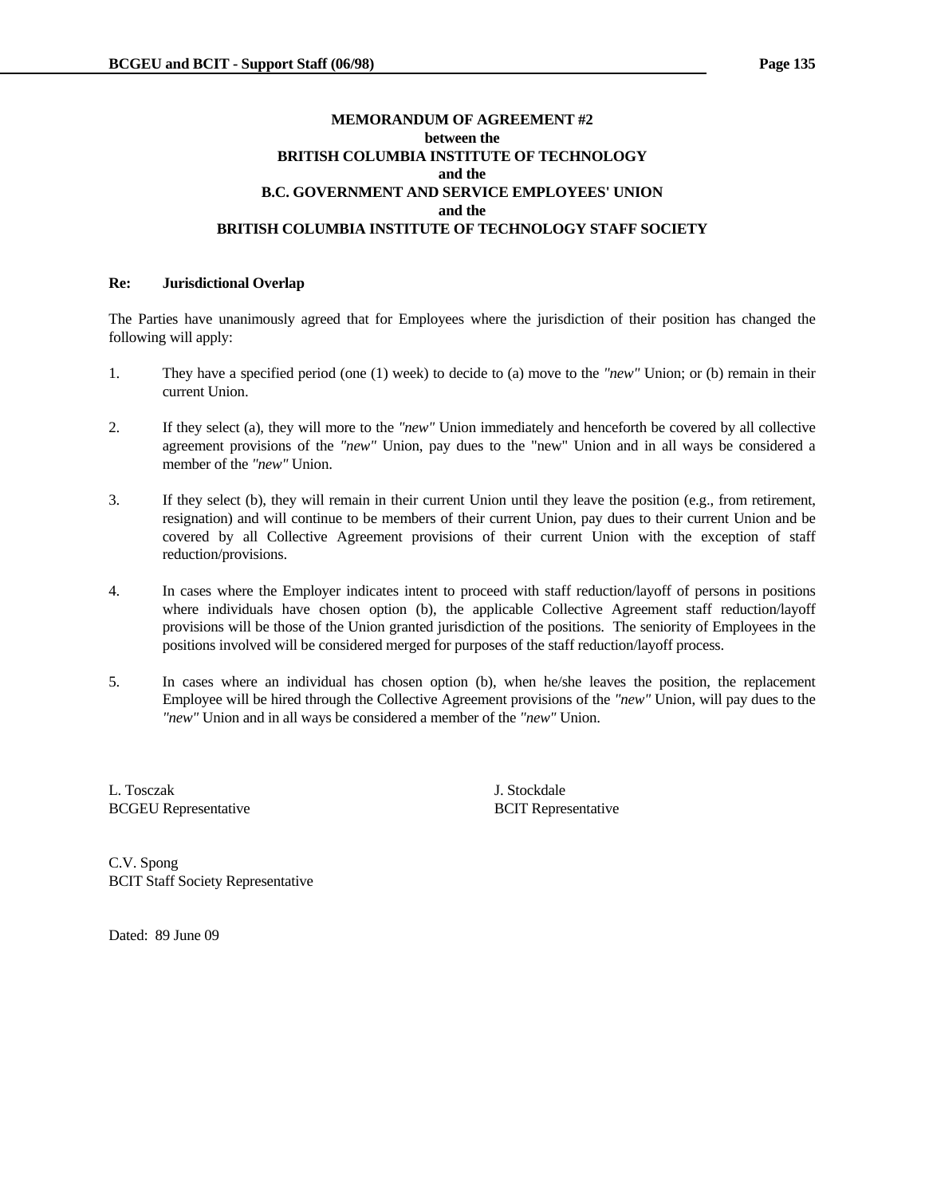**MEMORANDUM OF AGREEMENT #2**
**between the**
**BRITISH COLUMBIA INSTITUTE OF TECHNOLOGY**
**and the**
**B.C. GOVERNMENT AND SERVICE EMPLOYEES' UNION**
**and the**
**BRITISH COLUMBIA INSTITUTE OF TECHNOLOGY STAFF SOCIETY**

**Re: Jurisdictional Overlap**

The Parties have unanimously agreed that for Employees where the jurisdiction of their position has changed the following will apply:

1. They have a specified period (one (1) week) to decide to (a) move to the *"new"* Union; or (b) remain in their current Union.

2. If they select (a), they will more to the *"new"* Union immediately and henceforth be covered by all collective agreement provisions of the *"new"* Union, pay dues to the "new" Union and in all ways be considered a member of the *"new"* Union.

3. If they select (b), they will remain in their current Union until they leave the position (e.g., from retirement, resignation) and will continue to be members of their current Union, pay dues to their current Union and be covered by all Collective Agreement provisions of their current Union with the exception of staff reduction/provisions.

4. In cases where the Employer indicates intent to proceed with staff reduction/layoff of persons in positions where individuals have chosen option (b), the applicable Collective Agreement staff reduction/layoff provisions will be those of the Union granted jurisdiction of the positions. The seniority of Employees in the positions involved will be considered merged for purposes of the staff reduction/layoff process.

5. In cases where an individual has chosen option (b), when he/she leaves the position, the replacement Employee will be hired through the Collective Agreement provisions of the *"new"* Union, will pay dues to the *"new"* Union and in all ways be considered a member of the *"new"* Union.

L. Tosczak
BCGEU Representative

J. Stockdale
BCIT Representative

C.V. Spong
BCIT Staff Society Representative

Dated: 89 June 09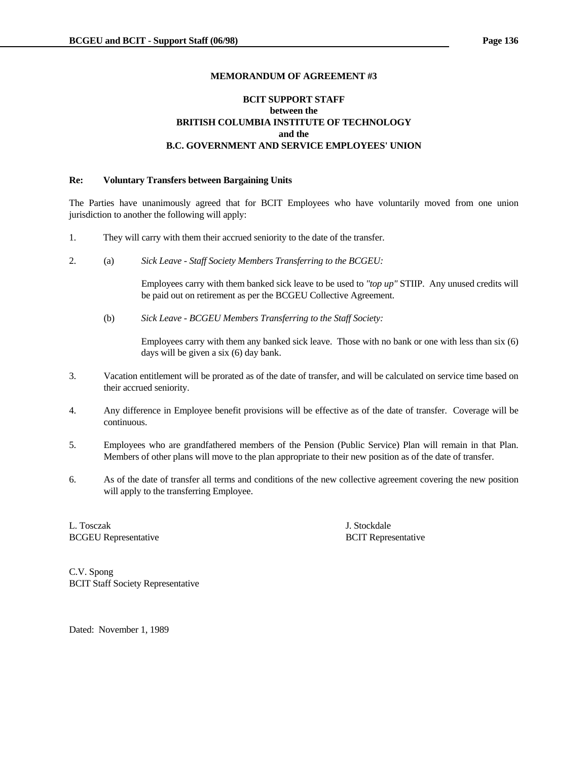## MEMORANDUM OF AGREEMENT #3

**BCIT SUPPORT STAFF**
**between the**
**BRITISH COLUMBIA INSTITUTE OF TECHNOLOGY**
**and the**
**B.C. GOVERNMENT AND SERVICE EMPLOYEES' UNION**

**Re: Voluntary Transfers between Bargaining Units**

The Parties have unanimously agreed that for BCIT Employees who have voluntarily moved from one union jurisdiction to another the following will apply:

1. They will carry with them their accrued seniority to the date of the transfer.

2. (a) *Sick Leave - Staff Society Members Transferring to the BCGEU:*

   Employees carry with them banked sick leave to be used to *"top up"* STIIP. Any unused credits will be paid out on retirement as per the BCGEU Collective Agreement.

   (b) *Sick Leave - BCGEU Members Transferring to the Staff Society:*

   Employees carry with them any banked sick leave. Those with no bank or one with less than six (6) days will be given a six (6) day bank.

3. Vacation entitlement will be prorated as of the date of transfer, and will be calculated on service time based on their accrued seniority.

4. Any difference in Employee benefit provisions will be effective as of the date of transfer. Coverage will be continuous.

5. Employees who are grandfathered members of the Pension (Public Service) Plan will remain in that Plan. Members of other plans will move to the plan appropriate to their new position as of the date of transfer.

6. As of the date of transfer all terms and conditions of the new collective agreement covering the new position will apply to the transferring Employee.

L. Tosczak
BCGEU Representative

J. Stockdale
BCIT Representative

C.V. Spong
BCIT Staff Society Representative

Dated: November 1, 1989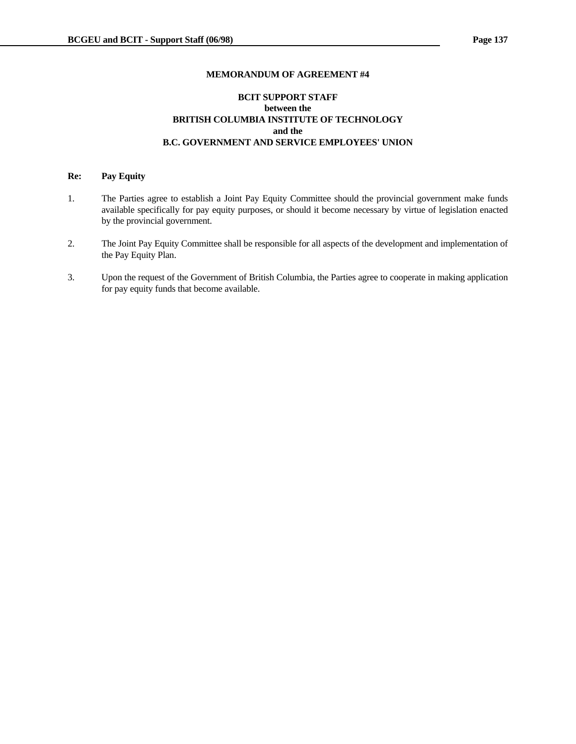## MEMORANDUM OF AGREEMENT #4

**BCIT SUPPORT STAFF**
**between the**
**BRITISH COLUMBIA INSTITUTE OF TECHNOLOGY**
**and the**
**B.C. GOVERNMENT AND SERVICE EMPLOYEES' UNION**

**Re: Pay Equity**

1. The Parties agree to establish a Joint Pay Equity Committee should the provincial government make funds available specifically for pay equity purposes, or should it become necessary by virtue of legislation enacted by the provincial government.

2. The Joint Pay Equity Committee shall be responsible for all aspects of the development and implementation of the Pay Equity Plan.

3. Upon the request of the Government of British Columbia, the Parties agree to cooperate in making application for pay equity funds that become available.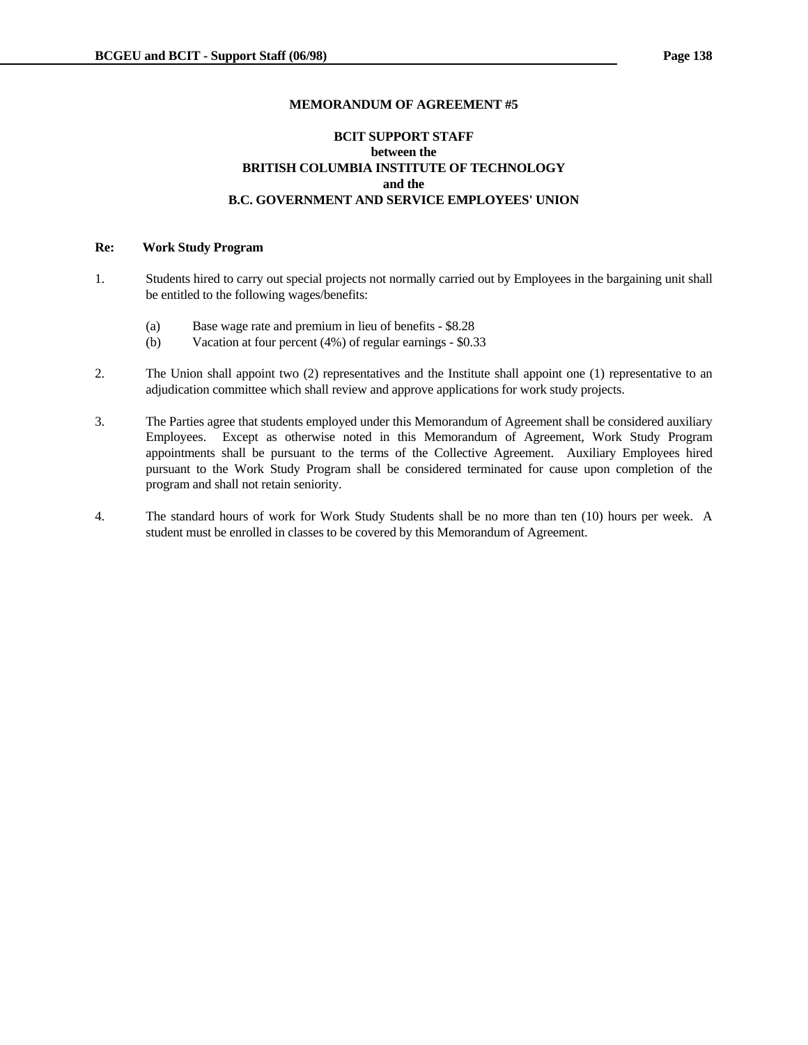## MEMORANDUM OF AGREEMENT #5

**BCIT SUPPORT STAFF**
**between the**
**BRITISH COLUMBIA INSTITUTE OF TECHNOLOGY**
**and the**
**B.C. GOVERNMENT AND SERVICE EMPLOYEES' UNION**

**Re: Work Study Program**

1. Students hired to carry out special projects not normally carried out by Employees in the bargaining unit shall be entitled to the following wages/benefits:

   (a) Base wage rate and premium in lieu of benefits - $8.28
   (b) Vacation at four percent (4%) of regular earnings - $0.33

2. The Union shall appoint two (2) representatives and the Institute shall appoint one (1) representative to an adjudication committee which shall review and approve applications for work study projects.

3. The Parties agree that students employed under this Memorandum of Agreement shall be considered auxiliary Employees. Except as otherwise noted in this Memorandum of Agreement, Work Study Program appointments shall be pursuant to the terms of the Collective Agreement. Auxiliary Employees hired pursuant to the Work Study Program shall be considered terminated for cause upon completion of the program and shall not retain seniority.

4. The standard hours of work for Work Study Students shall be no more than ten (10) hours per week. A student must be enrolled in classes to be covered by this Memorandum of Agreement.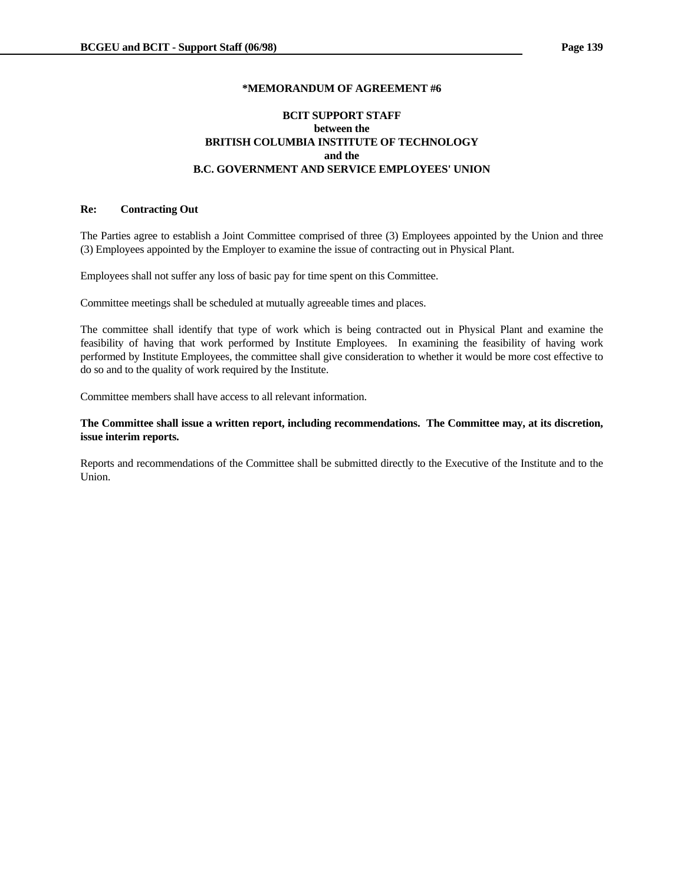**\*MEMORANDUM OF AGREEMENT #6**

**BCIT SUPPORT STAFF**
**between the**
**BRITISH COLUMBIA INSTITUTE OF TECHNOLOGY**
**and the**
**B.C. GOVERNMENT AND SERVICE EMPLOYEES' UNION**

**Re: Contracting Out**

The Parties agree to establish a Joint Committee comprised of three (3) Employees appointed by the Union and three (3) Employees appointed by the Employer to examine the issue of contracting out in Physical Plant.

Employees shall not suffer any loss of basic pay for time spent on this Committee.

Committee meetings shall be scheduled at mutually agreeable times and places.

The committee shall identify that type of work which is being contracted out in Physical Plant and examine the feasibility of having that work performed by Institute Employees. In examining the feasibility of having work performed by Institute Employees, the committee shall give consideration to whether it would be more cost effective to do so and to the quality of work required by the Institute.

Committee members shall have access to all relevant information.

**The Committee shall issue a written report, including recommendations. The Committee may, at its discretion, issue interim reports.**

Reports and recommendations of the Committee shall be submitted directly to the Executive of the Institute and to the Union.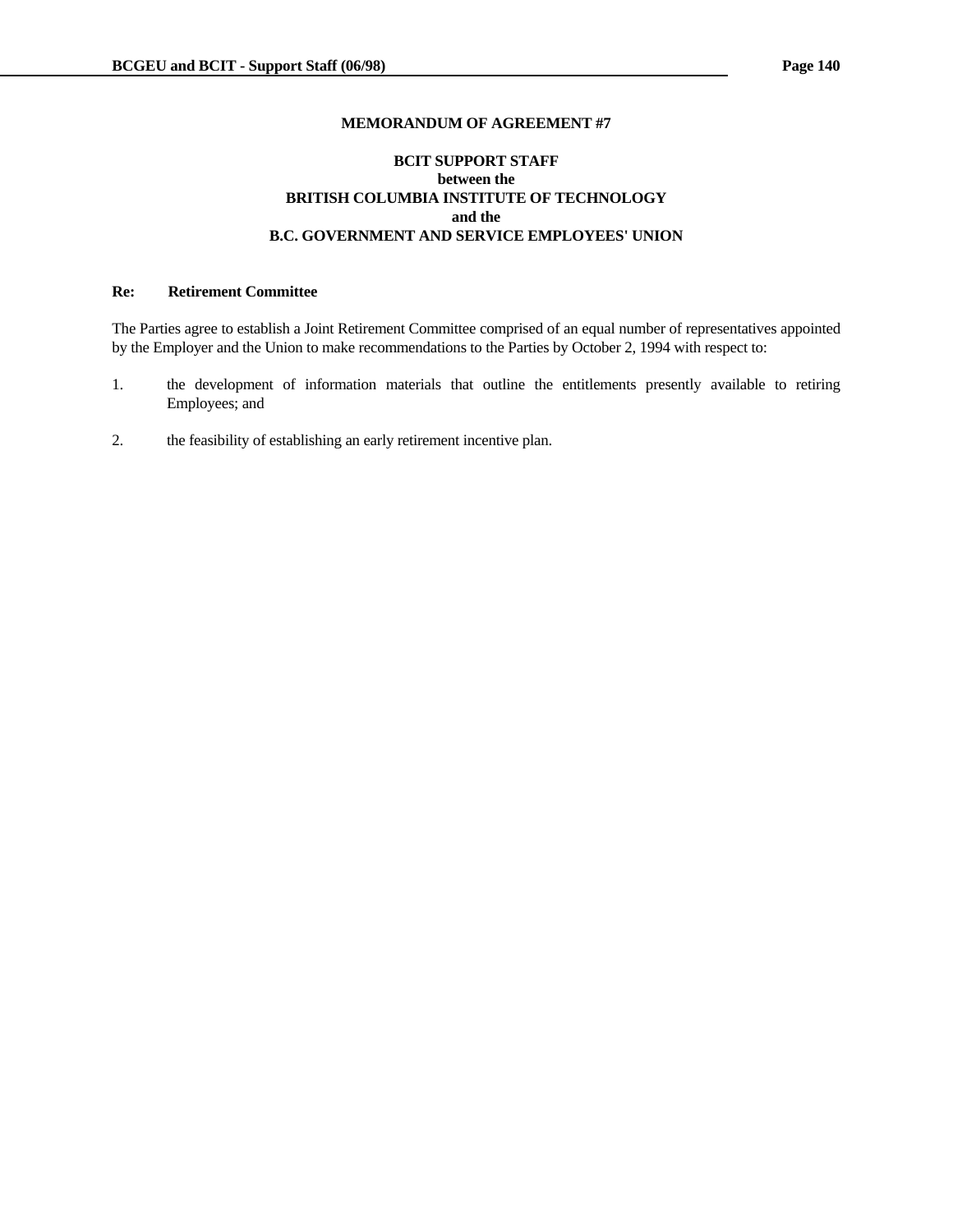## MEMORANDUM OF AGREEMENT #7

**BCIT SUPPORT STAFF**
**between the**
**BRITISH COLUMBIA INSTITUTE OF TECHNOLOGY**
**and the**
**B.C. GOVERNMENT AND SERVICE EMPLOYEES' UNION**

**Re: Retirement Committee**

The Parties agree to establish a Joint Retirement Committee comprised of an equal number of representatives appointed by the Employer and the Union to make recommendations to the Parties by October 2, 1994 with respect to:

1. the development of information materials that outline the entitlements presently available to retiring Employees; and

2. the feasibility of establishing an early retirement incentive plan.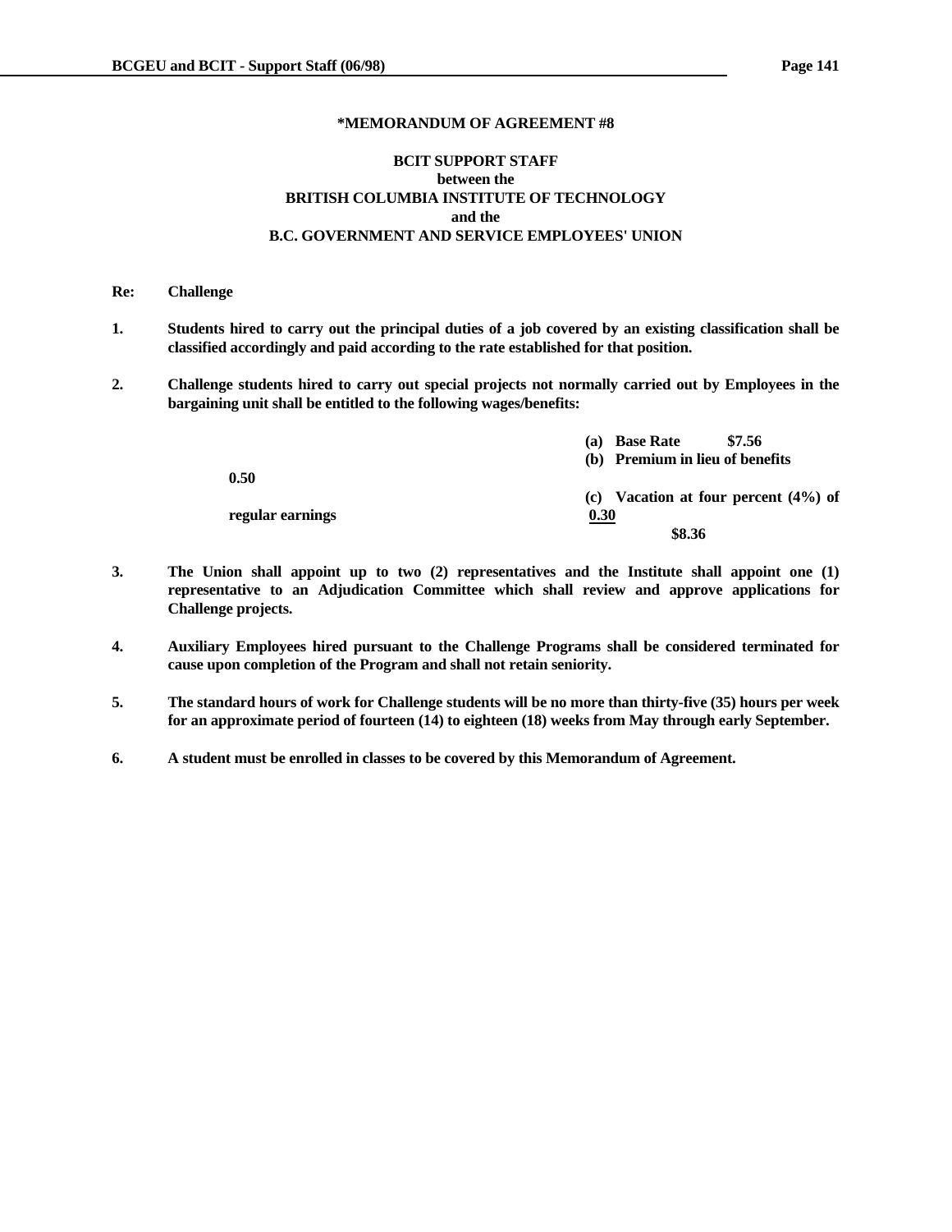**\*MEMORANDUM OF AGREEMENT #8**

**BCIT SUPPORT STAFF**
**between the**
**BRITISH COLUMBIA INSTITUTE OF TECHNOLOGY**
**and the**
**B.C. GOVERNMENT AND SERVICE EMPLOYEES' UNION**

**Re: Challenge**

1. **Students hired to carry out the principal duties of a job covered by an existing classification shall be classified accordingly and paid according to the rate established for that position.**

2. **Challenge students hired to carry out special projects not normally carried out by Employees in the bargaining unit shall be entitled to the following wages/benefits:**

| | |
|---|---|
| **(a) Base Rate** | **$7.56** |
| **(b) Premium in lieu of benefits** | **0.50** |
| **(c) Vacation at four percent (4%) of regular earnings** | **0.30** |
| | **$8.36** |

3. **The Union shall appoint up to two (2) representatives and the Institute shall appoint one (1) representative to an Adjudication Committee which shall review and approve applications for Challenge projects.**

4. **Auxiliary Employees hired pursuant to the Challenge Programs shall be considered terminated for cause upon completion of the Program and shall not retain seniority.**

5. **The standard hours of work for Challenge students will be no more than thirty-five (35) hours per week for an approximate period of fourteen (14) to eighteen (18) weeks from May through early September.**

6. **A student must be enrolled in classes to be covered by this Memorandum of Agreement.**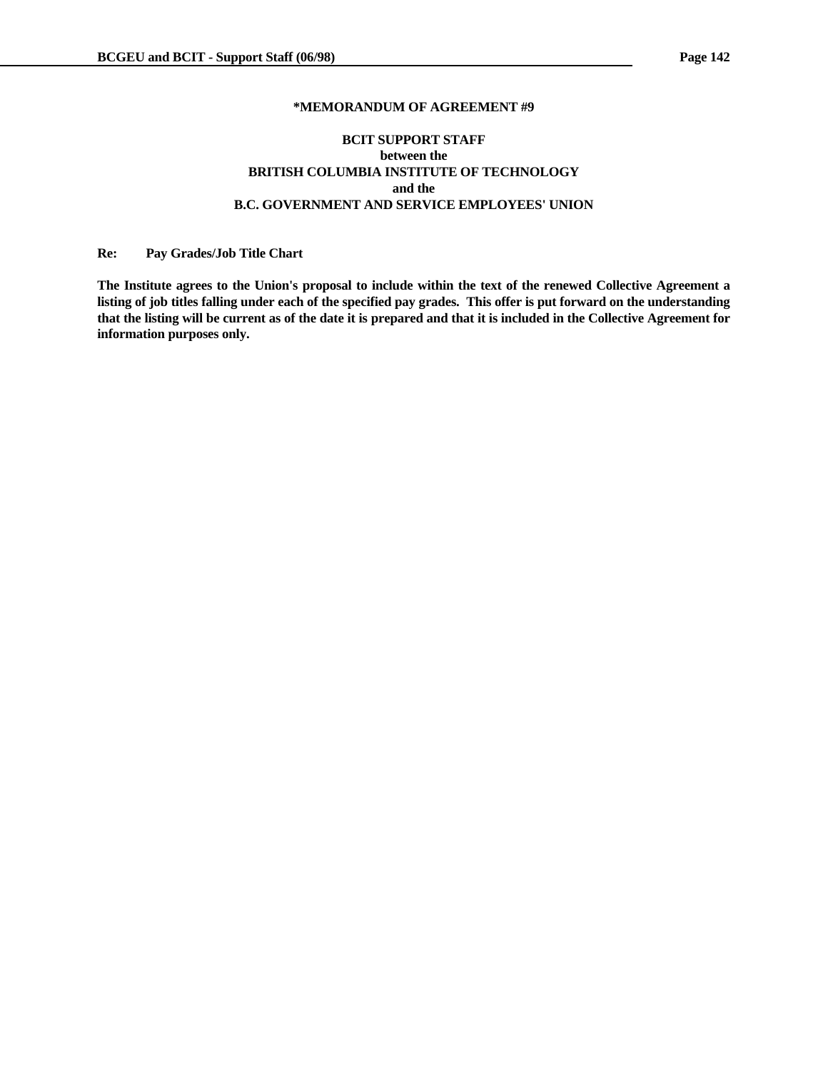**\*MEMORANDUM OF AGREEMENT #9**

**BCIT SUPPORT STAFF**
**between the**
**BRITISH COLUMBIA INSTITUTE OF TECHNOLOGY**
**and the**
**B.C. GOVERNMENT AND SERVICE EMPLOYEES' UNION**

**Re: Pay Grades/Job Title Chart**

**The Institute agrees to the Union's proposal to include within the text of the renewed Collective Agreement a listing of job titles falling under each of the specified pay grades. This offer is put forward on the understanding that the listing will be current as of the date it is prepared and that it is included in the Collective Agreement for information purposes only.**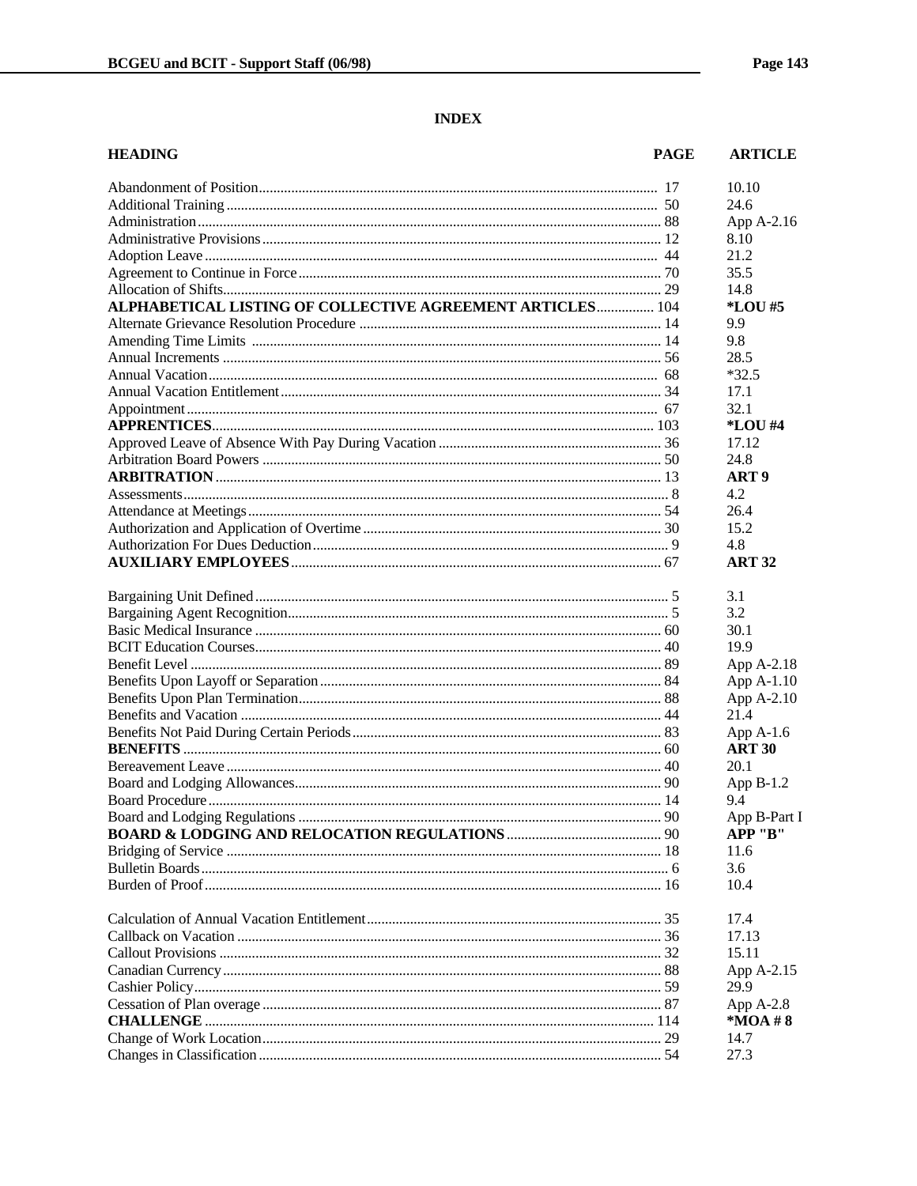## INDEX

| HEADING | PAGE | ARTICLE |
|---|---|---|
| Abandonment of Position | 17 | 10.10 |
| Additional Training | 50 | 24.6 |
| Administration | 88 | App A-2.16 |
| Administrative Provisions | 12 | 8.10 |
| Adoption Leave | 44 | 21.2 |
| Agreement to Continue in Force | 70 | 35.5 |
| Allocation of Shifts | 29 | 14.8 |
| **ALPHABETICAL LISTING OF COLLECTIVE AGREEMENT ARTICLES** | 104 | ***LOU #5** |
| Alternate Grievance Resolution Procedure | 14 | 9.9 |
| Amending Time Limits | 14 | 9.8 |
| Annual Increments | 56 | 28.5 |
| Annual Vacation | 68 | *32.5 |
| Annual Vacation Entitlement | 34 | 17.1 |
| Appointment | 67 | 32.1 |
| **APPRENTICES** | 103 | ***LOU #4** |
| Approved Leave of Absence With Pay During Vacation | 36 | 17.12 |
| Arbitration Board Powers | 50 | 24.8 |
| **ARBITRATION** | 13 | **ART 9** |
| Assessments | 8 | 4.2 |
| Attendance at Meetings | 54 | 26.4 |
| Authorization and Application of Overtime | 30 | 15.2 |
| Authorization For Dues Deduction | 9 | 4.8 |
| **AUXILIARY EMPLOYEES** | 67 | **ART 32** |
| | | |
| Bargaining Unit Defined | 5 | 3.1 |
| Bargaining Agent Recognition | 5 | 3.2 |
| Basic Medical Insurance | 60 | 30.1 |
| BCIT Education Courses | 40 | 19.9 |
| Benefit Level | 89 | App A-2.18 |
| Benefits Upon Layoff or Separation | 84 | App A-1.10 |
| Benefits Upon Plan Termination | 88 | App A-2.10 |
| Benefits and Vacation | 44 | 21.4 |
| Benefits Not Paid During Certain Periods | 83 | App A-1.6 |
| **BENEFITS** | 60 | **ART 30** |
| Bereavement Leave | 40 | 20.1 |
| Board and Lodging Allowances | 90 | App B-1.2 |
| Board Procedure | 14 | 9.4 |
| Board and Lodging Regulations | 90 | App B-Part I |
| **BOARD & LODGING AND RELOCATION REGULATIONS** | 90 | **APP "B"** |
| Bridging of Service | 18 | 11.6 |
| Bulletin Boards | 6 | 3.6 |
| Burden of Proof | 16 | 10.4 |
| | | |
| Calculation of Annual Vacation Entitlement | 35 | 17.4 |
| Callback on Vacation | 36 | 17.13 |
| Callout Provisions | 32 | 15.11 |
| Canadian Currency | 88 | App A-2.15 |
| Cashier Policy | 59 | 29.9 |
| Cessation of Plan overage | 87 | App A-2.8 |
| **CHALLENGE** | 114 | ***MOA # 8** |
| Change of Work Location | 29 | 14.7 |
| Changes in Classification | 54 | 27.3 |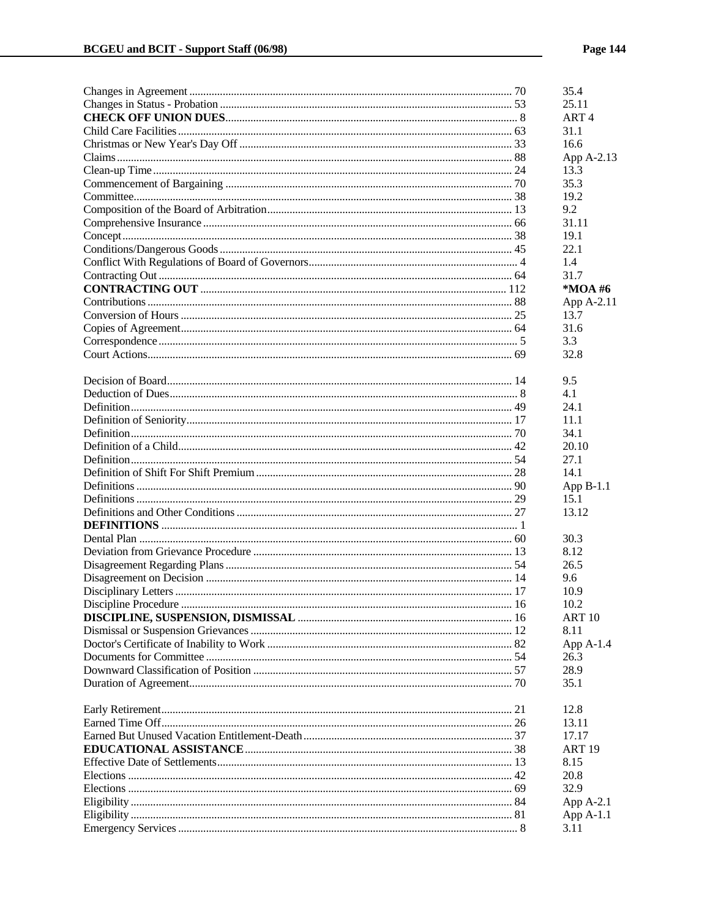| Entry | Page | Reference |
|---|---|---|
| Changes in Agreement | 70 | 35.4 |
| Changes in Status - Probation | 53 | 25.11 |
| **CHECK OFF UNION DUES** | 8 | ART 4 |
| Child Care Facilities | 63 | 31.1 |
| Christmas or New Year's Day Off | 33 | 16.6 |
| Claims | 88 | App A-2.13 |
| Clean-up Time | 24 | 13.3 |
| Commencement of Bargaining | 70 | 35.3 |
| Committee | 38 | 19.2 |
| Composition of the Board of Arbitration | 13 | 9.2 |
| Comprehensive Insurance | 66 | 31.11 |
| Concept | 38 | 19.1 |
| Conditions/Dangerous Goods | 45 | 22.1 |
| Conflict With Regulations of Board of Governors | 4 | 1.4 |
| Contracting Out | 64 | 31.7 |
| **CONTRACTING OUT** | 112 | ***MOA #6** |
| Contributions | 88 | App A-2.11 |
| Conversion of Hours | 25 | 13.7 |
| Copies of Agreement | 64 | 31.6 |
| Correspondence | 5 | 3.3 |
| Court Actions | 69 | 32.8 |
| | | |
| Decision of Board | 14 | 9.5 |
| Deduction of Dues | 8 | 4.1 |
| Definition | 49 | 24.1 |
| Definition of Seniority | 17 | 11.1 |
| Definition | 70 | 34.1 |
| Definition of a Child | 42 | 20.10 |
| Definition | 54 | 27.1 |
| Definition of Shift For Shift Premium | 28 | 14.1 |
| Definitions | 90 | App B-1.1 |
| Definitions | 29 | 15.1 |
| Definitions and Other Conditions | 27 | 13.12 |
| **DEFINITIONS** | 1 | |
| Dental Plan | 60 | 30.3 |
| Deviation from Grievance Procedure | 13 | 8.12 |
| Disagreement Regarding Plans | 54 | 26.5 |
| Disagreement on Decision | 14 | 9.6 |
| Disciplinary Letters | 17 | 10.9 |
| Discipline Procedure | 16 | 10.2 |
| **DISCIPLINE, SUSPENSION, DISMISSAL** | 16 | ART 10 |
| Dismissal or Suspension Grievances | 12 | 8.11 |
| Doctor's Certificate of Inability to Work | 82 | App A-1.4 |
| Documents for Committee | 54 | 26.3 |
| Downward Classification of Position | 57 | 28.9 |
| Duration of Agreement | 70 | 35.1 |
| | | |
| Early Retirement | 21 | 12.8 |
| Earned Time Off | 26 | 13.11 |
| Earned But Unused Vacation Entitlement-Death | 37 | 17.17 |
| **EDUCATIONAL ASSISTANCE** | 38 | ART 19 |
| Effective Date of Settlements | 13 | 8.15 |
| Elections | 42 | 20.8 |
| Elections | 69 | 32.9 |
| Eligibility | 84 | App A-2.1 |
| Eligibility | 81 | App A-1.1 |
| Emergency Services | 8 | 3.11 |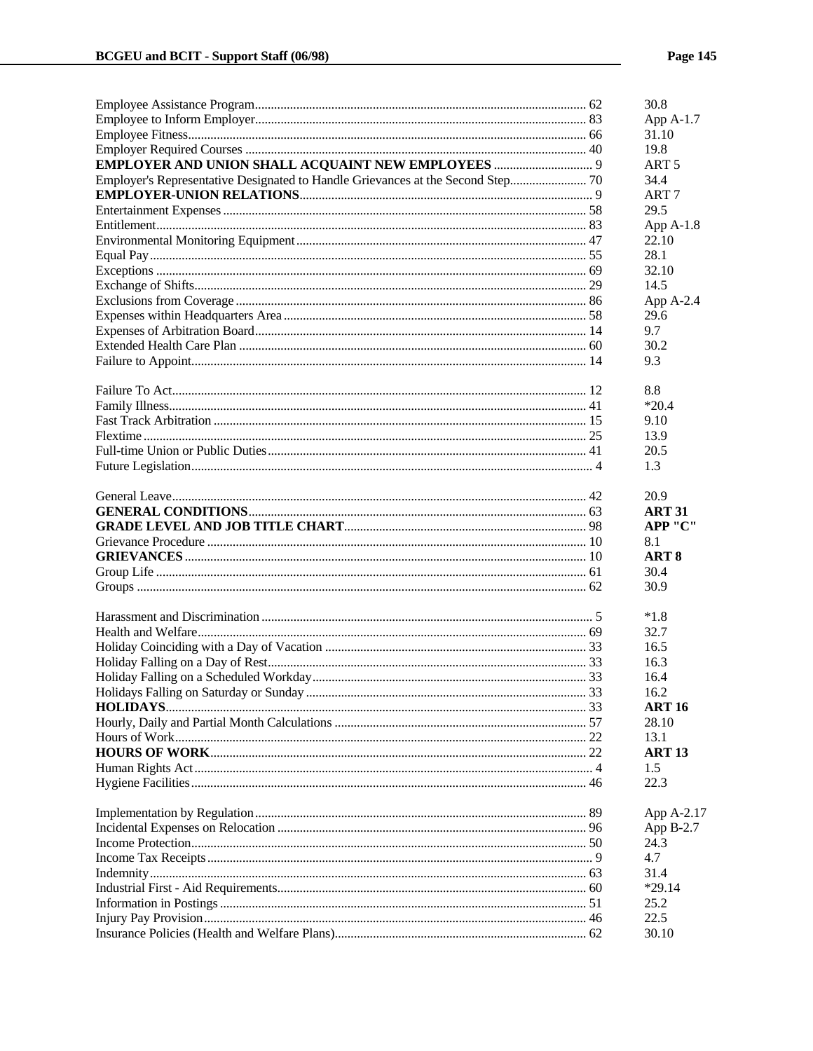| Entry | Page | Reference |
|---|---|---|
| Employee Assistance Program | 62 | 30.8 |
| Employee to Inform Employer | 83 | App A-1.7 |
| Employee Fitness | 66 | 31.10 |
| Employer Required Courses | 40 | 19.8 |
| **EMPLOYER AND UNION SHALL ACQUAINT NEW EMPLOYEES** | 9 | ART 5 |
| Employer's Representative Designated to Handle Grievances at the Second Step | 70 | 34.4 |
| **EMPLOYER-UNION RELATIONS** | 9 | ART 7 |
| Entertainment Expenses | 58 | 29.5 |
| Entitlement | 83 | App A-1.8 |
| Environmental Monitoring Equipment | 47 | 22.10 |
| Equal Pay | 55 | 28.1 |
| Exceptions | 69 | 32.10 |
| Exchange of Shifts | 29 | 14.5 |
| Exclusions from Coverage | 86 | App A-2.4 |
| Expenses within Headquarters Area | 58 | 29.6 |
| Expenses of Arbitration Board | 14 | 9.7 |
| Extended Health Care Plan | 60 | 30.2 |
| Failure to Appoint | 14 | 9.3 |
| | | |
| Failure To Act | 12 | 8.8 |
| Family Illness | 41 | *20.4 |
| Fast Track Arbitration | 15 | 9.10 |
| Flextime | 25 | 13.9 |
| Full-time Union or Public Duties | 41 | 20.5 |
| Future Legislation | 4 | 1.3 |
| | | |
| General Leave | 42 | 20.9 |
| **GENERAL CONDITIONS** | 63 | **ART 31** |
| **GRADE LEVEL AND JOB TITLE CHART** | 98 | **APP "C"** |
| Grievance Procedure | 10 | 8.1 |
| **GRIEVANCES** | 10 | **ART 8** |
| Group Life | 61 | 30.4 |
| Groups | 62 | 30.9 |
| | | |
| Harassment and Discrimination | 5 | *1.8 |
| Health and Welfare | 69 | 32.7 |
| Holiday Coinciding with a Day of Vacation | 33 | 16.5 |
| Holiday Falling on a Day of Rest | 33 | 16.3 |
| Holiday Falling on a Scheduled Workday | 33 | 16.4 |
| Holidays Falling on Saturday or Sunday | 33 | 16.2 |
| **HOLIDAYS** | 33 | **ART 16** |
| Hourly, Daily and Partial Month Calculations | 57 | 28.10 |
| Hours of Work | 22 | 13.1 |
| **HOURS OF WORK** | 22 | **ART 13** |
| Human Rights Act | 4 | 1.5 |
| Hygiene Facilities | 46 | 22.3 |
| | | |
| Implementation by Regulation | 89 | App A-2.17 |
| Incidental Expenses on Relocation | 96 | App B-2.7 |
| Income Protection | 50 | 24.3 |
| Income Tax Receipts | 9 | 4.7 |
| Indemnity | 63 | 31.4 |
| Industrial First - Aid Requirements | 60 | *29.14 |
| Information in Postings | 51 | 25.2 |
| Injury Pay Provision | 46 | 22.5 |
| Insurance Policies (Health and Welfare Plans) | 62 | 30.10 |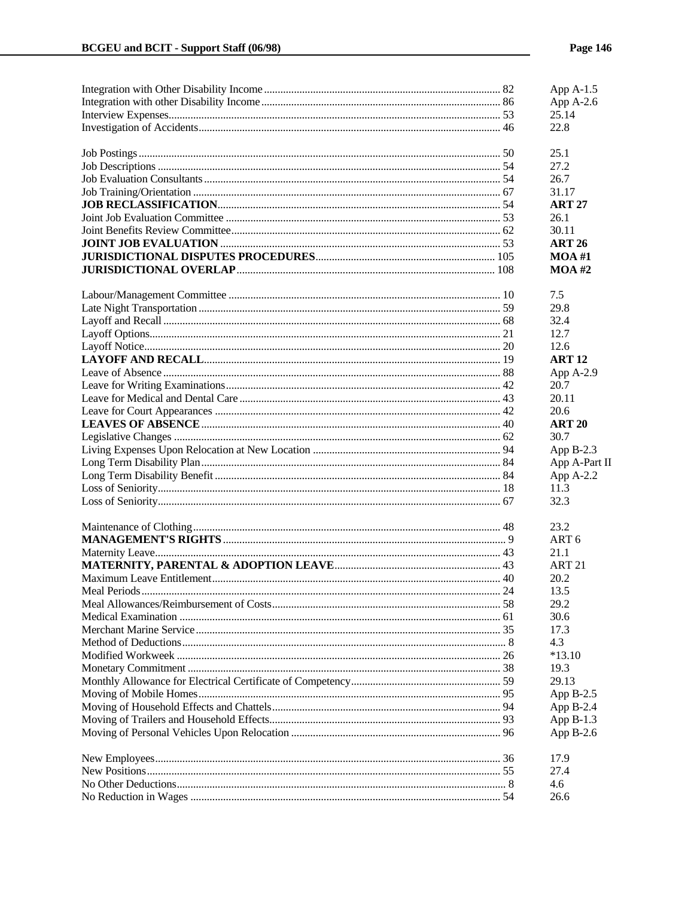| Topic | Page | Reference |
|---|---|---|
| Integration with Other Disability Income | 82 | App A-1.5 |
| Integration with other Disability Income | 86 | App A-2.6 |
| Interview Expenses | 53 | 25.14 |
| Investigation of Accidents | 46 | 22.8 |
| | | |
| Job Postings | 50 | 25.1 |
| Job Descriptions | 54 | 27.2 |
| Job Evaluation Consultants | 54 | 26.7 |
| Job Training/Orientation | 67 | 31.17 |
| **JOB RECLASSIFICATION** | 54 | **ART 27** |
| Joint Job Evaluation Committee | 53 | 26.1 |
| Joint Benefits Review Committee | 62 | 30.11 |
| **JOINT JOB EVALUATION** | 53 | **ART 26** |
| **JURISDICTIONAL DISPUTES PROCEDURES** | 105 | **MOA #1** |
| **JURISDICTIONAL OVERLAP** | 108 | **MOA #2** |
| | | |
| Labour/Management Committee | 10 | 7.5 |
| Late Night Transportation | 59 | 29.8 |
| Layoff and Recall | 68 | 32.4 |
| Layoff Options | 21 | 12.7 |
| Layoff Notice | 20 | 12.6 |
| **LAYOFF AND RECALL** | 19 | **ART 12** |
| Leave of Absence | 88 | App A-2.9 |
| Leave for Writing Examinations | 42 | 20.7 |
| Leave for Medical and Dental Care | 43 | 20.11 |
| Leave for Court Appearances | 42 | 20.6 |
| **LEAVES OF ABSENCE** | 40 | **ART 20** |
| Legislative Changes | 62 | 30.7 |
| Living Expenses Upon Relocation at New Location | 94 | App B-2.3 |
| Long Term Disability Plan | 84 | App A-Part II |
| Long Term Disability Benefit | 84 | App A-2.2 |
| Loss of Seniority | 18 | 11.3 |
| Loss of Seniority | 67 | 32.3 |
| | | |
| Maintenance of Clothing | 48 | 23.2 |
| **MANAGEMENT'S RIGHTS** | 9 | ART 6 |
| Maternity Leave | 43 | 21.1 |
| **MATERNITY, PARENTAL & ADOPTION LEAVE** | 43 | ART 21 |
| Maximum Leave Entitlement | 40 | 20.2 |
| Meal Periods | 24 | 13.5 |
| Meal Allowances/Reimbursement of Costs | 58 | 29.2 |
| Medical Examination | 61 | 30.6 |
| Merchant Marine Service | 35 | 17.3 |
| Method of Deductions | 8 | 4.3 |
| Modified Workweek | 26 | *13.10 |
| Monetary Commitment | 38 | 19.3 |
| Monthly Allowance for Electrical Certificate of Competency | 59 | 29.13 |
| Moving of Mobile Homes | 95 | App B-2.5 |
| Moving of Household Effects and Chattels | 94 | App B-2.4 |
| Moving of Trailers and Household Effects | 93 | App B-1.3 |
| Moving of Personal Vehicles Upon Relocation | 96 | App B-2.6 |
| | | |
| New Employees | 36 | 17.9 |
| New Positions | 55 | 27.4 |
| No Other Deductions | 8 | 4.6 |
| No Reduction in Wages | 54 | 26.6 |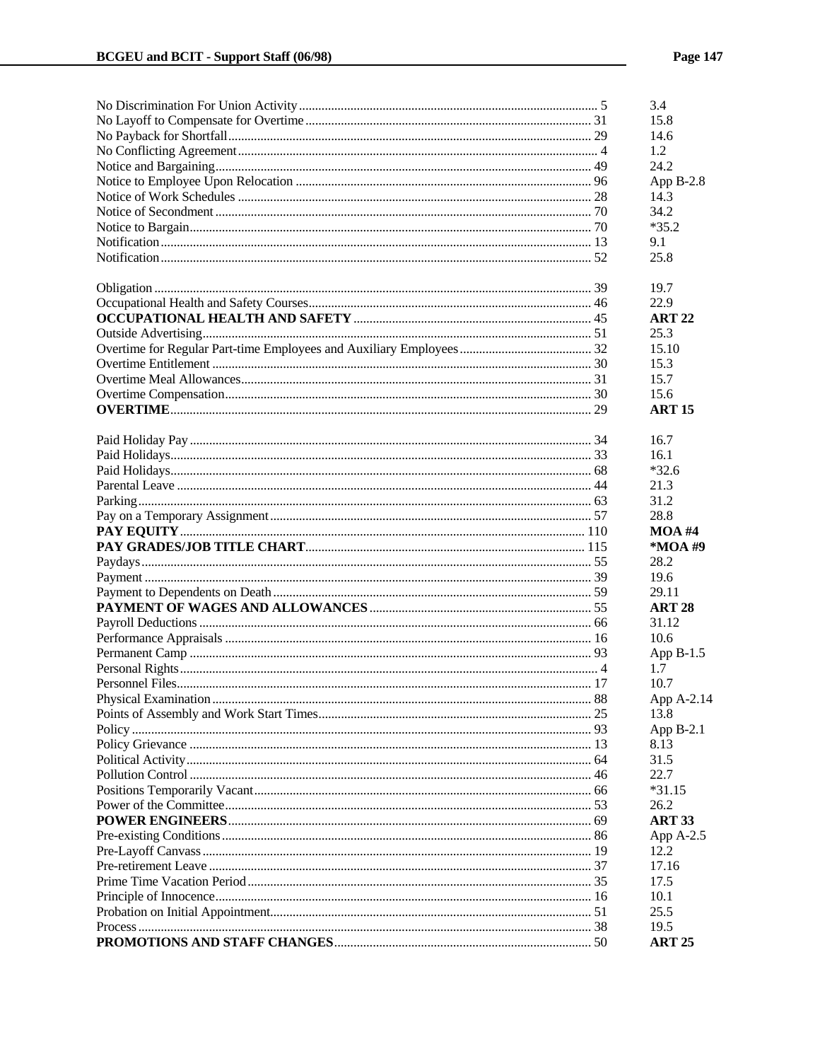| Entry | Page | Reference |
|---|---|---|
| No Discrimination For Union Activity | 5 | 3.4 |
| No Layoff to Compensate for Overtime | 31 | 15.8 |
| No Payback for Shortfall | 29 | 14.6 |
| No Conflicting Agreement | 4 | 1.2 |
| Notice and Bargaining | 49 | 24.2 |
| Notice to Employee Upon Relocation | 96 | App B-2.8 |
| Notice of Work Schedules | 28 | 14.3 |
| Notice of Secondment | 70 | 34.2 |
| Notice to Bargain | 70 | *35.2 |
| Notification | 13 | 9.1 |
| Notification | 52 | 25.8 |
| | | |
| Obligation | 39 | 19.7 |
| Occupational Health and Safety Courses | 46 | 22.9 |
| **OCCUPATIONAL HEALTH AND SAFETY** | 45 | **ART 22** |
| Outside Advertising | 51 | 25.3 |
| Overtime for Regular Part-time Employees and Auxiliary Employees | 32 | 15.10 |
| Overtime Entitlement | 30 | 15.3 |
| Overtime Meal Allowances | 31 | 15.7 |
| Overtime Compensation | 30 | 15.6 |
| **OVERTIME** | 29 | **ART 15** |
| | | |
| Paid Holiday Pay | 34 | 16.7 |
| Paid Holidays | 33 | 16.1 |
| Paid Holidays | 68 | *32.6 |
| Parental Leave | 44 | 21.3 |
| Parking | 63 | 31.2 |
| Pay on a Temporary Assignment | 57 | 28.8 |
| **PAY EQUITY** | 110 | **MOA #4** |
| **PAY GRADES/JOB TITLE CHART** | 115 | ***MOA #9** |
| Paydays | 55 | 28.2 |
| Payment | 39 | 19.6 |
| Payment to Dependents on Death | 59 | 29.11 |
| **PAYMENT OF WAGES AND ALLOWANCES** | 55 | **ART 28** |
| Payroll Deductions | 66 | 31.12 |
| Performance Appraisals | 16 | 10.6 |
| Permanent Camp | 93 | App B-1.5 |
| Personal Rights | 4 | 1.7 |
| Personnel Files | 17 | 10.7 |
| Physical Examination | 88 | App A-2.14 |
| Points of Assembly and Work Start Times | 25 | 13.8 |
| Policy | 93 | App B-2.1 |
| Policy Grievance | 13 | 8.13 |
| Political Activity | 64 | 31.5 |
| Pollution Control | 46 | 22.7 |
| Positions Temporarily Vacant | 66 | *31.15 |
| Power of the Committee | 53 | 26.2 |
| **POWER ENGINEERS** | 69 | **ART 33** |
| Pre-existing Conditions | 86 | App A-2.5 |
| Pre-Layoff Canvass | 19 | 12.2 |
| Pre-retirement Leave | 37 | 17.16 |
| Prime Time Vacation Period | 35 | 17.5 |
| Principle of Innocence | 16 | 10.1 |
| Probation on Initial Appointment | 51 | 25.5 |
| Process | 38 | 19.5 |
| **PROMOTIONS AND STAFF CHANGES** | 50 | **ART 25** |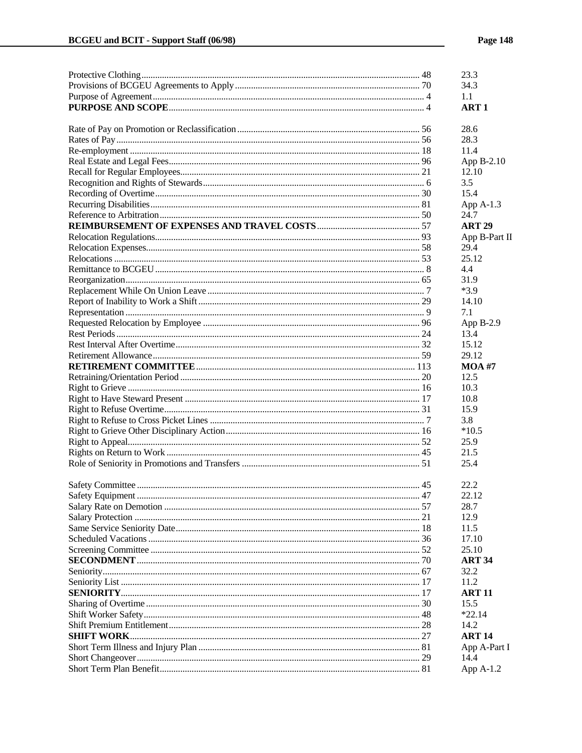| Topic | Page | Reference |
|---|---|---|
| Protective Clothing | 48 | 23.3 |
| Provisions of BCGEU Agreements to Apply | 70 | 34.3 |
| Purpose of Agreement | 4 | 1.1 |
| **PURPOSE AND SCOPE** | 4 | **ART 1** |
| | | |
| Rate of Pay on Promotion or Reclassification | 56 | 28.6 |
| Rates of Pay | 56 | 28.3 |
| Re-employment | 18 | 11.4 |
| Real Estate and Legal Fees | 96 | App B-2.10 |
| Recall for Regular Employees | 21 | 12.10 |
| Recognition and Rights of Stewards | 6 | 3.5 |
| Recording of Overtime | 30 | 15.4 |
| Recurring Disabilities | 81 | App A-1.3 |
| Reference to Arbitration | 50 | 24.7 |
| **REIMBURSEMENT OF EXPENSES AND TRAVEL COSTS** | 57 | **ART 29** |
| Relocation Regulations | 93 | App B-Part II |
| Relocation Expenses | 58 | 29.4 |
| Relocations | 53 | 25.12 |
| Remittance to BCGEU | 8 | 4.4 |
| Reorganization | 65 | 31.9 |
| Replacement While On Union Leave | 7 | *3.9 |
| Report of Inability to Work a Shift | 29 | 14.10 |
| Representation | 9 | 7.1 |
| Requested Relocation by Employee | 96 | App B-2.9 |
| Rest Periods | 24 | 13.4 |
| Rest Interval After Overtime | 32 | 15.12 |
| Retirement Allowance | 59 | 29.12 |
| **RETIREMENT COMMITTEE** | 113 | **MOA #7** |
| Retraining/Orientation Period | 20 | 12.5 |
| Right to Grieve | 16 | 10.3 |
| Right to Have Steward Present | 17 | 10.8 |
| Right to Refuse Overtime | 31 | 15.9 |
| Right to Refuse to Cross Picket Lines | 7 | 3.8 |
| Right to Grieve Other Disciplinary Action | 16 | *10.5 |
| Right to Appeal | 52 | 25.9 |
| Rights on Return to Work | 45 | 21.5 |
| Role of Seniority in Promotions and Transfers | 51 | 25.4 |
| | | |
| Safety Committee | 45 | 22.2 |
| Safety Equipment | 47 | 22.12 |
| Salary Rate on Demotion | 57 | 28.7 |
| Salary Protection | 21 | 12.9 |
| Same Service Seniority Date | 18 | 11.5 |
| Scheduled Vacations | 36 | 17.10 |
| Screening Committee | 52 | 25.10 |
| **SECONDMENT** | 70 | **ART 34** |
| Seniority | 67 | 32.2 |
| Seniority List | 17 | 11.2 |
| **SENIORITY** | 17 | **ART 11** |
| Sharing of Overtime | 30 | 15.5 |
| Shift Worker Safety | 48 | *22.14 |
| Shift Premium Entitlement | 28 | 14.2 |
| **SHIFT WORK** | 27 | **ART 14** |
| Short Term Illness and Injury Plan | 81 | App A-Part I |
| Short Changeover | 29 | 14.4 |
| Short Term Plan Benefit | 81 | App A-1.2 |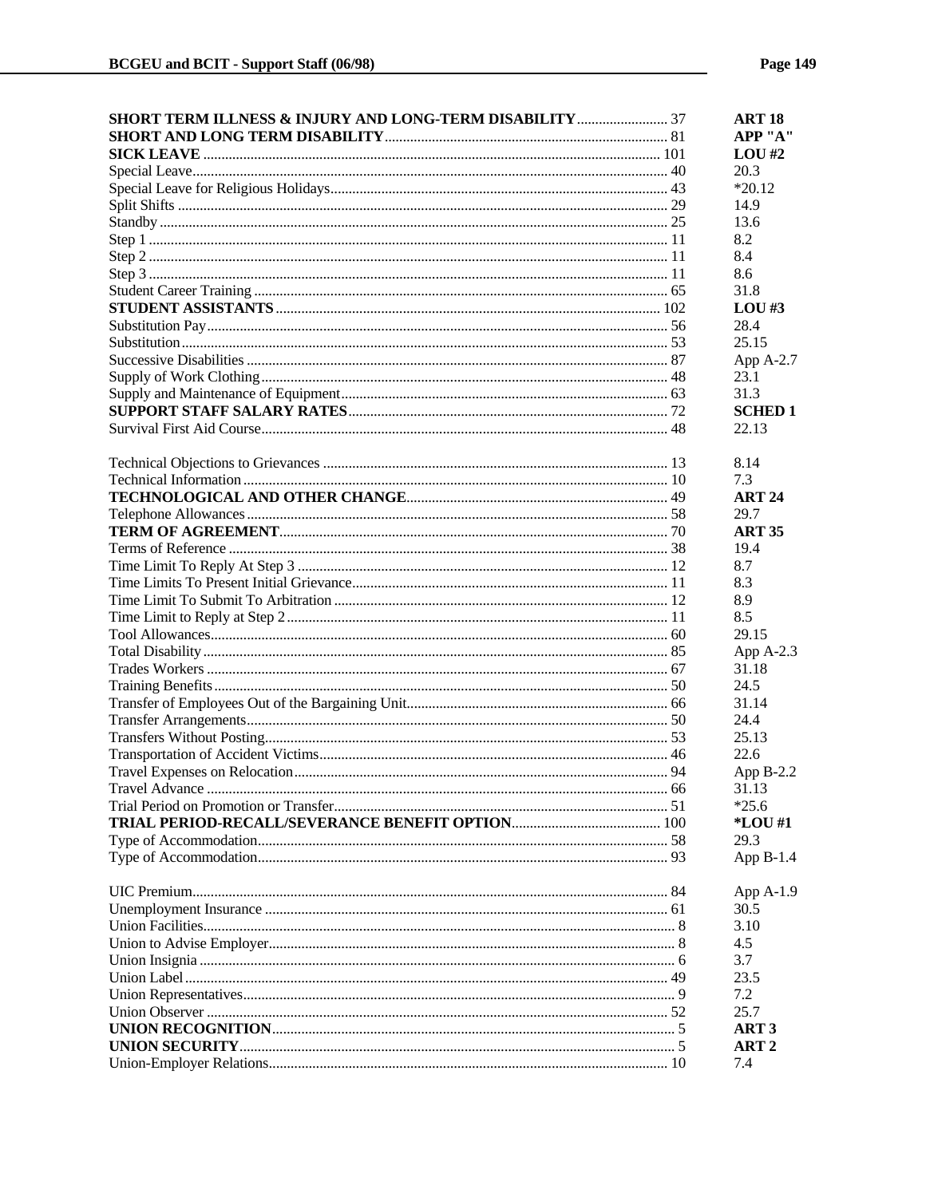| Entry | Page | Reference |
|---|---|---|
| **SHORT TERM ILLNESS & INJURY AND LONG-TERM DISABILITY** | 37 | **ART 18** |
| **SHORT AND LONG TERM DISABILITY** | 81 | **APP "A"** |
| **SICK LEAVE** | 101 | **LOU #2** |
| Special Leave | 40 | 20.3 |
| Special Leave for Religious Holidays | 43 | *20.12 |
| Split Shifts | 29 | 14.9 |
| Standby | 25 | 13.6 |
| Step 1 | 11 | 8.2 |
| Step 2 | 11 | 8.4 |
| Step 3 | 11 | 8.6 |
| Student Career Training | 65 | 31.8 |
| **STUDENT ASSISTANTS** | 102 | **LOU #3** |
| Substitution Pay | 56 | 28.4 |
| Substitution | 53 | 25.15 |
| Successive Disabilities | 87 | App A-2.7 |
| Supply of Work Clothing | 48 | 23.1 |
| Supply and Maintenance of Equipment | 63 | 31.3 |
| **SUPPORT STAFF SALARY RATES** | 72 | **SCHED 1** |
| Survival First Aid Course | 48 | 22.13 |
| | | |
| Technical Objections to Grievances | 13 | 8.14 |
| Technical Information | 10 | 7.3 |
| **TECHNOLOGICAL AND OTHER CHANGE** | 49 | **ART 24** |
| Telephone Allowances | 58 | 29.7 |
| **TERM OF AGREEMENT** | 70 | **ART 35** |
| Terms of Reference | 38 | 19.4 |
| Time Limit To Reply At Step 3 | 12 | 8.7 |
| Time Limits To Present Initial Grievance | 11 | 8.3 |
| Time Limit To Submit To Arbitration | 12 | 8.9 |
| Time Limit to Reply at Step 2 | 11 | 8.5 |
| Tool Allowances | 60 | 29.15 |
| Total Disability | 85 | App A-2.3 |
| Trades Workers | 67 | 31.18 |
| Training Benefits | 50 | 24.5 |
| Transfer of Employees Out of the Bargaining Unit | 66 | 31.14 |
| Transfer Arrangements | 50 | 24.4 |
| Transfers Without Posting | 53 | 25.13 |
| Transportation of Accident Victims | 46 | 22.6 |
| Travel Expenses on Relocation | 94 | App B-2.2 |
| Travel Advance | 66 | 31.13 |
| Trial Period on Promotion or Transfer | 51 | *25.6 |
| **TRIAL PERIOD-RECALL/SEVERANCE BENEFIT OPTION** | 100 | ***LOU #1** |
| Type of Accommodation | 58 | 29.3 |
| Type of Accommodation | 93 | App B-1.4 |
| | | |
| UIC Premium | 84 | App A-1.9 |
| Unemployment Insurance | 61 | 30.5 |
| Union Facilities | 8 | 3.10 |
| Union to Advise Employer | 8 | 4.5 |
| Union Insignia | 6 | 3.7 |
| Union Label | 49 | 23.5 |
| Union Representatives | 9 | 7.2 |
| Union Observer | 52 | 25.7 |
| **UNION RECOGNITION** | 5 | **ART 3** |
| **UNION SECURITY** | 5 | **ART 2** |
| Union-Employer Relations | 10 | 7.4 |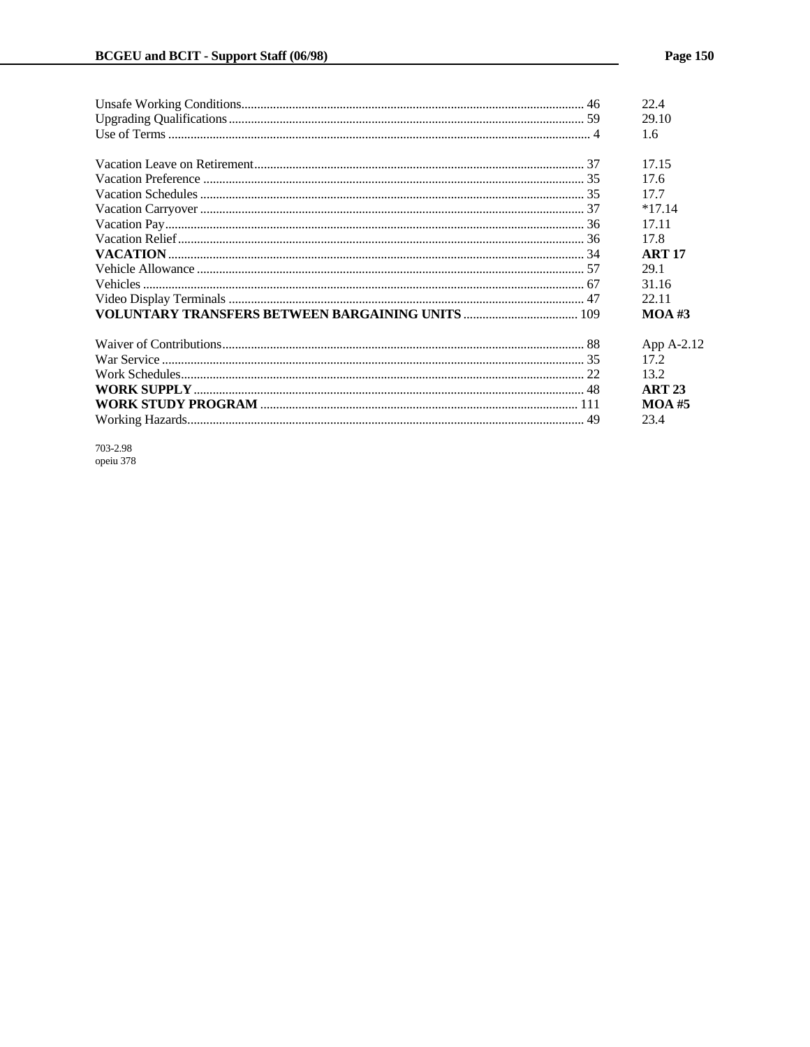| | | |
|---|---|---|
| Unsafe Working Conditions | 46 | 22.4 |
| Upgrading Qualifications | 59 | 29.10 |
| Use of Terms | 4 | 1.6 |
| | | |
| Vacation Leave on Retirement | 37 | 17.15 |
| Vacation Preference | 35 | 17.6 |
| Vacation Schedules | 35 | 17.7 |
| Vacation Carryover | 37 | *17.14 |
| Vacation Pay | 36 | 17.11 |
| Vacation Relief | 36 | 17.8 |
| **VACATION** | 34 | **ART 17** |
| Vehicle Allowance | 57 | 29.1 |
| Vehicles | 67 | 31.16 |
| Video Display Terminals | 47 | 22.11 |
| **VOLUNTARY TRANSFERS BETWEEN BARGAINING UNITS** | 109 | **MOA #3** |
| | | |
| Waiver of Contributions | 88 | App A-2.12 |
| War Service | 35 | 17.2 |
| Work Schedules | 22 | 13.2 |
| **WORK SUPPLY** | 48 | **ART 23** |
| **WORK STUDY PROGRAM** | 111 | **MOA #5** |
| Working Hazards | 49 | 23.4 |

703-2.98
opeiu 378